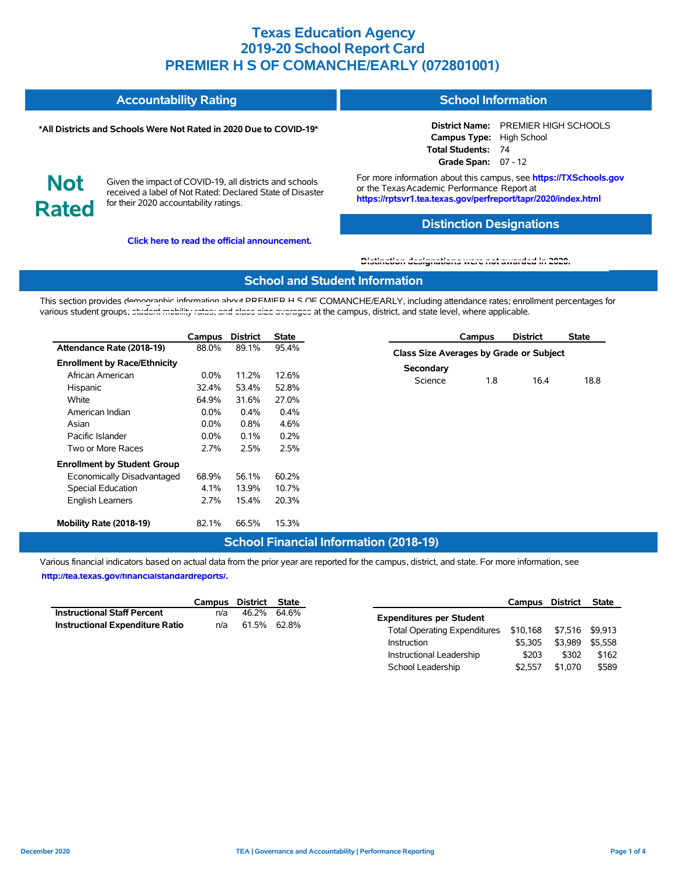# Texas Education Agency
# 2019-20 School Report Card
# PREMIER H S OF COMANCHE/EARLY (072801001)

## Accountability Rating

**\*All Districts and Schools Were Not Rated in 2020 Due to COVID-19\***

**Not Rated**

Given the impact of COVID-19, all districts and schools received a label of Not Rated: Declared State of Disaster for their 2020 accountability ratings.

**Click here to read the official announcement.**

## School Information

**District Name:** PREMIER HIGH SCHOOLS
**Campus Type:** High School
**Total Students:** 74
**Grade Span:** 07 - 12

For more information about this campus, see **https://TXSchools.gov** or the Texas Academic Performance Report at **https://rptsvr1.tea.texas.gov/perfreport/tapr/2020/index.html**

## Distinction Designations

**Distinction designations were not awarded in 2020.**

## School and Student Information

This section provides demographic information about PREMIER H S OF COMANCHE/EARLY, including attendance rates; enrollment percentages for various student groups; student mobility rates; and class size averages at the campus, district, and state level, where applicable.

| | Campus | District | State |
|---|---|---|---|
| **Attendance Rate (2018-19)** | 88.0% | 89.1% | 95.4% |
| **Enrollment by Race/Ethnicity** | | | |
| African American | 0.0% | 11.2% | 12.6% |
| Hispanic | 32.4% | 53.4% | 52.8% |
| White | 64.9% | 31.6% | 27.0% |
| American Indian | 0.0% | 0.4% | 0.4% |
| Asian | 0.0% | 0.8% | 4.6% |
| Pacific Islander | 0.0% | 0.1% | 0.2% |
| Two or More Races | 2.7% | 2.5% | 2.5% |
| **Enrollment by Student Group** | | | |
| Economically Disadvantaged | 68.9% | 56.1% | 60.2% |
| Special Education | 4.1% | 13.9% | 10.7% |
| English Learners | 2.7% | 15.4% | 20.3% |
| **Mobility Rate (2018-19)** | 82.1% | 66.5% | 15.3% |

| | Campus | District | State |
|---|---|---|---|
| **Class Size Averages by Grade or Subject** | | | |
| **Secondary** | | | |
| Science | 1.8 | 16.4 | 18.8 |

## School Financial Information (2018-19)

Various financial indicators based on actual data from the prior year are reported for the campus, district, and state. For more information, see **http://tea.texas.gov/financialstandardreports/.**

| | Campus | District | State |
|---|---|---|---|
| **Instructional Staff Percent** | n/a | 46.2% | 64.6% |
| **Instructional Expenditure Ratio** | n/a | 61.5% | 62.8% |

| | Campus | District | State |
|---|---|---|---|
| **Expenditures per Student** | | | |
| Total Operating Expenditures | $10,168 | $7,516 | $9,913 |
| Instruction | $5,305 | $3,989 | $5,558 |
| Instructional Leadership | $203 | $302 | $162 |
| School Leadership | $2,557 | $1,070 | $589 |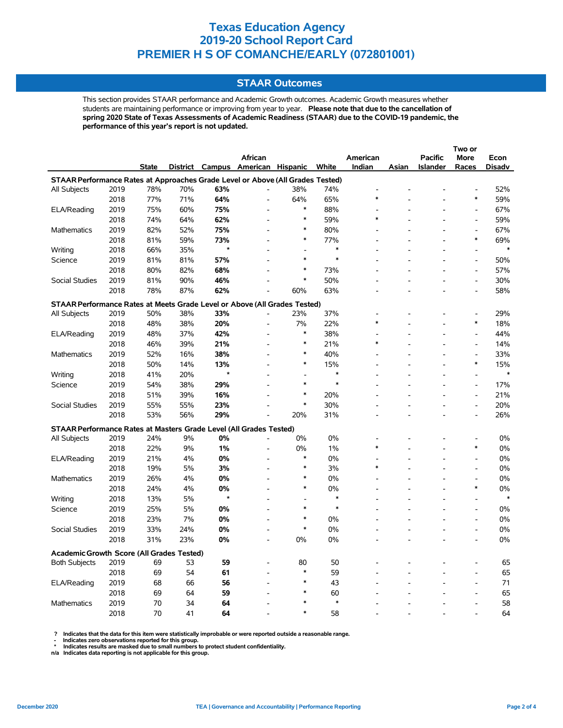# Texas Education Agency
# 2019-20 School Report Card
# PREMIER H S OF COMANCHE/EARLY (072801001)

## STAAR Outcomes

This section provides STAAR performance and Academic Growth outcomes. Academic Growth measures whether students are maintaining performance or improving from year to year. **Please note that due to the cancellation of spring 2020 State of Texas Assessments of Academic Readiness (STAAR) due to the COVID-19 pandemic, the performance of this year's report is not updated.**

| | | State | District | Campus | African American | Hispanic | White | American Indian | Asian | Pacific Islander | Two or More Races | Econ Disadv |
|---|---|---|---|---|---|---|---|---|---|---|---|---|
| **STAAR Performance Rates at Approaches Grade Level or Above (All Grades Tested)** | | | | | | | | | | | | |
| All Subjects | 2019 | 78% | 70% | **63%** | - | 38% | 74% | - | - | - | - | 52% |
| | 2018 | 77% | 71% | **64%** | - | 64% | 65% | * | - | - | * | 59% |
| ELA/Reading | 2019 | 75% | 60% | **75%** | - | * | 88% | - | - | - | - | 67% |
| | 2018 | 74% | 64% | **62%** | - | * | 59% | * | - | - | - | 59% |
| Mathematics | 2019 | 82% | 52% | **75%** | - | * | 80% | - | - | - | - | 67% |
| | 2018 | 81% | 59% | **73%** | - | * | 77% | - | - | - | * | 69% |
| Writing | 2018 | 66% | 35% | * | - | - | * | - | - | - | - | * |
| Science | 2019 | 81% | 81% | **57%** | - | * | * | - | - | - | - | 50% |
| | 2018 | 80% | 82% | **68%** | - | * | 73% | - | - | - | - | 57% |
| Social Studies | 2019 | 81% | 90% | **46%** | - | * | 50% | - | - | - | - | 30% |
| | 2018 | 78% | 87% | **62%** | - | 60% | 63% | - | - | - | - | 58% |
| **STAAR Performance Rates at Meets Grade Level or Above (All Grades Tested)** | | | | | | | | | | | | |
| All Subjects | 2019 | 50% | 38% | **33%** | - | 23% | 37% | - | - | - | - | 29% |
| | 2018 | 48% | 38% | **20%** | - | 7% | 22% | * | - | - | * | 18% |
| ELA/Reading | 2019 | 48% | 37% | **42%** | - | * | 38% | - | - | - | - | 44% |
| | 2018 | 46% | 39% | **21%** | - | * | 21% | * | - | - | - | 14% |
| Mathematics | 2019 | 52% | 16% | **38%** | - | * | 40% | - | - | - | - | 33% |
| | 2018 | 50% | 14% | **13%** | - | * | 15% | - | - | - | * | 15% |
| Writing | 2018 | 41% | 20% | * | - | - | * | - | - | - | - | * |
| Science | 2019 | 54% | 38% | **29%** | - | * | * | - | - | - | - | 17% |
| | 2018 | 51% | 39% | **16%** | - | * | 20% | - | - | - | - | 21% |
| Social Studies | 2019 | 55% | 55% | **23%** | - | * | 30% | - | - | - | - | 20% |
| | 2018 | 53% | 56% | **29%** | - | 20% | 31% | - | - | - | - | 26% |
| **STAAR Performance Rates at Masters Grade Level (All Grades Tested)** | | | | | | | | | | | | |
| All Subjects | 2019 | 24% | 9% | **0%** | - | 0% | 0% | - | - | - | - | 0% |
| | 2018 | 22% | 9% | **1%** | - | 0% | 1% | * | - | - | * | 0% |
| ELA/Reading | 2019 | 21% | 4% | **0%** | - | * | 0% | - | - | - | - | 0% |
| | 2018 | 19% | 5% | **3%** | - | * | 3% | * | - | - | - | 0% |
| Mathematics | 2019 | 26% | 4% | **0%** | - | * | 0% | - | - | - | - | 0% |
| | 2018 | 24% | 4% | **0%** | - | * | 0% | - | - | - | * | 0% |
| Writing | 2018 | 13% | 5% | * | - | - | * | - | - | - | - | * |
| Science | 2019 | 25% | 5% | **0%** | - | * | * | - | - | - | - | 0% |
| | 2018 | 23% | 7% | **0%** | - | * | 0% | - | - | - | - | 0% |
| Social Studies | 2019 | 33% | 24% | **0%** | - | * | 0% | - | - | - | - | 0% |
| | 2018 | 31% | 23% | **0%** | - | 0% | 0% | - | - | - | - | 0% |
| **Academic Growth Score (All Grades Tested)** | | | | | | | | | | | | |
| Both Subjects | 2019 | 69 | 53 | **59** | - | 80 | 50 | - | - | - | - | 65 |
| | 2018 | 69 | 54 | **61** | - | * | 59 | - | - | - | - | 65 |
| ELA/Reading | 2019 | 68 | 66 | **56** | - | * | 43 | - | - | - | - | 71 |
| | 2018 | 69 | 64 | **59** | - | * | 60 | - | - | - | - | 65 |
| Mathematics | 2019 | 70 | 34 | **64** | - | * | * | - | - | - | - | 58 |
| | 2018 | 70 | 41 | **64** | - | * | 58 | - | - | - | - | 64 |

? Indicates that the data for this item were statistically improbable or were reported outside a reasonable range.
- Indicates zero observations reported for this group.
* Indicates results are masked due to small numbers to protect student confidentiality.
n/a Indicates data reporting is not applicable for this group.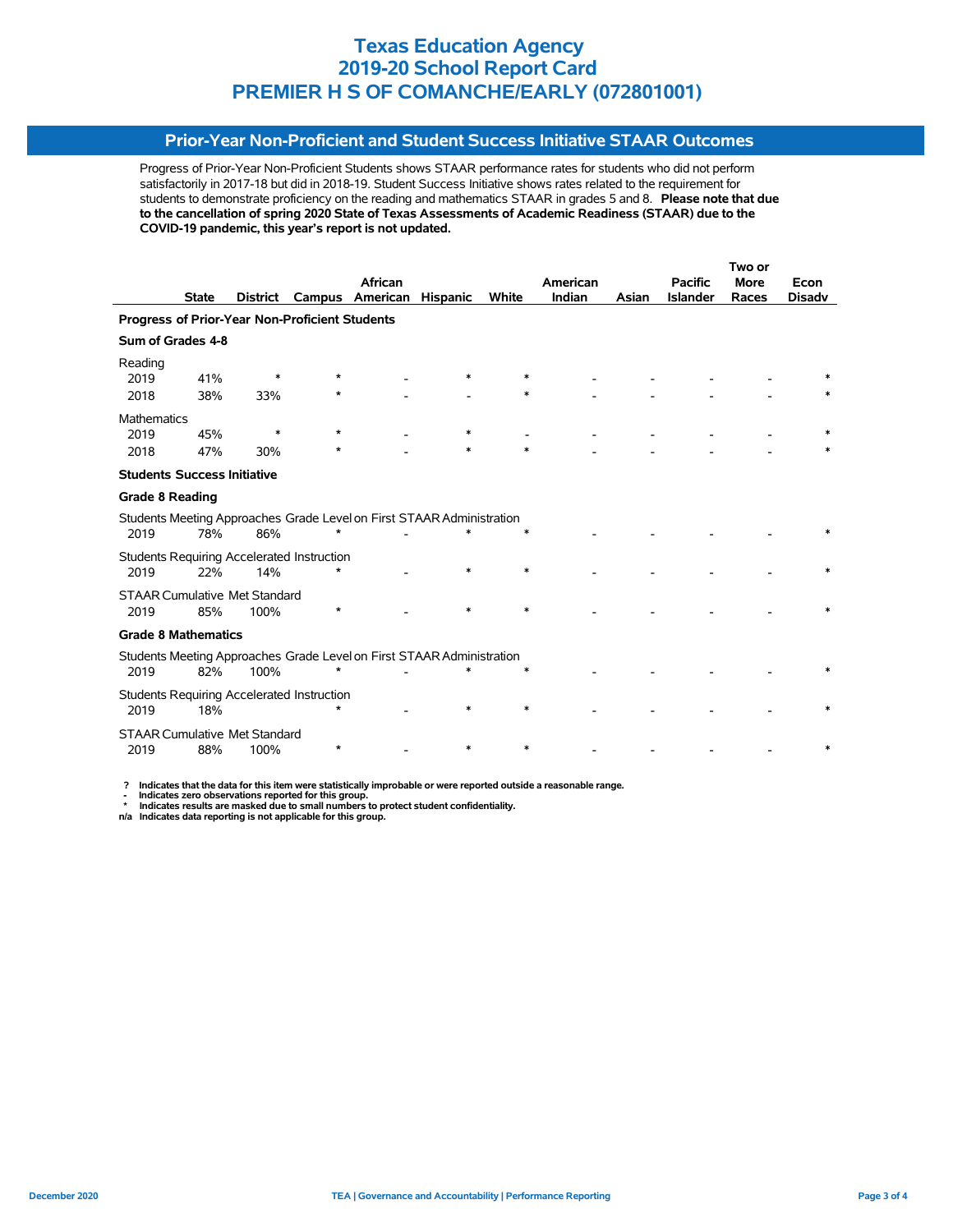# Texas Education Agency
# 2019-20 School Report Card
# PREMIER H S OF COMANCHE/EARLY (072801001)

## Prior-Year Non-Proficient and Student Success Initiative STAAR Outcomes

Progress of Prior-Year Non-Proficient Students shows STAAR performance rates for students who did not perform satisfactorily in 2017-18 but did in 2018-19. Student Success Initiative shows rates related to the requirement for students to demonstrate proficiency on the reading and mathematics STAAR in grades 5 and 8. **Please note that due to the cancellation of spring 2020 State of Texas Assessments of Academic Readiness (STAAR) due to the COVID-19 pandemic, this year's report is not updated.**

| | State | District | Campus | African American | Hispanic | White | American Indian | Asian | Pacific Islander | Two or More Races | Econ Disadv |
|---|---|---|---|---|---|---|---|---|---|---|---|
| **Progress of Prior-Year Non-Proficient Students** | | | | | | | | | | | |
| **Sum of Grades 4-8** | | | | | | | | | | | |
| Reading | | | | | | | | | | | |
| 2019 | 41% | * | * | - | * | * | - | - | - | - | * |
| 2018 | 38% | 33% | * | - | - | * | - | - | - | - | * |
| Mathematics | | | | | | | | | | | |
| 2019 | 45% | * | * | - | * | - | - | - | - | - | * |
| 2018 | 47% | 30% | * | - | * | * | - | - | - | - | * |
| **Students Success Initiative** | | | | | | | | | | | |
| **Grade 8 Reading** | | | | | | | | | | | |
| Students Meeting Approaches Grade Level on First STAAR Administration | | | | | | | | | | | |
| 2019 | 78% | 86% | * | - | * | * | - | - | - | - | * |
| Students Requiring Accelerated Instruction | | | | | | | | | | | |
| 2019 | 22% | 14% | * | - | * | * | - | - | - | - | * |
| STAAR Cumulative Met Standard | | | | | | | | | | | |
| 2019 | 85% | 100% | * | - | * | * | - | - | - | - | * |
| **Grade 8 Mathematics** | | | | | | | | | | | |
| Students Meeting Approaches Grade Level on First STAAR Administration | | | | | | | | | | | |
| 2019 | 82% | 100% | * | - | * | * | - | - | - | - | * |
| Students Requiring Accelerated Instruction | | | | | | | | | | | |
| 2019 | 18% | | * | - | * | * | - | - | - | - | * |
| STAAR Cumulative Met Standard | | | | | | | | | | | |
| 2019 | 88% | 100% | * | - | * | * | - | - | - | - | * |

? Indicates that the data for this item were statistically improbable or were reported outside a reasonable range.
- Indicates zero observations reported for this group.
* Indicates results are masked due to small numbers to protect student confidentiality.
n/a Indicates data reporting is not applicable for this group.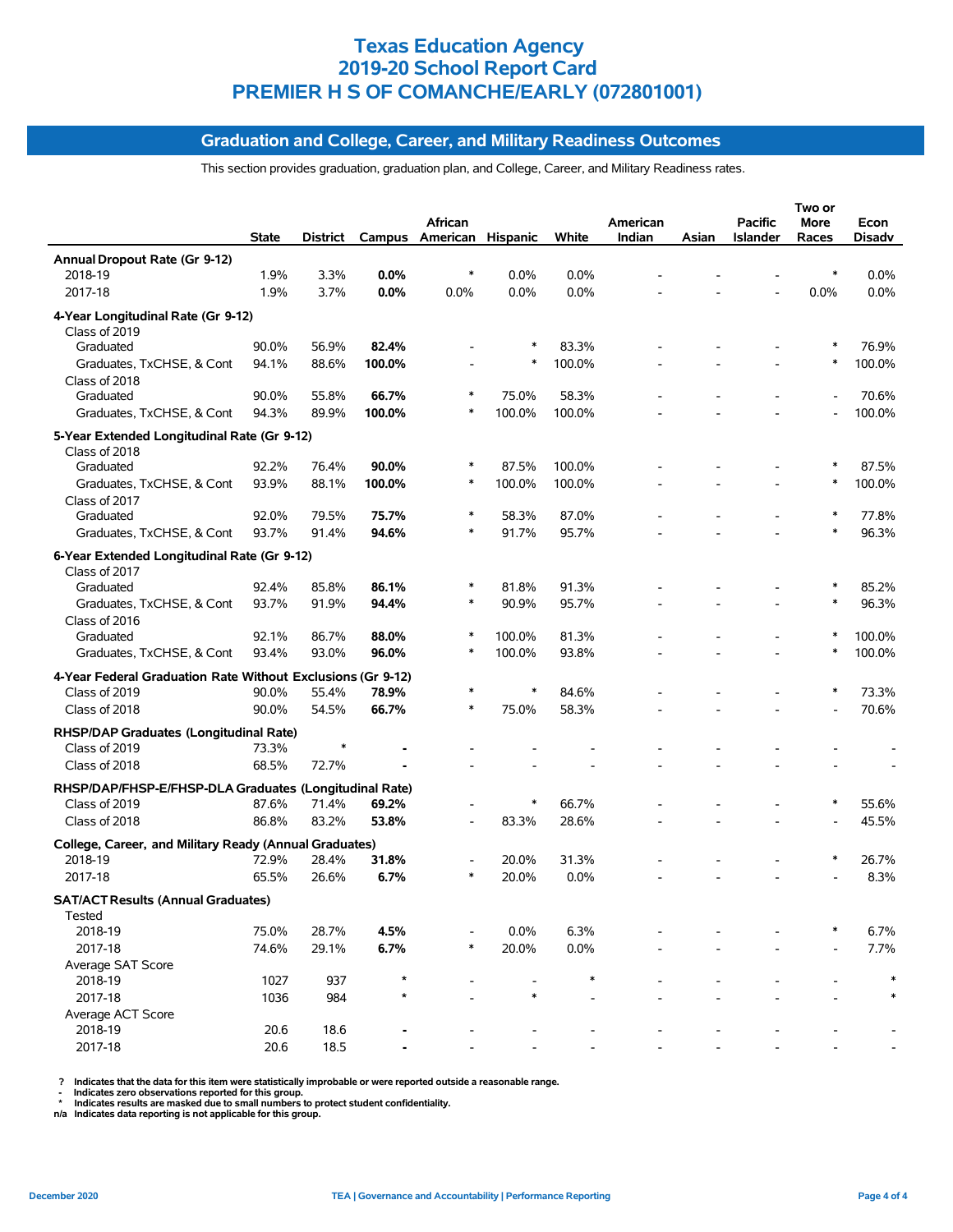# Texas Education Agency
# 2019-20 School Report Card
# PREMIER H S OF COMANCHE/EARLY (072801001)

## Graduation and College, Career, and Military Readiness Outcomes

This section provides graduation, graduation plan, and College, Career, and Military Readiness rates.

| | State | District | Campus | African American | Hispanic | White | American Indian | Asian | Pacific Islander | Two or More Races | Econ Disadv |
|---|---|---|---|---|---|---|---|---|---|---|---|
| **Annual Dropout Rate (Gr 9-12)** | | | | | | | | | | | |
| 2018-19 | 1.9% | 3.3% | **0.0%** | * | 0.0% | 0.0% | - | - | - | * | 0.0% |
| 2017-18 | 1.9% | 3.7% | **0.0%** | 0.0% | 0.0% | 0.0% | - | - | - | 0.0% | 0.0% |
| **4-Year Longitudinal Rate (Gr 9-12)** | | | | | | | | | | | |
| Class of 2019 | | | | | | | | | | | |
| Graduated | 90.0% | 56.9% | **82.4%** | - | * | 83.3% | - | - | - | * | 76.9% |
| Graduates, TxCHSE, & Cont | 94.1% | 88.6% | **100.0%** | - | * | 100.0% | - | - | - | * | 100.0% |
| Class of 2018 | | | | | | | | | | | |
| Graduated | 90.0% | 55.8% | **66.7%** | * | 75.0% | 58.3% | - | - | - | - | 70.6% |
| Graduates, TxCHSE, & Cont | 94.3% | 89.9% | **100.0%** | * | 100.0% | 100.0% | - | - | - | - | 100.0% |
| **5-Year Extended Longitudinal Rate (Gr 9-12)** | | | | | | | | | | | |
| Class of 2018 | | | | | | | | | | | |
| Graduated | 92.2% | 76.4% | **90.0%** | * | 87.5% | 100.0% | - | - | - | * | 87.5% |
| Graduates, TxCHSE, & Cont | 93.9% | 88.1% | **100.0%** | * | 100.0% | 100.0% | - | - | - | * | 100.0% |
| Class of 2017 | | | | | | | | | | | |
| Graduated | 92.0% | 79.5% | **75.7%** | * | 58.3% | 87.0% | - | - | - | * | 77.8% |
| Graduates, TxCHSE, & Cont | 93.7% | 91.4% | **94.6%** | * | 91.7% | 95.7% | - | - | - | * | 96.3% |
| **6-Year Extended Longitudinal Rate (Gr 9-12)** | | | | | | | | | | | |
| Class of 2017 | | | | | | | | | | | |
| Graduated | 92.4% | 85.8% | **86.1%** | * | 81.8% | 91.3% | - | - | - | * | 85.2% |
| Graduates, TxCHSE, & Cont | 93.7% | 91.9% | **94.4%** | * | 90.9% | 95.7% | - | - | - | * | 96.3% |
| Class of 2016 | | | | | | | | | | | |
| Graduated | 92.1% | 86.7% | **88.0%** | * | 100.0% | 81.3% | - | - | - | * | 100.0% |
| Graduates, TxCHSE, & Cont | 93.4% | 93.0% | **96.0%** | * | 100.0% | 93.8% | - | - | - | * | 100.0% |
| **4-Year Federal Graduation Rate Without Exclusions (Gr 9-12)** | | | | | | | | | | | |
| Class of 2019 | 90.0% | 55.4% | **78.9%** | * | * | 84.6% | - | - | - | * | 73.3% |
| Class of 2018 | 90.0% | 54.5% | **66.7%** | * | 75.0% | 58.3% | - | - | - | - | 70.6% |
| **RHSP/DAP Graduates (Longitudinal Rate)** | | | | | | | | | | | |
| Class of 2019 | 73.3% | * | **-** | - | - | - | - | - | - | - | - |
| Class of 2018 | 68.5% | 72.7% | **-** | - | - | - | - | - | - | - | - |
| **RHSP/DAP/FHSP-E/FHSP-DLA Graduates (Longitudinal Rate)** | | | | | | | | | | | |
| Class of 2019 | 87.6% | 71.4% | **69.2%** | - | * | 66.7% | - | - | - | * | 55.6% |
| Class of 2018 | 86.8% | 83.2% | **53.8%** | - | 83.3% | 28.6% | - | - | - | - | 45.5% |
| **College, Career, and Military Ready (Annual Graduates)** | | | | | | | | | | | |
| 2018-19 | 72.9% | 28.4% | **31.8%** | - | 20.0% | 31.3% | - | - | - | * | 26.7% |
| 2017-18 | 65.5% | 26.6% | **6.7%** | * | 20.0% | 0.0% | - | - | - | - | 8.3% |
| **SAT/ACT Results (Annual Graduates)** | | | | | | | | | | | |
| Tested | | | | | | | | | | | |
| 2018-19 | 75.0% | 28.7% | **4.5%** | - | 0.0% | 6.3% | - | - | - | * | 6.7% |
| 2017-18 | 74.6% | 29.1% | **6.7%** | * | 20.0% | 0.0% | - | - | - | - | 7.7% |
| Average SAT Score | | | | | | | | | | | |
| 2018-19 | 1027 | 937 | * | - | - | * | - | - | - | - | * |
| 2017-18 | 1036 | 984 | * | - | * | - | - | - | - | - | * |
| Average ACT Score | | | | | | | | | | | |
| 2018-19 | 20.6 | 18.6 | **-** | - | - | - | - | - | - | - | - |
| 2017-18 | 20.6 | 18.5 | **-** | - | - | - | - | - | - | - | - |

**?** Indicates that the data for this item were statistically improbable or were reported outside a reasonable range.
**-** Indicates zero observations reported for this group.
**\*** Indicates results are masked due to small numbers to protect student confidentiality.
**n/a** Indicates data reporting is not applicable for this group.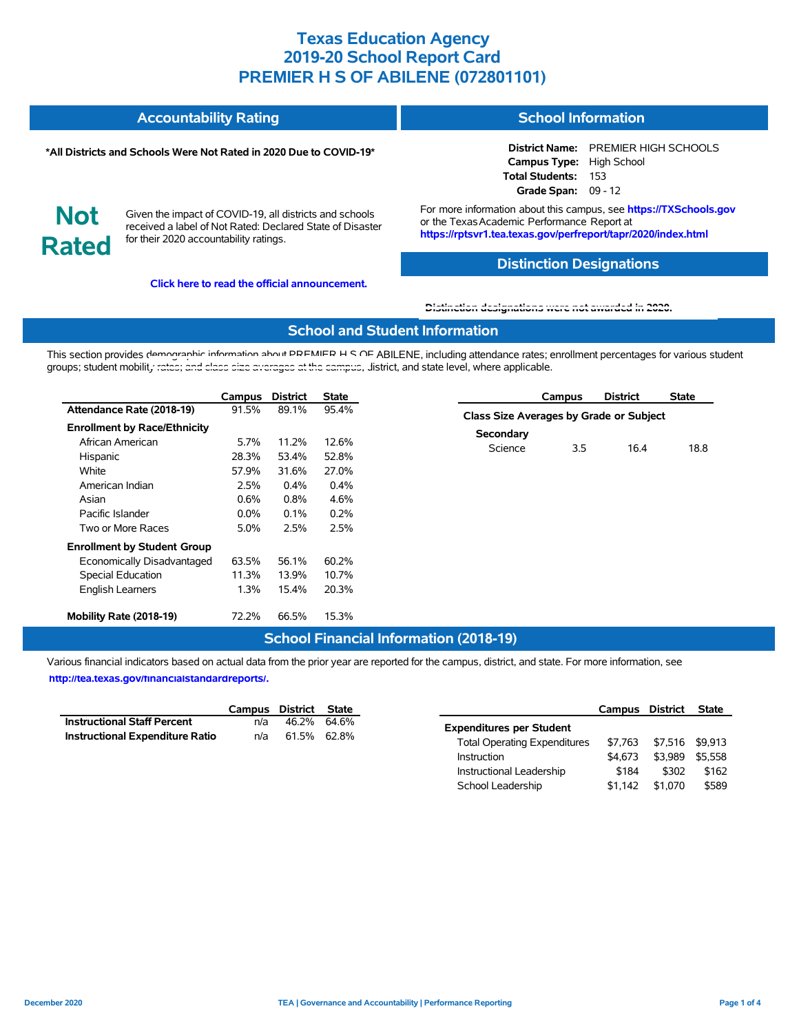# Texas Education Agency
# 2019-20 School Report Card
# PREMIER H S OF ABILENE (072801101)

## Accountability Rating

**\*All Districts and Schools Were Not Rated in 2020 Due to COVID-19\***

**Not Rated**

Given the impact of COVID-19, all districts and schools received a label of Not Rated: Declared State of Disaster for their 2020 accountability ratings.

**Click here to read the official announcement.**

## School Information

**District Name:** PREMIER HIGH SCHOOLS
**Campus Type:** High School
**Total Students:** 153
**Grade Span:** 09 - 12

For more information about this campus, see **https://TXSchools.gov** or the Texas Academic Performance Report at **https://rptsvr1.tea.texas.gov/perfreport/tapr/2020/index.html**

## Distinction Designations

Distinction designations were not awarded in 2020.

## School and Student Information

This section provides demographic information about PREMIER H S OF ABILENE, including attendance rates; enrollment percentages for various student groups; student mobility rates; and class size averages at the campus, district, and state level, where applicable.

| | Campus | District | State |
|---|---|---|---|
| **Attendance Rate (2018-19)** | 91.5% | 89.1% | 95.4% |
| **Enrollment by Race/Ethnicity** | | | |
| African American | 5.7% | 11.2% | 12.6% |
| Hispanic | 28.3% | 53.4% | 52.8% |
| White | 57.9% | 31.6% | 27.0% |
| American Indian | 2.5% | 0.4% | 0.4% |
| Asian | 0.6% | 0.8% | 4.6% |
| Pacific Islander | 0.0% | 0.1% | 0.2% |
| Two or More Races | 5.0% | 2.5% | 2.5% |
| **Enrollment by Student Group** | | | |
| Economically Disadvantaged | 63.5% | 56.1% | 60.2% |
| Special Education | 11.3% | 13.9% | 10.7% |
| English Learners | 1.3% | 15.4% | 20.3% |
| **Mobility Rate (2018-19)** | 72.2% | 66.5% | 15.3% |

| | Campus | District | State |
|---|---|---|---|
| **Class Size Averages by Grade or Subject** | | | |
| **Secondary** | | | |
| Science | 3.5 | 16.4 | 18.8 |

## School Financial Information (2018-19)

Various financial indicators based on actual data from the prior year are reported for the campus, district, and state. For more information, see **http://tea.texas.gov/financialstandardreports/.**

| | Campus | District | State |
|---|---|---|---|
| **Instructional Staff Percent** | n/a | 46.2% | 64.6% |
| **Instructional Expenditure Ratio** | n/a | 61.5% | 62.8% |

| | Campus | District | State |
|---|---|---|---|
| **Expenditures per Student** | | | |
| Total Operating Expenditures | $7,763 | $7,516 | $9,913 |
| Instruction | $4,673 | $3,989 | $5,558 |
| Instructional Leadership | $184 | $302 | $162 |
| School Leadership | $1,142 | $1,070 | $589 |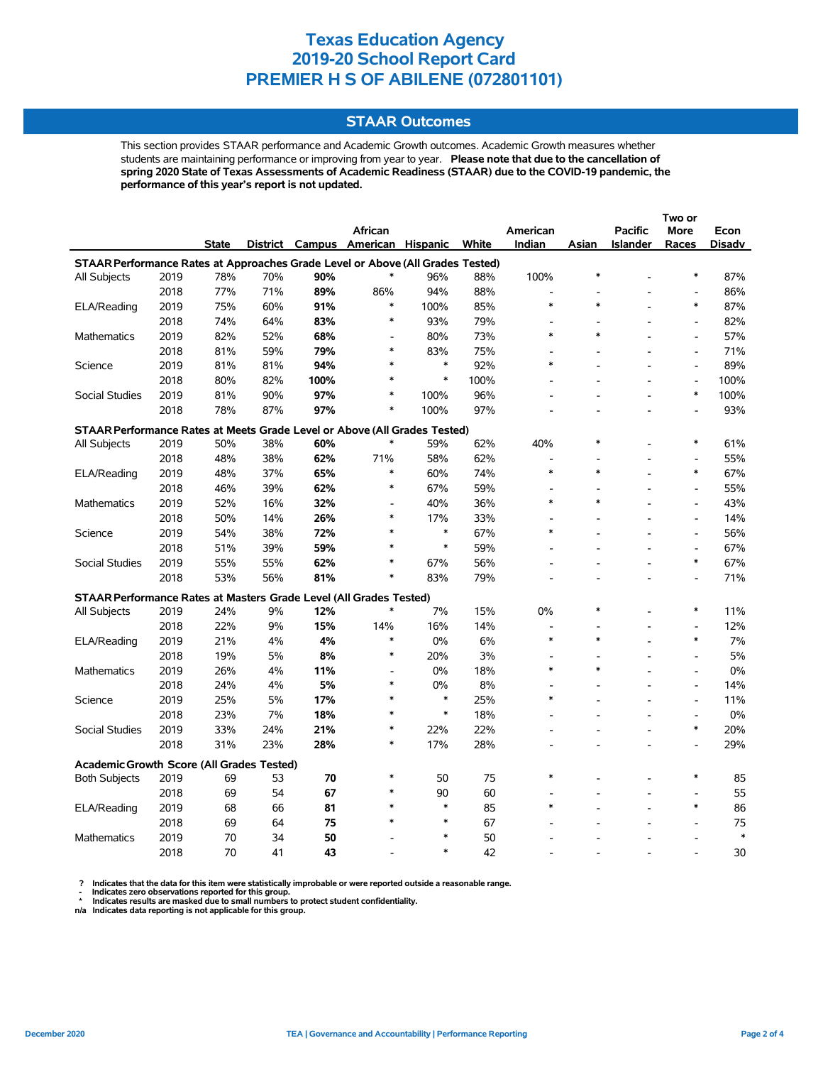# Texas Education Agency
# 2019-20 School Report Card
# PREMIER H S OF ABILENE (072801101)

## STAAR Outcomes

This section provides STAAR performance and Academic Growth outcomes. Academic Growth measures whether students are maintaining performance or improving from year to year. **Please note that due to the cancellation of spring 2020 State of Texas Assessments of Academic Readiness (STAAR) due to the COVID-19 pandemic, the performance of this year's report is not updated.**

| | | State | District | Campus | African American | Hispanic | White | American Indian | Asian | Pacific Islander | Two or More Races | Econ Disadv |
|---|---|---|---|---|---|---|---|---|---|---|---|---|
| **STAAR Performance Rates at Approaches Grade Level or Above (All Grades Tested)** | | | | | | | | | | | | |
| All Subjects | 2019 | 78% | 70% | **90%** | * | 96% | 88% | 100% | * | - | * | 87% |
| | 2018 | 77% | 71% | **89%** | 86% | 94% | 88% | - | - | - | - | 86% |
| ELA/Reading | 2019 | 75% | 60% | **91%** | * | 100% | 85% | * | * | - | * | 87% |
| | 2018 | 74% | 64% | **83%** | * | 93% | 79% | - | - | - | - | 82% |
| Mathematics | 2019 | 82% | 52% | **68%** | - | 80% | 73% | * | * | - | - | 57% |
| | 2018 | 81% | 59% | **79%** | * | 83% | 75% | - | - | - | - | 71% |
| Science | 2019 | 81% | 81% | **94%** | * | * | 92% | * | - | - | - | 89% |
| | 2018 | 80% | 82% | **100%** | * | * | 100% | - | - | - | - | 100% |
| Social Studies | 2019 | 81% | 90% | **97%** | * | 100% | 96% | - | - | - | * | 100% |
| | 2018 | 78% | 87% | **97%** | * | 100% | 97% | - | - | - | - | 93% |
| **STAAR Performance Rates at Meets Grade Level or Above (All Grades Tested)** | | | | | | | | | | | | |
| All Subjects | 2019 | 50% | 38% | **60%** | * | 59% | 62% | 40% | * | - | * | 61% |
| | 2018 | 48% | 38% | **62%** | 71% | 58% | 62% | - | - | - | - | 55% |
| ELA/Reading | 2019 | 48% | 37% | **65%** | * | 60% | 74% | * | * | - | * | 67% |
| | 2018 | 46% | 39% | **62%** | * | 67% | 59% | - | - | - | - | 55% |
| Mathematics | 2019 | 52% | 16% | **32%** | - | 40% | 36% | * | * | - | - | 43% |
| | 2018 | 50% | 14% | **26%** | * | 17% | 33% | - | - | - | - | 14% |
| Science | 2019 | 54% | 38% | **72%** | * | * | 67% | * | - | - | - | 56% |
| | 2018 | 51% | 39% | **59%** | * | * | 59% | - | - | - | - | 67% |
| Social Studies | 2019 | 55% | 55% | **62%** | * | 67% | 56% | - | - | - | * | 67% |
| | 2018 | 53% | 56% | **81%** | * | 83% | 79% | - | - | - | - | 71% |
| **STAAR Performance Rates at Masters Grade Level (All Grades Tested)** | | | | | | | | | | | | |
| All Subjects | 2019 | 24% | 9% | **12%** | * | 7% | 15% | 0% | * | - | * | 11% |
| | 2018 | 22% | 9% | **15%** | 14% | 16% | 14% | - | - | - | - | 12% |
| ELA/Reading | 2019 | 21% | 4% | **4%** | * | 0% | 6% | * | * | - | * | 7% |
| | 2018 | 19% | 5% | **8%** | * | 20% | 3% | - | - | - | - | 5% |
| Mathematics | 2019 | 26% | 4% | **11%** | - | 0% | 18% | * | * | - | - | 0% |
| | 2018 | 24% | 4% | **5%** | * | 0% | 8% | - | - | - | - | 14% |
| Science | 2019 | 25% | 5% | **17%** | * | * | 25% | * | - | - | - | 11% |
| | 2018 | 23% | 7% | **18%** | * | * | 18% | - | - | - | - | 0% |
| Social Studies | 2019 | 33% | 24% | **21%** | * | 22% | 22% | - | - | - | * | 20% |
| | 2018 | 31% | 23% | **28%** | * | 17% | 28% | - | - | - | - | 29% |
| **Academic Growth Score (All Grades Tested)** | | | | | | | | | | | | |
| Both Subjects | 2019 | 69 | 53 | **70** | * | 50 | 75 | * | - | - | * | 85 |
| | 2018 | 69 | 54 | **67** | * | 90 | 60 | - | - | - | - | 55 |
| ELA/Reading | 2019 | 68 | 66 | **81** | * | * | 85 | * | - | - | * | 86 |
| | 2018 | 69 | 64 | **75** | * | * | 67 | - | - | - | - | 75 |
| Mathematics | 2019 | 70 | 34 | **50** | - | * | 50 | - | - | - | - | * |
| | 2018 | 70 | 41 | **43** | - | * | 42 | - | - | - | - | 30 |

? Indicates that the data for this item were statistically improbable or were reported outside a reasonable range.
- Indicates zero observations reported for this group.
* Indicates results are masked due to small numbers to protect student confidentiality.
n/a Indicates data reporting is not applicable for this group.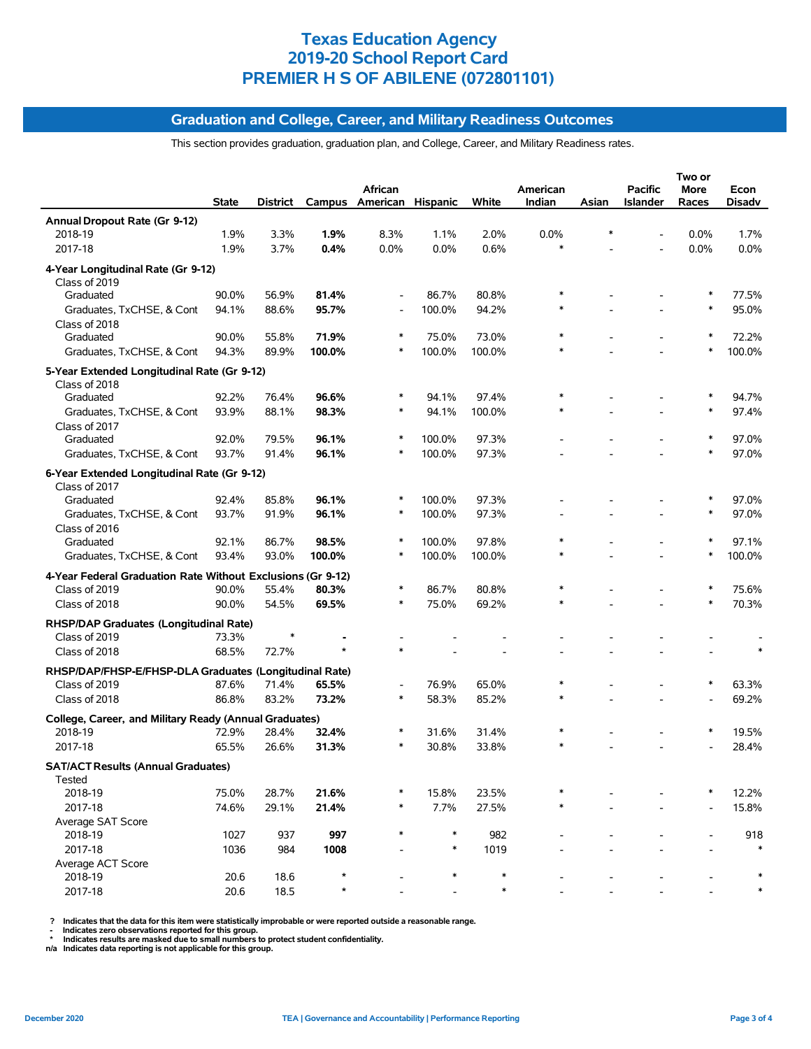# Texas Education Agency
# 2019-20 School Report Card
# PREMIER H S OF ABILENE (072801101)

## Graduation and College, Career, and Military Readiness Outcomes

This section provides graduation, graduation plan, and College, Career, and Military Readiness rates.

| | State | District | Campus | African American | Hispanic | White | American Indian | Asian | Pacific Islander | Two or More Races | Econ Disadv |
|---|---|---|---|---|---|---|---|---|---|---|---|
| **Annual Dropout Rate (Gr 9-12)** | | | | | | | | | | | |
| 2018-19 | 1.9% | 3.3% | **1.9%** | 8.3% | 1.1% | 2.0% | 0.0% | * | - | 0.0% | 1.7% |
| 2017-18 | 1.9% | 3.7% | **0.4%** | 0.0% | 0.0% | 0.6% | * | - | - | 0.0% | 0.0% |
| **4-Year Longitudinal Rate (Gr 9-12)** | | | | | | | | | | | |
| Class of 2019 | | | | | | | | | | | |
| Graduated | 90.0% | 56.9% | **81.4%** | - | 86.7% | 80.8% | * | - | - | * | 77.5% |
| Graduates, TxCHSE, & Cont | 94.1% | 88.6% | **95.7%** | - | 100.0% | 94.2% | * | - | - | * | 95.0% |
| Class of 2018 | | | | | | | | | | | |
| Graduated | 90.0% | 55.8% | **71.9%** | * | 75.0% | 73.0% | * | - | - | * | 72.2% |
| Graduates, TxCHSE, & Cont | 94.3% | 89.9% | **100.0%** | * | 100.0% | 100.0% | * | - | - | * | 100.0% |
| **5-Year Extended Longitudinal Rate (Gr 9-12)** | | | | | | | | | | | |
| Class of 2018 | | | | | | | | | | | |
| Graduated | 92.2% | 76.4% | **96.6%** | * | 94.1% | 97.4% | * | - | - | * | 94.7% |
| Graduates, TxCHSE, & Cont | 93.9% | 88.1% | **98.3%** | * | 94.1% | 100.0% | * | - | - | * | 97.4% |
| Class of 2017 | | | | | | | | | | | |
| Graduated | 92.0% | 79.5% | **96.1%** | * | 100.0% | 97.3% | - | - | - | * | 97.0% |
| Graduates, TxCHSE, & Cont | 93.7% | 91.4% | **96.1%** | * | 100.0% | 97.3% | - | - | - | * | 97.0% |
| **6-Year Extended Longitudinal Rate (Gr 9-12)** | | | | | | | | | | | |
| Class of 2017 | | | | | | | | | | | |
| Graduated | 92.4% | 85.8% | **96.1%** | * | 100.0% | 97.3% | - | - | - | * | 97.0% |
| Graduates, TxCHSE, & Cont | 93.7% | 91.9% | **96.1%** | * | 100.0% | 97.3% | - | - | - | * | 97.0% |
| Class of 2016 | | | | | | | | | | | |
| Graduated | 92.1% | 86.7% | **98.5%** | * | 100.0% | 97.8% | * | - | - | * | 97.1% |
| Graduates, TxCHSE, & Cont | 93.4% | 93.0% | **100.0%** | * | 100.0% | 100.0% | * | - | - | * | 100.0% |
| **4-Year Federal Graduation Rate Without Exclusions (Gr 9-12)** | | | | | | | | | | | |
| Class of 2019 | 90.0% | 55.4% | **80.3%** | * | 86.7% | 80.8% | * | - | - | * | 75.6% |
| Class of 2018 | 90.0% | 54.5% | **69.5%** | * | 75.0% | 69.2% | * | - | - | * | 70.3% |
| **RHSP/DAP Graduates (Longitudinal Rate)** | | | | | | | | | | | |
| Class of 2019 | 73.3% | * | **-** | - | - | - | - | - | - | - | - |
| Class of 2018 | 68.5% | 72.7% | * | * | - | - | - | - | - | - | * |
| **RHSP/DAP/FHSP-E/FHSP-DLA Graduates (Longitudinal Rate)** | | | | | | | | | | | |
| Class of 2019 | 87.6% | 71.4% | **65.5%** | - | 76.9% | 65.0% | * | - | - | * | 63.3% |
| Class of 2018 | 86.8% | 83.2% | **73.2%** | * | 58.3% | 85.2% | * | - | - | - | 69.2% |
| **College, Career, and Military Ready (Annual Graduates)** | | | | | | | | | | | |
| 2018-19 | 72.9% | 28.4% | **32.4%** | * | 31.6% | 31.4% | * | - | - | * | 19.5% |
| 2017-18 | 65.5% | 26.6% | **31.3%** | * | 30.8% | 33.8% | * | - | - | - | 28.4% |
| **SAT/ACT Results (Annual Graduates)** | | | | | | | | | | | |
| Tested | | | | | | | | | | | |
| 2018-19 | 75.0% | 28.7% | **21.6%** | * | 15.8% | 23.5% | * | - | - | * | 12.2% |
| 2017-18 | 74.6% | 29.1% | **21.4%** | * | 7.7% | 27.5% | * | - | - | - | 15.8% |
| Average SAT Score | | | | | | | | | | | |
| 2018-19 | 1027 | 937 | **997** | * | * | 982 | - | - | - | - | 918 |
| 2017-18 | 1036 | 984 | **1008** | - | * | 1019 | - | - | - | - | * |
| Average ACT Score | | | | | | | | | | | |
| 2018-19 | 20.6 | 18.6 | * | - | * | * | - | - | - | - | * |
| 2017-18 | 20.6 | 18.5 | * | - | - | * | - | - | - | - | * |

? Indicates that the data for this item were statistically improbable or were reported outside a reasonable range.
- Indicates zero observations reported for this group.
* Indicates results are masked due to small numbers to protect student confidentiality.
n/a Indicates data reporting is not applicable for this group.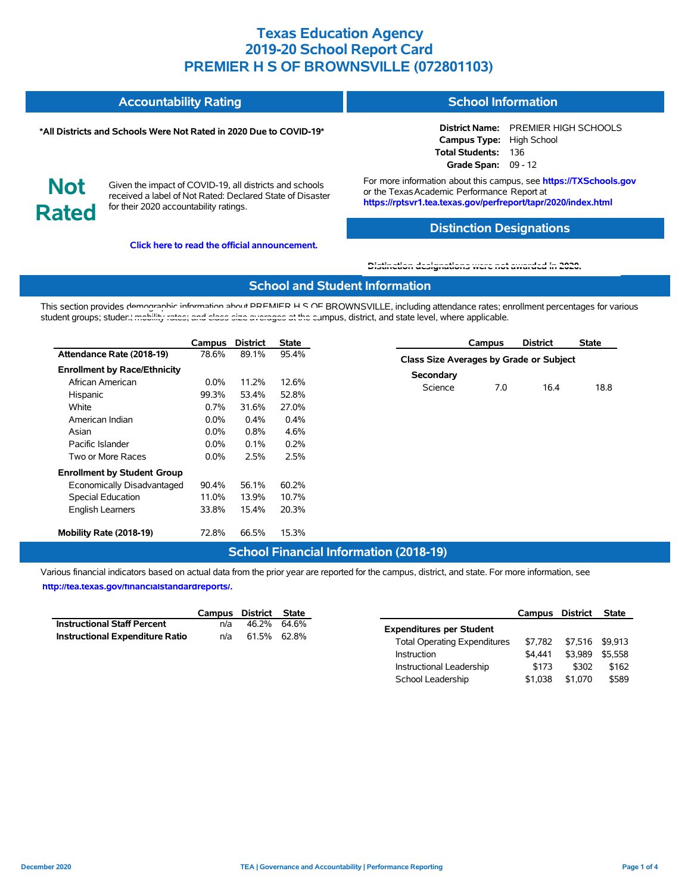# Texas Education Agency
# 2019-20 School Report Card
# PREMIER H S OF BROWNSVILLE (072801103)

## Accountability Rating

**\*All Districts and Schools Were Not Rated in 2020 Due to COVID-19\***

**Not Rated**

Given the impact of COVID-19, all districts and schools received a label of Not Rated: Declared State of Disaster for their 2020 accountability ratings.

**Click here to read the official announcement.**

## School Information

**District Name:** PREMIER HIGH SCHOOLS
**Campus Type:** High School
**Total Students:** 136
**Grade Span:** 09 - 12

For more information about this campus, see **https://TXSchools.gov** or the Texas Academic Performance Report at **https://rptsvr1.tea.texas.gov/perfreport/tapr/2020/index.html**

## Distinction Designations

**Distinction designations were not awarded in 2020.**

## School and Student Information

This section provides demographic information about PREMIER H S OF BROWNSVILLE, including attendance rates; enrollment percentages for various student groups; student mobility rates; and class size averages at the campus, district, and state level, where applicable.

| | Campus | District | State |
|---|---|---|---|
| **Attendance Rate (2018-19)** | 78.6% | 89.1% | 95.4% |
| **Enrollment by Race/Ethnicity** | | | |
| African American | 0.0% | 11.2% | 12.6% |
| Hispanic | 99.3% | 53.4% | 52.8% |
| White | 0.7% | 31.6% | 27.0% |
| American Indian | 0.0% | 0.4% | 0.4% |
| Asian | 0.0% | 0.8% | 4.6% |
| Pacific Islander | 0.0% | 0.1% | 0.2% |
| Two or More Races | 0.0% | 2.5% | 2.5% |
| **Enrollment by Student Group** | | | |
| Economically Disadvantaged | 90.4% | 56.1% | 60.2% |
| Special Education | 11.0% | 13.9% | 10.7% |
| English Learners | 33.8% | 15.4% | 20.3% |
| **Mobility Rate (2018-19)** | 72.8% | 66.5% | 15.3% |

| | Campus | District | State |
|---|---|---|---|
| **Class Size Averages by Grade or Subject** | | | |
| **Secondary** | | | |
| Science | 7.0 | 16.4 | 18.8 |

## School Financial Information (2018-19)

Various financial indicators based on actual data from the prior year are reported for the campus, district, and state. For more information, see **http://tea.texas.gov/financialstandardreports/.**

| | Campus | District | State |
|---|---|---|---|
| **Instructional Staff Percent** | n/a | 46.2% | 64.6% |
| **Instructional Expenditure Ratio** | n/a | 61.5% | 62.8% |

| | Campus | District | State |
|---|---|---|---|
| **Expenditures per Student** | | | |
| Total Operating Expenditures | $7,782 | $7,516 | $9,913 |
| Instruction | $4,441 | $3,989 | $5,558 |
| Instructional Leadership | $173 | $302 | $162 |
| School Leadership | $1,038 | $1,070 | $589 |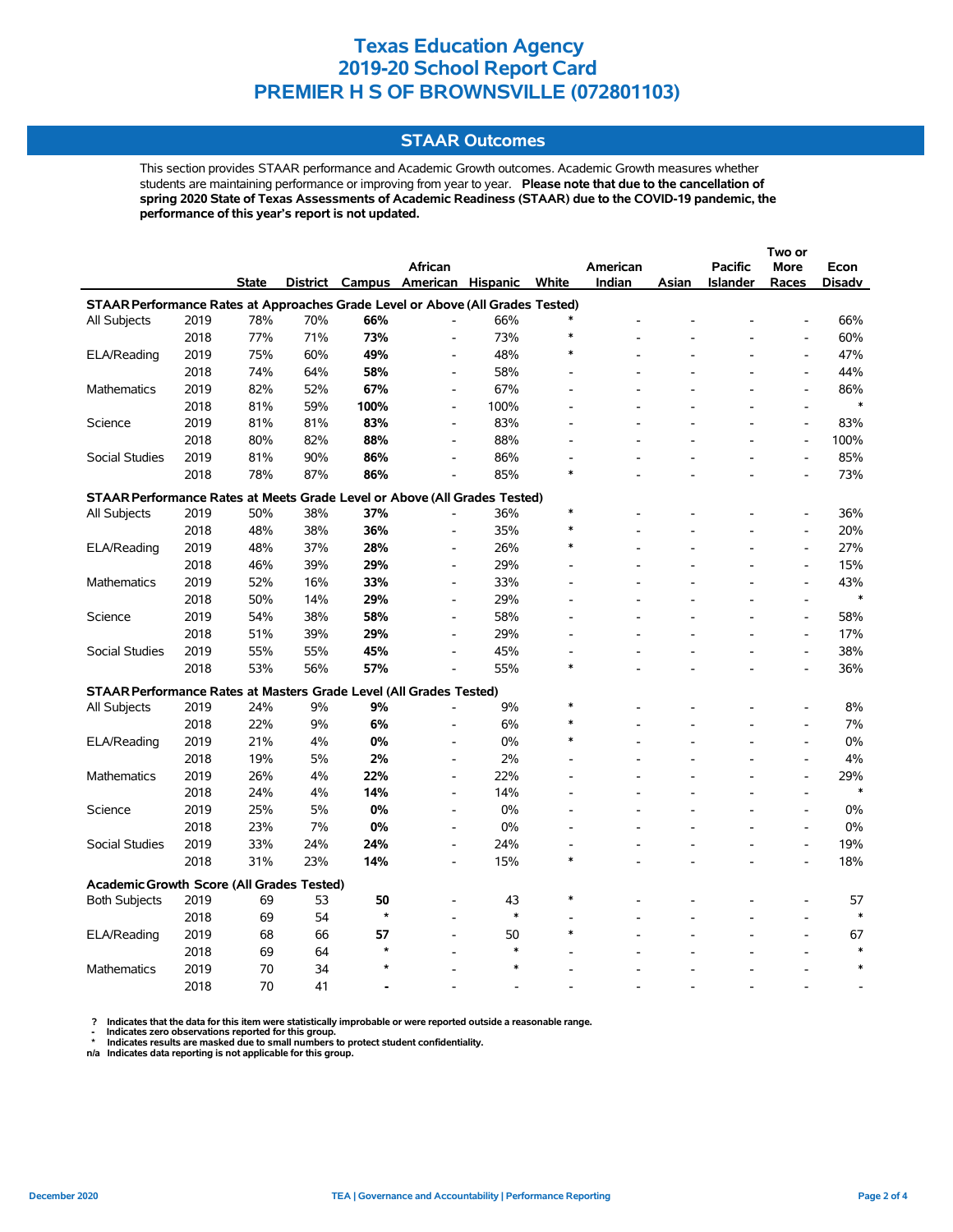# Texas Education Agency
# 2019-20 School Report Card
# PREMIER H S OF BROWNSVILLE (072801103)

## STAAR Outcomes

This section provides STAAR performance and Academic Growth outcomes. Academic Growth measures whether students are maintaining performance or improving from year to year. **Please note that due to the cancellation of spring 2020 State of Texas Assessments of Academic Readiness (STAAR) due to the COVID-19 pandemic, the performance of this year's report is not updated.**

| | | State | District | Campus | African American | Hispanic | White | American Indian | Asian | Pacific Islander | Two or More Races | Econ Disadv |
|---|---|---|---|---|---|---|---|---|---|---|---|---|
| **STAAR Performance Rates at Approaches Grade Level or Above (All Grades Tested)** | | | | | | | | | | | | |
| All Subjects | 2019 | 78% | 70% | **66%** | - | 66% | * | - | - | - | - | 66% |
| | 2018 | 77% | 71% | **73%** | - | 73% | * | - | - | - | - | 60% |
| ELA/Reading | 2019 | 75% | 60% | **49%** | - | 48% | * | - | - | - | - | 47% |
| | 2018 | 74% | 64% | **58%** | - | 58% | - | - | - | - | - | 44% |
| Mathematics | 2019 | 82% | 52% | **67%** | - | 67% | - | - | - | - | - | 86% |
| | 2018 | 81% | 59% | **100%** | - | 100% | - | - | - | - | - | * |
| Science | 2019 | 81% | 81% | **83%** | - | 83% | - | - | - | - | - | 83% |
| | 2018 | 80% | 82% | **88%** | - | 88% | - | - | - | - | - | 100% |
| Social Studies | 2019 | 81% | 90% | **86%** | - | 86% | - | - | - | - | - | 85% |
| | 2018 | 78% | 87% | **86%** | - | 85% | * | - | - | - | - | 73% |
| **STAAR Performance Rates at Meets Grade Level or Above (All Grades Tested)** | | | | | | | | | | | | |
| All Subjects | 2019 | 50% | 38% | **37%** | - | 36% | * | - | - | - | - | 36% |
| | 2018 | 48% | 38% | **36%** | - | 35% | * | - | - | - | - | 20% |
| ELA/Reading | 2019 | 48% | 37% | **28%** | - | 26% | * | - | - | - | - | 27% |
| | 2018 | 46% | 39% | **29%** | - | 29% | - | - | - | - | - | 15% |
| Mathematics | 2019 | 52% | 16% | **33%** | - | 33% | - | - | - | - | - | 43% |
| | 2018 | 50% | 14% | **29%** | - | 29% | - | - | - | - | - | * |
| Science | 2019 | 54% | 38% | **58%** | - | 58% | - | - | - | - | - | 58% |
| | 2018 | 51% | 39% | **29%** | - | 29% | - | - | - | - | - | 17% |
| Social Studies | 2019 | 55% | 55% | **45%** | - | 45% | - | - | - | - | - | 38% |
| | 2018 | 53% | 56% | **57%** | - | 55% | * | - | - | - | - | 36% |
| **STAAR Performance Rates at Masters Grade Level (All Grades Tested)** | | | | | | | | | | | | |
| All Subjects | 2019 | 24% | 9% | **9%** | - | 9% | * | - | - | - | - | 8% |
| | 2018 | 22% | 9% | **6%** | - | 6% | * | - | - | - | - | 7% |
| ELA/Reading | 2019 | 21% | 4% | **0%** | - | 0% | * | - | - | - | - | 0% |
| | 2018 | 19% | 5% | **2%** | - | 2% | - | - | - | - | - | 4% |
| Mathematics | 2019 | 26% | 4% | **22%** | - | 22% | - | - | - | - | - | 29% |
| | 2018 | 24% | 4% | **14%** | - | 14% | - | - | - | - | - | * |
| Science | 2019 | 25% | 5% | **0%** | - | 0% | - | - | - | - | - | 0% |
| | 2018 | 23% | 7% | **0%** | - | 0% | - | - | - | - | - | 0% |
| Social Studies | 2019 | 33% | 24% | **24%** | - | 24% | - | - | - | - | - | 19% |
| | 2018 | 31% | 23% | **14%** | - | 15% | * | - | - | - | - | 18% |
| **Academic Growth Score (All Grades Tested)** | | | | | | | | | | | | |
| Both Subjects | 2019 | 69 | 53 | **50** | - | 43 | * | - | - | - | - | 57 |
| | 2018 | 69 | 54 | * | - | * | - | - | - | - | - | * |
| ELA/Reading | 2019 | 68 | 66 | **57** | - | 50 | * | - | - | - | - | 67 |
| | 2018 | 69 | 64 | * | - | * | - | - | - | - | - | * |
| Mathematics | 2019 | 70 | 34 | * | - | * | - | - | - | - | - | * |
| | 2018 | 70 | 41 | - | - | - | - | - | - | - | - | - |

? Indicates that the data for this item were statistically improbable or were reported outside a reasonable range.
\- Indicates zero observations reported for this group.
\* Indicates results are masked due to small numbers to protect student confidentiality.
n/a Indicates data reporting is not applicable for this group.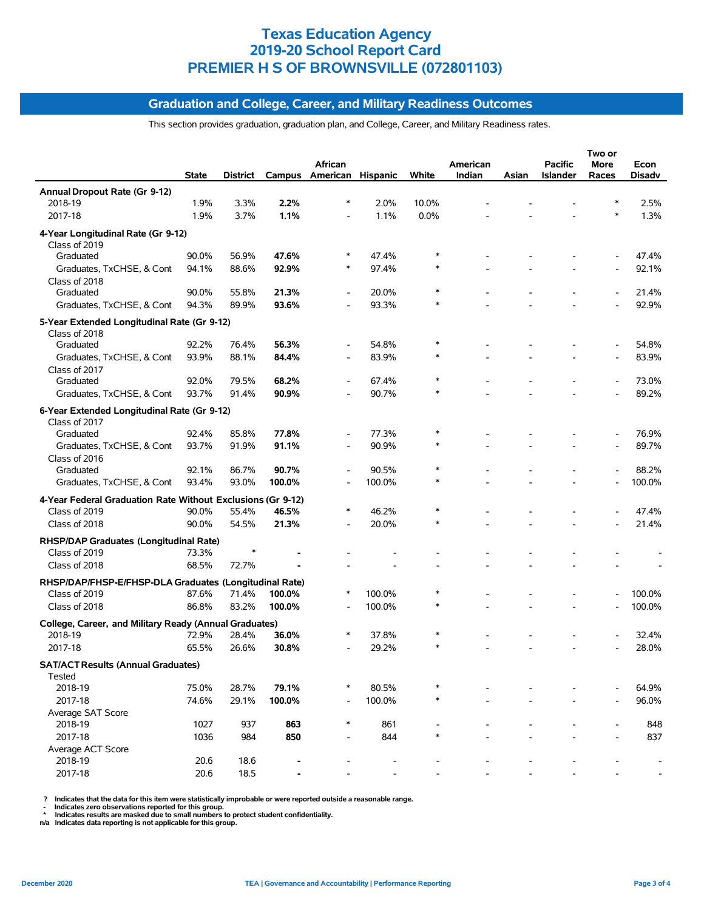# Texas Education Agency
# 2019-20 School Report Card
# PREMIER H S OF BROWNSVILLE (072801103)

## Graduation and College, Career, and Military Readiness Outcomes

This section provides graduation, graduation plan, and College, Career, and Military Readiness rates.

| | State | District | Campus | African American | Hispanic | White | American Indian | Asian | Pacific Islander | Two or More Races | Econ Disadv |
|---|---|---|---|---|---|---|---|---|---|---|---|
| **Annual Dropout Rate (Gr 9-12)** | | | | | | | | | | | |
| 2018-19 | 1.9% | 3.3% | **2.2%** | * | 2.0% | 10.0% | - | - | - | * | 2.5% |
| 2017-18 | 1.9% | 3.7% | **1.1%** | - | 1.1% | 0.0% | - | - | - | * | 1.3% |
| **4-Year Longitudinal Rate (Gr 9-12)** | | | | | | | | | | | |
| Class of 2019 | | | | | | | | | | | |
| Graduated | 90.0% | 56.9% | **47.6%** | * | 47.4% | * | - | - | - | - | 47.4% |
| Graduates, TxCHSE, & Cont | 94.1% | 88.6% | **92.9%** | * | 97.4% | * | - | - | - | - | 92.1% |
| Class of 2018 | | | | | | | | | | | |
| Graduated | 90.0% | 55.8% | **21.3%** | - | 20.0% | * | - | - | - | - | 21.4% |
| Graduates, TxCHSE, & Cont | 94.3% | 89.9% | **93.6%** | - | 93.3% | * | - | - | - | - | 92.9% |
| **5-Year Extended Longitudinal Rate (Gr 9-12)** | | | | | | | | | | | |
| Class of 2018 | | | | | | | | | | | |
| Graduated | 92.2% | 76.4% | **56.3%** | - | 54.8% | * | - | - | - | - | 54.8% |
| Graduates, TxCHSE, & Cont | 93.9% | 88.1% | **84.4%** | - | 83.9% | * | - | - | - | - | 83.9% |
| Class of 2017 | | | | | | | | | | | |
| Graduated | 92.0% | 79.5% | **68.2%** | - | 67.4% | * | - | - | - | - | 73.0% |
| Graduates, TxCHSE, & Cont | 93.7% | 91.4% | **90.9%** | - | 90.7% | * | - | - | - | - | 89.2% |
| **6-Year Extended Longitudinal Rate (Gr 9-12)** | | | | | | | | | | | |
| Class of 2017 | | | | | | | | | | | |
| Graduated | 92.4% | 85.8% | **77.8%** | - | 77.3% | * | - | - | - | - | 76.9% |
| Graduates, TxCHSE, & Cont | 93.7% | 91.9% | **91.1%** | - | 90.9% | * | - | - | - | - | 89.7% |
| Class of 2016 | | | | | | | | | | | |
| Graduated | 92.1% | 86.7% | **90.7%** | - | 90.5% | * | - | - | - | - | 88.2% |
| Graduates, TxCHSE, & Cont | 93.4% | 93.0% | **100.0%** | - | 100.0% | * | - | - | - | - | 100.0% |
| **4-Year Federal Graduation Rate Without Exclusions (Gr 9-12)** | | | | | | | | | | | |
| Class of 2019 | 90.0% | 55.4% | **46.5%** | * | 46.2% | * | - | - | - | - | 47.4% |
| Class of 2018 | 90.0% | 54.5% | **21.3%** | - | 20.0% | * | - | - | - | - | 21.4% |
| **RHSP/DAP Graduates (Longitudinal Rate)** | | | | | | | | | | | |
| Class of 2019 | 73.3% | * | **-** | - | - | - | - | - | - | - | - |
| Class of 2018 | 68.5% | 72.7% | **-** | - | - | - | - | - | - | - | - |
| **RHSP/DAP/FHSP-E/FHSP-DLA Graduates (Longitudinal Rate)** | | | | | | | | | | | |
| Class of 2019 | 87.6% | 71.4% | **100.0%** | * | 100.0% | * | - | - | - | - | 100.0% |
| Class of 2018 | 86.8% | 83.2% | **100.0%** | - | 100.0% | * | - | - | - | - | 100.0% |
| **College, Career, and Military Ready (Annual Graduates)** | | | | | | | | | | | |
| 2018-19 | 72.9% | 28.4% | **36.0%** | * | 37.8% | * | - | - | - | - | 32.4% |
| 2017-18 | 65.5% | 26.6% | **30.8%** | - | 29.2% | * | - | - | - | - | 28.0% |
| **SAT/ACT Results (Annual Graduates)** | | | | | | | | | | | |
| Tested | | | | | | | | | | | |
| 2018-19 | 75.0% | 28.7% | **79.1%** | * | 80.5% | * | - | - | - | - | 64.9% |
| 2017-18 | 74.6% | 29.1% | **100.0%** | - | 100.0% | * | - | - | - | - | 96.0% |
| Average SAT Score | | | | | | | | | | | |
| 2018-19 | 1027 | 937 | **863** | * | 861 | - | - | - | - | - | 848 |
| 2017-18 | 1036 | 984 | **850** | - | 844 | * | - | - | - | - | 837 |
| Average ACT Score | | | | | | | | | | | |
| 2018-19 | 20.6 | 18.6 | **-** | - | - | - | - | - | - | - | - |
| 2017-18 | 20.6 | 18.5 | **-** | - | - | - | - | - | - | - | - |

? Indicates that the data for this item were statistically improbable or were reported outside a reasonable range.
\- Indicates zero observations reported for this group.
\* Indicates results are masked due to small numbers to protect student confidentiality.
n/a Indicates data reporting is not applicable for this group.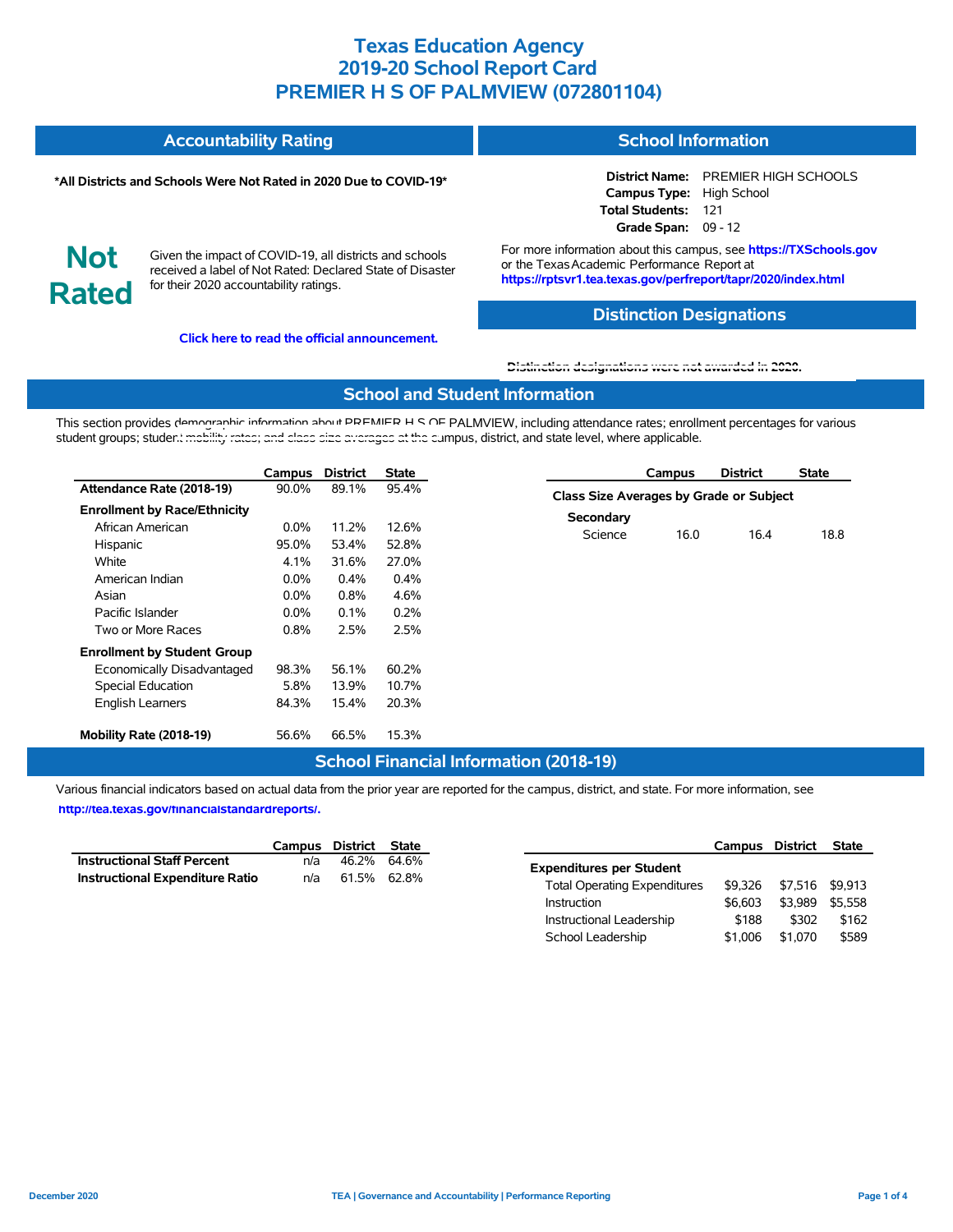# Texas Education Agency
# 2019-20 School Report Card
# PREMIER H S OF PALMVIEW (072801104)

## Accountability Rating

**\*All Districts and Schools Were Not Rated in 2020 Due to COVID-19\***

**Not Rated**

Given the impact of COVID-19, all districts and schools received a label of Not Rated: Declared State of Disaster for their 2020 accountability ratings.

**Click here to read the official announcement.**

## School Information

**District Name:** PREMIER HIGH SCHOOLS
**Campus Type:** High School
**Total Students:** 121
**Grade Span:** 09 - 12

For more information about this campus, see **https://TXSchools.gov** or the Texas Academic Performance Report at **https://rptsvr1.tea.texas.gov/perfreport/tapr/2020/index.html**

## Distinction Designations

Distinction designations were not awarded in 2020.

## School and Student Information

This section provides demographic information about PREMIER H S OF PALMVIEW, including attendance rates; enrollment percentages for various student groups; student mobility rates; and class size averages at the campus, district, and state level, where applicable.

| | Campus | District | State |
|---|---|---|---|
| **Attendance Rate (2018-19)** | 90.0% | 89.1% | 95.4% |
| **Enrollment by Race/Ethnicity** | | | |
| African American | 0.0% | 11.2% | 12.6% |
| Hispanic | 95.0% | 53.4% | 52.8% |
| White | 4.1% | 31.6% | 27.0% |
| American Indian | 0.0% | 0.4% | 0.4% |
| Asian | 0.0% | 0.8% | 4.6% |
| Pacific Islander | 0.0% | 0.1% | 0.2% |
| Two or More Races | 0.8% | 2.5% | 2.5% |
| **Enrollment by Student Group** | | | |
| Economically Disadvantaged | 98.3% | 56.1% | 60.2% |
| Special Education | 5.8% | 13.9% | 10.7% |
| English Learners | 84.3% | 15.4% | 20.3% |
| **Mobility Rate (2018-19)** | 56.6% | 66.5% | 15.3% |

| | Campus | District | State |
|---|---|---|---|
| **Class Size Averages by Grade or Subject** | | | |
| **Secondary** | | | |
| Science | 16.0 | 16.4 | 18.8 |

## School Financial Information (2018-19)

Various financial indicators based on actual data from the prior year are reported for the campus, district, and state. For more information, see **http://tea.texas.gov/financialstandardreports/.**

| | Campus | District | State |
|---|---|---|---|
| **Instructional Staff Percent** | n/a | 46.2% | 64.6% |
| **Instructional Expenditure Ratio** | n/a | 61.5% | 62.8% |

| | Campus | District | State |
|---|---|---|---|
| **Expenditures per Student** | | | |
| Total Operating Expenditures | $9,326 | $7,516 | $9,913 |
| Instruction | $6,603 | $3,989 | $5,558 |
| Instructional Leadership | $188 | $302 | $162 |
| School Leadership | $1,006 | $1,070 | $589 |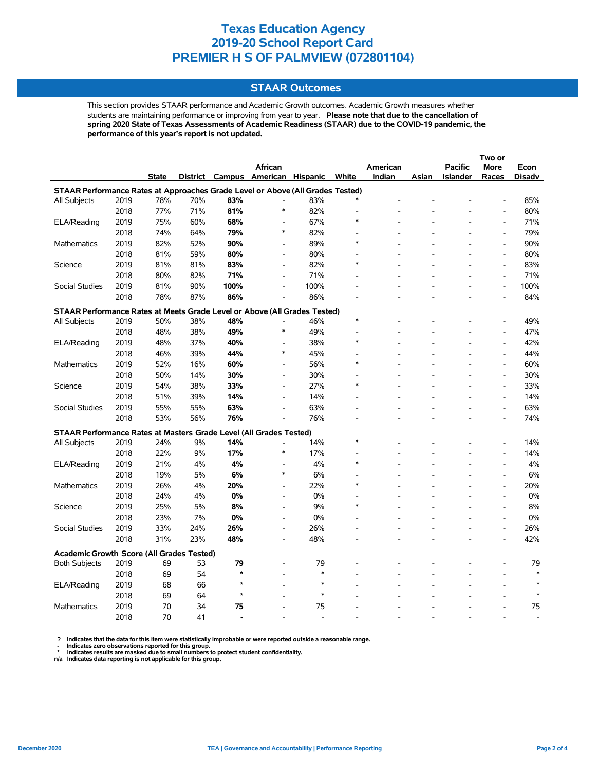# Texas Education Agency
# 2019-20 School Report Card
# PREMIER H S OF PALMVIEW (072801104)

## STAAR Outcomes

This section provides STAAR performance and Academic Growth outcomes. Academic Growth measures whether students are maintaining performance or improving from year to year. **Please note that due to the cancellation of spring 2020 State of Texas Assessments of Academic Readiness (STAAR) due to the COVID-19 pandemic, the performance of this year's report is not updated.**

| | | State | District | Campus | African American | Hispanic | White | American Indian | Asian | Pacific Islander | Two or More Races | Econ Disadv |
|---|---|---|---|---|---|---|---|---|---|---|---|---|
| **STAAR Performance Rates at Approaches Grade Level or Above (All Grades Tested)** | | | | | | | | | | | | |
| All Subjects | 2019 | 78% | 70% | **83%** | - | 83% | * | - | - | - | - | 85% |
| | 2018 | 77% | 71% | **81%** | * | 82% | - | - | - | - | - | 80% |
| ELA/Reading | 2019 | 75% | 60% | **68%** | - | 67% | * | - | - | - | - | 71% |
| | 2018 | 74% | 64% | **79%** | * | 82% | - | - | - | - | - | 79% |
| Mathematics | 2019 | 82% | 52% | **90%** | - | 89% | * | - | - | - | - | 90% |
| | 2018 | 81% | 59% | **80%** | - | 80% | - | - | - | - | - | 80% |
| Science | 2019 | 81% | 81% | **83%** | - | 82% | * | - | - | - | - | 83% |
| | 2018 | 80% | 82% | **71%** | - | 71% | - | - | - | - | - | 71% |
| Social Studies | 2019 | 81% | 90% | **100%** | - | 100% | - | - | - | - | - | 100% |
| | 2018 | 78% | 87% | **86%** | - | 86% | - | - | - | - | - | 84% |
| **STAAR Performance Rates at Meets Grade Level or Above (All Grades Tested)** | | | | | | | | | | | | |
| All Subjects | 2019 | 50% | 38% | **48%** | - | 46% | * | - | - | - | - | 49% |
| | 2018 | 48% | 38% | **49%** | * | 49% | - | - | - | - | - | 47% |
| ELA/Reading | 2019 | 48% | 37% | **40%** | - | 38% | * | - | - | - | - | 42% |
| | 2018 | 46% | 39% | **44%** | * | 45% | - | - | - | - | - | 44% |
| Mathematics | 2019 | 52% | 16% | **60%** | - | 56% | * | - | - | - | - | 60% |
| | 2018 | 50% | 14% | **30%** | - | 30% | - | - | - | - | - | 30% |
| Science | 2019 | 54% | 38% | **33%** | - | 27% | * | - | - | - | - | 33% |
| | 2018 | 51% | 39% | **14%** | - | 14% | - | - | - | - | - | 14% |
| Social Studies | 2019 | 55% | 55% | **63%** | - | 63% | - | - | - | - | - | 63% |
| | 2018 | 53% | 56% | **76%** | - | 76% | - | - | - | - | - | 74% |
| **STAAR Performance Rates at Masters Grade Level (All Grades Tested)** | | | | | | | | | | | | |
| All Subjects | 2019 | 24% | 9% | **14%** | - | 14% | * | - | - | - | - | 14% |
| | 2018 | 22% | 9% | **17%** | * | 17% | - | - | - | - | - | 14% |
| ELA/Reading | 2019 | 21% | 4% | **4%** | - | 4% | * | - | - | - | - | 4% |
| | 2018 | 19% | 5% | **6%** | * | 6% | - | - | - | - | - | 6% |
| Mathematics | 2019 | 26% | 4% | **20%** | - | 22% | * | - | - | - | - | 20% |
| | 2018 | 24% | 4% | **0%** | - | 0% | - | - | - | - | - | 0% |
| Science | 2019 | 25% | 5% | **8%** | - | 9% | * | - | - | - | - | 8% |
| | 2018 | 23% | 7% | **0%** | - | 0% | - | - | - | - | - | 0% |
| Social Studies | 2019 | 33% | 24% | **26%** | - | 26% | - | - | - | - | - | 26% |
| | 2018 | 31% | 23% | **48%** | - | 48% | - | - | - | - | - | 42% |
| **Academic Growth Score (All Grades Tested)** | | | | | | | | | | | | |
| Both Subjects | 2019 | 69 | 53 | **79** | - | 79 | - | - | - | - | - | 79 |
| | 2018 | 69 | 54 | * | - | * | - | - | - | - | - | * |
| ELA/Reading | 2019 | 68 | 66 | * | - | * | - | - | - | - | - | * |
| | 2018 | 69 | 64 | * | - | * | - | - | - | - | - | * |
| Mathematics | 2019 | 70 | 34 | **75** | - | 75 | - | - | - | - | - | 75 |
| | 2018 | 70 | 41 | **-** | - | - | - | - | - | - | - | - |

? Indicates that the data for this item were statistically improbable or were reported outside a reasonable range.
- Indicates zero observations reported for this group.
* Indicates results are masked due to small numbers to protect student confidentiality.
n/a Indicates data reporting is not applicable for this group.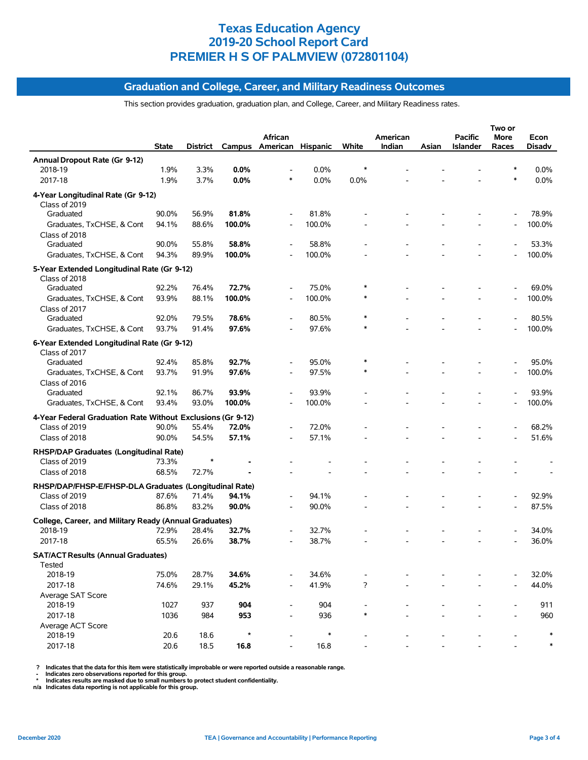# Texas Education Agency
# 2019-20 School Report Card
# PREMIER H S OF PALMVIEW (072801104)

## Graduation and College, Career, and Military Readiness Outcomes

This section provides graduation, graduation plan, and College, Career, and Military Readiness rates.

| | State | District | Campus | African American | Hispanic | White | American Indian | Asian | Pacific Islander | Two or More Races | Econ Disadv |
|---|---|---|---|---|---|---|---|---|---|---|---|
| **Annual Dropout Rate (Gr 9-12)** | | | | | | | | | | | |
| 2018-19 | 1.9% | 3.3% | **0.0%** | - | 0.0% | * | - | - | - | * | 0.0% |
| 2017-18 | 1.9% | 3.7% | **0.0%** | * | 0.0% | 0.0% | - | - | - | * | 0.0% |
| **4-Year Longitudinal Rate (Gr 9-12)** | | | | | | | | | | | |
| Class of 2019 | | | | | | | | | | | |
| Graduated | 90.0% | 56.9% | **81.8%** | - | 81.8% | - | - | - | - | - | 78.9% |
| Graduates, TxCHSE, & Cont | 94.1% | 88.6% | **100.0%** | - | 100.0% | - | - | - | - | - | 100.0% |
| Class of 2018 | | | | | | | | | | | |
| Graduated | 90.0% | 55.8% | **58.8%** | - | 58.8% | - | - | - | - | - | 53.3% |
| Graduates, TxCHSE, & Cont | 94.3% | 89.9% | **100.0%** | - | 100.0% | - | - | - | - | - | 100.0% |
| **5-Year Extended Longitudinal Rate (Gr 9-12)** | | | | | | | | | | | |
| Class of 2018 | | | | | | | | | | | |
| Graduated | 92.2% | 76.4% | **72.7%** | - | 75.0% | * | - | - | - | - | 69.0% |
| Graduates, TxCHSE, & Cont | 93.9% | 88.1% | **100.0%** | - | 100.0% | * | - | - | - | - | 100.0% |
| Class of 2017 | | | | | | | | | | | |
| Graduated | 92.0% | 79.5% | **78.6%** | - | 80.5% | * | - | - | - | - | 80.5% |
| Graduates, TxCHSE, & Cont | 93.7% | 91.4% | **97.6%** | - | 97.6% | * | - | - | - | - | 100.0% |
| **6-Year Extended Longitudinal Rate (Gr 9-12)** | | | | | | | | | | | |
| Class of 2017 | | | | | | | | | | | |
| Graduated | 92.4% | 85.8% | **92.7%** | - | 95.0% | * | - | - | - | - | 95.0% |
| Graduates, TxCHSE, & Cont | 93.7% | 91.9% | **97.6%** | - | 97.5% | * | - | - | - | - | 100.0% |
| Class of 2016 | | | | | | | | | | | |
| Graduated | 92.1% | 86.7% | **93.9%** | - | 93.9% | - | - | - | - | - | 93.9% |
| Graduates, TxCHSE, & Cont | 93.4% | 93.0% | **100.0%** | - | 100.0% | - | - | - | - | - | 100.0% |
| **4-Year Federal Graduation Rate Without Exclusions (Gr 9-12)** | | | | | | | | | | | |
| Class of 2019 | 90.0% | 55.4% | **72.0%** | - | 72.0% | - | - | - | - | - | 68.2% |
| Class of 2018 | 90.0% | 54.5% | **57.1%** | - | 57.1% | - | - | - | - | - | 51.6% |
| **RHSP/DAP Graduates (Longitudinal Rate)** | | | | | | | | | | | |
| Class of 2019 | 73.3% | * | **-** | - | - | - | - | - | - | - | - |
| Class of 2018 | 68.5% | 72.7% | **-** | - | - | - | - | - | - | - | - |
| **RHSP/DAP/FHSP-E/FHSP-DLA Graduates (Longitudinal Rate)** | | | | | | | | | | | |
| Class of 2019 | 87.6% | 71.4% | **94.1%** | - | 94.1% | - | - | - | - | - | 92.9% |
| Class of 2018 | 86.8% | 83.2% | **90.0%** | - | 90.0% | - | - | - | - | - | 87.5% |
| **College, Career, and Military Ready (Annual Graduates)** | | | | | | | | | | | |
| 2018-19 | 72.9% | 28.4% | **32.7%** | - | 32.7% | - | - | - | - | - | 34.0% |
| 2017-18 | 65.5% | 26.6% | **38.7%** | - | 38.7% | - | - | - | - | - | 36.0% |
| **SAT/ACT Results (Annual Graduates)** | | | | | | | | | | | |
| Tested | | | | | | | | | | | |
| 2018-19 | 75.0% | 28.7% | **34.6%** | - | 34.6% | - | - | - | - | - | 32.0% |
| 2017-18 | 74.6% | 29.1% | **45.2%** | - | 41.9% | ? | - | - | - | - | 44.0% |
| Average SAT Score | | | | | | | | | | | |
| 2018-19 | 1027 | 937 | **904** | - | 904 | - | - | - | - | - | 911 |
| 2017-18 | 1036 | 984 | **953** | - | 936 | * | - | - | - | - | 960 |
| Average ACT Score | | | | | | | | | | | |
| 2018-19 | 20.6 | 18.6 | * | - | * | - | - | - | - | - | * |
| 2017-18 | 20.6 | 18.5 | **16.8** | - | 16.8 | - | - | - | - | - | * |

? Indicates that the data for this item were statistically improbable or were reported outside a reasonable range.
- Indicates zero observations reported for this group.
* Indicates results are masked due to small numbers to protect student confidentiality.
n/a Indicates data reporting is not applicable for this group.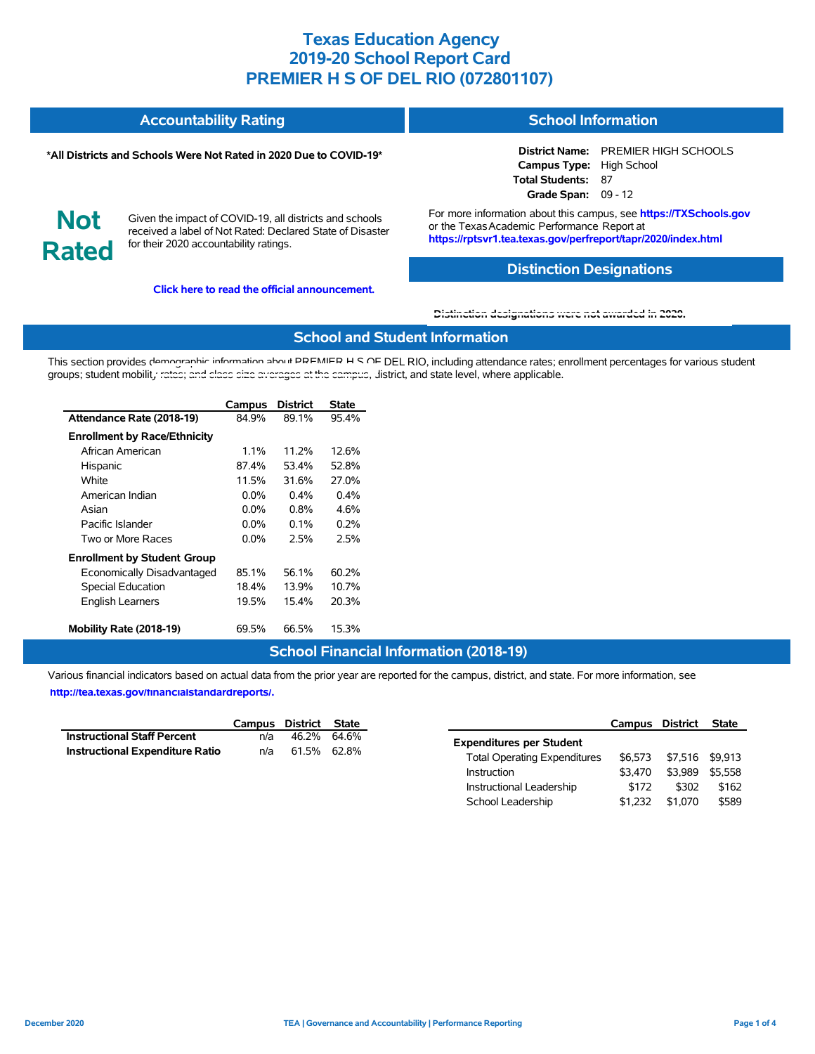# Texas Education Agency
# 2019-20 School Report Card
# PREMIER H S OF DEL RIO (072801107)

## Accountability Rating

**\*All Districts and Schools Were Not Rated in 2020 Due to COVID-19\***

**Not Rated**

Given the impact of COVID-19, all districts and schools received a label of Not Rated: Declared State of Disaster for their 2020 accountability ratings.

**Click here to read the official announcement.**

## School Information

**District Name:** PREMIER HIGH SCHOOLS
**Campus Type:** High School
**Total Students:** 87
**Grade Span:** 09 - 12

For more information about this campus, see **https://TXSchools.gov** or the Texas Academic Performance Report at **https://rptsvr1.tea.texas.gov/perfreport/tapr/2020/index.html**

## Distinction Designations

**Distinction designations were not awarded in 2020.**

## School and Student Information

This section provides demographic information about PREMIER H S OF DEL RIO, including attendance rates; enrollment percentages for various student groups; student mobility rates; and class size averages at the campus, district, and state level, where applicable.

| | Campus | District | State |
|---|---|---|---|
| **Attendance Rate (2018-19)** | 84.9% | 89.1% | 95.4% |
| **Enrollment by Race/Ethnicity** | | | |
| African American | 1.1% | 11.2% | 12.6% |
| Hispanic | 87.4% | 53.4% | 52.8% |
| White | 11.5% | 31.6% | 27.0% |
| American Indian | 0.0% | 0.4% | 0.4% |
| Asian | 0.0% | 0.8% | 4.6% |
| Pacific Islander | 0.0% | 0.1% | 0.2% |
| Two or More Races | 0.0% | 2.5% | 2.5% |
| **Enrollment by Student Group** | | | |
| Economically Disadvantaged | 85.1% | 56.1% | 60.2% |
| Special Education | 18.4% | 13.9% | 10.7% |
| English Learners | 19.5% | 15.4% | 20.3% |
| **Mobility Rate (2018-19)** | 69.5% | 66.5% | 15.3% |

## School Financial Information (2018-19)

Various financial indicators based on actual data from the prior year are reported for the campus, district, and state. For more information, see **http://tea.texas.gov/financialstandardreports/.**

| | Campus | District | State |
|---|---|---|---|
| **Instructional Staff Percent** | n/a | 46.2% | 64.6% |
| **Instructional Expenditure Ratio** | n/a | 61.5% | 62.8% |

| | Campus | District | State |
|---|---|---|---|
| **Expenditures per Student** | | | |
| Total Operating Expenditures | $6,573 | $7,516 | $9,913 |
| Instruction | $3,470 | $3,989 | $5,558 |
| Instructional Leadership | $172 | $302 | $162 |
| School Leadership | $1,232 | $1,070 | $589 |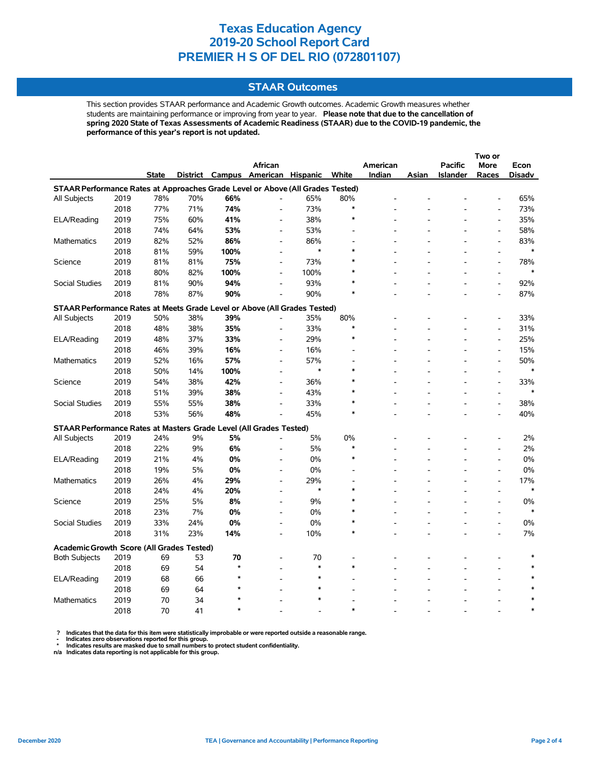# Texas Education Agency
# 2019-20 School Report Card
# PREMIER H S OF DEL RIO (072801107)

## STAAR Outcomes

This section provides STAAR performance and Academic Growth outcomes. Academic Growth measures whether students are maintaining performance or improving from year to year. **Please note that due to the cancellation of spring 2020 State of Texas Assessments of Academic Readiness (STAAR) due to the COVID-19 pandemic, the performance of this year's report is not updated.**

| | | State | District | Campus | African American | Hispanic | White | American Indian | Asian | Pacific Islander | Two or More Races | Econ Disadv |
|---|---|---|---|---|---|---|---|---|---|---|---|---|
| **STAAR Performance Rates at Approaches Grade Level or Above (All Grades Tested)** | | | | | | | | | | | | |
| All Subjects | 2019 | 78% | 70% | **66%** | - | 65% | 80% | - | - | - | - | 65% |
| | 2018 | 77% | 71% | **74%** | - | 73% | * | - | - | - | - | 73% |
| ELA/Reading | 2019 | 75% | 60% | **41%** | - | 38% | * | - | - | - | - | 35% |
| | 2018 | 74% | 64% | **53%** | - | 53% | - | - | - | - | - | 58% |
| Mathematics | 2019 | 82% | 52% | **86%** | - | 86% | - | - | - | - | - | 83% |
| | 2018 | 81% | 59% | **100%** | - | * | * | - | - | - | - | * |
| Science | 2019 | 81% | 81% | **75%** | - | 73% | * | - | - | - | - | 78% |
| | 2018 | 80% | 82% | **100%** | - | 100% | * | - | - | - | - | * |
| Social Studies | 2019 | 81% | 90% | **94%** | - | 93% | * | - | - | - | - | 92% |
| | 2018 | 78% | 87% | **90%** | - | 90% | * | - | - | - | - | 87% |
| **STAAR Performance Rates at Meets Grade Level or Above (All Grades Tested)** | | | | | | | | | | | | |
| All Subjects | 2019 | 50% | 38% | **39%** | - | 35% | 80% | - | - | - | - | 33% |
| | 2018 | 48% | 38% | **35%** | - | 33% | * | - | - | - | - | 31% |
| ELA/Reading | 2019 | 48% | 37% | **33%** | - | 29% | * | - | - | - | - | 25% |
| | 2018 | 46% | 39% | **16%** | - | 16% | - | - | - | - | - | 15% |
| Mathematics | 2019 | 52% | 16% | **57%** | - | 57% | - | - | - | - | - | 50% |
| | 2018 | 50% | 14% | **100%** | - | * | * | - | - | - | - | * |
| Science | 2019 | 54% | 38% | **42%** | - | 36% | * | - | - | - | - | 33% |
| | 2018 | 51% | 39% | **38%** | - | 43% | * | - | - | - | - | * |
| Social Studies | 2019 | 55% | 55% | **38%** | - | 33% | * | - | - | - | - | 38% |
| | 2018 | 53% | 56% | **48%** | - | 45% | * | - | - | - | - | 40% |
| **STAAR Performance Rates at Masters Grade Level (All Grades Tested)** | | | | | | | | | | | | |
| All Subjects | 2019 | 24% | 9% | **5%** | - | 5% | 0% | - | - | - | - | 2% |
| | 2018 | 22% | 9% | **6%** | - | 5% | * | - | - | - | - | 2% |
| ELA/Reading | 2019 | 21% | 4% | **0%** | - | 0% | * | - | - | - | - | 0% |
| | 2018 | 19% | 5% | **0%** | - | 0% | - | - | - | - | - | 0% |
| Mathematics | 2019 | 26% | 4% | **29%** | - | 29% | - | - | - | - | - | 17% |
| | 2018 | 24% | 4% | **20%** | - | * | * | - | - | - | - | * |
| Science | 2019 | 25% | 5% | **8%** | - | 9% | * | - | - | - | - | 0% |
| | 2018 | 23% | 7% | **0%** | - | 0% | * | - | - | - | - | * |
| Social Studies | 2019 | 33% | 24% | **0%** | - | 0% | * | - | - | - | - | 0% |
| | 2018 | 31% | 23% | **14%** | - | 10% | * | - | - | - | - | 7% |
| **Academic Growth Score (All Grades Tested)** | | | | | | | | | | | | |
| Both Subjects | 2019 | 69 | 53 | **70** | - | 70 | - | - | - | - | - | * |
| | 2018 | 69 | 54 | * | - | * | * | - | - | - | - | * |
| ELA/Reading | 2019 | 68 | 66 | * | - | * | - | - | - | - | - | * |
| | 2018 | 69 | 64 | * | - | * | - | - | - | - | - | * |
| Mathematics | 2019 | 70 | 34 | * | - | * | - | - | - | - | - | * |
| | 2018 | 70 | 41 | * | - | - | * | - | - | - | - | * |

**? Indicates that the data for this item were statistically improbable or were reported outside a reasonable range.**
**- Indicates zero observations reported for this group.**
**\* Indicates results are masked due to small numbers to protect student confidentiality.**
**n/a Indicates data reporting is not applicable for this group.**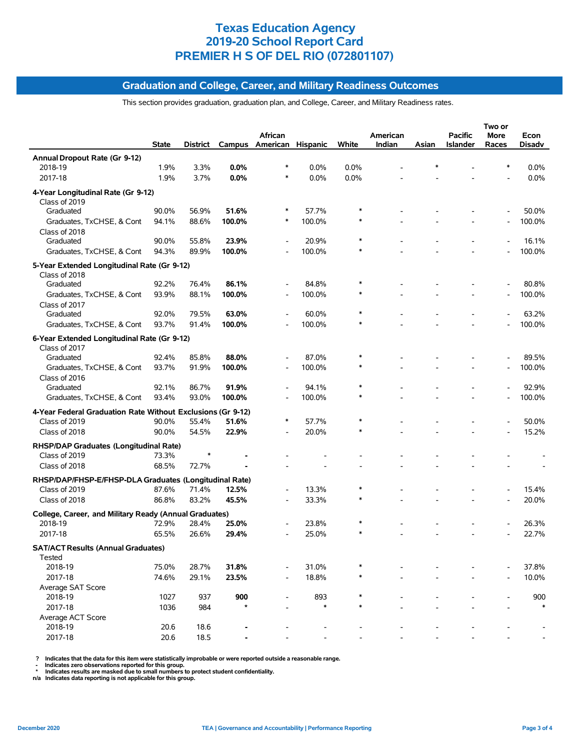# Texas Education Agency
# 2019-20 School Report Card
# PREMIER H S OF DEL RIO (072801107)

## Graduation and College, Career, and Military Readiness Outcomes

This section provides graduation, graduation plan, and College, Career, and Military Readiness rates.

| | State | District | Campus | African American | Hispanic | White | American Indian | Asian | Pacific Islander | Two or More Races | Econ Disadv |
|---|---|---|---|---|---|---|---|---|---|---|---|
| **Annual Dropout Rate (Gr 9-12)** | | | | | | | | | | | |
| 2018-19 | 1.9% | 3.3% | **0.0%** | * | 0.0% | 0.0% | - | * | - | * | 0.0% |
| 2017-18 | 1.9% | 3.7% | **0.0%** | * | 0.0% | 0.0% | - | - | - | - | 0.0% |
| **4-Year Longitudinal Rate (Gr 9-12)** | | | | | | | | | | | |
| Class of 2019 | | | | | | | | | | | |
| Graduated | 90.0% | 56.9% | **51.6%** | * | 57.7% | * | - | - | - | - | 50.0% |
| Graduates, TxCHSE, & Cont | 94.1% | 88.6% | **100.0%** | * | 100.0% | * | - | - | - | - | 100.0% |
| Class of 2018 | | | | | | | | | | | |
| Graduated | 90.0% | 55.8% | **23.9%** | - | 20.9% | * | - | - | - | - | 16.1% |
| Graduates, TxCHSE, & Cont | 94.3% | 89.9% | **100.0%** | - | 100.0% | * | - | - | - | - | 100.0% |
| **5-Year Extended Longitudinal Rate (Gr 9-12)** | | | | | | | | | | | |
| Class of 2018 | | | | | | | | | | | |
| Graduated | 92.2% | 76.4% | **86.1%** | - | 84.8% | * | - | - | - | - | 80.8% |
| Graduates, TxCHSE, & Cont | 93.9% | 88.1% | **100.0%** | - | 100.0% | * | - | - | - | - | 100.0% |
| Class of 2017 | | | | | | | | | | | |
| Graduated | 92.0% | 79.5% | **63.0%** | - | 60.0% | * | - | - | - | - | 63.2% |
| Graduates, TxCHSE, & Cont | 93.7% | 91.4% | **100.0%** | - | 100.0% | * | - | - | - | - | 100.0% |
| **6-Year Extended Longitudinal Rate (Gr 9-12)** | | | | | | | | | | | |
| Class of 2017 | | | | | | | | | | | |
| Graduated | 92.4% | 85.8% | **88.0%** | - | 87.0% | * | - | - | - | - | 89.5% |
| Graduates, TxCHSE, & Cont | 93.7% | 91.9% | **100.0%** | - | 100.0% | * | - | - | - | - | 100.0% |
| Class of 2016 | | | | | | | | | | | |
| Graduated | 92.1% | 86.7% | **91.9%** | - | 94.1% | * | - | - | - | - | 92.9% |
| Graduates, TxCHSE, & Cont | 93.4% | 93.0% | **100.0%** | - | 100.0% | * | - | - | - | - | 100.0% |
| **4-Year Federal Graduation Rate Without Exclusions (Gr 9-12)** | | | | | | | | | | | |
| Class of 2019 | 90.0% | 55.4% | **51.6%** | * | 57.7% | * | - | - | - | - | 50.0% |
| Class of 2018 | 90.0% | 54.5% | **22.9%** | - | 20.0% | * | - | - | - | - | 15.2% |
| **RHSP/DAP Graduates (Longitudinal Rate)** | | | | | | | | | | | |
| Class of 2019 | 73.3% | * | **-** | - | - | - | - | - | - | - | - |
| Class of 2018 | 68.5% | 72.7% | **-** | - | - | - | - | - | - | - | - |
| **RHSP/DAP/FHSP-E/FHSP-DLA Graduates (Longitudinal Rate)** | | | | | | | | | | | |
| Class of 2019 | 87.6% | 71.4% | **12.5%** | - | 13.3% | * | - | - | - | - | 15.4% |
| Class of 2018 | 86.8% | 83.2% | **45.5%** | - | 33.3% | * | - | - | - | - | 20.0% |
| **College, Career, and Military Ready (Annual Graduates)** | | | | | | | | | | | |
| 2018-19 | 72.9% | 28.4% | **25.0%** | - | 23.8% | * | - | - | - | - | 26.3% |
| 2017-18 | 65.5% | 26.6% | **29.4%** | - | 25.0% | * | - | - | - | - | 22.7% |
| **SAT/ACT Results (Annual Graduates)** | | | | | | | | | | | |
| Tested | | | | | | | | | | | |
| 2018-19 | 75.0% | 28.7% | **31.8%** | - | 31.0% | * | - | - | - | - | 37.8% |
| 2017-18 | 74.6% | 29.1% | **23.5%** | - | 18.8% | * | - | - | - | - | 10.0% |
| Average SAT Score | | | | | | | | | | | |
| 2018-19 | 1027 | 937 | **900** | - | 893 | * | - | - | - | - | 900 |
| 2017-18 | 1036 | 984 | * | - | * | * | - | - | - | - | * |
| Average ACT Score | | | | | | | | | | | |
| 2018-19 | 20.6 | 18.6 | **-** | - | - | - | - | - | - | - | - |
| 2017-18 | 20.6 | 18.5 | **-** | - | - | - | - | - | - | - | - |

? Indicates that the data for this item were statistically improbable or were reported outside a reasonable range.
- Indicates zero observations reported for this group.
* Indicates results are masked due to small numbers to protect student confidentiality.
n/a Indicates data reporting is not applicable for this group.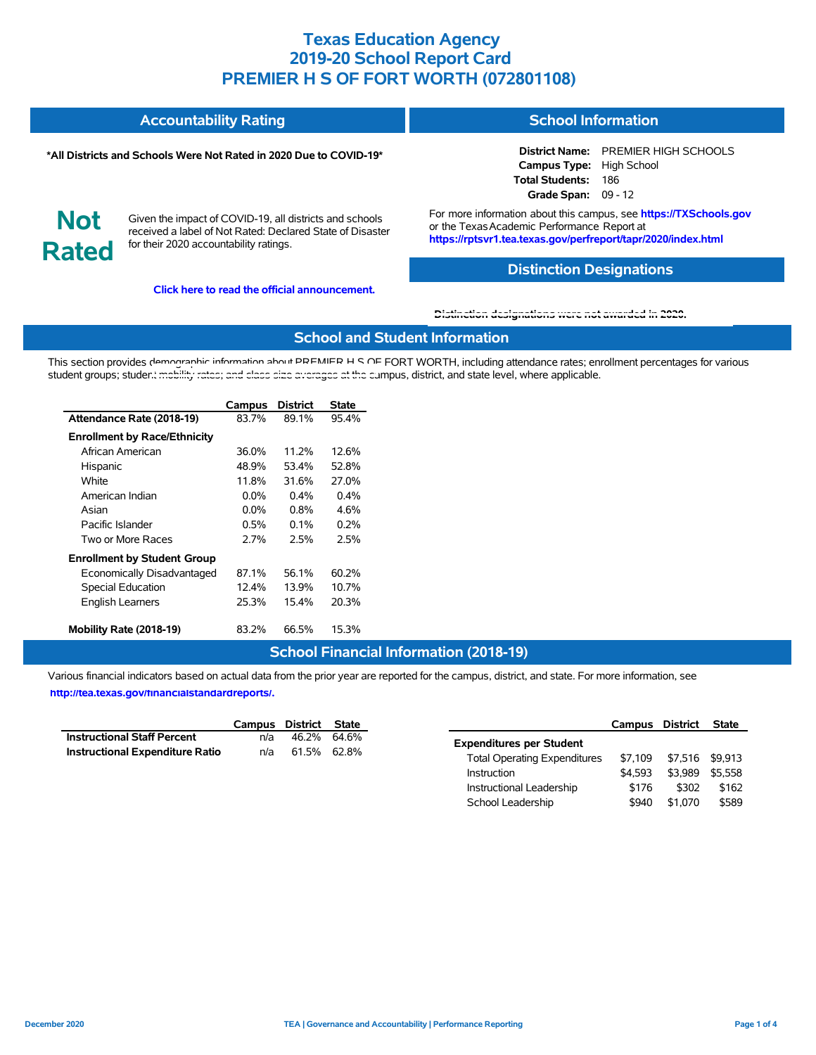# Texas Education Agency
# 2019-20 School Report Card
# PREMIER H S OF FORT WORTH (072801108)

## Accountability Rating

**\*All Districts and Schools Were Not Rated in 2020 Due to COVID-19\***

**Not Rated**

Given the impact of COVID-19, all districts and schools received a label of Not Rated: Declared State of Disaster for their 2020 accountability ratings.

**Click here to read the official announcement.**

## School Information

**District Name:** PREMIER HIGH SCHOOLS
**Campus Type:** High School
**Total Students:** 186
**Grade Span:** 09 - 12

For more information about this campus, see **https://TXSchools.gov** or the Texas Academic Performance Report at **https://rptsvr1.tea.texas.gov/perfreport/tapr/2020/index.html**

## Distinction Designations

**Distinction designations were not awarded in 2020.**

## School and Student Information

This section provides demographic information about PREMIER H S OF FORT WORTH, including attendance rates; enrollment percentages for various student groups; student mobility rates; and class size averages at the campus, district, and state level, where applicable.

| | Campus | District | State |
|---|---|---|---|
| **Attendance Rate (2018-19)** | 83.7% | 89.1% | 95.4% |
| **Enrollment by Race/Ethnicity** | | | |
| African American | 36.0% | 11.2% | 12.6% |
| Hispanic | 48.9% | 53.4% | 52.8% |
| White | 11.8% | 31.6% | 27.0% |
| American Indian | 0.0% | 0.4% | 0.4% |
| Asian | 0.0% | 0.8% | 4.6% |
| Pacific Islander | 0.5% | 0.1% | 0.2% |
| Two or More Races | 2.7% | 2.5% | 2.5% |
| **Enrollment by Student Group** | | | |
| Economically Disadvantaged | 87.1% | 56.1% | 60.2% |
| Special Education | 12.4% | 13.9% | 10.7% |
| English Learners | 25.3% | 15.4% | 20.3% |
| **Mobility Rate (2018-19)** | 83.2% | 66.5% | 15.3% |

## School Financial Information (2018-19)

Various financial indicators based on actual data from the prior year are reported for the campus, district, and state. For more information, see **http://tea.texas.gov/financialstandardreports/.**

| | Campus | District | State |
|---|---|---|---|
| **Instructional Staff Percent** | n/a | 46.2% | 64.6% |
| **Instructional Expenditure Ratio** | n/a | 61.5% | 62.8% |

| | Campus | District | State |
|---|---|---|---|
| **Expenditures per Student** | | | |
| Total Operating Expenditures | $7,109 | $7,516 | $9,913 |
| Instruction | $4,593 | $3,989 | $5,558 |
| Instructional Leadership | $176 | $302 | $162 |
| School Leadership | $940 | $1,070 | $589 |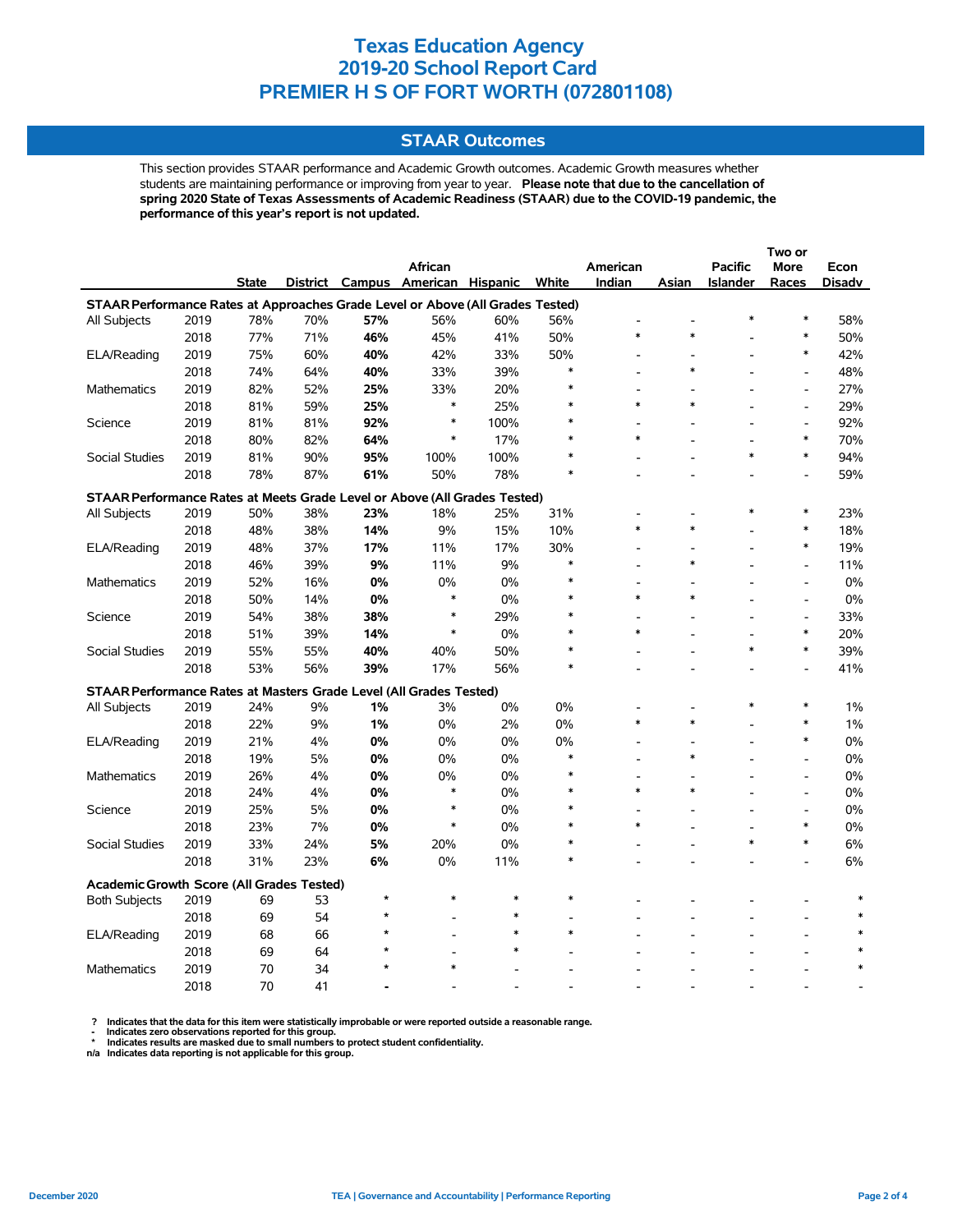# Texas Education Agency
# 2019-20 School Report Card
# PREMIER H S OF FORT WORTH (072801108)

## STAAR Outcomes

This section provides STAAR performance and Academic Growth outcomes. Academic Growth measures whether students are maintaining performance or improving from year to year. **Please note that due to the cancellation of spring 2020 State of Texas Assessments of Academic Readiness (STAAR) due to the COVID-19 pandemic, the performance of this year's report is not updated.**

| | | State | District | Campus | African American | Hispanic | White | American Indian | Asian | Pacific Islander | Two or More Races | Econ Disadv |
|---|---|---|---|---|---|---|---|---|---|---|---|---|
| **STAAR Performance Rates at Approaches Grade Level or Above (All Grades Tested)** | | | | | | | | | | | | |
| All Subjects | 2019 | 78% | 70% | **57%** | 56% | 60% | 56% | - | - | * | * | 58% |
| | 2018 | 77% | 71% | **46%** | 45% | 41% | 50% | * | * | - | * | 50% |
| ELA/Reading | 2019 | 75% | 60% | **40%** | 42% | 33% | 50% | - | - | - | * | 42% |
| | 2018 | 74% | 64% | **40%** | 33% | 39% | * | - | * | - | - | 48% |
| Mathematics | 2019 | 82% | 52% | **25%** | 33% | 20% | * | - | - | - | - | 27% |
| | 2018 | 81% | 59% | **25%** | * | 25% | * | * | * | - | - | 29% |
| Science | 2019 | 81% | 81% | **92%** | * | 100% | * | - | - | - | - | 92% |
| | 2018 | 80% | 82% | **64%** | * | 17% | * | * | - | - | * | 70% |
| Social Studies | 2019 | 81% | 90% | **95%** | 100% | 100% | * | - | - | * | * | 94% |
| | 2018 | 78% | 87% | **61%** | 50% | 78% | * | - | - | - | - | 59% |
| **STAAR Performance Rates at Meets Grade Level or Above (All Grades Tested)** | | | | | | | | | | | | |
| All Subjects | 2019 | 50% | 38% | **23%** | 18% | 25% | 31% | - | - | * | * | 23% |
| | 2018 | 48% | 38% | **14%** | 9% | 15% | 10% | * | * | - | * | 18% |
| ELA/Reading | 2019 | 48% | 37% | **17%** | 11% | 17% | 30% | - | - | - | * | 19% |
| | 2018 | 46% | 39% | **9%** | 11% | 9% | * | - | * | - | - | 11% |
| Mathematics | 2019 | 52% | 16% | **0%** | 0% | 0% | * | - | - | - | - | 0% |
| | 2018 | 50% | 14% | **0%** | * | 0% | * | * | * | - | - | 0% |
| Science | 2019 | 54% | 38% | **38%** | * | 29% | * | - | - | - | - | 33% |
| | 2018 | 51% | 39% | **14%** | * | 0% | * | * | - | - | * | 20% |
| Social Studies | 2019 | 55% | 55% | **40%** | 40% | 50% | * | - | - | * | * | 39% |
| | 2018 | 53% | 56% | **39%** | 17% | 56% | * | - | - | - | - | 41% |
| **STAAR Performance Rates at Masters Grade Level (All Grades Tested)** | | | | | | | | | | | | |
| All Subjects | 2019 | 24% | 9% | **1%** | 3% | 0% | 0% | - | - | * | * | 1% |
| | 2018 | 22% | 9% | **1%** | 0% | 2% | 0% | * | * | - | * | 1% |
| ELA/Reading | 2019 | 21% | 4% | **0%** | 0% | 0% | 0% | - | - | - | * | 0% |
| | 2018 | 19% | 5% | **0%** | 0% | 0% | * | - | * | - | - | 0% |
| Mathematics | 2019 | 26% | 4% | **0%** | 0% | 0% | * | - | - | - | - | 0% |
| | 2018 | 24% | 4% | **0%** | * | 0% | * | * | * | - | - | 0% |
| Science | 2019 | 25% | 5% | **0%** | * | 0% | * | - | - | - | - | 0% |
| | 2018 | 23% | 7% | **0%** | * | 0% | * | * | - | - | * | 0% |
| Social Studies | 2019 | 33% | 24% | **5%** | 20% | 0% | * | - | - | * | * | 6% |
| | 2018 | 31% | 23% | **6%** | 0% | 11% | * | - | - | - | - | 6% |
| **Academic Growth Score (All Grades Tested)** | | | | | | | | | | | | |
| Both Subjects | 2019 | 69 | 53 | * | * | * | * | - | - | - | - | * |
| | 2018 | 69 | 54 | * | - | * | - | - | - | - | - | * |
| ELA/Reading | 2019 | 68 | 66 | * | - | * | * | - | - | - | - | * |
| | 2018 | 69 | 64 | * | - | * | - | - | - | - | - | * |
| Mathematics | 2019 | 70 | 34 | * | * | - | - | - | - | - | - | * |
| | 2018 | 70 | 41 | **-** | - | - | - | - | - | - | - | - |

? Indicates that the data for this item were statistically improbable or were reported outside a reasonable range.
- Indicates zero observations reported for this group.
* Indicates results are masked due to small numbers to protect student confidentiality.
n/a Indicates data reporting is not applicable for this group.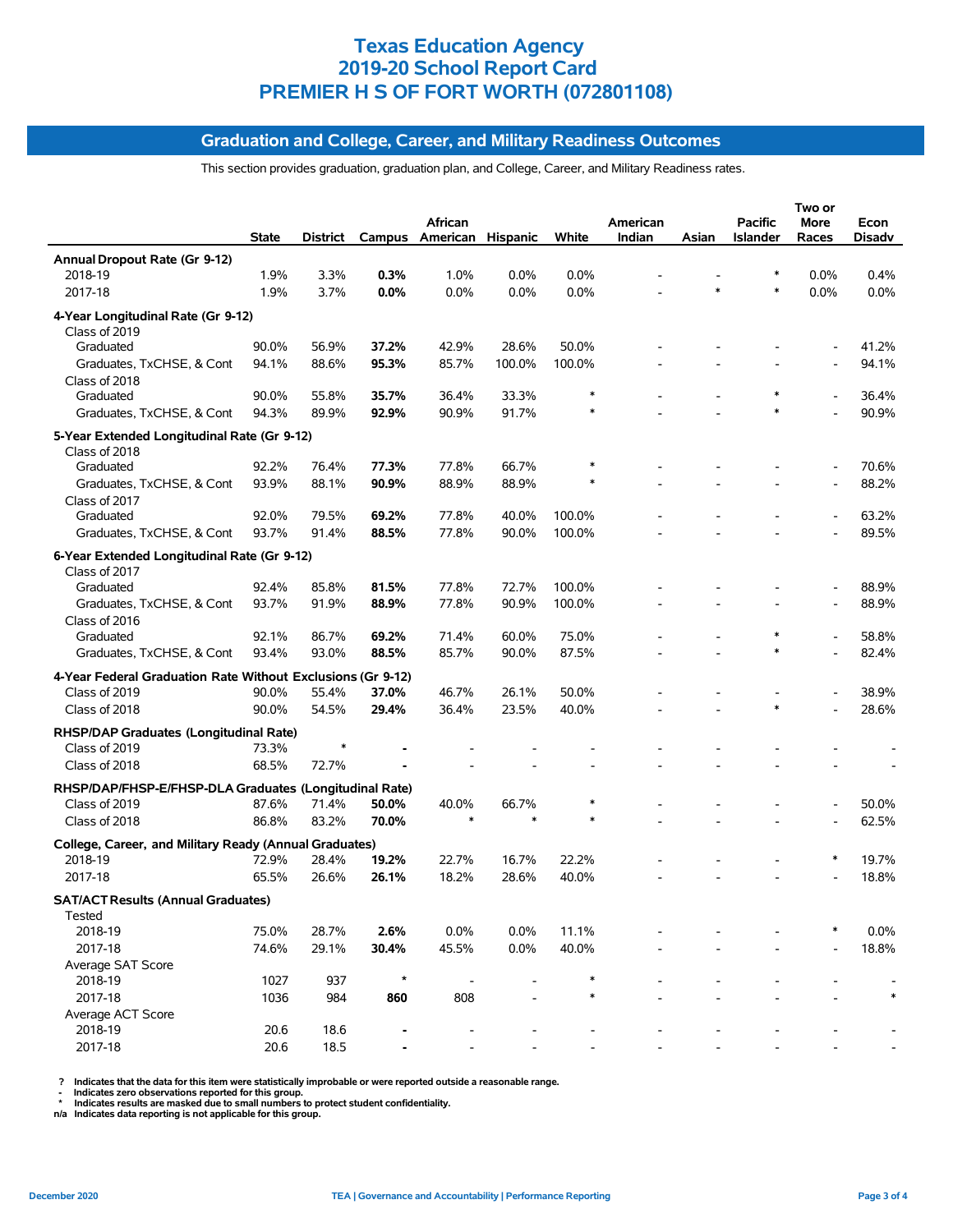# Texas Education Agency
# 2019-20 School Report Card
# PREMIER H S OF FORT WORTH (072801108)

## Graduation and College, Career, and Military Readiness Outcomes

This section provides graduation, graduation plan, and College, Career, and Military Readiness rates.

| | State | District | Campus | African American | Hispanic | White | American Indian | Asian | Pacific Islander | Two or More Races | Econ Disadv |
|---|---|---|---|---|---|---|---|---|---|---|---|
| **Annual Dropout Rate (Gr 9-12)** | | | | | | | | | | | |
| 2018-19 | 1.9% | 3.3% | **0.3%** | 1.0% | 0.0% | 0.0% | - | - | * | 0.0% | 0.4% |
| 2017-18 | 1.9% | 3.7% | **0.0%** | 0.0% | 0.0% | 0.0% | - | * | * | 0.0% | 0.0% |
| **4-Year Longitudinal Rate (Gr 9-12)** | | | | | | | | | | | |
| Class of 2019 | | | | | | | | | | | |
| Graduated | 90.0% | 56.9% | **37.2%** | 42.9% | 28.6% | 50.0% | - | - | - | - | 41.2% |
| Graduates, TxCHSE, & Cont | 94.1% | 88.6% | **95.3%** | 85.7% | 100.0% | 100.0% | - | - | - | - | 94.1% |
| Class of 2018 | | | | | | | | | | | |
| Graduated | 90.0% | 55.8% | **35.7%** | 36.4% | 33.3% | * | - | - | * | - | 36.4% |
| Graduates, TxCHSE, & Cont | 94.3% | 89.9% | **92.9%** | 90.9% | 91.7% | * | - | - | * | - | 90.9% |
| **5-Year Extended Longitudinal Rate (Gr 9-12)** | | | | | | | | | | | |
| Class of 2018 | | | | | | | | | | | |
| Graduated | 92.2% | 76.4% | **77.3%** | 77.8% | 66.7% | * | - | - | - | - | 70.6% |
| Graduates, TxCHSE, & Cont | 93.9% | 88.1% | **90.9%** | 88.9% | 88.9% | * | - | - | - | - | 88.2% |
| Class of 2017 | | | | | | | | | | | |
| Graduated | 92.0% | 79.5% | **69.2%** | 77.8% | 40.0% | 100.0% | - | - | - | - | 63.2% |
| Graduates, TxCHSE, & Cont | 93.7% | 91.4% | **88.5%** | 77.8% | 90.0% | 100.0% | - | - | - | - | 89.5% |
| **6-Year Extended Longitudinal Rate (Gr 9-12)** | | | | | | | | | | | |
| Class of 2017 | | | | | | | | | | | |
| Graduated | 92.4% | 85.8% | **81.5%** | 77.8% | 72.7% | 100.0% | - | - | - | - | 88.9% |
| Graduates, TxCHSE, & Cont | 93.7% | 91.9% | **88.9%** | 77.8% | 90.9% | 100.0% | - | - | - | - | 88.9% |
| Class of 2016 | | | | | | | | | | | |
| Graduated | 92.1% | 86.7% | **69.2%** | 71.4% | 60.0% | 75.0% | - | - | * | - | 58.8% |
| Graduates, TxCHSE, & Cont | 93.4% | 93.0% | **88.5%** | 85.7% | 90.0% | 87.5% | - | - | * | - | 82.4% |
| **4-Year Federal Graduation Rate Without Exclusions (Gr 9-12)** | | | | | | | | | | | |
| Class of 2019 | 90.0% | 55.4% | **37.0%** | 46.7% | 26.1% | 50.0% | - | - | - | - | 38.9% |
| Class of 2018 | 90.0% | 54.5% | **29.4%** | 36.4% | 23.5% | 40.0% | - | - | * | - | 28.6% |
| **RHSP/DAP Graduates (Longitudinal Rate)** | | | | | | | | | | | |
| Class of 2019 | 73.3% | * | **-** | - | - | - | - | - | - | - | - |
| Class of 2018 | 68.5% | 72.7% | **-** | - | - | - | - | - | - | - | - |
| **RHSP/DAP/FHSP-E/FHSP-DLA Graduates (Longitudinal Rate)** | | | | | | | | | | | |
| Class of 2019 | 87.6% | 71.4% | **50.0%** | 40.0% | 66.7% | * | - | - | - | - | 50.0% |
| Class of 2018 | 86.8% | 83.2% | **70.0%** | * | * | * | - | - | - | - | 62.5% |
| **College, Career, and Military Ready (Annual Graduates)** | | | | | | | | | | | |
| 2018-19 | 72.9% | 28.4% | **19.2%** | 22.7% | 16.7% | 22.2% | - | - | - | * | 19.7% |
| 2017-18 | 65.5% | 26.6% | **26.1%** | 18.2% | 28.6% | 40.0% | - | - | - | - | 18.8% |
| **SAT/ACT Results (Annual Graduates)** | | | | | | | | | | | |
| Tested | | | | | | | | | | | |
| 2018-19 | 75.0% | 28.7% | **2.6%** | 0.0% | 0.0% | 11.1% | - | - | - | * | 0.0% |
| 2017-18 | 74.6% | 29.1% | **30.4%** | 45.5% | 0.0% | 40.0% | - | - | - | - | 18.8% |
| Average SAT Score | | | | | | | | | | | |
| 2018-19 | 1027 | 937 | * | - | - | * | - | - | - | - | - |
| 2017-18 | 1036 | 984 | **860** | 808 | - | * | - | - | - | - | * |
| Average ACT Score | | | | | | | | | | | |
| 2018-19 | 20.6 | 18.6 | **-** | - | - | - | - | - | - | - | - |
| 2017-18 | 20.6 | 18.5 | **-** | - | - | - | - | - | - | - | - |

? Indicates that the data for this item were statistically improbable or were reported outside a reasonable range.
\- Indicates zero observations reported for this group.
\* Indicates results are masked due to small numbers to protect student confidentiality.
n/a Indicates data reporting is not applicable for this group.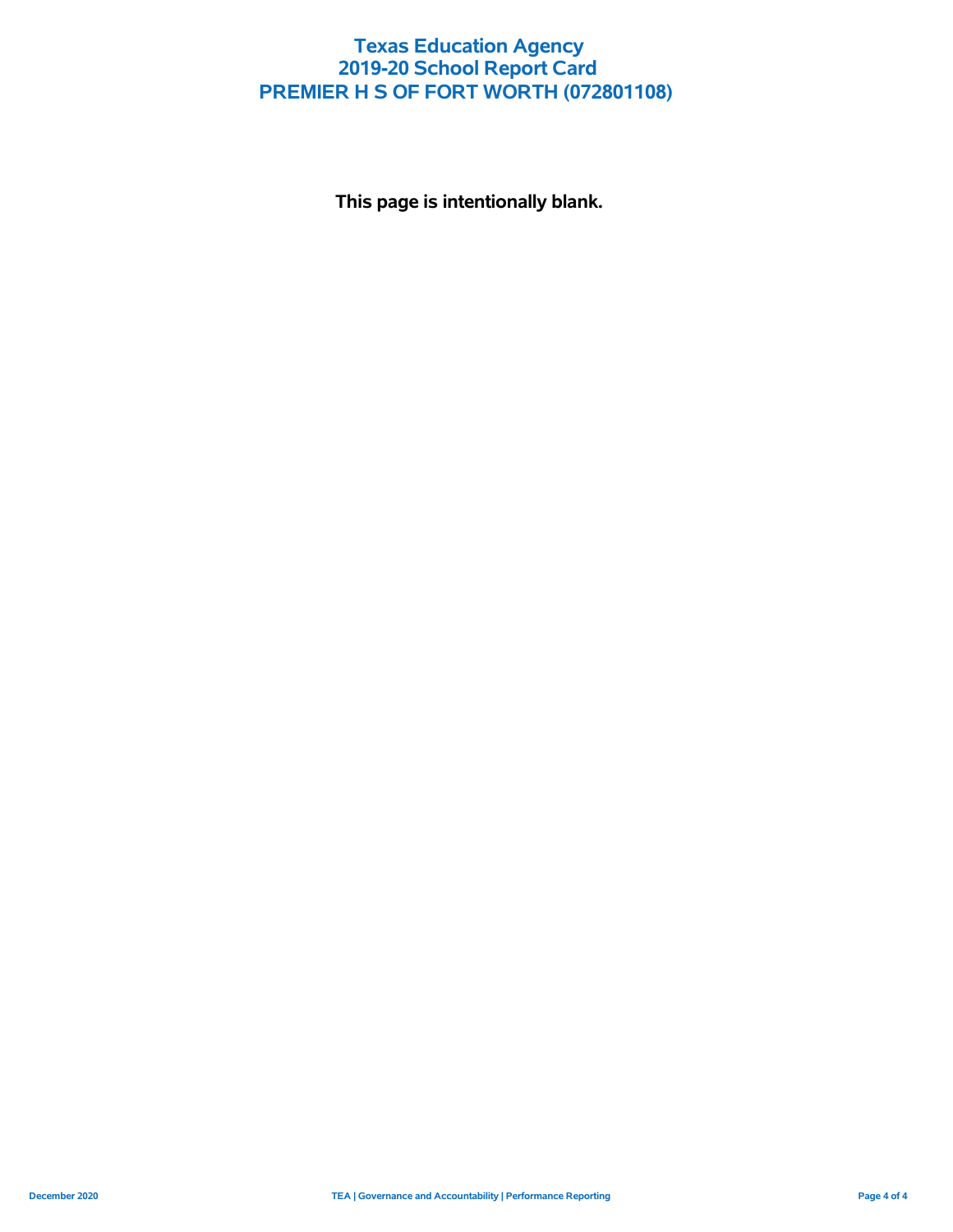# Texas Education Agency
# 2019-20 School Report Card
# PREMIER H S OF FORT WORTH (072801108)

**This page is intentionally blank.**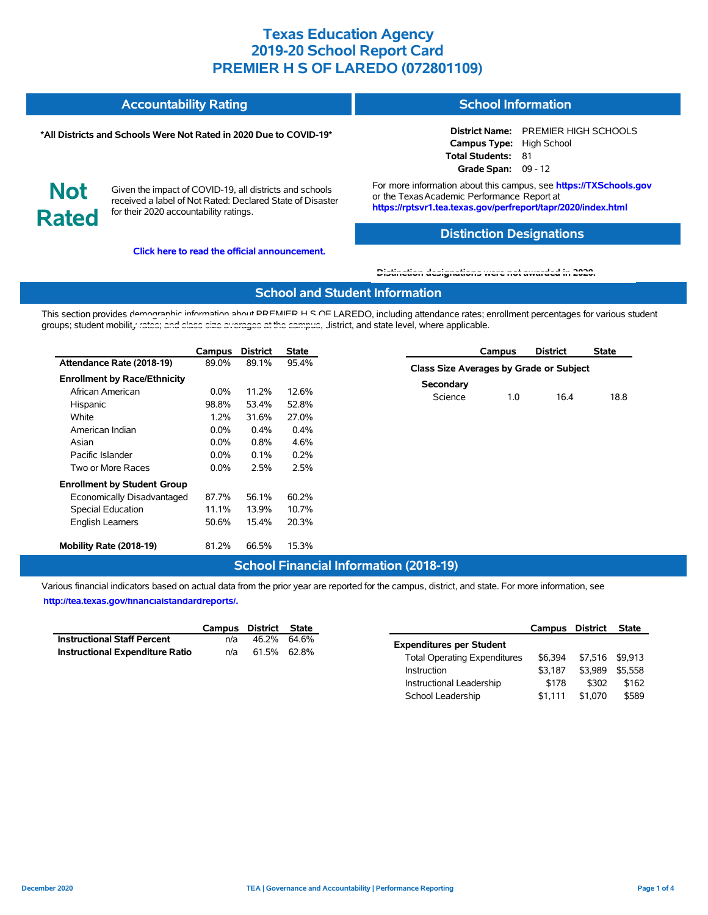# Texas Education Agency
# 2019-20 School Report Card
# PREMIER H S OF LAREDO (072801109)

## Accountability Rating

**\*All Districts and Schools Were Not Rated in 2020 Due to COVID-19\***

**Not Rated**

Given the impact of COVID-19, all districts and schools received a label of Not Rated: Declared State of Disaster for their 2020 accountability ratings.

**Click here to read the official announcement.**

## School Information

**District Name:** PREMIER HIGH SCHOOLS
**Campus Type:** High School
**Total Students:** 81
**Grade Span:** 09 - 12

For more information about this campus, see **https://TXSchools.gov** or the Texas Academic Performance Report at **https://rptsvr1.tea.texas.gov/perfreport/tapr/2020/index.html**

## Distinction Designations

**Distinction designations were not awarded in 2020.**

## School and Student Information

This section provides demographic information about PREMIER H S OF LAREDO, including attendance rates; enrollment percentages for various student groups; student mobility rates; and class size averages at the campus, district, and state level, where applicable.

| | Campus | District | State |
|---|---|---|---|
| **Attendance Rate (2018-19)** | 89.0% | 89.1% | 95.4% |
| **Enrollment by Race/Ethnicity** | | | |
| African American | 0.0% | 11.2% | 12.6% |
| Hispanic | 98.8% | 53.4% | 52.8% |
| White | 1.2% | 31.6% | 27.0% |
| American Indian | 0.0% | 0.4% | 0.4% |
| Asian | 0.0% | 0.8% | 4.6% |
| Pacific Islander | 0.0% | 0.1% | 0.2% |
| Two or More Races | 0.0% | 2.5% | 2.5% |
| **Enrollment by Student Group** | | | |
| Economically Disadvantaged | 87.7% | 56.1% | 60.2% |
| Special Education | 11.1% | 13.9% | 10.7% |
| English Learners | 50.6% | 15.4% | 20.3% |
| **Mobility Rate (2018-19)** | 81.2% | 66.5% | 15.3% |

| | Campus | District | State |
|---|---|---|---|
| **Class Size Averages by Grade or Subject** | | | |
| **Secondary** | | | |
| Science | 1.0 | 16.4 | 18.8 |

## School Financial Information (2018-19)

Various financial indicators based on actual data from the prior year are reported for the campus, district, and state. For more information, see **http://tea.texas.gov/financialstandardreports/.**

| | Campus | District | State |
|---|---|---|---|
| **Instructional Staff Percent** | n/a | 46.2% | 64.6% |
| **Instructional Expenditure Ratio** | n/a | 61.5% | 62.8% |

| | Campus | District | State |
|---|---|---|---|
| **Expenditures per Student** | | | |
| Total Operating Expenditures | $6,394 | $7,516 | $9,913 |
| Instruction | $3,187 | $3,989 | $5,558 |
| Instructional Leadership | $178 | $302 | $162 |
| School Leadership | $1,111 | $1,070 | $589 |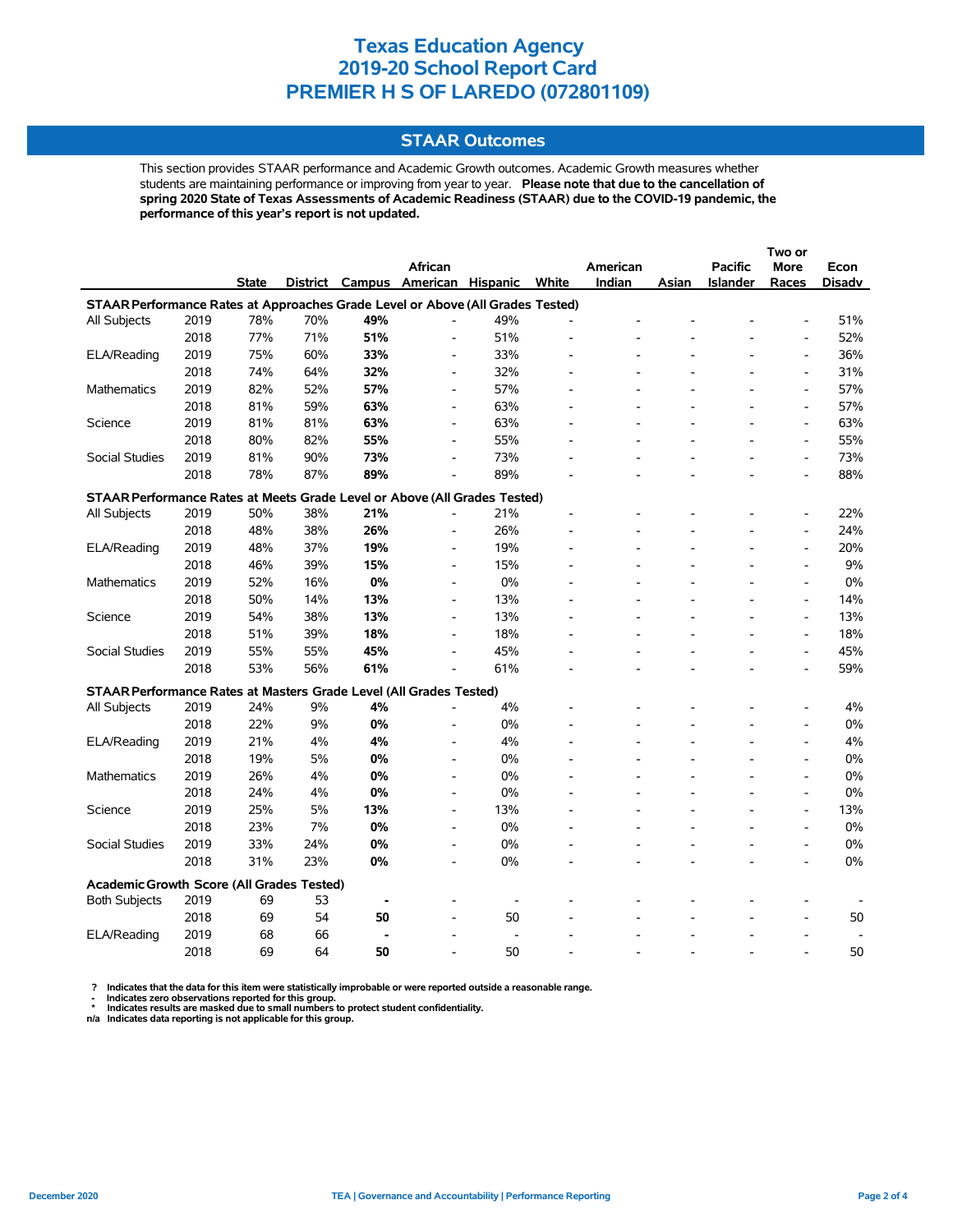# Texas Education Agency
# 2019-20 School Report Card
# PREMIER H S OF LAREDO (072801109)

## STAAR Outcomes

This section provides STAAR performance and Academic Growth outcomes. Academic Growth measures whether students are maintaining performance or improving from year to year. **Please note that due to the cancellation of spring 2020 State of Texas Assessments of Academic Readiness (STAAR) due to the COVID-19 pandemic, the performance of this year's report is not updated.**

| | | State | District | Campus | African American | Hispanic | White | American Indian | Asian | Pacific Islander | Two or More Races | Econ Disadv |
|---|---|---|---|---|---|---|---|---|---|---|---|---|
| **STAAR Performance Rates at Approaches Grade Level or Above (All Grades Tested)** | | | | | | | | | | | | |
| All Subjects | 2019 | 78% | 70% | **49%** | - | 49% | - | - | - | - | - | 51% |
| | 2018 | 77% | 71% | **51%** | - | 51% | - | - | - | - | - | 52% |
| ELA/Reading | 2019 | 75% | 60% | **33%** | - | 33% | - | - | - | - | - | 36% |
| | 2018 | 74% | 64% | **32%** | - | 32% | - | - | - | - | - | 31% |
| Mathematics | 2019 | 82% | 52% | **57%** | - | 57% | - | - | - | - | - | 57% |
| | 2018 | 81% | 59% | **63%** | - | 63% | - | - | - | - | - | 57% |
| Science | 2019 | 81% | 81% | **63%** | - | 63% | - | - | - | - | - | 63% |
| | 2018 | 80% | 82% | **55%** | - | 55% | - | - | - | - | - | 55% |
| Social Studies | 2019 | 81% | 90% | **73%** | - | 73% | - | - | - | - | - | 73% |
| | 2018 | 78% | 87% | **89%** | - | 89% | - | - | - | - | - | 88% |
| **STAAR Performance Rates at Meets Grade Level or Above (All Grades Tested)** | | | | | | | | | | | | |
| All Subjects | 2019 | 50% | 38% | **21%** | - | 21% | - | - | - | - | - | 22% |
| | 2018 | 48% | 38% | **26%** | - | 26% | - | - | - | - | - | 24% |
| ELA/Reading | 2019 | 48% | 37% | **19%** | - | 19% | - | - | - | - | - | 20% |
| | 2018 | 46% | 39% | **15%** | - | 15% | - | - | - | - | - | 9% |
| Mathematics | 2019 | 52% | 16% | **0%** | - | 0% | - | - | - | - | - | 0% |
| | 2018 | 50% | 14% | **13%** | - | 13% | - | - | - | - | - | 14% |
| Science | 2019 | 54% | 38% | **13%** | - | 13% | - | - | - | - | - | 13% |
| | 2018 | 51% | 39% | **18%** | - | 18% | - | - | - | - | - | 18% |
| Social Studies | 2019 | 55% | 55% | **45%** | - | 45% | - | - | - | - | - | 45% |
| | 2018 | 53% | 56% | **61%** | - | 61% | - | - | - | - | - | 59% |
| **STAAR Performance Rates at Masters Grade Level (All Grades Tested)** | | | | | | | | | | | | |
| All Subjects | 2019 | 24% | 9% | **4%** | - | 4% | - | - | - | - | - | 4% |
| | 2018 | 22% | 9% | **0%** | - | 0% | - | - | - | - | - | 0% |
| ELA/Reading | 2019 | 21% | 4% | **4%** | - | 4% | - | - | - | - | - | 4% |
| | 2018 | 19% | 5% | **0%** | - | 0% | - | - | - | - | - | 0% |
| Mathematics | 2019 | 26% | 4% | **0%** | - | 0% | - | - | - | - | - | 0% |
| | 2018 | 24% | 4% | **0%** | - | 0% | - | - | - | - | - | 0% |
| Science | 2019 | 25% | 5% | **13%** | - | 13% | - | - | - | - | - | 13% |
| | 2018 | 23% | 7% | **0%** | - | 0% | - | - | - | - | - | 0% |
| Social Studies | 2019 | 33% | 24% | **0%** | - | 0% | - | - | - | - | - | 0% |
| | 2018 | 31% | 23% | **0%** | - | 0% | - | - | - | - | - | 0% |
| **Academic Growth Score (All Grades Tested)** | | | | | | | | | | | | |
| Both Subjects | 2019 | 69 | 53 | **-** | - | - | - | - | - | - | - | - |
| | 2018 | 69 | 54 | **50** | - | 50 | - | - | - | - | - | 50 |
| ELA/Reading | 2019 | 68 | 66 | **-** | - | - | - | - | - | - | - | - |
| | 2018 | 69 | 64 | **50** | - | 50 | - | - | - | - | - | 50 |

**?** Indicates that the data for this item were statistically improbable or were reported outside a reasonable range.
**-** Indicates zero observations reported for this group.
**\*** Indicates results are masked due to small numbers to protect student confidentiality.
**n/a** Indicates data reporting is not applicable for this group.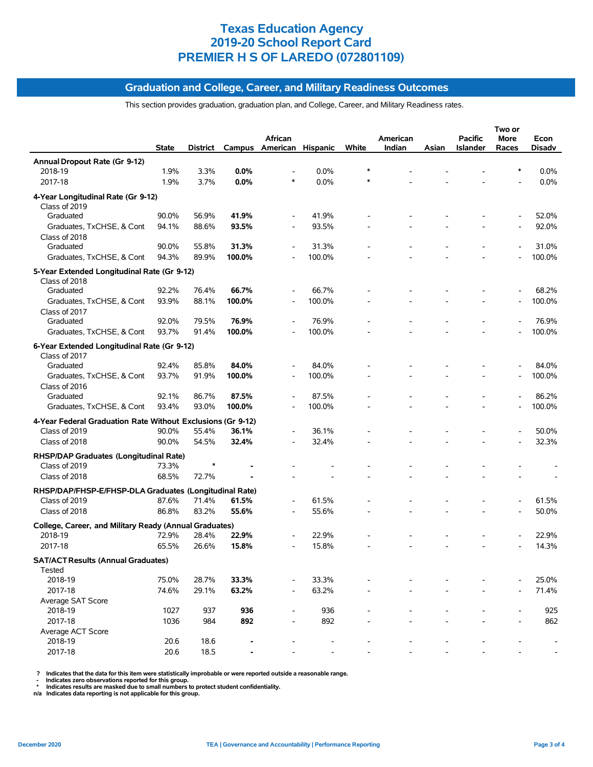# Texas Education Agency
# 2019-20 School Report Card
# PREMIER H S OF LAREDO (072801109)

## Graduation and College, Career, and Military Readiness Outcomes

This section provides graduation, graduation plan, and College, Career, and Military Readiness rates.

| | State | District | Campus | African American | Hispanic | White | American Indian | Asian | Pacific Islander | Two or More Races | Econ Disadv |
|---|---|---|---|---|---|---|---|---|---|---|---|
| **Annual Dropout Rate (Gr 9-12)** | | | | | | | | | | | |
| 2018-19 | 1.9% | 3.3% | **0.0%** | - | 0.0% | * | - | - | - | * | 0.0% |
| 2017-18 | 1.9% | 3.7% | **0.0%** | * | 0.0% | * | - | - | - | - | 0.0% |
| **4-Year Longitudinal Rate (Gr 9-12)** | | | | | | | | | | | |
| Class of 2019 | | | | | | | | | | | |
| Graduated | 90.0% | 56.9% | **41.9%** | - | 41.9% | - | - | - | - | - | 52.0% |
| Graduates, TxCHSE, & Cont | 94.1% | 88.6% | **93.5%** | - | 93.5% | - | - | - | - | - | 92.0% |
| Class of 2018 | | | | | | | | | | | |
| Graduated | 90.0% | 55.8% | **31.3%** | - | 31.3% | - | - | - | - | - | 31.0% |
| Graduates, TxCHSE, & Cont | 94.3% | 89.9% | **100.0%** | - | 100.0% | - | - | - | - | - | 100.0% |
| **5-Year Extended Longitudinal Rate (Gr 9-12)** | | | | | | | | | | | |
| Class of 2018 | | | | | | | | | | | |
| Graduated | 92.2% | 76.4% | **66.7%** | - | 66.7% | - | - | - | - | - | 68.2% |
| Graduates, TxCHSE, & Cont | 93.9% | 88.1% | **100.0%** | - | 100.0% | - | - | - | - | - | 100.0% |
| Class of 2017 | | | | | | | | | | | |
| Graduated | 92.0% | 79.5% | **76.9%** | - | 76.9% | - | - | - | - | - | 76.9% |
| Graduates, TxCHSE, & Cont | 93.7% | 91.4% | **100.0%** | - | 100.0% | - | - | - | - | - | 100.0% |
| **6-Year Extended Longitudinal Rate (Gr 9-12)** | | | | | | | | | | | |
| Class of 2017 | | | | | | | | | | | |
| Graduated | 92.4% | 85.8% | **84.0%** | - | 84.0% | - | - | - | - | - | 84.0% |
| Graduates, TxCHSE, & Cont | 93.7% | 91.9% | **100.0%** | - | 100.0% | - | - | - | - | - | 100.0% |
| Class of 2016 | | | | | | | | | | | |
| Graduated | 92.1% | 86.7% | **87.5%** | - | 87.5% | - | - | - | - | - | 86.2% |
| Graduates, TxCHSE, & Cont | 93.4% | 93.0% | **100.0%** | - | 100.0% | - | - | - | - | - | 100.0% |
| **4-Year Federal Graduation Rate Without Exclusions (Gr 9-12)** | | | | | | | | | | | |
| Class of 2019 | 90.0% | 55.4% | **36.1%** | - | 36.1% | - | - | - | - | - | 50.0% |
| Class of 2018 | 90.0% | 54.5% | **32.4%** | - | 32.4% | - | - | - | - | - | 32.3% |
| **RHSP/DAP Graduates (Longitudinal Rate)** | | | | | | | | | | | |
| Class of 2019 | 73.3% | * | **-** | - | - | - | - | - | - | - | - |
| Class of 2018 | 68.5% | 72.7% | **-** | - | - | - | - | - | - | - | - |
| **RHSP/DAP/FHSP-E/FHSP-DLA Graduates (Longitudinal Rate)** | | | | | | | | | | | |
| Class of 2019 | 87.6% | 71.4% | **61.5%** | - | 61.5% | - | - | - | - | - | 61.5% |
| Class of 2018 | 86.8% | 83.2% | **55.6%** | - | 55.6% | - | - | - | - | - | 50.0% |
| **College, Career, and Military Ready (Annual Graduates)** | | | | | | | | | | | |
| 2018-19 | 72.9% | 28.4% | **22.9%** | - | 22.9% | - | - | - | - | - | 22.9% |
| 2017-18 | 65.5% | 26.6% | **15.8%** | - | 15.8% | - | - | - | - | - | 14.3% |
| **SAT/ACT Results (Annual Graduates)** | | | | | | | | | | | |
| Tested | | | | | | | | | | | |
| 2018-19 | 75.0% | 28.7% | **33.3%** | - | 33.3% | - | - | - | - | - | 25.0% |
| 2017-18 | 74.6% | 29.1% | **63.2%** | - | 63.2% | - | - | - | - | - | 71.4% |
| Average SAT Score | | | | | | | | | | | |
| 2018-19 | 1027 | 937 | **936** | - | 936 | - | - | - | - | - | 925 |
| 2017-18 | 1036 | 984 | **892** | - | 892 | - | - | - | - | - | 862 |
| Average ACT Score | | | | | | | | | | | |
| 2018-19 | 20.6 | 18.6 | **-** | - | - | - | - | - | - | - | - |
| 2017-18 | 20.6 | 18.5 | **-** | - | - | - | - | - | - | - | - |

? Indicates that the data for this item were statistically improbable or were reported outside a reasonable range.
\- Indicates zero observations reported for this group.
\* Indicates results are masked due to small numbers to protect student confidentiality.
n/a Indicates data reporting is not applicable for this group.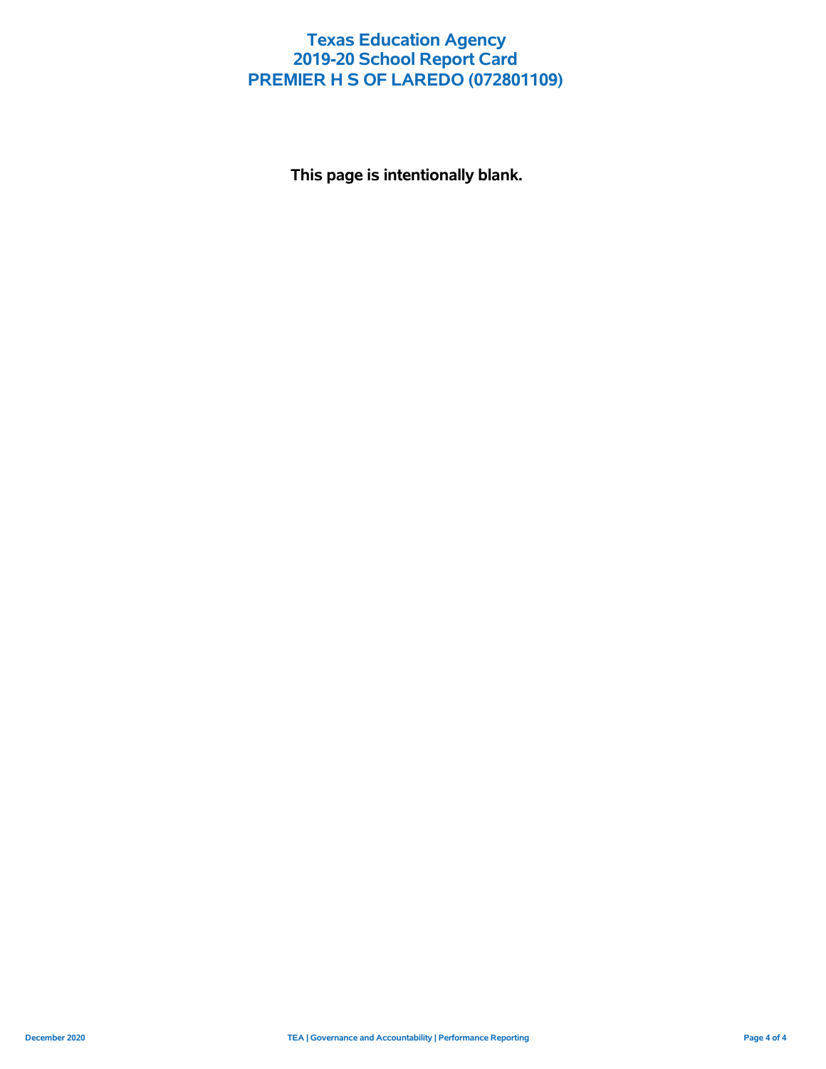# Texas Education Agency
# 2019-20 School Report Card
# PREMIER H S OF LAREDO (072801109)

**This page is intentionally blank.**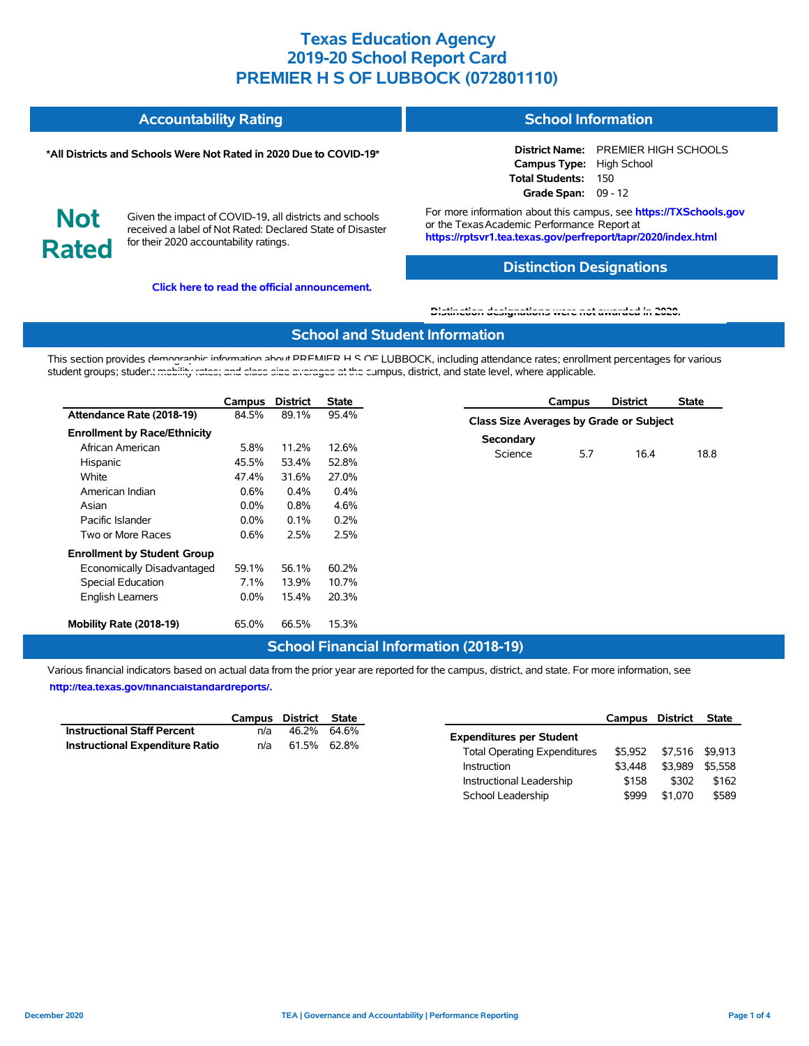# Texas Education Agency
# 2019-20 School Report Card
# PREMIER H S OF LUBBOCK (072801110)

## Accountability Rating

**\*All Districts and Schools Were Not Rated in 2020 Due to COVID-19\***

**Not Rated**

Given the impact of COVID-19, all districts and schools received a label of Not Rated: Declared State of Disaster for their 2020 accountability ratings.

**Click here to read the official announcement.**

## School Information

**District Name:** PREMIER HIGH SCHOOLS
**Campus Type:** High School
**Total Students:** 150
**Grade Span:** 09 - 12

For more information about this campus, see **https://TXSchools.gov** or the Texas Academic Performance Report at **https://rptsvr1.tea.texas.gov/perfreport/tapr/2020/index.html**

## Distinction Designations

Distinction designations were not awarded in 2020.

## School and Student Information

This section provides demographic information about PREMIER H S OF LUBBOCK, including attendance rates; enrollment percentages for various student groups; student mobility rates; and class size averages at the campus, district, and state level, where applicable.

| | Campus | District | State |
|---|---|---|---|
| **Attendance Rate (2018-19)** | 84.5% | 89.1% | 95.4% |
| **Enrollment by Race/Ethnicity** | | | |
| African American | 5.8% | 11.2% | 12.6% |
| Hispanic | 45.5% | 53.4% | 52.8% |
| White | 47.4% | 31.6% | 27.0% |
| American Indian | 0.6% | 0.4% | 0.4% |
| Asian | 0.0% | 0.8% | 4.6% |
| Pacific Islander | 0.0% | 0.1% | 0.2% |
| Two or More Races | 0.6% | 2.5% | 2.5% |
| **Enrollment by Student Group** | | | |
| Economically Disadvantaged | 59.1% | 56.1% | 60.2% |
| Special Education | 7.1% | 13.9% | 10.7% |
| English Learners | 0.0% | 15.4% | 20.3% |
| **Mobility Rate (2018-19)** | 65.0% | 66.5% | 15.3% |

| | Campus | District | State |
|---|---|---|---|
| **Class Size Averages by Grade or Subject** | | | |
| **Secondary** | | | |
| Science | 5.7 | 16.4 | 18.8 |

## School Financial Information (2018-19)

Various financial indicators based on actual data from the prior year are reported for the campus, district, and state. For more information, see **http://tea.texas.gov/financialstandardreports/.**

| | Campus | District | State |
|---|---|---|---|
| **Instructional Staff Percent** | n/a | 46.2% | 64.6% |
| **Instructional Expenditure Ratio** | n/a | 61.5% | 62.8% |

| | Campus | District | State |
|---|---|---|---|
| **Expenditures per Student** | | | |
| Total Operating Expenditures | $5,952 | $7,516 | $9,913 |
| Instruction | $3,448 | $3,989 | $5,558 |
| Instructional Leadership | $158 | $302 | $162 |
| School Leadership | $999 | $1,070 | $589 |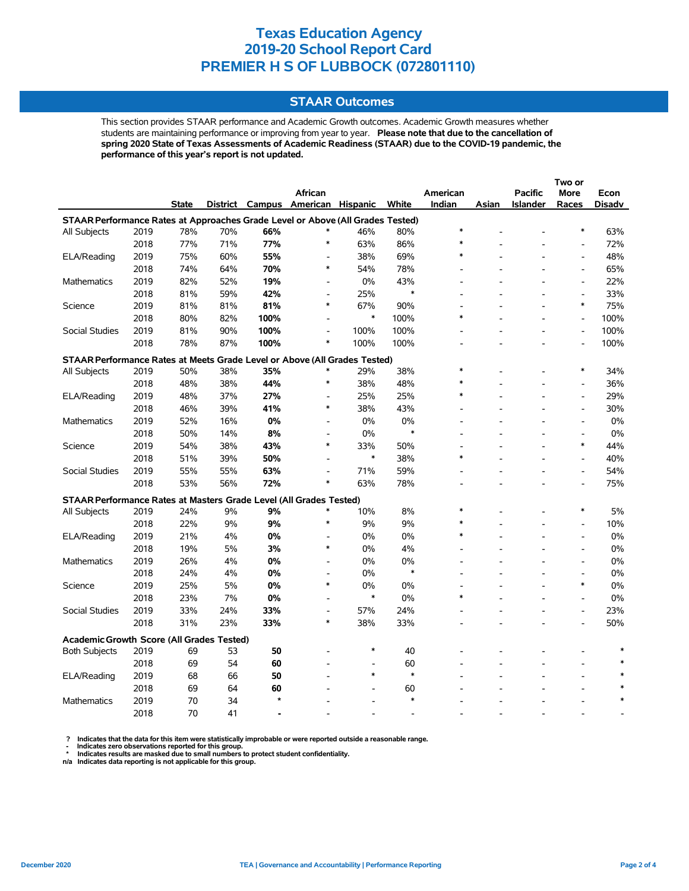# Texas Education Agency
# 2019-20 School Report Card
# PREMIER H S OF LUBBOCK (072801110)

## STAAR Outcomes

This section provides STAAR performance and Academic Growth outcomes. Academic Growth measures whether students are maintaining performance or improving from year to year. **Please note that due to the cancellation of spring 2020 State of Texas Assessments of Academic Readiness (STAAR) due to the COVID-19 pandemic, the performance of this year's report is not updated.**

| | | State | District | Campus | African American | Hispanic | White | American Indian | Asian | Pacific Islander | Two or More Races | Econ Disadv |
|---|---|---|---|---|---|---|---|---|---|---|---|---|
| **STAAR Performance Rates at Approaches Grade Level or Above (All Grades Tested)** | | | | | | | | | | | | |
| All Subjects | 2019 | 78% | 70% | **66%** | * | 46% | 80% | * | - | - | * | 63% |
| | 2018 | 77% | 71% | **77%** | * | 63% | 86% | * | - | - | - | 72% |
| ELA/Reading | 2019 | 75% | 60% | **55%** | - | 38% | 69% | * | - | - | - | 48% |
| | 2018 | 74% | 64% | **70%** | * | 54% | 78% | - | - | - | - | 65% |
| Mathematics | 2019 | 82% | 52% | **19%** | - | 0% | 43% | - | - | - | - | 22% |
| | 2018 | 81% | 59% | **42%** | - | 25% | * | - | - | - | - | 33% |
| Science | 2019 | 81% | 81% | **81%** | * | 67% | 90% | - | - | - | * | 75% |
| | 2018 | 80% | 82% | **100%** | - | * | 100% | * | - | - | - | 100% |
| Social Studies | 2019 | 81% | 90% | **100%** | - | 100% | 100% | - | - | - | - | 100% |
| | 2018 | 78% | 87% | **100%** | * | 100% | 100% | - | - | - | - | 100% |
| **STAAR Performance Rates at Meets Grade Level or Above (All Grades Tested)** | | | | | | | | | | | | |
| All Subjects | 2019 | 50% | 38% | **35%** | * | 29% | 38% | * | - | - | * | 34% |
| | 2018 | 48% | 38% | **44%** | * | 38% | 48% | * | - | - | - | 36% |
| ELA/Reading | 2019 | 48% | 37% | **27%** | - | 25% | 25% | * | - | - | - | 29% |
| | 2018 | 46% | 39% | **41%** | * | 38% | 43% | - | - | - | - | 30% |
| Mathematics | 2019 | 52% | 16% | **0%** | - | 0% | 0% | - | - | - | - | 0% |
| | 2018 | 50% | 14% | **8%** | - | 0% | * | - | - | - | - | 0% |
| Science | 2019 | 54% | 38% | **43%** | * | 33% | 50% | - | - | - | * | 44% |
| | 2018 | 51% | 39% | **50%** | - | * | 38% | * | - | - | - | 40% |
| Social Studies | 2019 | 55% | 55% | **63%** | - | 71% | 59% | - | - | - | - | 54% |
| | 2018 | 53% | 56% | **72%** | * | 63% | 78% | - | - | - | - | 75% |
| **STAAR Performance Rates at Masters Grade Level (All Grades Tested)** | | | | | | | | | | | | |
| All Subjects | 2019 | 24% | 9% | **9%** | * | 10% | 8% | * | - | - | * | 5% |
| | 2018 | 22% | 9% | **9%** | * | 9% | 9% | * | - | - | - | 10% |
| ELA/Reading | 2019 | 21% | 4% | **0%** | - | 0% | 0% | * | - | - | - | 0% |
| | 2018 | 19% | 5% | **3%** | * | 0% | 4% | - | - | - | - | 0% |
| Mathematics | 2019 | 26% | 4% | **0%** | - | 0% | 0% | - | - | - | - | 0% |
| | 2018 | 24% | 4% | **0%** | - | 0% | * | - | - | - | - | 0% |
| Science | 2019 | 25% | 5% | **0%** | * | 0% | 0% | - | - | - | * | 0% |
| | 2018 | 23% | 7% | **0%** | - | * | 0% | * | - | - | - | 0% |
| Social Studies | 2019 | 33% | 24% | **33%** | - | 57% | 24% | - | - | - | - | 23% |
| | 2018 | 31% | 23% | **33%** | * | 38% | 33% | - | - | - | - | 50% |
| **Academic Growth Score (All Grades Tested)** | | | | | | | | | | | | |
| Both Subjects | 2019 | 69 | 53 | **50** | - | * | 40 | - | - | - | - | * |
| | 2018 | 69 | 54 | **60** | - | - | 60 | - | - | - | - | * |
| ELA/Reading | 2019 | 68 | 66 | **50** | - | * | * | - | - | - | - | * |
| | 2018 | 69 | 64 | **60** | - | - | 60 | - | - | - | - | * |
| Mathematics | 2019 | 70 | 34 | ***** | - | - | * | - | - | - | - | * |
| | 2018 | 70 | 41 | **-** | - | - | - | - | - | - | - | - |

? Indicates that the data for this item were statistically improbable or were reported outside a reasonable range.
\- Indicates zero observations reported for this group.
\* Indicates results are masked due to small numbers to protect student confidentiality.
n/a Indicates data reporting is not applicable for this group.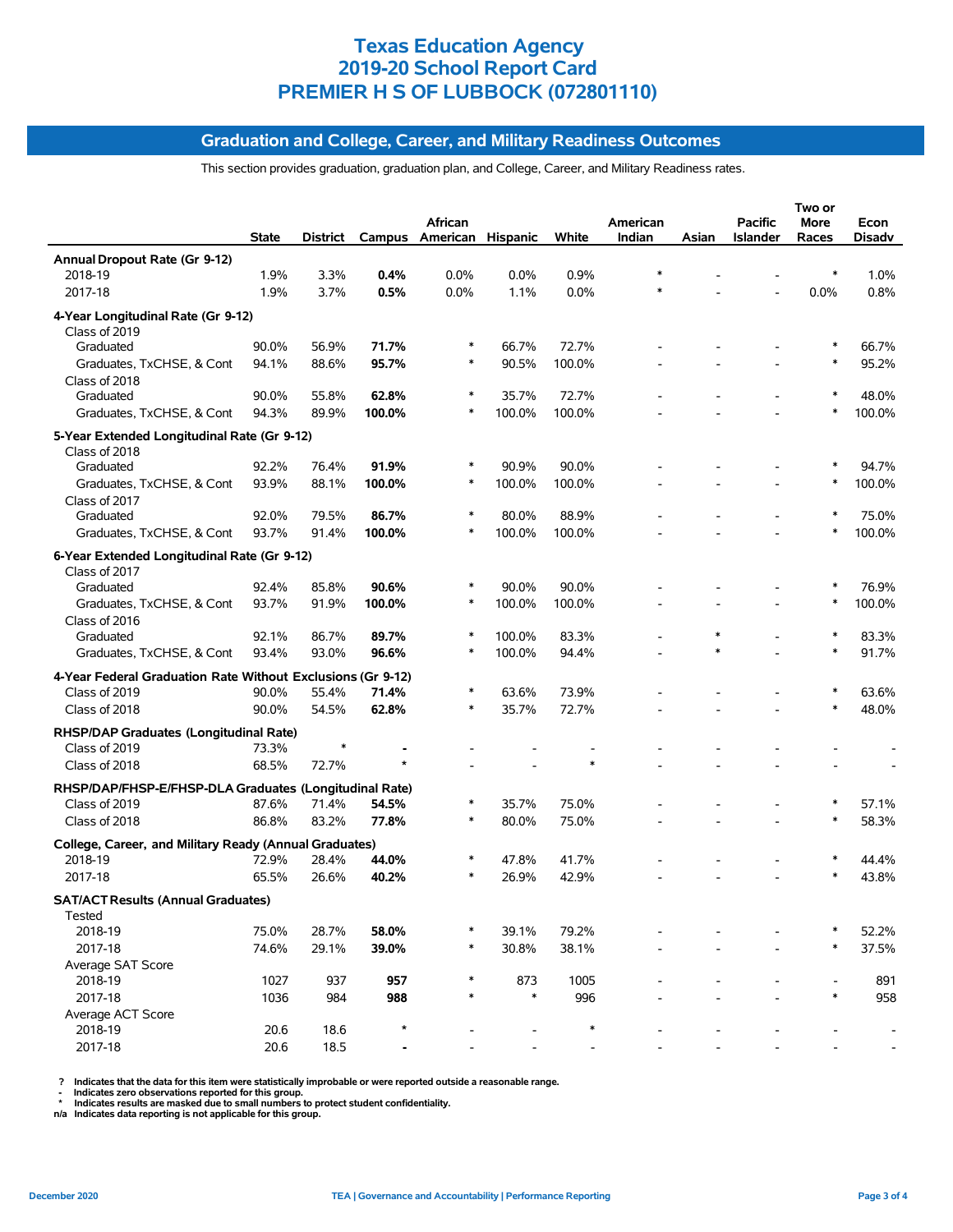# Texas Education Agency
# 2019-20 School Report Card
# PREMIER H S OF LUBBOCK (072801110)

## Graduation and College, Career, and Military Readiness Outcomes

This section provides graduation, graduation plan, and College, Career, and Military Readiness rates.

| | State | District | Campus | African American | Hispanic | White | American Indian | Asian | Pacific Islander | Two or More Races | Econ Disadv |
|---|---|---|---|---|---|---|---|---|---|---|---|
| **Annual Dropout Rate (Gr 9-12)** | | | | | | | | | | | |
| 2018-19 | 1.9% | 3.3% | **0.4%** | 0.0% | 0.0% | 0.9% | * | - | - | * | 1.0% |
| 2017-18 | 1.9% | 3.7% | **0.5%** | 0.0% | 1.1% | 0.0% | * | - | - | 0.0% | 0.8% |
| **4-Year Longitudinal Rate (Gr 9-12)** | | | | | | | | | | | |
| Class of 2019 | | | | | | | | | | | |
| Graduated | 90.0% | 56.9% | **71.7%** | * | 66.7% | 72.7% | - | - | - | * | 66.7% |
| Graduates, TxCHSE, & Cont | 94.1% | 88.6% | **95.7%** | * | 90.5% | 100.0% | - | - | - | * | 95.2% |
| Class of 2018 | | | | | | | | | | | |
| Graduated | 90.0% | 55.8% | **62.8%** | * | 35.7% | 72.7% | - | - | - | * | 48.0% |
| Graduates, TxCHSE, & Cont | 94.3% | 89.9% | **100.0%** | * | 100.0% | 100.0% | - | - | - | * | 100.0% |
| **5-Year Extended Longitudinal Rate (Gr 9-12)** | | | | | | | | | | | |
| Class of 2018 | | | | | | | | | | | |
| Graduated | 92.2% | 76.4% | **91.9%** | * | 90.9% | 90.0% | - | - | - | * | 94.7% |
| Graduates, TxCHSE, & Cont | 93.9% | 88.1% | **100.0%** | * | 100.0% | 100.0% | - | - | - | * | 100.0% |
| Class of 2017 | | | | | | | | | | | |
| Graduated | 92.0% | 79.5% | **86.7%** | * | 80.0% | 88.9% | - | - | - | * | 75.0% |
| Graduates, TxCHSE, & Cont | 93.7% | 91.4% | **100.0%** | * | 100.0% | 100.0% | - | - | - | * | 100.0% |
| **6-Year Extended Longitudinal Rate (Gr 9-12)** | | | | | | | | | | | |
| Class of 2017 | | | | | | | | | | | |
| Graduated | 92.4% | 85.8% | **90.6%** | * | 90.0% | 90.0% | - | - | - | * | 76.9% |
| Graduates, TxCHSE, & Cont | 93.7% | 91.9% | **100.0%** | * | 100.0% | 100.0% | - | - | - | * | 100.0% |
| Class of 2016 | | | | | | | | | | | |
| Graduated | 92.1% | 86.7% | **89.7%** | * | 100.0% | 83.3% | - | * | - | * | 83.3% |
| Graduates, TxCHSE, & Cont | 93.4% | 93.0% | **96.6%** | * | 100.0% | 94.4% | - | * | - | * | 91.7% |
| **4-Year Federal Graduation Rate Without Exclusions (Gr 9-12)** | | | | | | | | | | | |
| Class of 2019 | 90.0% | 55.4% | **71.4%** | * | 63.6% | 73.9% | - | - | - | * | 63.6% |
| Class of 2018 | 90.0% | 54.5% | **62.8%** | * | 35.7% | 72.7% | - | - | - | * | 48.0% |
| **RHSP/DAP Graduates (Longitudinal Rate)** | | | | | | | | | | | |
| Class of 2019 | 73.3% | * | **-** | - | - | - | - | - | - | - | - |
| Class of 2018 | 68.5% | 72.7% | ***** | - | - | * | - | - | - | - | - |
| **RHSP/DAP/FHSP-E/FHSP-DLA Graduates (Longitudinal Rate)** | | | | | | | | | | | |
| Class of 2019 | 87.6% | 71.4% | **54.5%** | * | 35.7% | 75.0% | - | - | - | * | 57.1% |
| Class of 2018 | 86.8% | 83.2% | **77.8%** | * | 80.0% | 75.0% | - | - | - | * | 58.3% |
| **College, Career, and Military Ready (Annual Graduates)** | | | | | | | | | | | |
| 2018-19 | 72.9% | 28.4% | **44.0%** | * | 47.8% | 41.7% | - | - | - | * | 44.4% |
| 2017-18 | 65.5% | 26.6% | **40.2%** | * | 26.9% | 42.9% | - | - | - | * | 43.8% |
| **SAT/ACT Results (Annual Graduates)** | | | | | | | | | | | |
| Tested | | | | | | | | | | | |
| 2018-19 | 75.0% | 28.7% | **58.0%** | * | 39.1% | 79.2% | - | - | - | * | 52.2% |
| 2017-18 | 74.6% | 29.1% | **39.0%** | * | 30.8% | 38.1% | - | - | - | * | 37.5% |
| Average SAT Score | | | | | | | | | | | |
| 2018-19 | 1027 | 937 | **957** | * | 873 | 1005 | - | - | - | - | 891 |
| 2017-18 | 1036 | 984 | **988** | * | * | 996 | - | - | - | * | 958 |
| Average ACT Score | | | | | | | | | | | |
| 2018-19 | 20.6 | 18.6 | ***** | - | - | * | - | - | - | - | - |
| 2017-18 | 20.6 | 18.5 | **-** | - | - | - | - | - | - | - | - |

? Indicates that the data for this item were statistically improbable or were reported outside a reasonable range.
- Indicates zero observations reported for this group.
* Indicates results are masked due to small numbers to protect student confidentiality.
n/a Indicates data reporting is not applicable for this group.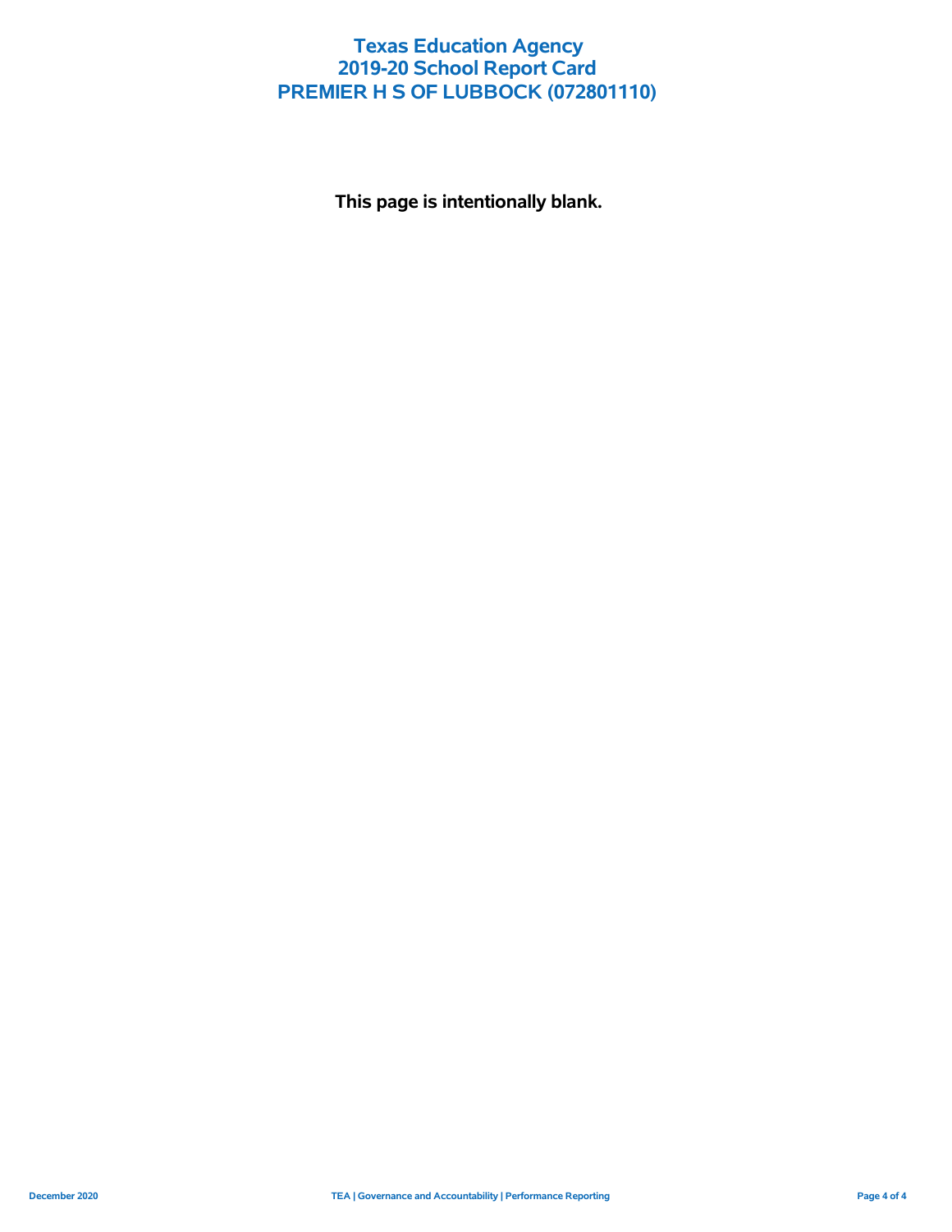# Texas Education Agency
# 2019-20 School Report Card
# PREMIER H S OF LUBBOCK (072801110)

**This page is intentionally blank.**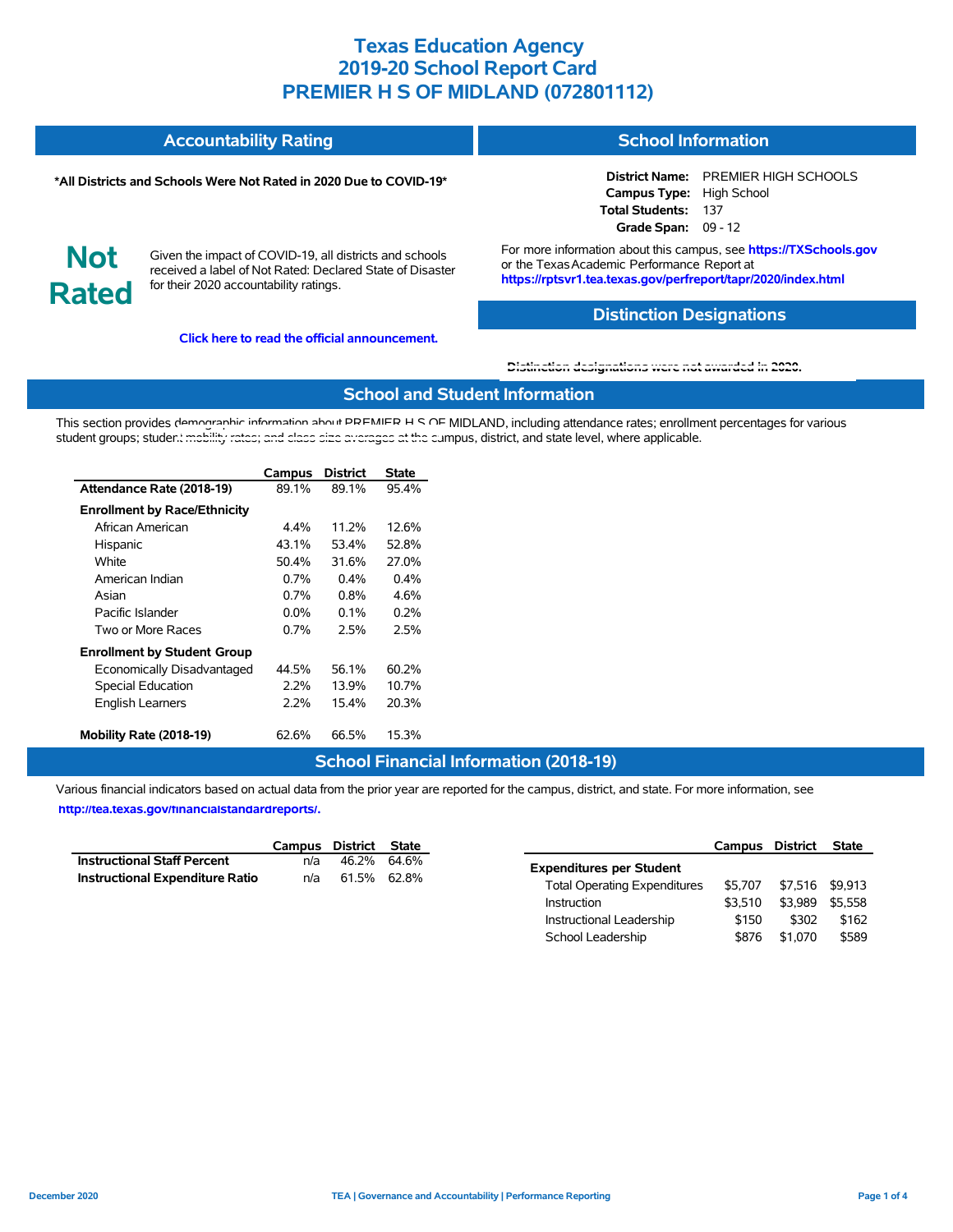# Texas Education Agency
# 2019-20 School Report Card
# PREMIER H S OF MIDLAND (072801112)

## Accountability Rating

**\*All Districts and Schools Were Not Rated in 2020 Due to COVID-19\***

**Not Rated**

Given the impact of COVID-19, all districts and schools received a label of Not Rated: Declared State of Disaster for their 2020 accountability ratings.

**Click here to read the official announcement.**

## School Information

**District Name:** PREMIER HIGH SCHOOLS
**Campus Type:** High School
**Total Students:** 137
**Grade Span:** 09 - 12

For more information about this campus, see **https://TXSchools.gov** or the Texas Academic Performance Report at **https://rptsvr1.tea.texas.gov/perfreport/tapr/2020/index.html**

## Distinction Designations

Distinction designations were not awarded in 2020.

## School and Student Information

This section provides demographic information about PREMIER H S OF MIDLAND, including attendance rates; enrollment percentages for various student groups; student mobility rates; and class size averages at the campus, district, and state level, where applicable.

| | Campus | District | State |
|---|---|---|---|
| **Attendance Rate (2018-19)** | 89.1% | 89.1% | 95.4% |
| **Enrollment by Race/Ethnicity** | | | |
| African American | 4.4% | 11.2% | 12.6% |
| Hispanic | 43.1% | 53.4% | 52.8% |
| White | 50.4% | 31.6% | 27.0% |
| American Indian | 0.7% | 0.4% | 0.4% |
| Asian | 0.7% | 0.8% | 4.6% |
| Pacific Islander | 0.0% | 0.1% | 0.2% |
| Two or More Races | 0.7% | 2.5% | 2.5% |
| **Enrollment by Student Group** | | | |
| Economically Disadvantaged | 44.5% | 56.1% | 60.2% |
| Special Education | 2.2% | 13.9% | 10.7% |
| English Learners | 2.2% | 15.4% | 20.3% |
| **Mobility Rate (2018-19)** | 62.6% | 66.5% | 15.3% |

## School Financial Information (2018-19)

Various financial indicators based on actual data from the prior year are reported for the campus, district, and state. For more information, see **http://tea.texas.gov/financialstandardreports/.**

| | Campus | District | State |
|---|---|---|---|
| **Instructional Staff Percent** | n/a | 46.2% | 64.6% |
| **Instructional Expenditure Ratio** | n/a | 61.5% | 62.8% |

| | Campus | District | State |
|---|---|---|---|
| **Expenditures per Student** | | | |
| Total Operating Expenditures | $5,707 | $7,516 | $9,913 |
| Instruction | $3,510 | $3,989 | $5,558 |
| Instructional Leadership | $150 | $302 | $162 |
| School Leadership | $876 | $1,070 | $589 |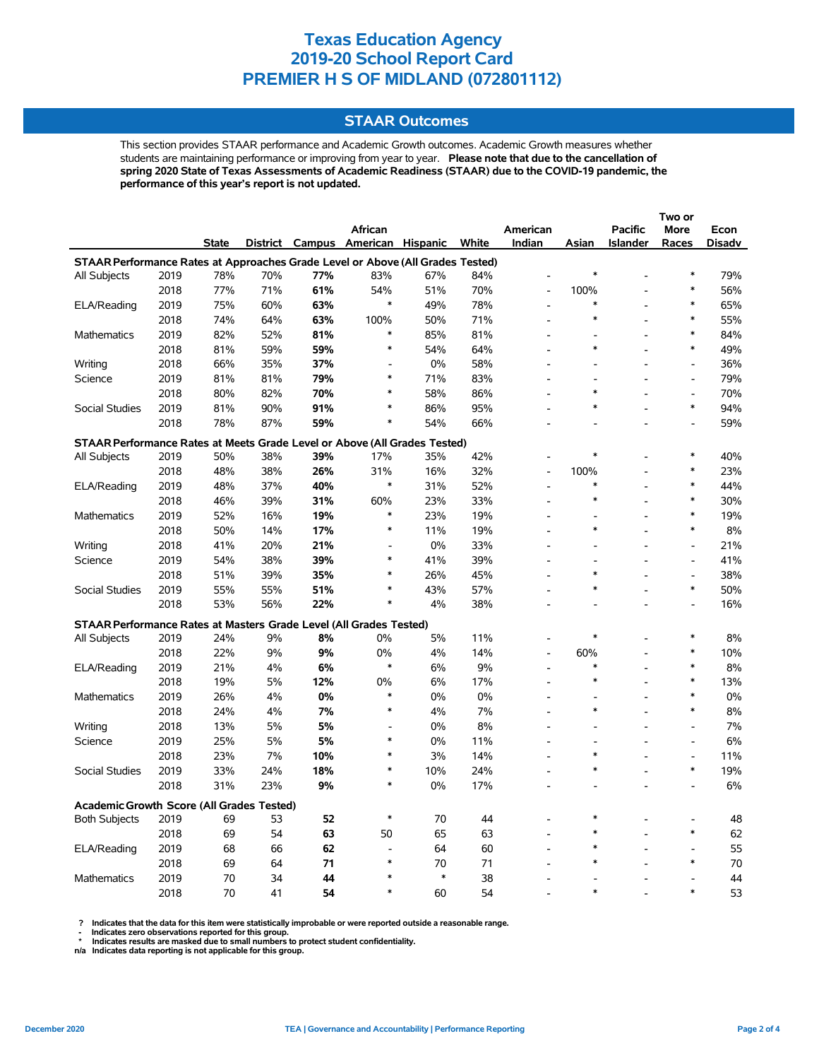# Texas Education Agency
# 2019-20 School Report Card
# PREMIER H S OF MIDLAND (072801112)

## STAAR Outcomes

This section provides STAAR performance and Academic Growth outcomes. Academic Growth measures whether students are maintaining performance or improving from year to year. **Please note that due to the cancellation of spring 2020 State of Texas Assessments of Academic Readiness (STAAR) due to the COVID-19 pandemic, the performance of this year's report is not updated.**

| | | State | District | Campus | African American | Hispanic | White | American Indian | Asian | Pacific Islander | Two or More Races | Econ Disadv |
|---|---|---|---|---|---|---|---|---|---|---|---|---|
| **STAAR Performance Rates at Approaches Grade Level or Above (All Grades Tested)** | | | | | | | | | | | | |
| All Subjects | 2019 | 78% | 70% | **77%** | 83% | 67% | 84% | - | * | - | * | 79% |
| | 2018 | 77% | 71% | **61%** | 54% | 51% | 70% | - | 100% | - | * | 56% |
| ELA/Reading | 2019 | 75% | 60% | **63%** | * | 49% | 78% | - | * | - | * | 65% |
| | 2018 | 74% | 64% | **63%** | 100% | 50% | 71% | - | * | - | * | 55% |
| Mathematics | 2019 | 82% | 52% | **81%** | * | 85% | 81% | - | - | - | * | 84% |
| | 2018 | 81% | 59% | **59%** | * | 54% | 64% | - | * | - | * | 49% |
| Writing | 2018 | 66% | 35% | **37%** | - | 0% | 58% | - | - | - | - | 36% |
| Science | 2019 | 81% | 81% | **79%** | * | 71% | 83% | - | - | - | - | 79% |
| | 2018 | 80% | 82% | **70%** | * | 58% | 86% | - | * | - | - | 70% |
| Social Studies | 2019 | 81% | 90% | **91%** | * | 86% | 95% | - | * | - | * | 94% |
| | 2018 | 78% | 87% | **59%** | * | 54% | 66% | - | - | - | - | 59% |
| **STAAR Performance Rates at Meets Grade Level or Above (All Grades Tested)** | | | | | | | | | | | | |
| All Subjects | 2019 | 50% | 38% | **39%** | 17% | 35% | 42% | - | * | - | * | 40% |
| | 2018 | 48% | 38% | **26%** | 31% | 16% | 32% | - | 100% | - | * | 23% |
| ELA/Reading | 2019 | 48% | 37% | **40%** | * | 31% | 52% | - | * | - | * | 44% |
| | 2018 | 46% | 39% | **31%** | 60% | 23% | 33% | - | * | - | * | 30% |
| Mathematics | 2019 | 52% | 16% | **19%** | * | 23% | 19% | - | - | - | * | 19% |
| | 2018 | 50% | 14% | **17%** | * | 11% | 19% | - | * | - | * | 8% |
| Writing | 2018 | 41% | 20% | **21%** | - | 0% | 33% | - | - | - | - | 21% |
| Science | 2019 | 54% | 38% | **39%** | * | 41% | 39% | - | - | - | - | 41% |
| | 2018 | 51% | 39% | **35%** | * | 26% | 45% | - | * | - | - | 38% |
| Social Studies | 2019 | 55% | 55% | **51%** | * | 43% | 57% | - | * | - | * | 50% |
| | 2018 | 53% | 56% | **22%** | * | 4% | 38% | - | - | - | - | 16% |
| **STAAR Performance Rates at Masters Grade Level (All Grades Tested)** | | | | | | | | | | | | |
| All Subjects | 2019 | 24% | 9% | **8%** | 0% | 5% | 11% | - | * | - | * | 8% |
| | 2018 | 22% | 9% | **9%** | 0% | 4% | 14% | - | 60% | - | * | 10% |
| ELA/Reading | 2019 | 21% | 4% | **6%** | * | 6% | 9% | - | * | - | * | 8% |
| | 2018 | 19% | 5% | **12%** | 0% | 6% | 17% | - | * | - | * | 13% |
| Mathematics | 2019 | 26% | 4% | **0%** | * | 0% | 0% | - | - | - | * | 0% |
| | 2018 | 24% | 4% | **7%** | * | 4% | 7% | - | * | - | * | 8% |
| Writing | 2018 | 13% | 5% | **5%** | - | 0% | 8% | - | - | - | - | 7% |
| Science | 2019 | 25% | 5% | **5%** | * | 0% | 11% | - | - | - | - | 6% |
| | 2018 | 23% | 7% | **10%** | * | 3% | 14% | - | * | - | - | 11% |
| Social Studies | 2019 | 33% | 24% | **18%** | * | 10% | 24% | - | * | - | * | 19% |
| | 2018 | 31% | 23% | **9%** | * | 0% | 17% | - | - | - | - | 6% |
| **Academic Growth Score (All Grades Tested)** | | | | | | | | | | | | |
| Both Subjects | 2019 | 69 | 53 | **52** | * | 70 | 44 | - | * | - | - | 48 |
| | 2018 | 69 | 54 | **63** | 50 | 65 | 63 | - | * | - | * | 62 |
| ELA/Reading | 2019 | 68 | 66 | **62** | - | 64 | 60 | - | * | - | - | 55 |
| | 2018 | 69 | 64 | **71** | * | 70 | 71 | - | * | - | * | 70 |
| Mathematics | 2019 | 70 | 34 | **44** | * | * | 38 | - | - | - | - | 44 |
| | 2018 | 70 | 41 | **54** | * | 60 | 54 | - | * | - | * | 53 |

? Indicates that the data for this item were statistically improbable or were reported outside a reasonable range.
- Indicates zero observations reported for this group.
* Indicates results are masked due to small numbers to protect student confidentiality.
n/a Indicates data reporting is not applicable for this group.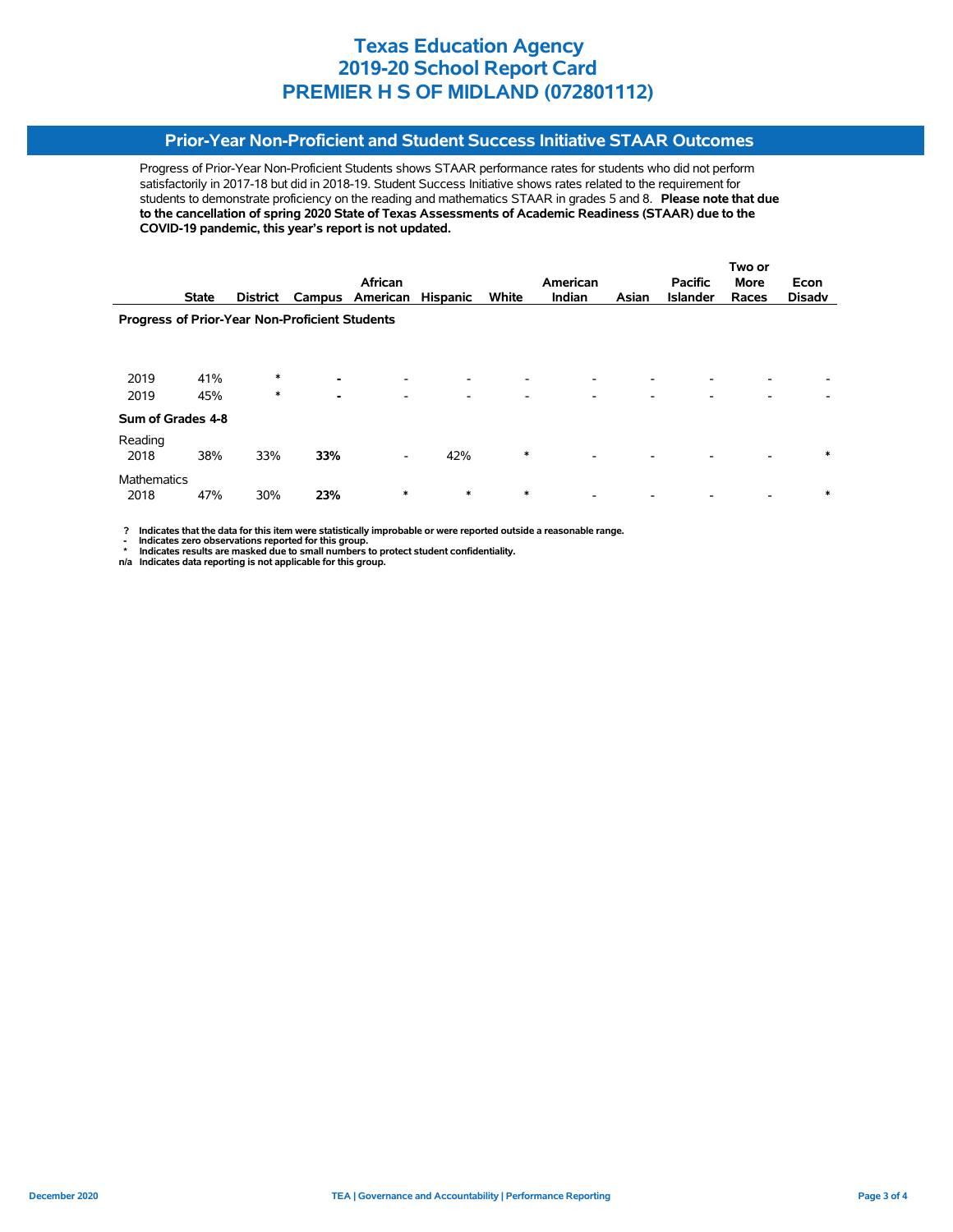# Texas Education Agency
# 2019-20 School Report Card
# PREMIER H S OF MIDLAND (072801112)

## Prior-Year Non-Proficient and Student Success Initiative STAAR Outcomes

Progress of Prior-Year Non-Proficient Students shows STAAR performance rates for students who did not perform satisfactorily in 2017-18 but did in 2018-19. Student Success Initiative shows rates related to the requirement for students to demonstrate proficiency on the reading and mathematics STAAR in grades 5 and 8. **Please note that due to the cancellation of spring 2020 State of Texas Assessments of Academic Readiness (STAAR) due to the COVID-19 pandemic, this year's report is not updated.**

| | State | District | Campus | African American | Hispanic | White | American Indian | Asian | Pacific Islander | Two or More Races | Econ Disadv |
|---|---|---|---|---|---|---|---|---|---|---|---|
| **Progress of Prior-Year Non-Proficient Students** | | | | | | | | | | | |
| 2019 | 41% | * | **-** | - | - | - | - | - | - | - | - |
| 2019 | 45% | * | **-** | - | - | - | - | - | - | - | - |
| **Sum of Grades 4-8** | | | | | | | | | | | |
| Reading | | | | | | | | | | | |
| 2018 | 38% | 33% | **33%** | - | 42% | * | - | - | - | - | * |
| Mathematics | | | | | | | | | | | |
| 2018 | 47% | 30% | **23%** | * | * | * | - | - | - | - | * |

**? Indicates that the data for this item were statistically improbable or were reported outside a reasonable range.**
**- Indicates zero observations reported for this group.**
**\* Indicates results are masked due to small numbers to protect student confidentiality.**
**n/a Indicates data reporting is not applicable for this group.**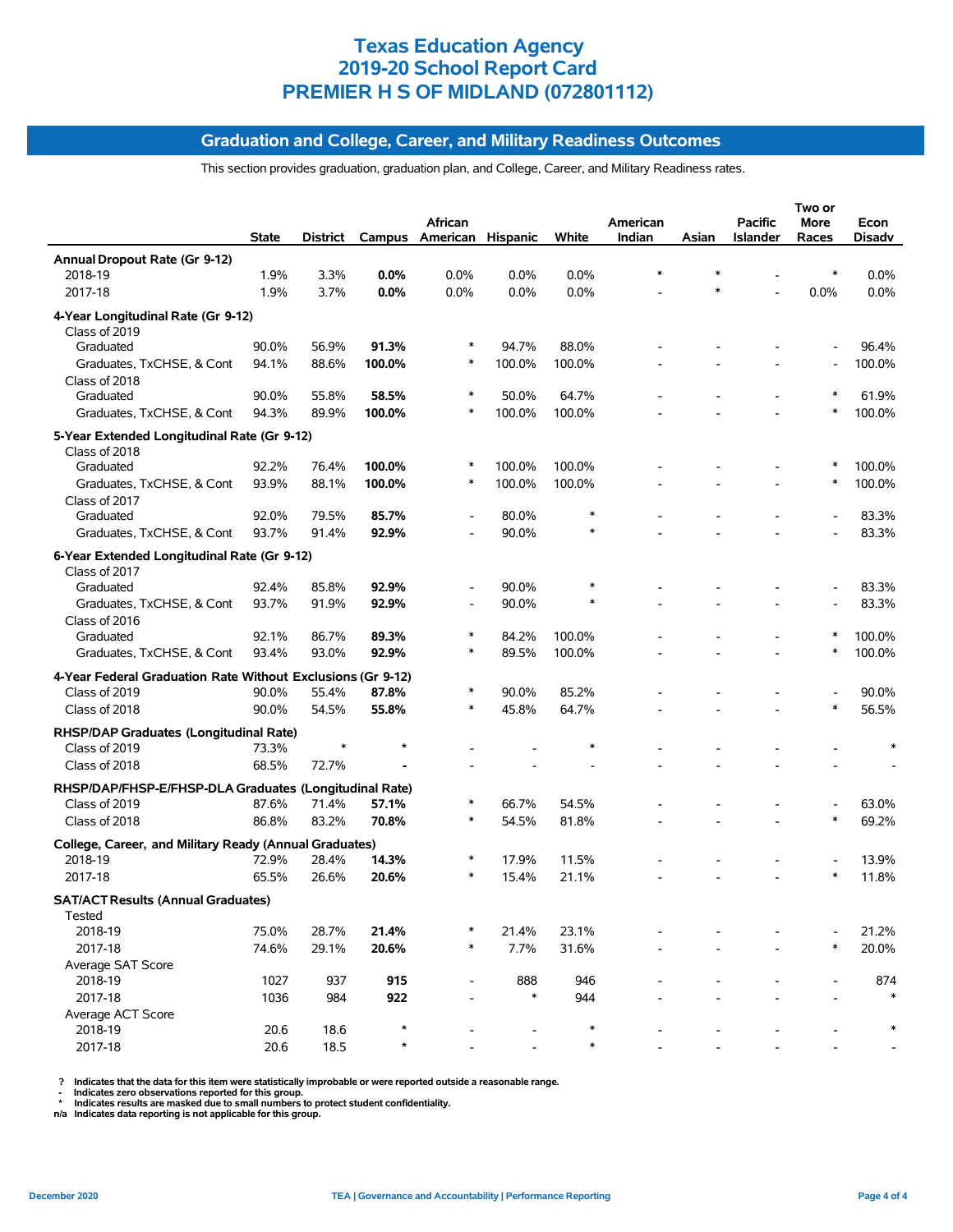# Texas Education Agency
# 2019-20 School Report Card
# PREMIER H S OF MIDLAND (072801112)

## Graduation and College, Career, and Military Readiness Outcomes

This section provides graduation, graduation plan, and College, Career, and Military Readiness rates.

| | State | District | Campus | African American | Hispanic | White | American Indian | Asian | Pacific Islander | Two or More Races | Econ Disadv |
|---|---|---|---|---|---|---|---|---|---|---|---|
| **Annual Dropout Rate (Gr 9-12)** | | | | | | | | | | | |
| 2018-19 | 1.9% | 3.3% | **0.0%** | 0.0% | 0.0% | 0.0% | * | * | - | * | 0.0% |
| 2017-18 | 1.9% | 3.7% | **0.0%** | 0.0% | 0.0% | 0.0% | - | * | - | 0.0% | 0.0% |
| **4-Year Longitudinal Rate (Gr 9-12)** | | | | | | | | | | | |
| Class of 2019 | | | | | | | | | | | |
| Graduated | 90.0% | 56.9% | **91.3%** | * | 94.7% | 88.0% | - | - | - | - | 96.4% |
| Graduates, TxCHSE, & Cont | 94.1% | 88.6% | **100.0%** | * | 100.0% | 100.0% | - | - | - | - | 100.0% |
| Class of 2018 | | | | | | | | | | | |
| Graduated | 90.0% | 55.8% | **58.5%** | * | 50.0% | 64.7% | - | - | - | * | 61.9% |
| Graduates, TxCHSE, & Cont | 94.3% | 89.9% | **100.0%** | * | 100.0% | 100.0% | - | - | - | * | 100.0% |
| **5-Year Extended Longitudinal Rate (Gr 9-12)** | | | | | | | | | | | |
| Class of 2018 | | | | | | | | | | | |
| Graduated | 92.2% | 76.4% | **100.0%** | * | 100.0% | 100.0% | - | - | - | * | 100.0% |
| Graduates, TxCHSE, & Cont | 93.9% | 88.1% | **100.0%** | * | 100.0% | 100.0% | - | - | - | * | 100.0% |
| Class of 2017 | | | | | | | | | | | |
| Graduated | 92.0% | 79.5% | **85.7%** | - | 80.0% | * | - | - | - | - | 83.3% |
| Graduates, TxCHSE, & Cont | 93.7% | 91.4% | **92.9%** | - | 90.0% | * | - | - | - | - | 83.3% |
| **6-Year Extended Longitudinal Rate (Gr 9-12)** | | | | | | | | | | | |
| Class of 2017 | | | | | | | | | | | |
| Graduated | 92.4% | 85.8% | **92.9%** | - | 90.0% | * | - | - | - | - | 83.3% |
| Graduates, TxCHSE, & Cont | 93.7% | 91.9% | **92.9%** | - | 90.0% | * | - | - | - | - | 83.3% |
| Class of 2016 | | | | | | | | | | | |
| Graduated | 92.1% | 86.7% | **89.3%** | * | 84.2% | 100.0% | - | - | - | * | 100.0% |
| Graduates, TxCHSE, & Cont | 93.4% | 93.0% | **92.9%** | * | 89.5% | 100.0% | - | - | - | * | 100.0% |
| **4-Year Federal Graduation Rate Without Exclusions (Gr 9-12)** | | | | | | | | | | | |
| Class of 2019 | 90.0% | 55.4% | **87.8%** | * | 90.0% | 85.2% | - | - | - | - | 90.0% |
| Class of 2018 | 90.0% | 54.5% | **55.8%** | * | 45.8% | 64.7% | - | - | - | * | 56.5% |
| **RHSP/DAP Graduates (Longitudinal Rate)** | | | | | | | | | | | |
| Class of 2019 | 73.3% | * | * | - | - | * | - | - | - | - | * |
| Class of 2018 | 68.5% | 72.7% | **-** | - | - | - | - | - | - | - | - |
| **RHSP/DAP/FHSP-E/FHSP-DLA Graduates (Longitudinal Rate)** | | | | | | | | | | | |
| Class of 2019 | 87.6% | 71.4% | **57.1%** | * | 66.7% | 54.5% | - | - | - | - | 63.0% |
| Class of 2018 | 86.8% | 83.2% | **70.8%** | * | 54.5% | 81.8% | - | - | - | * | 69.2% |
| **College, Career, and Military Ready (Annual Graduates)** | | | | | | | | | | | |
| 2018-19 | 72.9% | 28.4% | **14.3%** | * | 17.9% | 11.5% | - | - | - | - | 13.9% |
| 2017-18 | 65.5% | 26.6% | **20.6%** | * | 15.4% | 21.1% | - | - | - | * | 11.8% |
| **SAT/ACT Results (Annual Graduates)** | | | | | | | | | | | |
| Tested | | | | | | | | | | | |
| 2018-19 | 75.0% | 28.7% | **21.4%** | * | 21.4% | 23.1% | - | - | - | - | 21.2% |
| 2017-18 | 74.6% | 29.1% | **20.6%** | * | 7.7% | 31.6% | - | - | - | * | 20.0% |
| Average SAT Score | | | | | | | | | | | |
| 2018-19 | 1027 | 937 | **915** | - | 888 | 946 | - | - | - | - | 874 |
| 2017-18 | 1036 | 984 | **922** | - | * | 944 | - | - | - | - | * |
| Average ACT Score | | | | | | | | | | | |
| 2018-19 | 20.6 | 18.6 | * | - | - | * | - | - | - | - | * |
| 2017-18 | 20.6 | 18.5 | * | - | - | * | - | - | - | - | - |

? Indicates that the data for this item were statistically improbable or were reported outside a reasonable range.
- Indicates zero observations reported for this group.
* Indicates results are masked due to small numbers to protect student confidentiality.
n/a Indicates data reporting is not applicable for this group.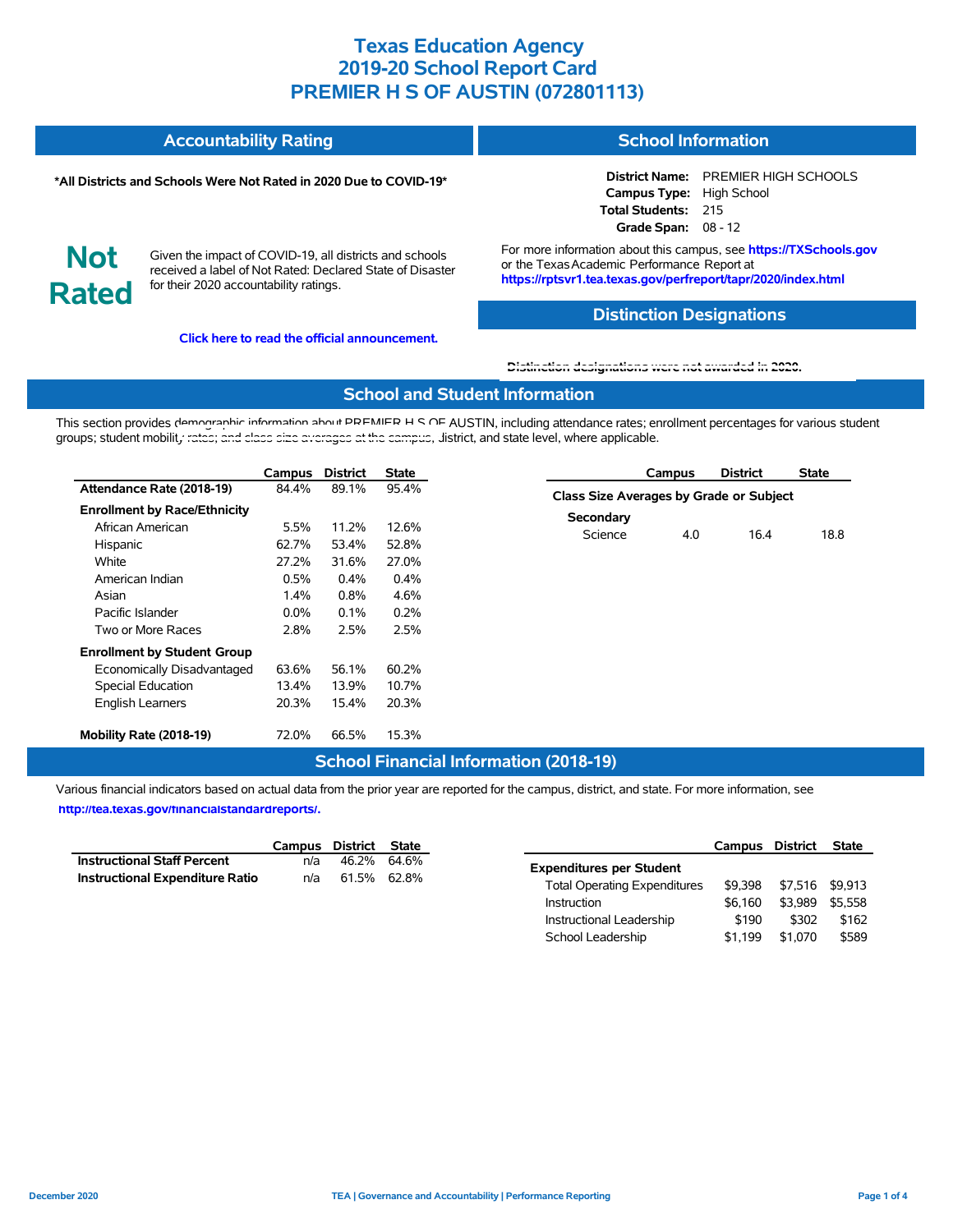# Texas Education Agency
# 2019-20 School Report Card
# PREMIER H S OF AUSTIN (072801113)

## Accountability Rating

**\*All Districts and Schools Were Not Rated in 2020 Due to COVID-19\***

**Not Rated**

Given the impact of COVID-19, all districts and schools received a label of Not Rated: Declared State of Disaster for their 2020 accountability ratings.

**Click here to read the official announcement.**

## School Information

**District Name:** PREMIER HIGH SCHOOLS
**Campus Type:** High School
**Total Students:** 215
**Grade Span:** 08 - 12

For more information about this campus, see **https://TXSchools.gov** or the Texas Academic Performance Report at **https://rptsvr1.tea.texas.gov/perfreport/tapr/2020/index.html**

## Distinction Designations

Distinction designations were not awarded in 2020.

## School and Student Information

This section provides demographic information about PREMIER H S OF AUSTIN, including attendance rates; enrollment percentages for various student groups; student mobility rates; and class size averages at the campus, district, and state level, where applicable.

| | Campus | District | State |
|---|---|---|---|
| **Attendance Rate (2018-19)** | 84.4% | 89.1% | 95.4% |
| **Enrollment by Race/Ethnicity** | | | |
| African American | 5.5% | 11.2% | 12.6% |
| Hispanic | 62.7% | 53.4% | 52.8% |
| White | 27.2% | 31.6% | 27.0% |
| American Indian | 0.5% | 0.4% | 0.4% |
| Asian | 1.4% | 0.8% | 4.6% |
| Pacific Islander | 0.0% | 0.1% | 0.2% |
| Two or More Races | 2.8% | 2.5% | 2.5% |
| **Enrollment by Student Group** | | | |
| Economically Disadvantaged | 63.6% | 56.1% | 60.2% |
| Special Education | 13.4% | 13.9% | 10.7% |
| English Learners | 20.3% | 15.4% | 20.3% |
| **Mobility Rate (2018-19)** | 72.0% | 66.5% | 15.3% |

| | Campus | District | State |
|---|---|---|---|
| **Class Size Averages by Grade or Subject** | | | |
| **Secondary** | | | |
| Science | 4.0 | 16.4 | 18.8 |

## School Financial Information (2018-19)

Various financial indicators based on actual data from the prior year are reported for the campus, district, and state. For more information, see **http://tea.texas.gov/financialstandardreports/.**

| | Campus | District | State |
|---|---|---|---|
| **Instructional Staff Percent** | n/a | 46.2% | 64.6% |
| **Instructional Expenditure Ratio** | n/a | 61.5% | 62.8% |

| | Campus | District | State |
|---|---|---|---|
| **Expenditures per Student** | | | |
| Total Operating Expenditures | $9,398 | $7,516 | $9,913 |
| Instruction | $6,160 | $3,989 | $5,558 |
| Instructional Leadership | $190 | $302 | $162 |
| School Leadership | $1,199 | $1,070 | $589 |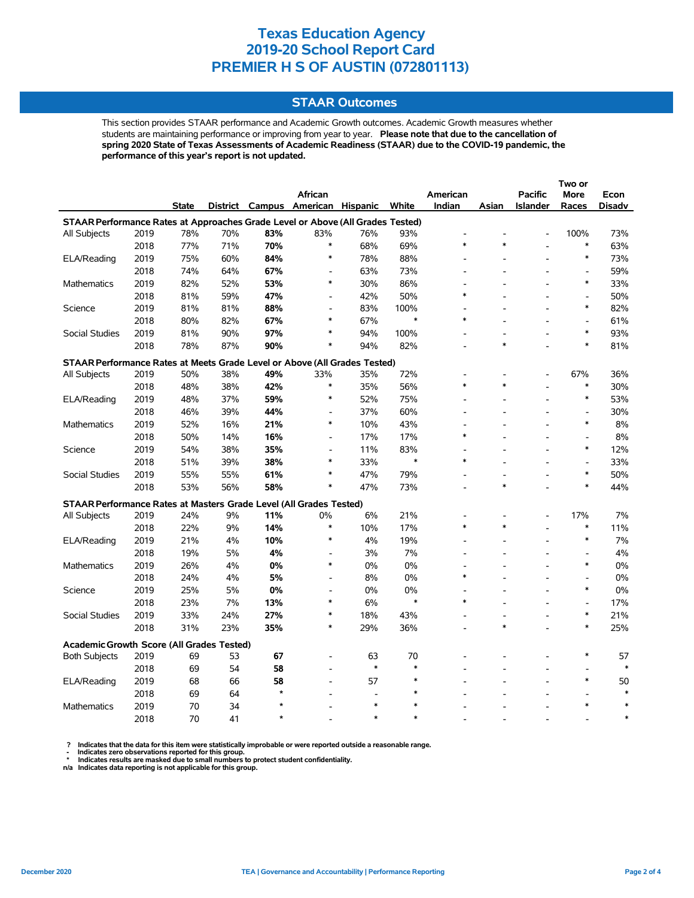# Texas Education Agency
# 2019-20 School Report Card
# PREMIER H S OF AUSTIN (072801113)

## STAAR Outcomes

This section provides STAAR performance and Academic Growth outcomes. Academic Growth measures whether students are maintaining performance or improving from year to year. **Please note that due to the cancellation of spring 2020 State of Texas Assessments of Academic Readiness (STAAR) due to the COVID-19 pandemic, the performance of this year's report is not updated.**

| | | State | District | Campus | African American | Hispanic | White | American Indian | Asian | Pacific Islander | Two or More Races | Econ Disadv |
|---|---|---|---|---|---|---|---|---|---|---|---|---|
| **STAAR Performance Rates at Approaches Grade Level or Above (All Grades Tested)** | | | | | | | | | | | | |
| All Subjects | 2019 | 78% | 70% | **83%** | 83% | 76% | 93% | - | - | - | 100% | 73% |
| | 2018 | 77% | 71% | **70%** | * | 68% | 69% | * | * | - | * | 63% |
| ELA/Reading | 2019 | 75% | 60% | **84%** | * | 78% | 88% | - | - | - | * | 73% |
| | 2018 | 74% | 64% | **67%** | - | 63% | 73% | - | - | - | - | 59% |
| Mathematics | 2019 | 82% | 52% | **53%** | * | 30% | 86% | - | - | - | * | 33% |
| | 2018 | 81% | 59% | **47%** | - | 42% | 50% | * | - | - | - | 50% |
| Science | 2019 | 81% | 81% | **88%** | - | 83% | 100% | - | - | - | * | 82% |
| | 2018 | 80% | 82% | **67%** | * | 67% | * | * | - | - | - | 61% |
| Social Studies | 2019 | 81% | 90% | **97%** | * | 94% | 100% | - | - | - | * | 93% |
| | 2018 | 78% | 87% | **90%** | * | 94% | 82% | - | * | - | * | 81% |
| **STAAR Performance Rates at Meets Grade Level or Above (All Grades Tested)** | | | | | | | | | | | | |
| All Subjects | 2019 | 50% | 38% | **49%** | 33% | 35% | 72% | - | - | - | 67% | 36% |
| | 2018 | 48% | 38% | **42%** | * | 35% | 56% | * | * | - | * | 30% |
| ELA/Reading | 2019 | 48% | 37% | **59%** | * | 52% | 75% | - | - | - | * | 53% |
| | 2018 | 46% | 39% | **44%** | - | 37% | 60% | - | - | - | - | 30% |
| Mathematics | 2019 | 52% | 16% | **21%** | * | 10% | 43% | - | - | - | * | 8% |
| | 2018 | 50% | 14% | **16%** | - | 17% | 17% | * | - | - | - | 8% |
| Science | 2019 | 54% | 38% | **35%** | - | 11% | 83% | - | - | - | * | 12% |
| | 2018 | 51% | 39% | **38%** | * | 33% | * | * | - | - | - | 33% |
| Social Studies | 2019 | 55% | 55% | **61%** | * | 47% | 79% | - | - | - | * | 50% |
| | 2018 | 53% | 56% | **58%** | * | 47% | 73% | - | * | - | * | 44% |
| **STAAR Performance Rates at Masters Grade Level (All Grades Tested)** | | | | | | | | | | | | |
| All Subjects | 2019 | 24% | 9% | **11%** | 0% | 6% | 21% | - | - | - | 17% | 7% |
| | 2018 | 22% | 9% | **14%** | * | 10% | 17% | * | * | - | * | 11% |
| ELA/Reading | 2019 | 21% | 4% | **10%** | * | 4% | 19% | - | - | - | * | 7% |
| | 2018 | 19% | 5% | **4%** | - | 3% | 7% | - | - | - | - | 4% |
| Mathematics | 2019 | 26% | 4% | **0%** | * | 0% | 0% | - | - | - | * | 0% |
| | 2018 | 24% | 4% | **5%** | - | 8% | 0% | * | - | - | - | 0% |
| Science | 2019 | 25% | 5% | **0%** | - | 0% | 0% | - | - | - | * | 0% |
| | 2018 | 23% | 7% | **13%** | * | 6% | * | * | - | - | - | 17% |
| Social Studies | 2019 | 33% | 24% | **27%** | * | 18% | 43% | - | - | - | * | 21% |
| | 2018 | 31% | 23% | **35%** | * | 29% | 36% | - | * | - | * | 25% |
| **Academic Growth Score (All Grades Tested)** | | | | | | | | | | | | |
| Both Subjects | 2019 | 69 | 53 | **67** | - | 63 | 70 | - | - | - | * | 57 |
| | 2018 | 69 | 54 | **58** | - | * | * | - | - | - | - | * |
| ELA/Reading | 2019 | 68 | 66 | **58** | - | 57 | * | - | - | - | * | 50 |
| | 2018 | 69 | 64 | * | - | - | * | - | - | - | - | * |
| Mathematics | 2019 | 70 | 34 | * | - | * | * | - | - | - | * | * |
| | 2018 | 70 | 41 | * | - | * | * | - | - | - | - | * |

**?** Indicates that the data for this item were statistically improbable or were reported outside a reasonable range.
**-** Indicates zero observations reported for this group.
**\*** Indicates results are masked due to small numbers to protect student confidentiality.
**n/a** Indicates data reporting is not applicable for this group.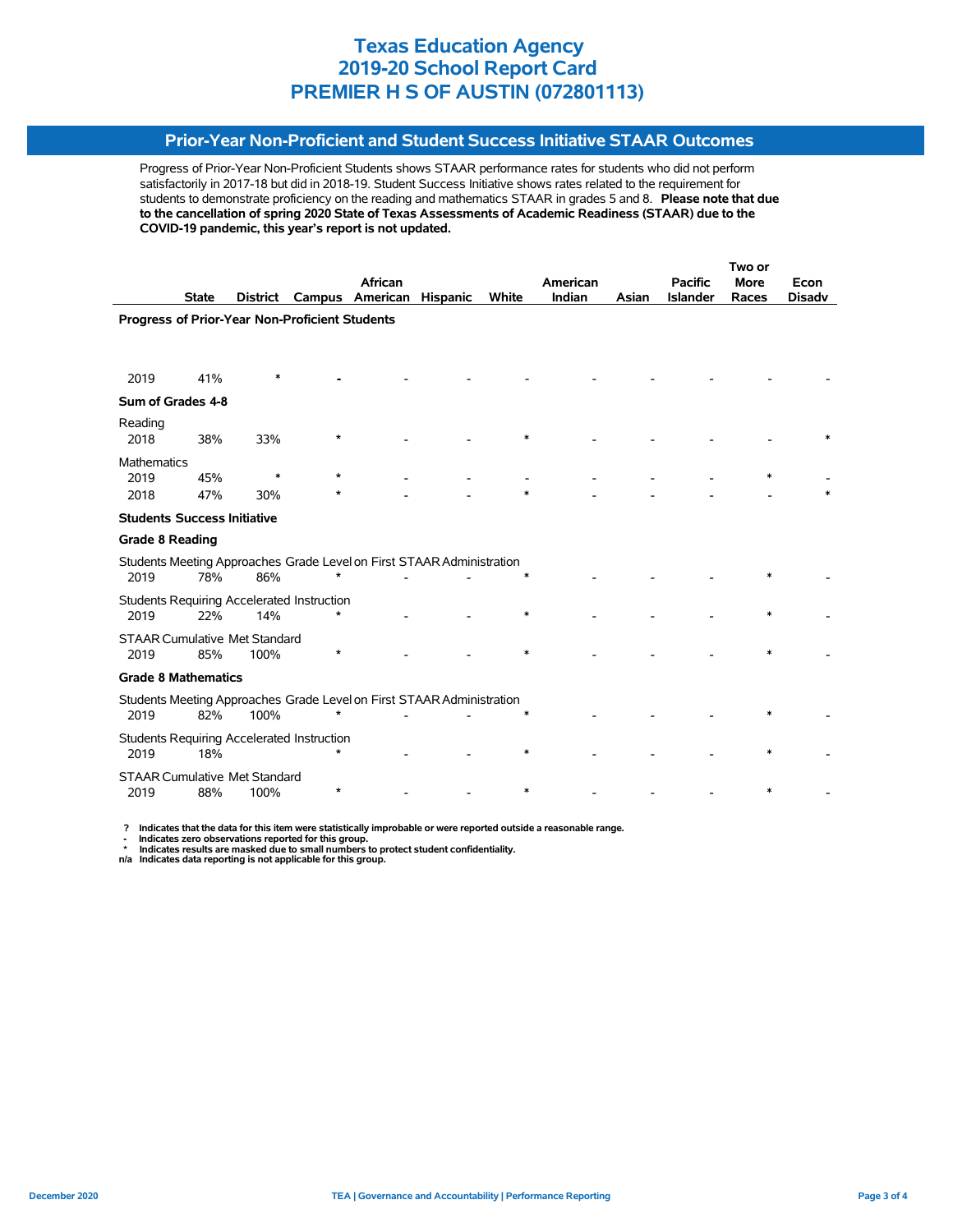# Texas Education Agency
# 2019-20 School Report Card
# PREMIER H S OF AUSTIN (072801113)

## Prior-Year Non-Proficient and Student Success Initiative STAAR Outcomes

Progress of Prior-Year Non-Proficient Students shows STAAR performance rates for students who did not perform satisfactorily in 2017-18 but did in 2018-19. Student Success Initiative shows rates related to the requirement for students to demonstrate proficiency on the reading and mathematics STAAR in grades 5 and 8. **Please note that due to the cancellation of spring 2020 State of Texas Assessments of Academic Readiness (STAAR) due to the COVID-19 pandemic, this year's report is not updated.**

| | State | District | Campus | African American | Hispanic | White | American Indian | Asian | Pacific Islander | Two or More Races | Econ Disadv |
|---|---|---|---|---|---|---|---|---|---|---|---|
| **Progress of Prior-Year Non-Proficient Students** | | | | | | | | | | | |
| 2019 | 41% | * | - | - | - | - | - | - | - | - | - |
| **Sum of Grades 4-8** | | | | | | | | | | | |
| Reading | | | | | | | | | | | |
| 2018 | 38% | 33% | * | - | - | * | - | - | - | - | * |
| Mathematics | | | | | | | | | | | |
| 2019 | 45% | * | * | - | - | - | - | - | - | * | - |
| 2018 | 47% | 30% | * | - | - | * | - | - | - | - | * |
| **Students Success Initiative** | | | | | | | | | | | |
| **Grade 8 Reading** | | | | | | | | | | | |
| Students Meeting Approaches Grade Level on First STAAR Administration | | | | | | | | | | | |
| 2019 | 78% | 86% | * | - | - | * | - | - | - | * | - |
| Students Requiring Accelerated Instruction | | | | | | | | | | | |
| 2019 | 22% | 14% | * | - | - | * | - | - | - | * | - |
| STAAR Cumulative Met Standard | | | | | | | | | | | |
| 2019 | 85% | 100% | * | - | - | * | - | - | - | * | - |
| **Grade 8 Mathematics** | | | | | | | | | | | |
| Students Meeting Approaches Grade Level on First STAAR Administration | | | | | | | | | | | |
| 2019 | 82% | 100% | * | - | - | * | - | - | - | * | - |
| Students Requiring Accelerated Instruction | | | | | | | | | | | |
| 2019 | 18% | | * | - | - | * | - | - | - | * | - |
| STAAR Cumulative Met Standard | | | | | | | | | | | |
| 2019 | 88% | 100% | * | - | - | * | - | - | - | * | - |

**?** Indicates that the data for this item were statistically improbable or were reported outside a reasonable range.
**-** Indicates zero observations reported for this group.
**\*** Indicates results are masked due to small numbers to protect student confidentiality.
**n/a** Indicates data reporting is not applicable for this group.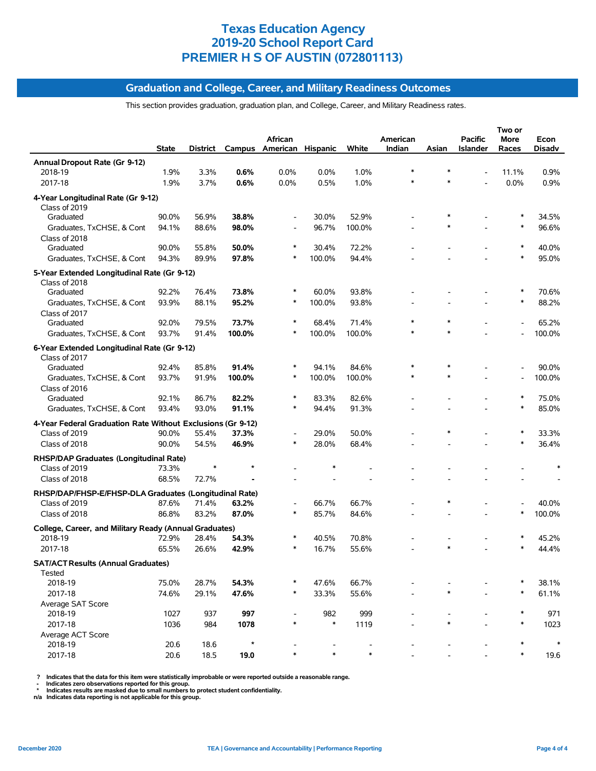# Texas Education Agency
# 2019-20 School Report Card
# PREMIER H S OF AUSTIN (072801113)

## Graduation and College, Career, and Military Readiness Outcomes

This section provides graduation, graduation plan, and College, Career, and Military Readiness rates.

| | State | District | Campus | African American | Hispanic | White | American Indian | Asian | Pacific Islander | Two or More Races | Econ Disadv |
|---|---|---|---|---|---|---|---|---|---|---|---|
| **Annual Dropout Rate (Gr 9-12)** | | | | | | | | | | | |
| 2018-19 | 1.9% | 3.3% | **0.6%** | 0.0% | 0.0% | 1.0% | * | * | - | 11.1% | 0.9% |
| 2017-18 | 1.9% | 3.7% | **0.6%** | 0.0% | 0.5% | 1.0% | * | * | - | 0.0% | 0.9% |
| **4-Year Longitudinal Rate (Gr 9-12)** | | | | | | | | | | | |
| Class of 2019 | | | | | | | | | | | |
| Graduated | 90.0% | 56.9% | **38.8%** | - | 30.0% | 52.9% | - | * | - | * | 34.5% |
| Graduates, TxCHSE, & Cont | 94.1% | 88.6% | **98.0%** | - | 96.7% | 100.0% | - | * | - | * | 96.6% |
| Class of 2018 | | | | | | | | | | | |
| Graduated | 90.0% | 55.8% | **50.0%** | * | 30.4% | 72.2% | - | - | - | * | 40.0% |
| Graduates, TxCHSE, & Cont | 94.3% | 89.9% | **97.8%** | * | 100.0% | 94.4% | - | - | - | * | 95.0% |
| **5-Year Extended Longitudinal Rate (Gr 9-12)** | | | | | | | | | | | |
| Class of 2018 | | | | | | | | | | | |
| Graduated | 92.2% | 76.4% | **73.8%** | * | 60.0% | 93.8% | - | - | - | * | 70.6% |
| Graduates, TxCHSE, & Cont | 93.9% | 88.1% | **95.2%** | * | 100.0% | 93.8% | - | - | - | * | 88.2% |
| Class of 2017 | | | | | | | | | | | |
| Graduated | 92.0% | 79.5% | **73.7%** | * | 68.4% | 71.4% | * | * | - | - | 65.2% |
| Graduates, TxCHSE, & Cont | 93.7% | 91.4% | **100.0%** | * | 100.0% | 100.0% | * | * | - | - | 100.0% |
| **6-Year Extended Longitudinal Rate (Gr 9-12)** | | | | | | | | | | | |
| Class of 2017 | | | | | | | | | | | |
| Graduated | 92.4% | 85.8% | **91.4%** | * | 94.1% | 84.6% | * | * | - | - | 90.0% |
| Graduates, TxCHSE, & Cont | 93.7% | 91.9% | **100.0%** | * | 100.0% | 100.0% | * | * | - | - | 100.0% |
| Class of 2016 | | | | | | | | | | | |
| Graduated | 92.1% | 86.7% | **82.2%** | * | 83.3% | 82.6% | - | - | - | * | 75.0% |
| Graduates, TxCHSE, & Cont | 93.4% | 93.0% | **91.1%** | * | 94.4% | 91.3% | - | - | - | * | 85.0% |
| **4-Year Federal Graduation Rate Without Exclusions (Gr 9-12)** | | | | | | | | | | | |
| Class of 2019 | 90.0% | 55.4% | **37.3%** | - | 29.0% | 50.0% | - | * | - | * | 33.3% |
| Class of 2018 | 90.0% | 54.5% | **46.9%** | * | 28.0% | 68.4% | - | - | - | * | 36.4% |
| **RHSP/DAP Graduates (Longitudinal Rate)** | | | | | | | | | | | |
| Class of 2019 | 73.3% | * | * | - | * | - | - | - | - | - | * |
| Class of 2018 | 68.5% | 72.7% | **-** | - | - | - | - | - | - | - | - |
| **RHSP/DAP/FHSP-E/FHSP-DLA Graduates (Longitudinal Rate)** | | | | | | | | | | | |
| Class of 2019 | 87.6% | 71.4% | **63.2%** | - | 66.7% | 66.7% | - | * | - | - | 40.0% |
| Class of 2018 | 86.8% | 83.2% | **87.0%** | * | 85.7% | 84.6% | - | - | - | * | 100.0% |
| **College, Career, and Military Ready (Annual Graduates)** | | | | | | | | | | | |
| 2018-19 | 72.9% | 28.4% | **54.3%** | * | 40.5% | 70.8% | - | - | - | * | 45.2% |
| 2017-18 | 65.5% | 26.6% | **42.9%** | * | 16.7% | 55.6% | - | * | - | * | 44.4% |
| **SAT/ACT Results (Annual Graduates)** | | | | | | | | | | | |
| Tested | | | | | | | | | | | |
| 2018-19 | 75.0% | 28.7% | **54.3%** | * | 47.6% | 66.7% | - | - | - | * | 38.1% |
| 2017-18 | 74.6% | 29.1% | **47.6%** | * | 33.3% | 55.6% | - | * | - | * | 61.1% |
| Average SAT Score | | | | | | | | | | | |
| 2018-19 | 1027 | 937 | **997** | - | 982 | 999 | - | - | - | * | 971 |
| 2017-18 | 1036 | 984 | **1078** | * | * | 1119 | - | * | - | * | 1023 |
| Average ACT Score | | | | | | | | | | | |
| 2018-19 | 20.6 | 18.6 | * | - | - | - | - | - | - | * | * |
| 2017-18 | 20.6 | 18.5 | **19.0** | * | * | * | - | - | - | * | 19.6 |

? Indicates that the data for this item were statistically improbable or were reported outside a reasonable range.
- Indicates zero observations reported for this group.
* Indicates results are masked due to small numbers to protect student confidentiality.
n/a Indicates data reporting is not applicable for this group.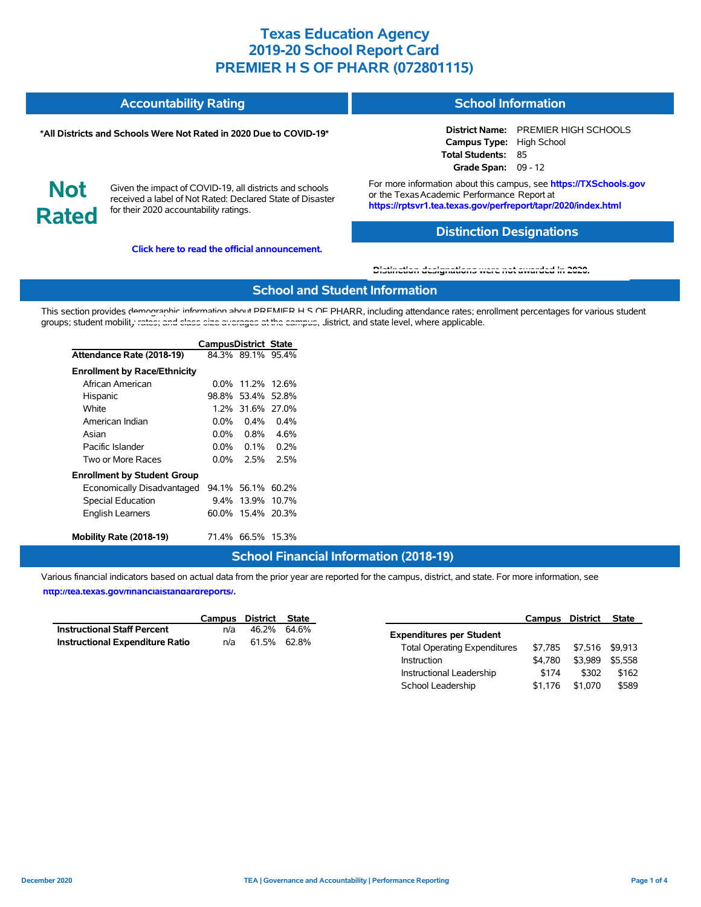# Texas Education Agency
# 2019-20 School Report Card
# PREMIER H S OF PHARR (072801115)

## Accountability Rating

**\*All Districts and Schools Were Not Rated in 2020 Due to COVID-19\***

**Not Rated**

Given the impact of COVID-19, all districts and schools received a label of Not Rated: Declared State of Disaster for their 2020 accountability ratings.

**Click here to read the official announcement.**

## School Information

**District Name:** PREMIER HIGH SCHOOLS
**Campus Type:** High School
**Total Students:** 85
**Grade Span:** 09 - 12

For more information about this campus, see **https://TXSchools.gov** or the Texas Academic Performance Report at **https://rptsvr1.tea.texas.gov/perfreport/tapr/2020/index.html**

## Distinction Designations

Distinction designations were not awarded in 2020.

## School and Student Information

This section provides demographic information about PREMIER H S OF PHARR, including attendance rates; enrollment percentages for various student groups; student mobility rates; and class size averages at the campus, district, and state level, where applicable.

| | Campus | District | State |
|---|---|---|---|
| **Attendance Rate (2018-19)** | 84.3% | 89.1% | 95.4% |
| **Enrollment by Race/Ethnicity** | | | |
| African American | 0.0% | 11.2% | 12.6% |
| Hispanic | 98.8% | 53.4% | 52.8% |
| White | 1.2% | 31.6% | 27.0% |
| American Indian | 0.0% | 0.4% | 0.4% |
| Asian | 0.0% | 0.8% | 4.6% |
| Pacific Islander | 0.0% | 0.1% | 0.2% |
| Two or More Races | 0.0% | 2.5% | 2.5% |
| **Enrollment by Student Group** | | | |
| Economically Disadvantaged | 94.1% | 56.1% | 60.2% |
| Special Education | 9.4% | 13.9% | 10.7% |
| English Learners | 60.0% | 15.4% | 20.3% |
| **Mobility Rate (2018-19)** | 71.4% | 66.5% | 15.3% |

## School Financial Information (2018-19)

Various financial indicators based on actual data from the prior year are reported for the campus, district, and state. For more information, see **http://tea.texas.gov/financialstandardreports/.**

| | Campus | District | State |
|---|---|---|---|
| **Instructional Staff Percent** | n/a | 46.2% | 64.6% |
| **Instructional Expenditure Ratio** | n/a | 61.5% | 62.8% |

| | Campus | District | State |
|---|---|---|---|
| **Expenditures per Student** | | | |
| Total Operating Expenditures | $7,785 | $7,516 | $9,913 |
| Instruction | $4,780 | $3,989 | $5,558 |
| Instructional Leadership | $174 | $302 | $162 |
| School Leadership | $1,176 | $1,070 | $589 |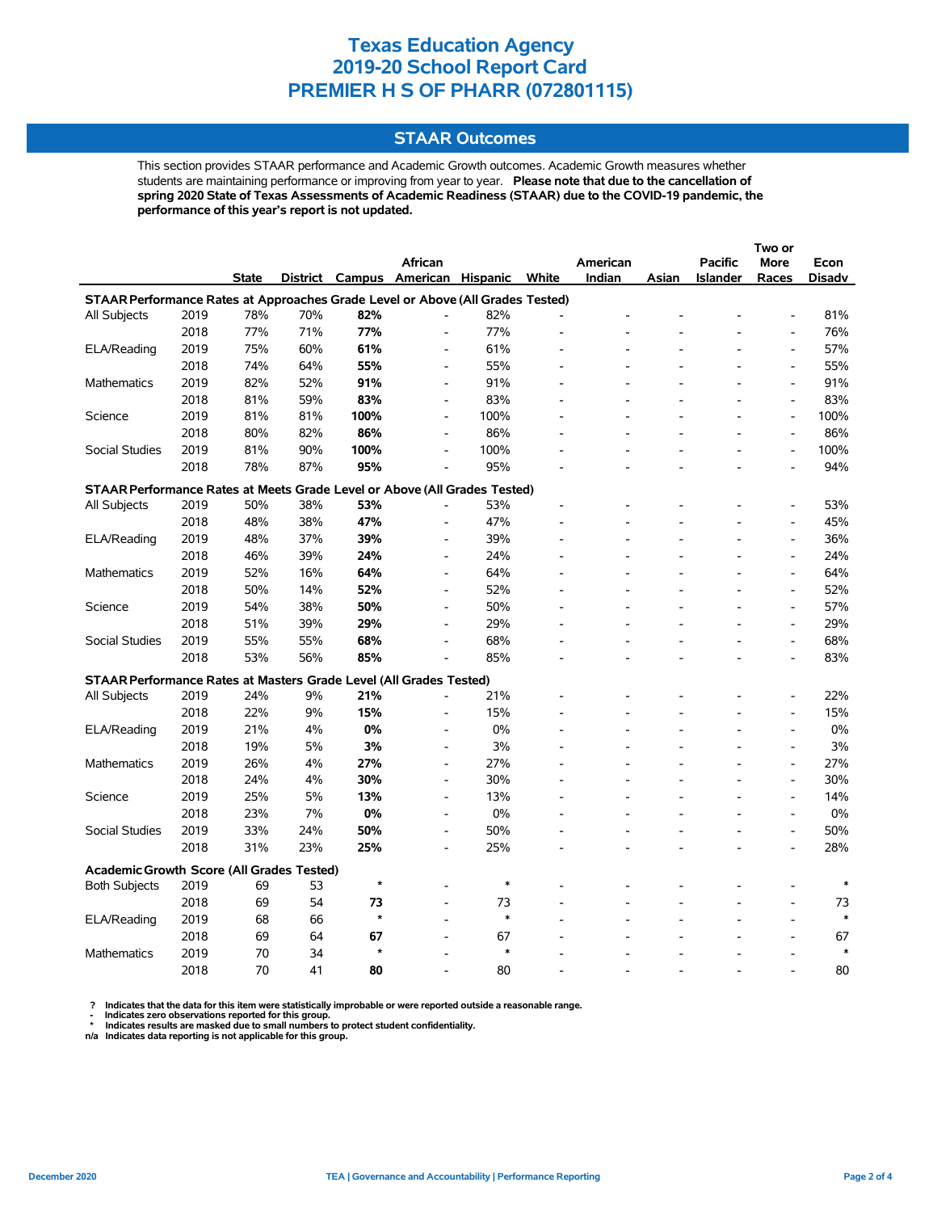# Texas Education Agency
# 2019-20 School Report Card
# PREMIER H S OF PHARR (072801115)

## STAAR Outcomes

This section provides STAAR performance and Academic Growth outcomes. Academic Growth measures whether students are maintaining performance or improving from year to year. **Please note that due to the cancellation of spring 2020 State of Texas Assessments of Academic Readiness (STAAR) due to the COVID-19 pandemic, the performance of this year's report is not updated.**

| | | State | District | Campus | African American | Hispanic | White | American Indian | Asian | Pacific Islander | Two or More Races | Econ Disadv |
|---|---|---|---|---|---|---|---|---|---|---|---|---|
| **STAAR Performance Rates at Approaches Grade Level or Above (All Grades Tested)** | | | | | | | | | | | | |
| All Subjects | 2019 | 78% | 70% | **82%** | - | 82% | - | - | - | - | - | 81% |
| | 2018 | 77% | 71% | **77%** | - | 77% | - | - | - | - | - | 76% |
| ELA/Reading | 2019 | 75% | 60% | **61%** | - | 61% | - | - | - | - | - | 57% |
| | 2018 | 74% | 64% | **55%** | - | 55% | - | - | - | - | - | 55% |
| Mathematics | 2019 | 82% | 52% | **91%** | - | 91% | - | - | - | - | - | 91% |
| | 2018 | 81% | 59% | **83%** | - | 83% | - | - | - | - | - | 83% |
| Science | 2019 | 81% | 81% | **100%** | - | 100% | - | - | - | - | - | 100% |
| | 2018 | 80% | 82% | **86%** | - | 86% | - | - | - | - | - | 86% |
| Social Studies | 2019 | 81% | 90% | **100%** | - | 100% | - | - | - | - | - | 100% |
| | 2018 | 78% | 87% | **95%** | - | 95% | - | - | - | - | - | 94% |
| **STAAR Performance Rates at Meets Grade Level or Above (All Grades Tested)** | | | | | | | | | | | | |
| All Subjects | 2019 | 50% | 38% | **53%** | - | 53% | - | - | - | - | - | 53% |
| | 2018 | 48% | 38% | **47%** | - | 47% | - | - | - | - | - | 45% |
| ELA/Reading | 2019 | 48% | 37% | **39%** | - | 39% | - | - | - | - | - | 36% |
| | 2018 | 46% | 39% | **24%** | - | 24% | - | - | - | - | - | 24% |
| Mathematics | 2019 | 52% | 16% | **64%** | - | 64% | - | - | - | - | - | 64% |
| | 2018 | 50% | 14% | **52%** | - | 52% | - | - | - | - | - | 52% |
| Science | 2019 | 54% | 38% | **50%** | - | 50% | - | - | - | - | - | 57% |
| | 2018 | 51% | 39% | **29%** | - | 29% | - | - | - | - | - | 29% |
| Social Studies | 2019 | 55% | 55% | **68%** | - | 68% | - | - | - | - | - | 68% |
| | 2018 | 53% | 56% | **85%** | - | 85% | - | - | - | - | - | 83% |
| **STAAR Performance Rates at Masters Grade Level (All Grades Tested)** | | | | | | | | | | | | |
| All Subjects | 2019 | 24% | 9% | **21%** | - | 21% | - | - | - | - | - | 22% |
| | 2018 | 22% | 9% | **15%** | - | 15% | - | - | - | - | - | 15% |
| ELA/Reading | 2019 | 21% | 4% | **0%** | - | 0% | - | - | - | - | - | 0% |
| | 2018 | 19% | 5% | **3%** | - | 3% | - | - | - | - | - | 3% |
| Mathematics | 2019 | 26% | 4% | **27%** | - | 27% | - | - | - | - | - | 27% |
| | 2018 | 24% | 4% | **30%** | - | 30% | - | - | - | - | - | 30% |
| Science | 2019 | 25% | 5% | **13%** | - | 13% | - | - | - | - | - | 14% |
| | 2018 | 23% | 7% | **0%** | - | 0% | - | - | - | - | - | 0% |
| Social Studies | 2019 | 33% | 24% | **50%** | - | 50% | - | - | - | - | - | 50% |
| | 2018 | 31% | 23% | **25%** | - | 25% | - | - | - | - | - | 28% |
| **Academic Growth Score (All Grades Tested)** | | | | | | | | | | | | |
| Both Subjects | 2019 | 69 | 53 | * | - | * | - | - | - | - | - | * |
| | 2018 | 69 | 54 | **73** | - | 73 | - | - | - | - | - | 73 |
| ELA/Reading | 2019 | 68 | 66 | * | - | * | - | - | - | - | - | * |
| | 2018 | 69 | 64 | **67** | - | 67 | - | - | - | - | - | 67 |
| Mathematics | 2019 | 70 | 34 | * | - | * | - | - | - | - | - | * |
| | 2018 | 70 | 41 | **80** | - | 80 | - | - | - | - | - | 80 |

**?** Indicates that the data for this item were statistically improbable or were reported outside a reasonable range.
**-** Indicates zero observations reported for this group.
**\*** Indicates results are masked due to small numbers to protect student confidentiality.
**n/a** Indicates data reporting is not applicable for this group.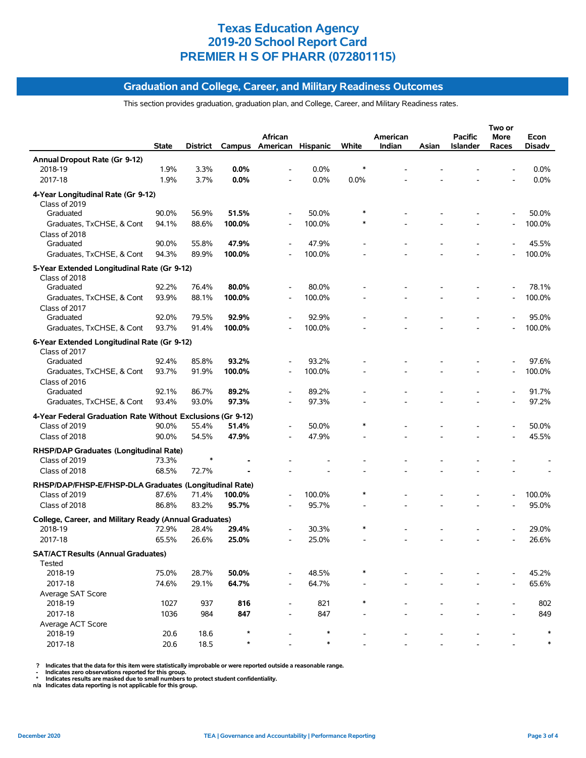# Texas Education Agency
# 2019-20 School Report Card
# PREMIER H S OF PHARR (072801115)

## Graduation and College, Career, and Military Readiness Outcomes

This section provides graduation, graduation plan, and College, Career, and Military Readiness rates.

| | State | District | Campus | African American | Hispanic | White | American Indian | Asian | Pacific Islander | Two or More Races | Econ Disadv |
|---|---|---|---|---|---|---|---|---|---|---|---|
| **Annual Dropout Rate (Gr 9-12)** | | | | | | | | | | | |
| 2018-19 | 1.9% | 3.3% | **0.0%** | - | 0.0% | * | - | - | - | - | 0.0% |
| 2017-18 | 1.9% | 3.7% | **0.0%** | - | 0.0% | 0.0% | - | - | - | - | 0.0% |
| **4-Year Longitudinal Rate (Gr 9-12)** | | | | | | | | | | | |
| Class of 2019 | | | | | | | | | | | |
| Graduated | 90.0% | 56.9% | **51.5%** | - | 50.0% | * | - | - | - | - | 50.0% |
| Graduates, TxCHSE, & Cont | 94.1% | 88.6% | **100.0%** | - | 100.0% | * | - | - | - | - | 100.0% |
| Class of 2018 | | | | | | | | | | | |
| Graduated | 90.0% | 55.8% | **47.9%** | - | 47.9% | - | - | - | - | - | 45.5% |
| Graduates, TxCHSE, & Cont | 94.3% | 89.9% | **100.0%** | - | 100.0% | - | - | - | - | - | 100.0% |
| **5-Year Extended Longitudinal Rate (Gr 9-12)** | | | | | | | | | | | |
| Class of 2018 | | | | | | | | | | | |
| Graduated | 92.2% | 76.4% | **80.0%** | - | 80.0% | - | - | - | - | - | 78.1% |
| Graduates, TxCHSE, & Cont | 93.9% | 88.1% | **100.0%** | - | 100.0% | - | - | - | - | - | 100.0% |
| Class of 2017 | | | | | | | | | | | |
| Graduated | 92.0% | 79.5% | **92.9%** | - | 92.9% | - | - | - | - | - | 95.0% |
| Graduates, TxCHSE, & Cont | 93.7% | 91.4% | **100.0%** | - | 100.0% | - | - | - | - | - | 100.0% |
| **6-Year Extended Longitudinal Rate (Gr 9-12)** | | | | | | | | | | | |
| Class of 2017 | | | | | | | | | | | |
| Graduated | 92.4% | 85.8% | **93.2%** | - | 93.2% | - | - | - | - | - | 97.6% |
| Graduates, TxCHSE, & Cont | 93.7% | 91.9% | **100.0%** | - | 100.0% | - | - | - | - | - | 100.0% |
| Class of 2016 | | | | | | | | | | | |
| Graduated | 92.1% | 86.7% | **89.2%** | - | 89.2% | - | - | - | - | - | 91.7% |
| Graduates, TxCHSE, & Cont | 93.4% | 93.0% | **97.3%** | - | 97.3% | - | - | - | - | - | 97.2% |
| **4-Year Federal Graduation Rate Without Exclusions (Gr 9-12)** | | | | | | | | | | | |
| Class of 2019 | 90.0% | 55.4% | **51.4%** | - | 50.0% | * | - | - | - | - | 50.0% |
| Class of 2018 | 90.0% | 54.5% | **47.9%** | - | 47.9% | - | - | - | - | - | 45.5% |
| **RHSP/DAP Graduates (Longitudinal Rate)** | | | | | | | | | | | |
| Class of 2019 | 73.3% | * | **-** | - | - | - | - | - | - | - | - |
| Class of 2018 | 68.5% | 72.7% | **-** | - | - | - | - | - | - | - | - |
| **RHSP/DAP/FHSP-E/FHSP-DLA Graduates (Longitudinal Rate)** | | | | | | | | | | | |
| Class of 2019 | 87.6% | 71.4% | **100.0%** | - | 100.0% | * | - | - | - | - | 100.0% |
| Class of 2018 | 86.8% | 83.2% | **95.7%** | - | 95.7% | - | - | - | - | - | 95.0% |
| **College, Career, and Military Ready (Annual Graduates)** | | | | | | | | | | | |
| 2018-19 | 72.9% | 28.4% | **29.4%** | - | 30.3% | * | - | - | - | - | 29.0% |
| 2017-18 | 65.5% | 26.6% | **25.0%** | - | 25.0% | - | - | - | - | - | 26.6% |
| **SAT/ACT Results (Annual Graduates)** | | | | | | | | | | | |
| Tested | | | | | | | | | | | |
| 2018-19 | 75.0% | 28.7% | **50.0%** | - | 48.5% | * | - | - | - | - | 45.2% |
| 2017-18 | 74.6% | 29.1% | **64.7%** | - | 64.7% | - | - | - | - | - | 65.6% |
| Average SAT Score | | | | | | | | | | | |
| 2018-19 | 1027 | 937 | **816** | - | 821 | * | - | - | - | - | 802 |
| 2017-18 | 1036 | 984 | **847** | - | 847 | - | - | - | - | - | 849 |
| Average ACT Score | | | | | | | | | | | |
| 2018-19 | 20.6 | 18.6 | * | - | * | - | - | - | - | - | * |
| 2017-18 | 20.6 | 18.5 | * | - | * | - | - | - | - | - | * |

? Indicates that the data for this item were statistically improbable or were reported outside a reasonable range.
- Indicates zero observations reported for this group.
* Indicates results are masked due to small numbers to protect student confidentiality.
n/a Indicates data reporting is not applicable for this group.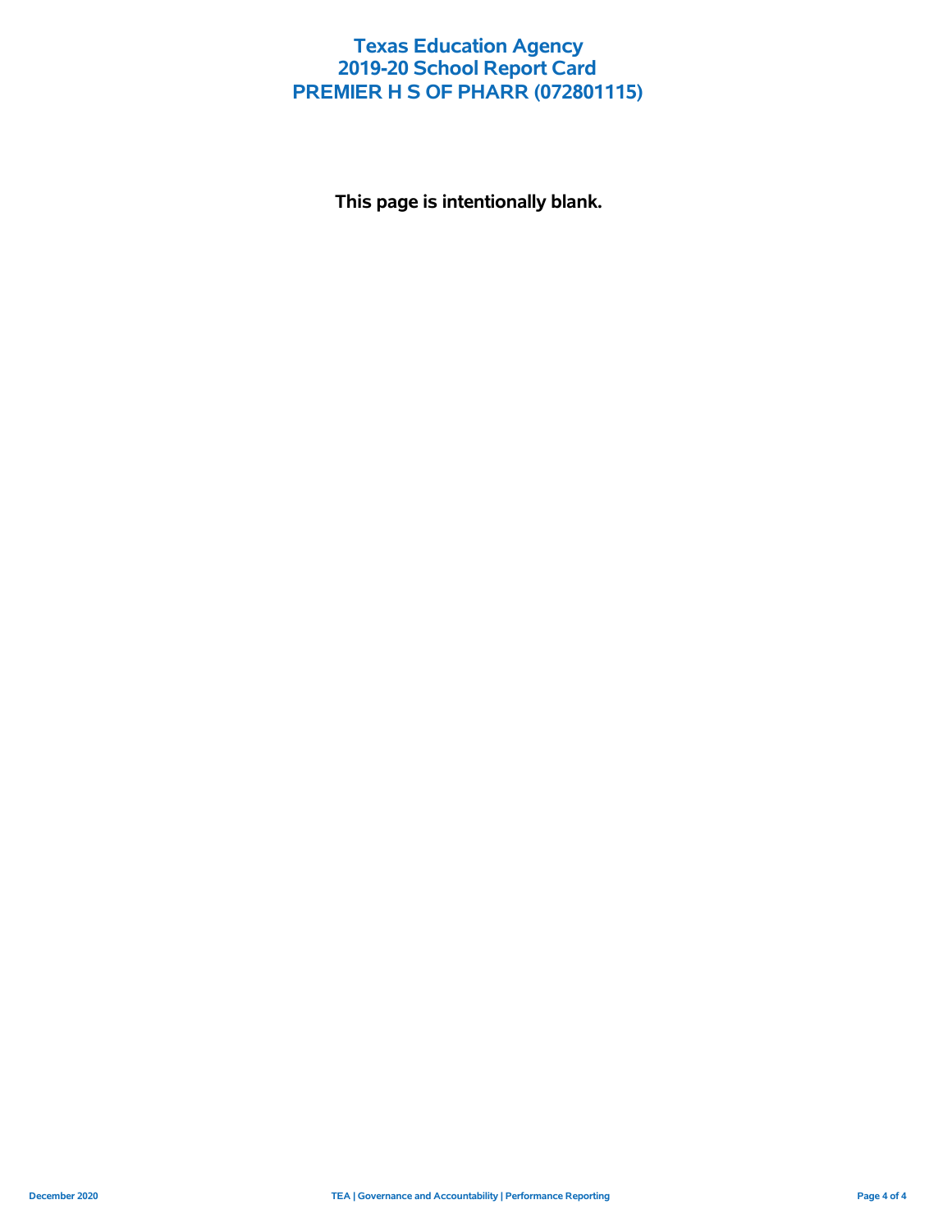# Texas Education Agency
# 2019-20 School Report Card
# PREMIER H S OF PHARR (072801115)

**This page is intentionally blank.**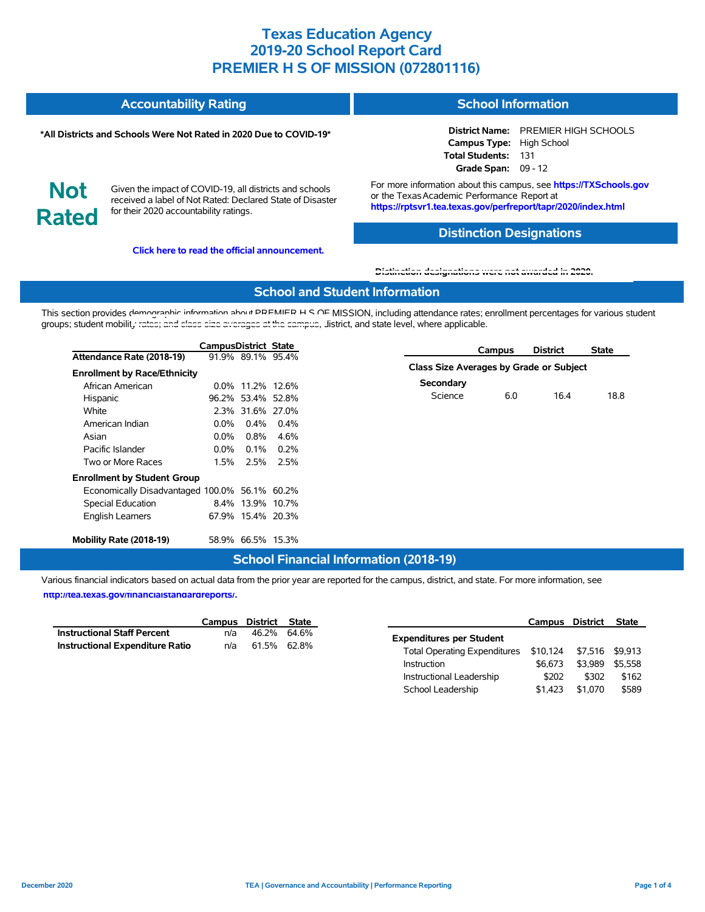# Texas Education Agency
# 2019-20 School Report Card
# PREMIER H S OF MISSION (072801116)

## Accountability Rating

**\*All Districts and Schools Were Not Rated in 2020 Due to COVID-19\***

**Not Rated**

Given the impact of COVID-19, all districts and schools received a label of Not Rated: Declared State of Disaster for their 2020 accountability ratings.

**Click here to read the official announcement.**

## School Information

**District Name:** PREMIER HIGH SCHOOLS
**Campus Type:** High School
**Total Students:** 131
**Grade Span:** 09 - 12

For more information about this campus, see **https://TXSchools.gov** or the Texas Academic Performance Report at **https://rptsvr1.tea.texas.gov/perfreport/tapr/2020/index.html**

## Distinction Designations

Distinction designations were not awarded in 2020.

## School and Student Information

This section provides demographic information about PREMIER H S OF MISSION, including attendance rates; enrollment percentages for various student groups; student mobility rates; and class size averages at the campus, district, and state level, where applicable.

| | Campus | District | State |
|---|---|---|---|
| **Attendance Rate (2018-19)** | 91.9% | 89.1% | 95.4% |
| **Enrollment by Race/Ethnicity** | | | |
| African American | 0.0% | 11.2% | 12.6% |
| Hispanic | 96.2% | 53.4% | 52.8% |
| White | 2.3% | 31.6% | 27.0% |
| American Indian | 0.0% | 0.4% | 0.4% |
| Asian | 0.0% | 0.8% | 4.6% |
| Pacific Islander | 0.0% | 0.1% | 0.2% |
| Two or More Races | 1.5% | 2.5% | 2.5% |
| **Enrollment by Student Group** | | | |
| Economically Disadvantaged | 100.0% | 56.1% | 60.2% |
| Special Education | 8.4% | 13.9% | 10.7% |
| English Learners | 67.9% | 15.4% | 20.3% |
| **Mobility Rate (2018-19)** | 58.9% | 66.5% | 15.3% |

| | Campus | District | State |
|---|---|---|---|
| **Class Size Averages by Grade or Subject** | | | |
| **Secondary** | | | |
| Science | 6.0 | 16.4 | 18.8 |

## School Financial Information (2018-19)

Various financial indicators based on actual data from the prior year are reported for the campus, district, and state. For more information, see **http://tea.texas.gov/financialstandardreports/.**

| | Campus | District | State |
|---|---|---|---|
| **Instructional Staff Percent** | n/a | 46.2% | 64.6% |
| **Instructional Expenditure Ratio** | n/a | 61.5% | 62.8% |

| | Campus | District | State |
|---|---|---|---|
| **Expenditures per Student** | | | |
| Total Operating Expenditures | $10,124 | $7,516 | $9,913 |
| Instruction | $6,673 | $3,989 | $5,558 |
| Instructional Leadership | $202 | $302 | $162 |
| School Leadership | $1,423 | $1,070 | $589 |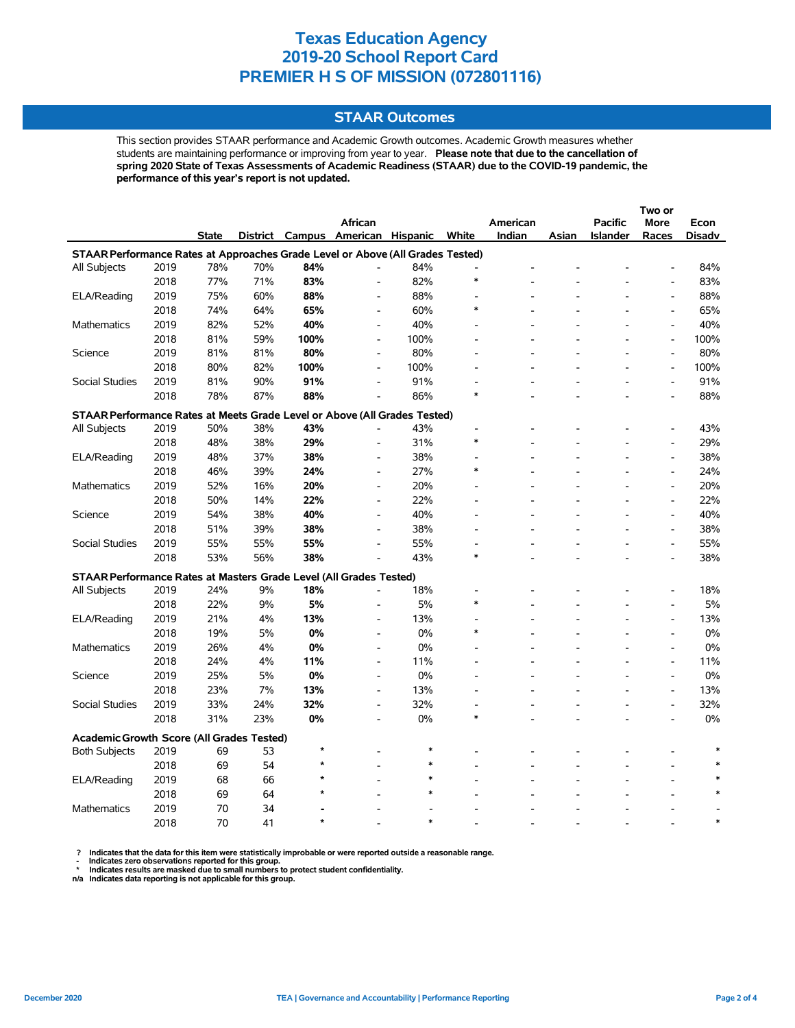# Texas Education Agency
# 2019-20 School Report Card
# PREMIER H S OF MISSION (072801116)

## STAAR Outcomes

This section provides STAAR performance and Academic Growth outcomes. Academic Growth measures whether students are maintaining performance or improving from year to year. **Please note that due to the cancellation of spring 2020 State of Texas Assessments of Academic Readiness (STAAR) due to the COVID-19 pandemic, the performance of this year's report is not updated.**

| | | State | District | Campus | African American | Hispanic | White | American Indian | Asian | Pacific Islander | Two or More Races | Econ Disadv |
|---|---|---|---|---|---|---|---|---|---|---|---|---|
| **STAAR Performance Rates at Approaches Grade Level or Above (All Grades Tested)** | | | | | | | | | | | | |
| All Subjects | 2019 | 78% | 70% | **84%** | - | 84% | - | - | - | - | - | 84% |
| | 2018 | 77% | 71% | **83%** | - | 82% | * | - | - | - | - | 83% |
| ELA/Reading | 2019 | 75% | 60% | **88%** | - | 88% | - | - | - | - | - | 88% |
| | 2018 | 74% | 64% | **65%** | - | 60% | * | - | - | - | - | 65% |
| Mathematics | 2019 | 82% | 52% | **40%** | - | 40% | - | - | - | - | - | 40% |
| | 2018 | 81% | 59% | **100%** | - | 100% | - | - | - | - | - | 100% |
| Science | 2019 | 81% | 81% | **80%** | - | 80% | - | - | - | - | - | 80% |
| | 2018 | 80% | 82% | **100%** | - | 100% | - | - | - | - | - | 100% |
| Social Studies | 2019 | 81% | 90% | **91%** | - | 91% | - | - | - | - | - | 91% |
| | 2018 | 78% | 87% | **88%** | - | 86% | * | - | - | - | - | 88% |
| **STAAR Performance Rates at Meets Grade Level or Above (All Grades Tested)** | | | | | | | | | | | | |
| All Subjects | 2019 | 50% | 38% | **43%** | - | 43% | - | - | - | - | - | 43% |
| | 2018 | 48% | 38% | **29%** | - | 31% | * | - | - | - | - | 29% |
| ELA/Reading | 2019 | 48% | 37% | **38%** | - | 38% | - | - | - | - | - | 38% |
| | 2018 | 46% | 39% | **24%** | - | 27% | * | - | - | - | - | 24% |
| Mathematics | 2019 | 52% | 16% | **20%** | - | 20% | - | - | - | - | - | 20% |
| | 2018 | 50% | 14% | **22%** | - | 22% | - | - | - | - | - | 22% |
| Science | 2019 | 54% | 38% | **40%** | - | 40% | - | - | - | - | - | 40% |
| | 2018 | 51% | 39% | **38%** | - | 38% | - | - | - | - | - | 38% |
| Social Studies | 2019 | 55% | 55% | **55%** | - | 55% | - | - | - | - | - | 55% |
| | 2018 | 53% | 56% | **38%** | - | 43% | * | - | - | - | - | 38% |
| **STAAR Performance Rates at Masters Grade Level (All Grades Tested)** | | | | | | | | | | | | |
| All Subjects | 2019 | 24% | 9% | **18%** | - | 18% | - | - | - | - | - | 18% |
| | 2018 | 22% | 9% | **5%** | - | 5% | * | - | - | - | - | 5% |
| ELA/Reading | 2019 | 21% | 4% | **13%** | - | 13% | - | - | - | - | - | 13% |
| | 2018 | 19% | 5% | **0%** | - | 0% | * | - | - | - | - | 0% |
| Mathematics | 2019 | 26% | 4% | **0%** | - | 0% | - | - | - | - | - | 0% |
| | 2018 | 24% | 4% | **11%** | - | 11% | - | - | - | - | - | 11% |
| Science | 2019 | 25% | 5% | **0%** | - | 0% | - | - | - | - | - | 0% |
| | 2018 | 23% | 7% | **13%** | - | 13% | - | - | - | - | - | 13% |
| Social Studies | 2019 | 33% | 24% | **32%** | - | 32% | - | - | - | - | - | 32% |
| | 2018 | 31% | 23% | **0%** | - | 0% | * | - | - | - | - | 0% |
| **Academic Growth Score (All Grades Tested)** | | | | | | | | | | | | |
| Both Subjects | 2019 | 69 | 53 | * | - | * | - | - | - | - | - | * |
| | 2018 | 69 | 54 | * | - | * | - | - | - | - | - | * |
| ELA/Reading | 2019 | 68 | 66 | * | - | * | - | - | - | - | - | * |
| | 2018 | 69 | 64 | * | - | * | - | - | - | - | - | * |
| Mathematics | 2019 | 70 | 34 | **-** | - | - | - | - | - | - | - | - |
| | 2018 | 70 | 41 | * | - | * | - | - | - | - | - | * |

? Indicates that the data for this item were statistically improbable or were reported outside a reasonable range.
- Indicates zero observations reported for this group.
* Indicates results are masked due to small numbers to protect student confidentiality.
n/a Indicates data reporting is not applicable for this group.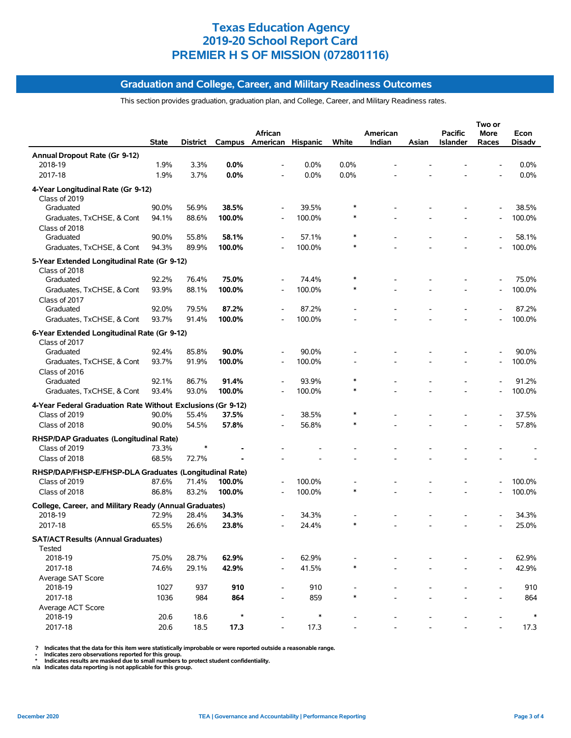# Texas Education Agency
# 2019-20 School Report Card
# PREMIER H S OF MISSION (072801116)

## Graduation and College, Career, and Military Readiness Outcomes

This section provides graduation, graduation plan, and College, Career, and Military Readiness rates.

| | State | District | Campus | African American | Hispanic | White | American Indian | Asian | Pacific Islander | Two or More Races | Econ Disadv |
|---|---|---|---|---|---|---|---|---|---|---|---|
| **Annual Dropout Rate (Gr 9-12)** | | | | | | | | | | | |
| 2018-19 | 1.9% | 3.3% | **0.0%** | - | 0.0% | 0.0% | - | - | - | - | 0.0% |
| 2017-18 | 1.9% | 3.7% | **0.0%** | - | 0.0% | 0.0% | - | - | - | - | 0.0% |
| **4-Year Longitudinal Rate (Gr 9-12)** | | | | | | | | | | | |
| Class of 2019 | | | | | | | | | | | |
| Graduated | 90.0% | 56.9% | **38.5%** | - | 39.5% | * | - | - | - | - | 38.5% |
| Graduates, TxCHSE, & Cont | 94.1% | 88.6% | **100.0%** | - | 100.0% | * | - | - | - | - | 100.0% |
| Class of 2018 | | | | | | | | | | | |
| Graduated | 90.0% | 55.8% | **58.1%** | - | 57.1% | * | - | - | - | - | 58.1% |
| Graduates, TxCHSE, & Cont | 94.3% | 89.9% | **100.0%** | - | 100.0% | * | - | - | - | - | 100.0% |
| **5-Year Extended Longitudinal Rate (Gr 9-12)** | | | | | | | | | | | |
| Class of 2018 | | | | | | | | | | | |
| Graduated | 92.2% | 76.4% | **75.0%** | - | 74.4% | * | - | - | - | - | 75.0% |
| Graduates, TxCHSE, & Cont | 93.9% | 88.1% | **100.0%** | - | 100.0% | * | - | - | - | - | 100.0% |
| Class of 2017 | | | | | | | | | | | |
| Graduated | 92.0% | 79.5% | **87.2%** | - | 87.2% | - | - | - | - | - | 87.2% |
| Graduates, TxCHSE, & Cont | 93.7% | 91.4% | **100.0%** | - | 100.0% | - | - | - | - | - | 100.0% |
| **6-Year Extended Longitudinal Rate (Gr 9-12)** | | | | | | | | | | | |
| Class of 2017 | | | | | | | | | | | |
| Graduated | 92.4% | 85.8% | **90.0%** | - | 90.0% | - | - | - | - | - | 90.0% |
| Graduates, TxCHSE, & Cont | 93.7% | 91.9% | **100.0%** | - | 100.0% | - | - | - | - | - | 100.0% |
| Class of 2016 | | | | | | | | | | | |
| Graduated | 92.1% | 86.7% | **91.4%** | - | 93.9% | * | - | - | - | - | 91.2% |
| Graduates, TxCHSE, & Cont | 93.4% | 93.0% | **100.0%** | - | 100.0% | * | - | - | - | - | 100.0% |
| **4-Year Federal Graduation Rate Without Exclusions (Gr 9-12)** | | | | | | | | | | | |
| Class of 2019 | 90.0% | 55.4% | **37.5%** | - | 38.5% | * | - | - | - | - | 37.5% |
| Class of 2018 | 90.0% | 54.5% | **57.8%** | - | 56.8% | * | - | - | - | - | 57.8% |
| **RHSP/DAP Graduates (Longitudinal Rate)** | | | | | | | | | | | |
| Class of 2019 | 73.3% | * | **-** | - | - | - | - | - | - | - | - |
| Class of 2018 | 68.5% | 72.7% | **-** | - | - | - | - | - | - | - | - |
| **RHSP/DAP/FHSP-E/FHSP-DLA Graduates (Longitudinal Rate)** | | | | | | | | | | | |
| Class of 2019 | 87.6% | 71.4% | **100.0%** | - | 100.0% | - | - | - | - | - | 100.0% |
| Class of 2018 | 86.8% | 83.2% | **100.0%** | - | 100.0% | * | - | - | - | - | 100.0% |
| **College, Career, and Military Ready (Annual Graduates)** | | | | | | | | | | | |
| 2018-19 | 72.9% | 28.4% | **34.3%** | - | 34.3% | - | - | - | - | - | 34.3% |
| 2017-18 | 65.5% | 26.6% | **23.8%** | - | 24.4% | * | - | - | - | - | 25.0% |
| **SAT/ACT Results (Annual Graduates)** | | | | | | | | | | | |
| Tested | | | | | | | | | | | |
| 2018-19 | 75.0% | 28.7% | **62.9%** | - | 62.9% | - | - | - | - | - | 62.9% |
| 2017-18 | 74.6% | 29.1% | **42.9%** | - | 41.5% | * | - | - | - | - | 42.9% |
| Average SAT Score | | | | | | | | | | | |
| 2018-19 | 1027 | 937 | **910** | - | 910 | - | - | - | - | - | 910 |
| 2017-18 | 1036 | 984 | **864** | - | 859 | * | - | - | - | - | 864 |
| Average ACT Score | | | | | | | | | | | |
| 2018-19 | 20.6 | 18.6 | * | - | * | - | - | - | - | - | * |
| 2017-18 | 20.6 | 18.5 | **17.3** | - | 17.3 | - | - | - | - | - | 17.3 |

? Indicates that the data for this item were statistically improbable or were reported outside a reasonable range.
\- Indicates zero observations reported for this group.
\* Indicates results are masked due to small numbers to protect student confidentiality.
n/a Indicates data reporting is not applicable for this group.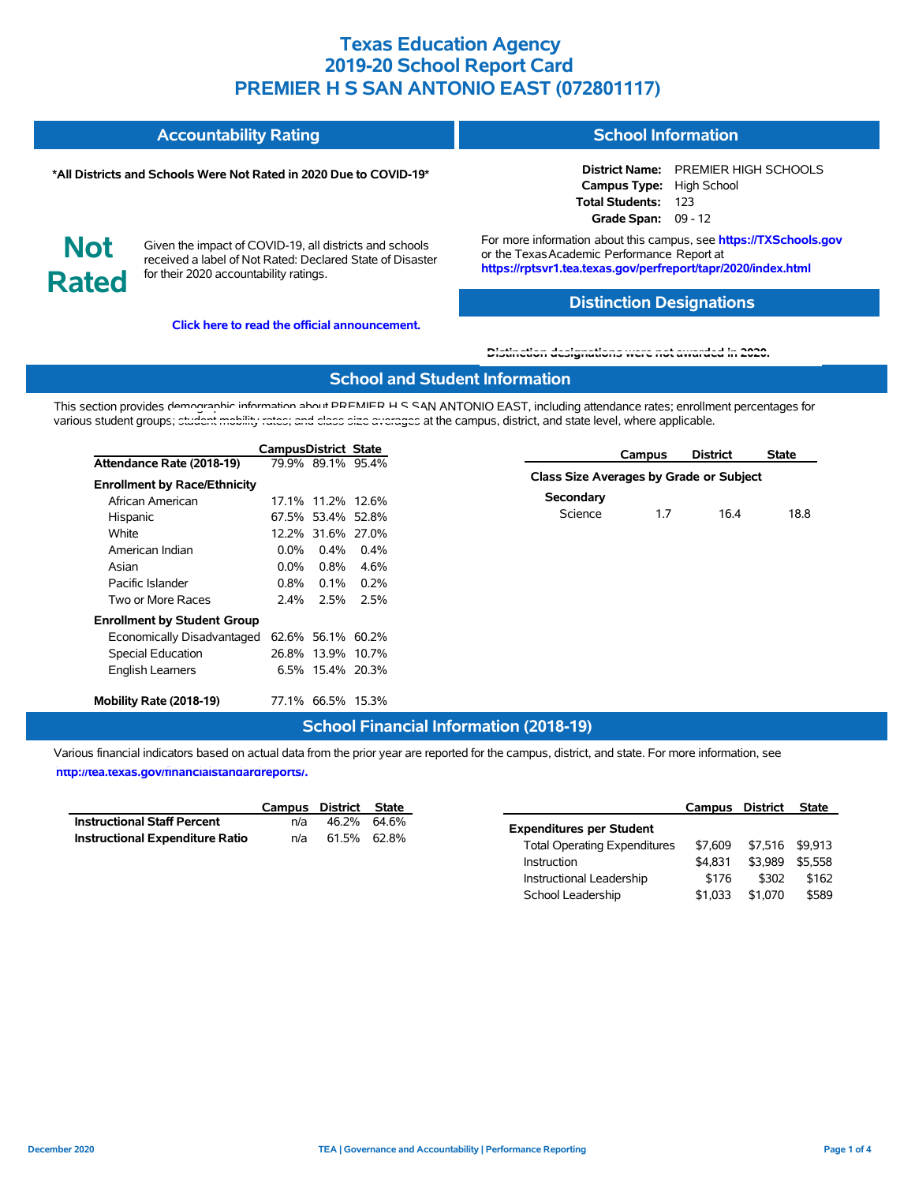# Texas Education Agency
# 2019-20 School Report Card
# PREMIER H S SAN ANTONIO EAST (072801117)

## Accountability Rating

**\*All Districts and Schools Were Not Rated in 2020 Due to COVID-19\***

**Not Rated**

Given the impact of COVID-19, all districts and schools received a label of Not Rated: Declared State of Disaster for their 2020 accountability ratings.

**Click here to read the official announcement.**

## School Information

**District Name:** PREMIER HIGH SCHOOLS
**Campus Type:** High School
**Total Students:** 123
**Grade Span:** 09 - 12

For more information about this campus, see **https://TXSchools.gov** or the Texas Academic Performance Report at **https://rptsvr1.tea.texas.gov/perfreport/tapr/2020/index.html**

## Distinction Designations

**Distinction designations were not awarded in 2020.**

## School and Student Information

This section provides demographic information about PREMIER H S SAN ANTONIO EAST, including attendance rates; enrollment percentages for various student groups; student mobility rates; and class size averages at the campus, district, and state level, where applicable.

| | Campus | District | State |
|---|---|---|---|
| **Attendance Rate (2018-19)** | 79.9% | 89.1% | 95.4% |
| **Enrollment by Race/Ethnicity** | | | |
| African American | 17.1% | 11.2% | 12.6% |
| Hispanic | 67.5% | 53.4% | 52.8% |
| White | 12.2% | 31.6% | 27.0% |
| American Indian | 0.0% | 0.4% | 0.4% |
| Asian | 0.0% | 0.8% | 4.6% |
| Pacific Islander | 0.8% | 0.1% | 0.2% |
| Two or More Races | 2.4% | 2.5% | 2.5% |
| **Enrollment by Student Group** | | | |
| Economically Disadvantaged | 62.6% | 56.1% | 60.2% |
| Special Education | 26.8% | 13.9% | 10.7% |
| English Learners | 6.5% | 15.4% | 20.3% |
| **Mobility Rate (2018-19)** | 77.1% | 66.5% | 15.3% |

| | Campus | District | State |
|---|---|---|---|
| **Class Size Averages by Grade or Subject** | | | |
| **Secondary** | | | |
| Science | 1.7 | 16.4 | 18.8 |

## School Financial Information (2018-19)

Various financial indicators based on actual data from the prior year are reported for the campus, district, and state. For more information, see **http://tea.texas.gov/financialstandardreports/.**

| | Campus | District | State |
|---|---|---|---|
| **Instructional Staff Percent** | n/a | 46.2% | 64.6% |
| **Instructional Expenditure Ratio** | n/a | 61.5% | 62.8% |

| | Campus | District | State |
|---|---|---|---|
| **Expenditures per Student** | | | |
| Total Operating Expenditures | $7,609 | $7,516 | $9,913 |
| Instruction | $4,831 | $3,989 | $5,558 |
| Instructional Leadership | $176 | $302 | $162 |
| School Leadership | $1,033 | $1,070 | $589 |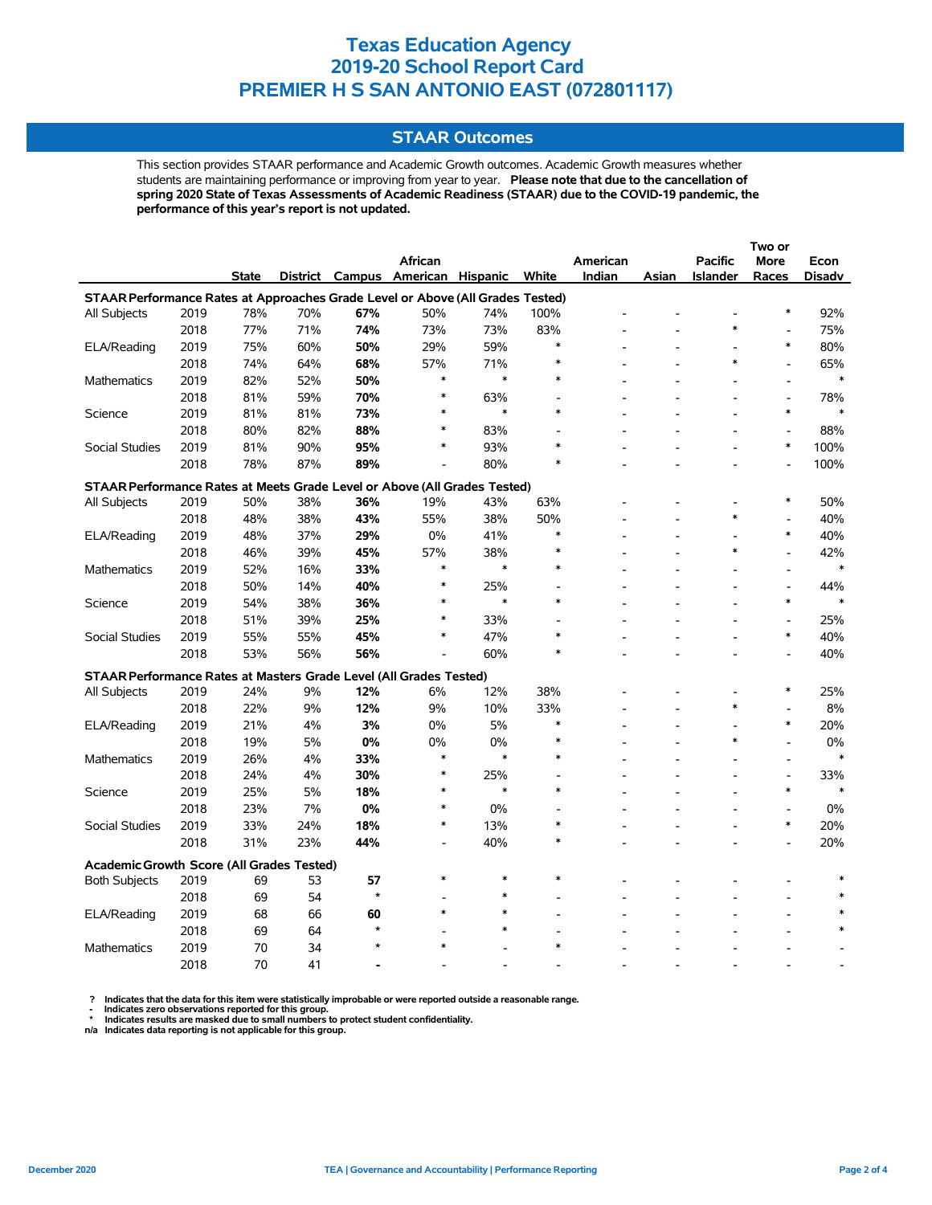# Texas Education Agency
# 2019-20 School Report Card
# PREMIER H S SAN ANTONIO EAST (072801117)

## STAAR Outcomes

This section provides STAAR performance and Academic Growth outcomes. Academic Growth measures whether students are maintaining performance or improving from year to year. **Please note that due to the cancellation of spring 2020 State of Texas Assessments of Academic Readiness (STAAR) due to the COVID-19 pandemic, the performance of this year's report is not updated.**

| | | State | District | Campus | African American | Hispanic | White | American Indian | Asian | Pacific Islander | Two or More Races | Econ Disadv |
|---|---|---|---|---|---|---|---|---|---|---|---|---|
| **STAAR Performance Rates at Approaches Grade Level or Above (All Grades Tested)** | | | | | | | | | | | | |
| All Subjects | 2019 | 78% | 70% | **67%** | 50% | 74% | 100% | - | - | - | * | 92% |
| | 2018 | 77% | 71% | **74%** | 73% | 73% | 83% | - | - | * | - | 75% |
| ELA/Reading | 2019 | 75% | 60% | **50%** | 29% | 59% | * | - | - | - | * | 80% |
| | 2018 | 74% | 64% | **68%** | 57% | 71% | * | - | - | * | - | 65% |
| Mathematics | 2019 | 82% | 52% | **50%** | * | * | * | - | - | - | - | * |
| | 2018 | 81% | 59% | **70%** | * | 63% | - | - | - | - | - | 78% |
| Science | 2019 | 81% | 81% | **73%** | * | * | * | - | - | - | * | * |
| | 2018 | 80% | 82% | **88%** | * | 83% | - | - | - | - | - | 88% |
| Social Studies | 2019 | 81% | 90% | **95%** | * | 93% | * | - | - | - | * | 100% |
| | 2018 | 78% | 87% | **89%** | - | 80% | * | - | - | - | - | 100% |
| **STAAR Performance Rates at Meets Grade Level or Above (All Grades Tested)** | | | | | | | | | | | | |
| All Subjects | 2019 | 50% | 38% | **36%** | 19% | 43% | 63% | - | - | - | * | 50% |
| | 2018 | 48% | 38% | **43%** | 55% | 38% | 50% | - | - | * | - | 40% |
| ELA/Reading | 2019 | 48% | 37% | **29%** | 0% | 41% | * | - | - | - | * | 40% |
| | 2018 | 46% | 39% | **45%** | 57% | 38% | * | - | - | * | - | 42% |
| Mathematics | 2019 | 52% | 16% | **33%** | * | * | * | - | - | - | - | * |
| | 2018 | 50% | 14% | **40%** | * | 25% | - | - | - | - | - | 44% |
| Science | 2019 | 54% | 38% | **36%** | * | * | * | - | - | - | * | * |
| | 2018 | 51% | 39% | **25%** | * | 33% | - | - | - | - | - | 25% |
| Social Studies | 2019 | 55% | 55% | **45%** | * | 47% | * | - | - | - | * | 40% |
| | 2018 | 53% | 56% | **56%** | - | 60% | * | - | - | - | - | 40% |
| **STAAR Performance Rates at Masters Grade Level (All Grades Tested)** | | | | | | | | | | | | |
| All Subjects | 2019 | 24% | 9% | **12%** | 6% | 12% | 38% | - | - | - | * | 25% |
| | 2018 | 22% | 9% | **12%** | 9% | 10% | 33% | - | - | * | - | 8% |
| ELA/Reading | 2019 | 21% | 4% | **3%** | 0% | 5% | * | - | - | - | * | 20% |
| | 2018 | 19% | 5% | **0%** | 0% | 0% | * | - | - | * | - | 0% |
| Mathematics | 2019 | 26% | 4% | **33%** | * | * | * | - | - | - | - | * |
| | 2018 | 24% | 4% | **30%** | * | 25% | - | - | - | - | - | 33% |
| Science | 2019 | 25% | 5% | **18%** | * | * | * | - | - | - | * | * |
| | 2018 | 23% | 7% | **0%** | * | 0% | - | - | - | - | - | 0% |
| Social Studies | 2019 | 33% | 24% | **18%** | * | 13% | * | - | - | - | * | 20% |
| | 2018 | 31% | 23% | **44%** | - | 40% | * | - | - | - | - | 20% |
| **Academic Growth Score (All Grades Tested)** | | | | | | | | | | | | |
| Both Subjects | 2019 | 69 | 53 | **57** | * | * | * | - | - | - | - | * |
| | 2018 | 69 | 54 | * | - | * | - | - | - | - | - | * |
| ELA/Reading | 2019 | 68 | 66 | **60** | * | * | - | - | - | - | - | * |
| | 2018 | 69 | 64 | * | - | * | - | - | - | - | - | * |
| Mathematics | 2019 | 70 | 34 | * | * | - | * | - | - | - | - | - |
| | 2018 | 70 | 41 | - | - | - | - | - | - | - | - | - |

? Indicates that the data for this item were statistically improbable or were reported outside a reasonable range.
- Indicates zero observations reported for this group.
* Indicates results are masked due to small numbers to protect student confidentiality.
n/a Indicates data reporting is not applicable for this group.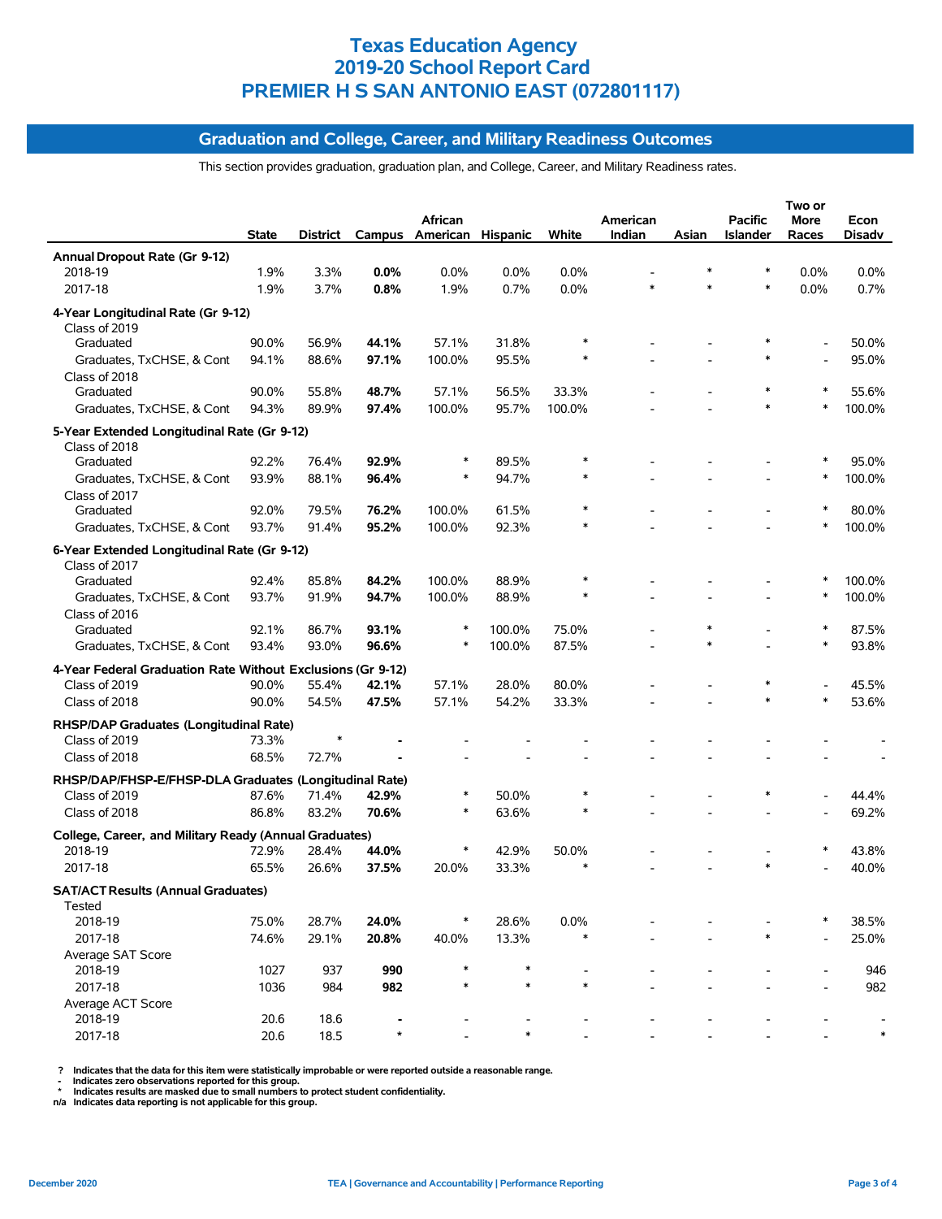# Texas Education Agency
# 2019-20 School Report Card
# PREMIER H S SAN ANTONIO EAST (072801117)

## Graduation and College, Career, and Military Readiness Outcomes

This section provides graduation, graduation plan, and College, Career, and Military Readiness rates.

| | State | District | Campus | African American | Hispanic | White | American Indian | Asian | Pacific Islander | Two or More Races | Econ Disadv |
|---|---|---|---|---|---|---|---|---|---|---|---|
| **Annual Dropout Rate (Gr 9-12)** | | | | | | | | | | | |
| 2018-19 | 1.9% | 3.3% | **0.0%** | 0.0% | 0.0% | 0.0% | - | * | * | 0.0% | 0.0% |
| 2017-18 | 1.9% | 3.7% | **0.8%** | 1.9% | 0.7% | 0.0% | * | * | * | 0.0% | 0.7% |
| **4-Year Longitudinal Rate (Gr 9-12)** | | | | | | | | | | | |
| Class of 2019 | | | | | | | | | | | |
| Graduated | 90.0% | 56.9% | **44.1%** | 57.1% | 31.8% | * | - | - | * | - | 50.0% |
| Graduates, TxCHSE, & Cont | 94.1% | 88.6% | **97.1%** | 100.0% | 95.5% | * | - | - | * | - | 95.0% |
| Class of 2018 | | | | | | | | | | | |
| Graduated | 90.0% | 55.8% | **48.7%** | 57.1% | 56.5% | 33.3% | - | - | * | * | 55.6% |
| Graduates, TxCHSE, & Cont | 94.3% | 89.9% | **97.4%** | 100.0% | 95.7% | 100.0% | - | - | * | * | 100.0% |
| **5-Year Extended Longitudinal Rate (Gr 9-12)** | | | | | | | | | | | |
| Class of 2018 | | | | | | | | | | | |
| Graduated | 92.2% | 76.4% | **92.9%** | * | 89.5% | * | - | - | - | * | 95.0% |
| Graduates, TxCHSE, & Cont | 93.9% | 88.1% | **96.4%** | * | 94.7% | * | - | - | - | * | 100.0% |
| Class of 2017 | | | | | | | | | | | |
| Graduated | 92.0% | 79.5% | **76.2%** | 100.0% | 61.5% | * | - | - | - | * | 80.0% |
| Graduates, TxCHSE, & Cont | 93.7% | 91.4% | **95.2%** | 100.0% | 92.3% | * | - | - | - | * | 100.0% |
| **6-Year Extended Longitudinal Rate (Gr 9-12)** | | | | | | | | | | | |
| Class of 2017 | | | | | | | | | | | |
| Graduated | 92.4% | 85.8% | **84.2%** | 100.0% | 88.9% | * | - | - | - | * | 100.0% |
| Graduates, TxCHSE, & Cont | 93.7% | 91.9% | **94.7%** | 100.0% | 88.9% | * | - | - | - | * | 100.0% |
| Class of 2016 | | | | | | | | | | | |
| Graduated | 92.1% | 86.7% | **93.1%** | * | 100.0% | 75.0% | - | * | - | * | 87.5% |
| Graduates, TxCHSE, & Cont | 93.4% | 93.0% | **96.6%** | * | 100.0% | 87.5% | - | * | - | * | 93.8% |
| **4-Year Federal Graduation Rate Without Exclusions (Gr 9-12)** | | | | | | | | | | | |
| Class of 2019 | 90.0% | 55.4% | **42.1%** | 57.1% | 28.0% | 80.0% | - | - | * | - | 45.5% |
| Class of 2018 | 90.0% | 54.5% | **47.5%** | 57.1% | 54.2% | 33.3% | - | - | * | * | 53.6% |
| **RHSP/DAP Graduates (Longitudinal Rate)** | | | | | | | | | | | |
| Class of 2019 | 73.3% | * | **-** | - | - | - | - | - | - | - | - |
| Class of 2018 | 68.5% | 72.7% | **-** | - | - | - | - | - | - | - | - |
| **RHSP/DAP/FHSP-E/FHSP-DLA Graduates (Longitudinal Rate)** | | | | | | | | | | | |
| Class of 2019 | 87.6% | 71.4% | **42.9%** | * | 50.0% | * | - | - | * | - | 44.4% |
| Class of 2018 | 86.8% | 83.2% | **70.6%** | * | 63.6% | * | - | - | - | - | 69.2% |
| **College, Career, and Military Ready (Annual Graduates)** | | | | | | | | | | | |
| 2018-19 | 72.9% | 28.4% | **44.0%** | * | 42.9% | 50.0% | - | - | - | * | 43.8% |
| 2017-18 | 65.5% | 26.6% | **37.5%** | 20.0% | 33.3% | * | - | - | * | - | 40.0% |
| **SAT/ACT Results (Annual Graduates)** | | | | | | | | | | | |
| Tested | | | | | | | | | | | |
| 2018-19 | 75.0% | 28.7% | **24.0%** | * | 28.6% | 0.0% | - | - | - | * | 38.5% |
| 2017-18 | 74.6% | 29.1% | **20.8%** | 40.0% | 13.3% | * | - | - | * | - | 25.0% |
| Average SAT Score | | | | | | | | | | | |
| 2018-19 | 1027 | 937 | **990** | * | * | - | - | - | - | - | 946 |
| 2017-18 | 1036 | 984 | **982** | * | * | * | - | - | - | - | 982 |
| Average ACT Score | | | | | | | | | | | |
| 2018-19 | 20.6 | 18.6 | **-** | - | - | - | - | - | - | - | - |
| 2017-18 | 20.6 | 18.5 | * | - | * | - | - | - | - | - | * |

? Indicates that the data for this item were statistically improbable or were reported outside a reasonable range.
\- Indicates zero observations reported for this group.
\* Indicates results are masked due to small numbers to protect student confidentiality.
n/a Indicates data reporting is not applicable for this group.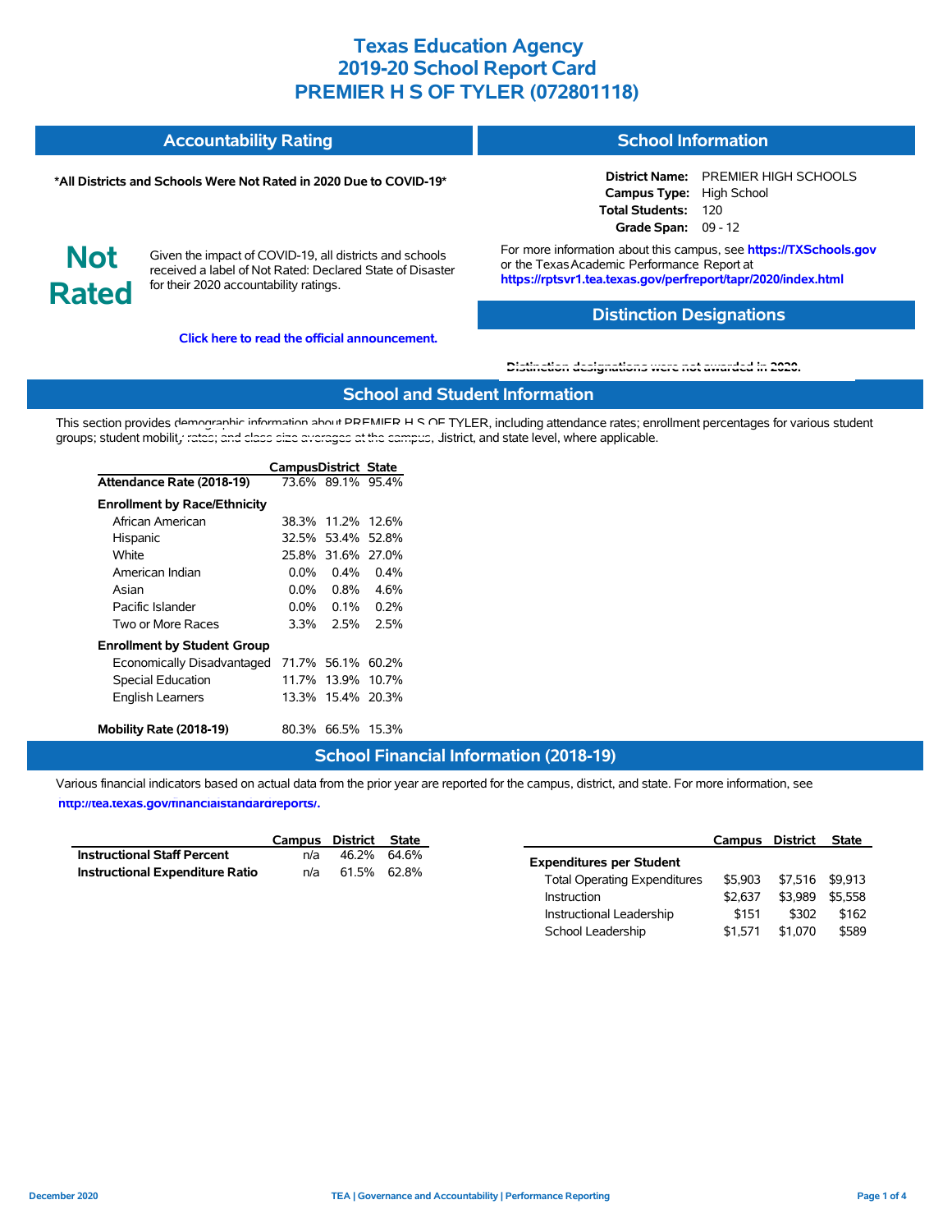# Texas Education Agency
# 2019-20 School Report Card
# PREMIER H S OF TYLER (072801118)

## Accountability Rating

**\*All Districts and Schools Were Not Rated in 2020 Due to COVID-19\***

**Not Rated**

Given the impact of COVID-19, all districts and schools received a label of Not Rated: Declared State of Disaster for their 2020 accountability ratings.

**Click here to read the official announcement.**

## School Information

**District Name:** PREMIER HIGH SCHOOLS
**Campus Type:** High School
**Total Students:** 120
**Grade Span:** 09 - 12

For more information about this campus, see **https://TXSchools.gov** or the Texas Academic Performance Report at **https://rptsvr1.tea.texas.gov/perfreport/tapr/2020/index.html**

## Distinction Designations

**Distinction designations were not awarded in 2020.**

## School and Student Information

This section provides demographic information about PREMIER H S OF TYLER, including attendance rates; enrollment percentages for various student groups; student mobility rates; and class size averages at the campus, district, and state level, where applicable.

| | Campus | District | State |
|---|---|---|---|
| **Attendance Rate (2018-19)** | 73.6% | 89.1% | 95.4% |
| **Enrollment by Race/Ethnicity** | | | |
| African American | 38.3% | 11.2% | 12.6% |
| Hispanic | 32.5% | 53.4% | 52.8% |
| White | 25.8% | 31.6% | 27.0% |
| American Indian | 0.0% | 0.4% | 0.4% |
| Asian | 0.0% | 0.8% | 4.6% |
| Pacific Islander | 0.0% | 0.1% | 0.2% |
| Two or More Races | 3.3% | 2.5% | 2.5% |
| **Enrollment by Student Group** | | | |
| Economically Disadvantaged | 71.7% | 56.1% | 60.2% |
| Special Education | 11.7% | 13.9% | 10.7% |
| English Learners | 13.3% | 15.4% | 20.3% |
| **Mobility Rate (2018-19)** | 80.3% | 66.5% | 15.3% |

## School Financial Information (2018-19)

Various financial indicators based on actual data from the prior year are reported for the campus, district, and state. For more information, see **http://tea.texas.gov/financialstandardreports/.**

| | Campus | District | State |
|---|---|---|---|
| **Instructional Staff Percent** | n/a | 46.2% | 64.6% |
| **Instructional Expenditure Ratio** | n/a | 61.5% | 62.8% |

| | Campus | District | State |
|---|---|---|---|
| **Expenditures per Student** | | | |
| Total Operating Expenditures | $5,903 | $7,516 | $9,913 |
| Instruction | $2,637 | $3,989 | $5,558 |
| Instructional Leadership | $151 | $302 | $162 |
| School Leadership | $1,571 | $1,070 | $589 |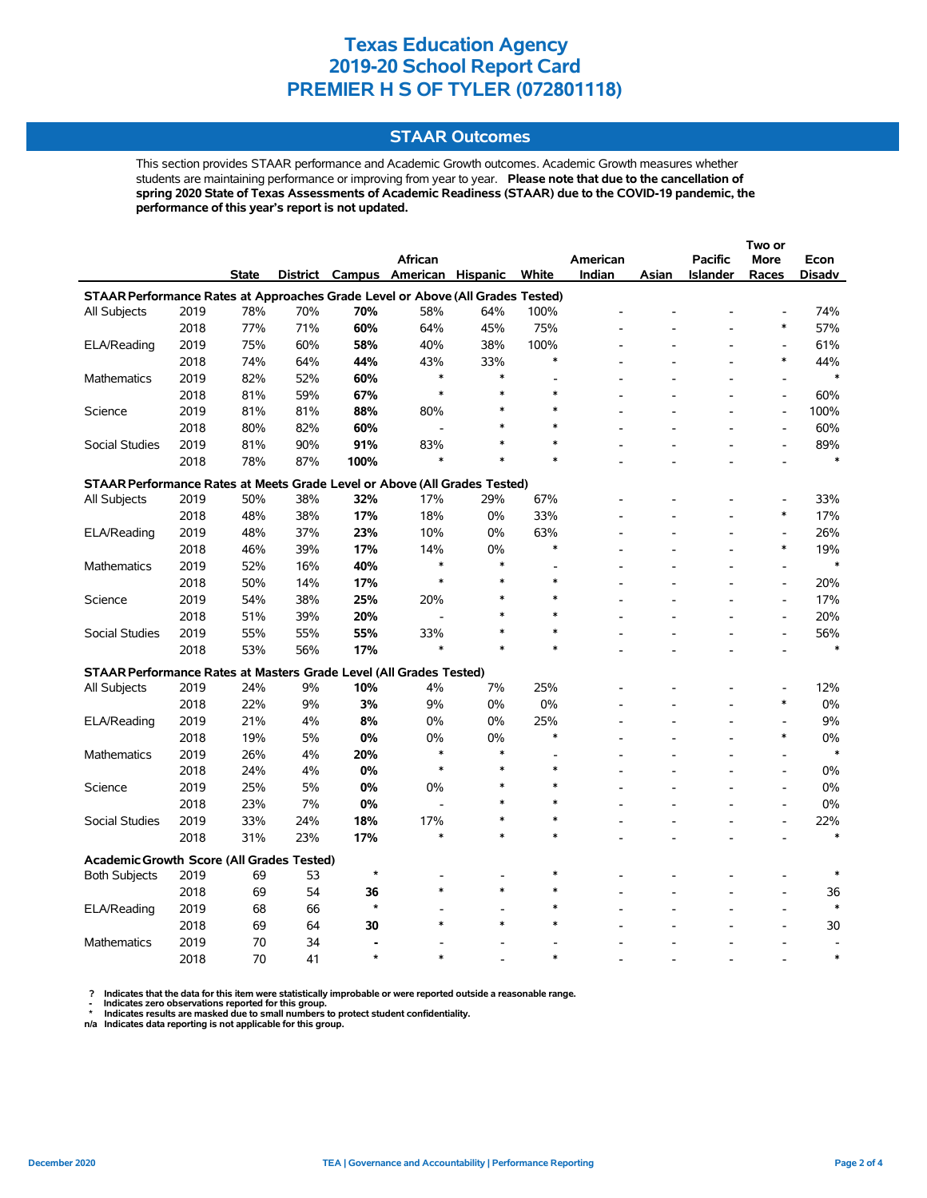# Texas Education Agency
# 2019-20 School Report Card
# PREMIER H S OF TYLER (072801118)

## STAAR Outcomes

This section provides STAAR performance and Academic Growth outcomes. Academic Growth measures whether students are maintaining performance or improving from year to year. **Please note that due to the cancellation of spring 2020 State of Texas Assessments of Academic Readiness (STAAR) due to the COVID-19 pandemic, the performance of this year's report is not updated.**

| | | State | District | Campus | African American | Hispanic | White | American Indian | Asian | Pacific Islander | Two or More Races | Econ Disadv |
|---|---|---|---|---|---|---|---|---|---|---|---|---|
| **STAAR Performance Rates at Approaches Grade Level or Above (All Grades Tested)** | | | | | | | | | | | | |
| All Subjects | 2019 | 78% | 70% | **70%** | 58% | 64% | 100% | - | - | - | - | 74% |
| | 2018 | 77% | 71% | **60%** | 64% | 45% | 75% | - | - | - | * | 57% |
| ELA/Reading | 2019 | 75% | 60% | **58%** | 40% | 38% | 100% | - | - | - | - | 61% |
| | 2018 | 74% | 64% | **44%** | 43% | 33% | * | - | - | - | * | 44% |
| Mathematics | 2019 | 82% | 52% | **60%** | * | * | - | - | - | - | - | * |
| | 2018 | 81% | 59% | **67%** | * | * | * | - | - | - | - | 60% |
| Science | 2019 | 81% | 81% | **88%** | 80% | * | * | - | - | - | - | 100% |
| | 2018 | 80% | 82% | **60%** | - | * | * | - | - | - | - | 60% |
| Social Studies | 2019 | 81% | 90% | **91%** | 83% | * | * | - | - | - | - | 89% |
| | 2018 | 78% | 87% | **100%** | * | * | * | - | - | - | - | * |
| **STAAR Performance Rates at Meets Grade Level or Above (All Grades Tested)** | | | | | | | | | | | | |
| All Subjects | 2019 | 50% | 38% | **32%** | 17% | 29% | 67% | - | - | - | - | 33% |
| | 2018 | 48% | 38% | **17%** | 18% | 0% | 33% | - | - | - | * | 17% |
| ELA/Reading | 2019 | 48% | 37% | **23%** | 10% | 0% | 63% | - | - | - | - | 26% |
| | 2018 | 46% | 39% | **17%** | 14% | 0% | * | - | - | - | * | 19% |
| Mathematics | 2019 | 52% | 16% | **40%** | * | * | - | - | - | - | - | * |
| | 2018 | 50% | 14% | **17%** | * | * | * | - | - | - | - | 20% |
| Science | 2019 | 54% | 38% | **25%** | 20% | * | * | - | - | - | - | 17% |
| | 2018 | 51% | 39% | **20%** | - | * | * | - | - | - | - | 20% |
| Social Studies | 2019 | 55% | 55% | **55%** | 33% | * | * | - | - | - | - | 56% |
| | 2018 | 53% | 56% | **17%** | * | * | * | - | - | - | - | * |
| **STAAR Performance Rates at Masters Grade Level (All Grades Tested)** | | | | | | | | | | | | |
| All Subjects | 2019 | 24% | 9% | **10%** | 4% | 7% | 25% | - | - | - | - | 12% |
| | 2018 | 22% | 9% | **3%** | 9% | 0% | 0% | - | - | - | * | 0% |
| ELA/Reading | 2019 | 21% | 4% | **8%** | 0% | 0% | 25% | - | - | - | - | 9% |
| | 2018 | 19% | 5% | **0%** | 0% | 0% | * | - | - | - | * | 0% |
| Mathematics | 2019 | 26% | 4% | **20%** | * | * | - | - | - | - | - | * |
| | 2018 | 24% | 4% | **0%** | * | * | * | - | - | - | - | 0% |
| Science | 2019 | 25% | 5% | **0%** | 0% | * | * | - | - | - | - | 0% |
| | 2018 | 23% | 7% | **0%** | - | * | * | - | - | - | - | 0% |
| Social Studies | 2019 | 33% | 24% | **18%** | 17% | * | * | - | - | - | - | 22% |
| | 2018 | 31% | 23% | **17%** | * | * | * | - | - | - | - | * |
| **Academic Growth Score (All Grades Tested)** | | | | | | | | | | | | |
| Both Subjects | 2019 | 69 | 53 | * | - | - | * | - | - | - | - | * |
| | 2018 | 69 | 54 | **36** | * | * | * | - | - | - | - | 36 |
| ELA/Reading | 2019 | 68 | 66 | * | - | - | * | - | - | - | - | * |
| | 2018 | 69 | 64 | **30** | * | * | * | - | - | - | - | 30 |
| Mathematics | 2019 | 70 | 34 | **-** | - | - | - | - | - | - | - | - |
| | 2018 | 70 | 41 | * | * | - | * | - | - | - | - | * |

? Indicates that the data for this item were statistically improbable or were reported outside a reasonable range.
- Indicates zero observations reported for this group.
* Indicates results are masked due to small numbers to protect student confidentiality.
n/a Indicates data reporting is not applicable for this group.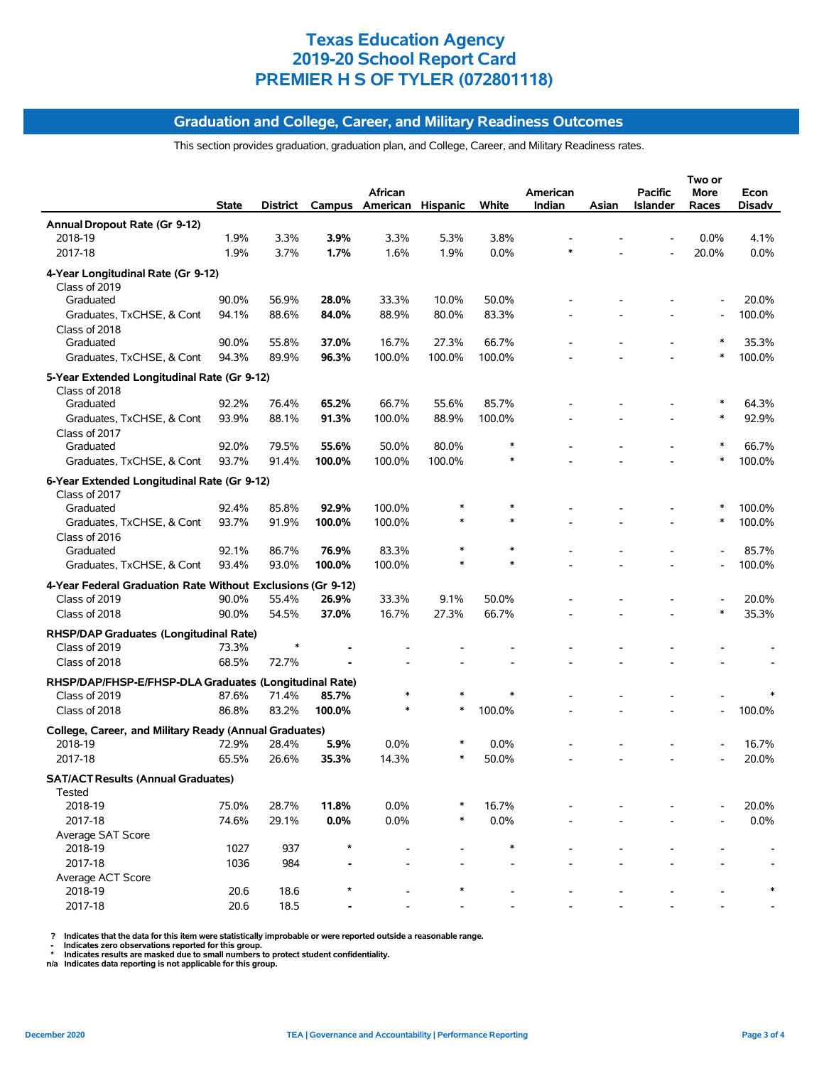# Texas Education Agency
# 2019-20 School Report Card
# PREMIER H S OF TYLER (072801118)

## Graduation and College, Career, and Military Readiness Outcomes

This section provides graduation, graduation plan, and College, Career, and Military Readiness rates.

| | State | District | Campus | African American | Hispanic | White | American Indian | Asian | Pacific Islander | Two or More Races | Econ Disadv |
|---|---|---|---|---|---|---|---|---|---|---|---|
| **Annual Dropout Rate (Gr 9-12)** | | | | | | | | | | | |
| 2018-19 | 1.9% | 3.3% | **3.9%** | 3.3% | 5.3% | 3.8% | - | - | - | 0.0% | 4.1% |
| 2017-18 | 1.9% | 3.7% | **1.7%** | 1.6% | 1.9% | 0.0% | * | - | - | 20.0% | 0.0% |
| **4-Year Longitudinal Rate (Gr 9-12)** | | | | | | | | | | | |
| Class of 2019 | | | | | | | | | | | |
| Graduated | 90.0% | 56.9% | **28.0%** | 33.3% | 10.0% | 50.0% | - | - | - | - | 20.0% |
| Graduates, TxCHSE, & Cont | 94.1% | 88.6% | **84.0%** | 88.9% | 80.0% | 83.3% | - | - | - | - | 100.0% |
| Class of 2018 | | | | | | | | | | | |
| Graduated | 90.0% | 55.8% | **37.0%** | 16.7% | 27.3% | 66.7% | - | - | - | * | 35.3% |
| Graduates, TxCHSE, & Cont | 94.3% | 89.9% | **96.3%** | 100.0% | 100.0% | 100.0% | - | - | - | * | 100.0% |
| **5-Year Extended Longitudinal Rate (Gr 9-12)** | | | | | | | | | | | |
| Class of 2018 | | | | | | | | | | | |
| Graduated | 92.2% | 76.4% | **65.2%** | 66.7% | 55.6% | 85.7% | - | - | - | * | 64.3% |
| Graduates, TxCHSE, & Cont | 93.9% | 88.1% | **91.3%** | 100.0% | 88.9% | 100.0% | - | - | - | * | 92.9% |
| Class of 2017 | | | | | | | | | | | |
| Graduated | 92.0% | 79.5% | **55.6%** | 50.0% | 80.0% | * | - | - | - | * | 66.7% |
| Graduates, TxCHSE, & Cont | 93.7% | 91.4% | **100.0%** | 100.0% | 100.0% | * | - | - | - | * | 100.0% |
| **6-Year Extended Longitudinal Rate (Gr 9-12)** | | | | | | | | | | | |
| Class of 2017 | | | | | | | | | | | |
| Graduated | 92.4% | 85.8% | **92.9%** | 100.0% | * | * | - | - | - | * | 100.0% |
| Graduates, TxCHSE, & Cont | 93.7% | 91.9% | **100.0%** | 100.0% | * | * | - | - | - | * | 100.0% |
| Class of 2016 | | | | | | | | | | | |
| Graduated | 92.1% | 86.7% | **76.9%** | 83.3% | * | * | - | - | - | - | 85.7% |
| Graduates, TxCHSE, & Cont | 93.4% | 93.0% | **100.0%** | 100.0% | * | * | - | - | - | - | 100.0% |
| **4-Year Federal Graduation Rate Without Exclusions (Gr 9-12)** | | | | | | | | | | | |
| Class of 2019 | 90.0% | 55.4% | **26.9%** | 33.3% | 9.1% | 50.0% | - | - | - | - | 20.0% |
| Class of 2018 | 90.0% | 54.5% | **37.0%** | 16.7% | 27.3% | 66.7% | - | - | - | * | 35.3% |
| **RHSP/DAP Graduates (Longitudinal Rate)** | | | | | | | | | | | |
| Class of 2019 | 73.3% | * | **-** | - | - | - | - | - | - | - | - |
| Class of 2018 | 68.5% | 72.7% | **-** | - | - | - | - | - | - | - | - |
| **RHSP/DAP/FHSP-E/FHSP-DLA Graduates (Longitudinal Rate)** | | | | | | | | | | | |
| Class of 2019 | 87.6% | 71.4% | **85.7%** | * | * | * | - | - | - | - | * |
| Class of 2018 | 86.8% | 83.2% | **100.0%** | * | * | 100.0% | - | - | - | - | 100.0% |
| **College, Career, and Military Ready (Annual Graduates)** | | | | | | | | | | | |
| 2018-19 | 72.9% | 28.4% | **5.9%** | 0.0% | * | 0.0% | - | - | - | - | 16.7% |
| 2017-18 | 65.5% | 26.6% | **35.3%** | 14.3% | * | 50.0% | - | - | - | - | 20.0% |
| **SAT/ACT Results (Annual Graduates)** | | | | | | | | | | | |
| Tested | | | | | | | | | | | |
| 2018-19 | 75.0% | 28.7% | **11.8%** | 0.0% | * | 16.7% | - | - | - | - | 20.0% |
| 2017-18 | 74.6% | 29.1% | **0.0%** | 0.0% | * | 0.0% | - | - | - | - | 0.0% |
| Average SAT Score | | | | | | | | | | | |
| 2018-19 | 1027 | 937 | * | - | - | * | - | - | - | - | - |
| 2017-18 | 1036 | 984 | **-** | - | - | - | - | - | - | - | - |
| Average ACT Score | | | | | | | | | | | |
| 2018-19 | 20.6 | 18.6 | * | - | * | - | - | - | - | - | * |
| 2017-18 | 20.6 | 18.5 | **-** | - | - | - | - | - | - | - | - |

? Indicates that the data for this item were statistically improbable or were reported outside a reasonable range.
- Indicates zero observations reported for this group.
* Indicates results are masked due to small numbers to protect student confidentiality.
n/a Indicates data reporting is not applicable for this group.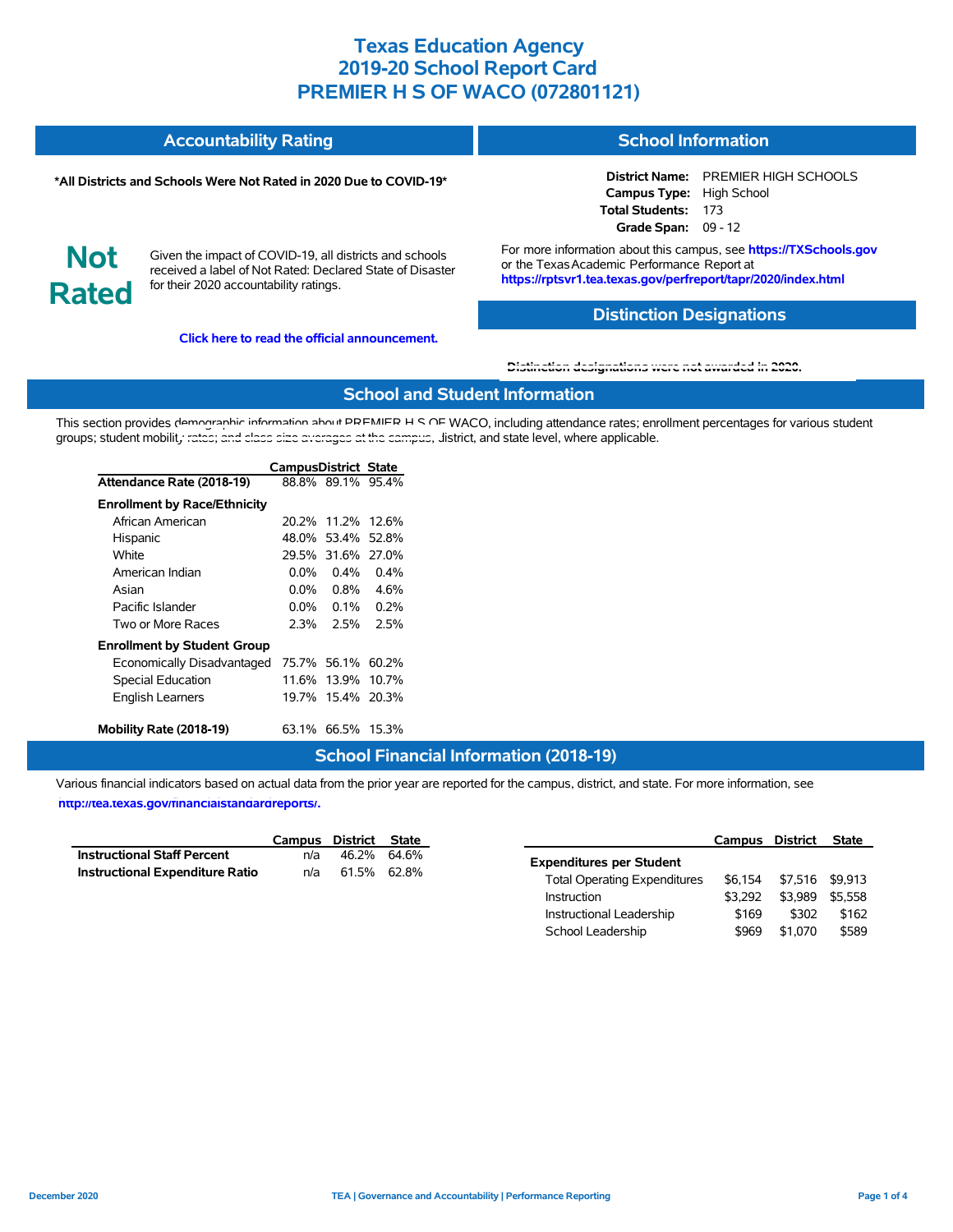# Texas Education Agency
# 2019-20 School Report Card
# PREMIER H S OF WACO (072801121)

## Accountability Rating

**\*All Districts and Schools Were Not Rated in 2020 Due to COVID-19\***

**Not Rated**

Given the impact of COVID-19, all districts and schools received a label of Not Rated: Declared State of Disaster for their 2020 accountability ratings.

**Click here to read the official announcement.**

## School Information

**District Name:** PREMIER HIGH SCHOOLS
**Campus Type:** High School
**Total Students:** 173
**Grade Span:** 09 - 12

For more information about this campus, see **https://TXSchools.gov** or the Texas Academic Performance Report at **https://rptsvr1.tea.texas.gov/perfreport/tapr/2020/index.html**

## Distinction Designations

Distinction designations were not awarded in 2020.

## School and Student Information

This section provides demographic information about PREMIER H S OF WACO, including attendance rates; enrollment percentages for various student groups; student mobility rates; and class size averages at the campus, district, and state level, where applicable.

| | Campus | District | State |
|---|---|---|---|
| **Attendance Rate (2018-19)** | 88.8% | 89.1% | 95.4% |
| **Enrollment by Race/Ethnicity** | | | |
| African American | 20.2% | 11.2% | 12.6% |
| Hispanic | 48.0% | 53.4% | 52.8% |
| White | 29.5% | 31.6% | 27.0% |
| American Indian | 0.0% | 0.4% | 0.4% |
| Asian | 0.0% | 0.8% | 4.6% |
| Pacific Islander | 0.0% | 0.1% | 0.2% |
| Two or More Races | 2.3% | 2.5% | 2.5% |
| **Enrollment by Student Group** | | | |
| Economically Disadvantaged | 75.7% | 56.1% | 60.2% |
| Special Education | 11.6% | 13.9% | 10.7% |
| English Learners | 19.7% | 15.4% | 20.3% |
| **Mobility Rate (2018-19)** | 63.1% | 66.5% | 15.3% |

## School Financial Information (2018-19)

Various financial indicators based on actual data from the prior year are reported for the campus, district, and state. For more information, see **http://tea.texas.gov/financialstandardreports/.**

| | Campus | District | State |
|---|---|---|---|
| **Instructional Staff Percent** | n/a | 46.2% | 64.6% |
| **Instructional Expenditure Ratio** | n/a | 61.5% | 62.8% |

| | Campus | District | State |
|---|---|---|---|
| **Expenditures per Student** | | | |
| Total Operating Expenditures | $6,154 | $7,516 | $9,913 |
| Instruction | $3,292 | $3,989 | $5,558 |
| Instructional Leadership | $169 | $302 | $162 |
| School Leadership | $969 | $1,070 | $589 |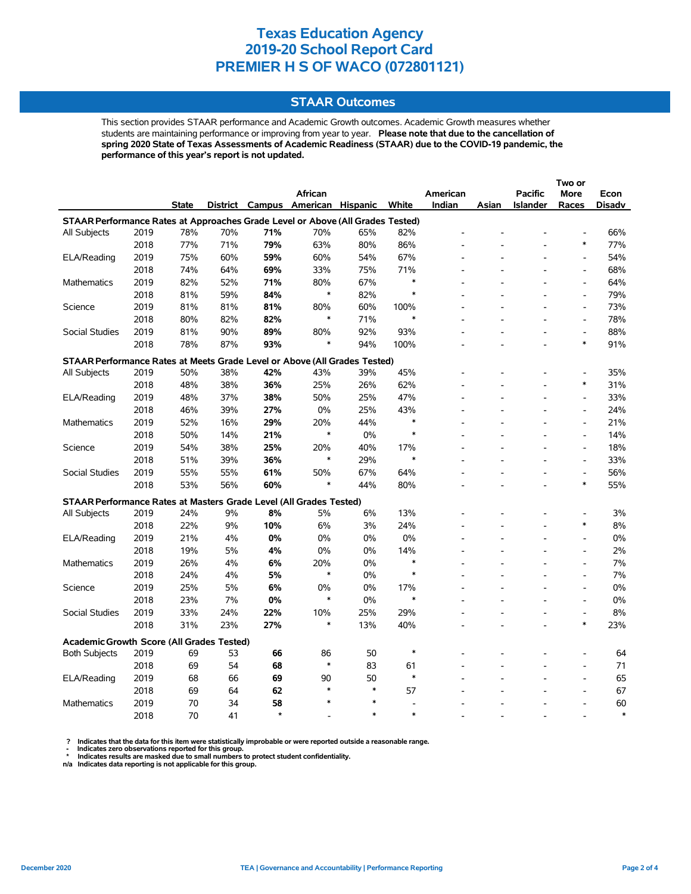# Texas Education Agency
# 2019-20 School Report Card
# PREMIER H S OF WACO (072801121)

## STAAR Outcomes

This section provides STAAR performance and Academic Growth outcomes. Academic Growth measures whether students are maintaining performance or improving from year to year. **Please note that due to the cancellation of spring 2020 State of Texas Assessments of Academic Readiness (STAAR) due to the COVID-19 pandemic, the performance of this year's report is not updated.**

| | | State | District | Campus | African American | Hispanic | White | American Indian | Asian | Pacific Islander | Two or More Races | Econ Disadv |
|---|---|---|---|---|---|---|---|---|---|---|---|---|
| **STAAR Performance Rates at Approaches Grade Level or Above (All Grades Tested)** | | | | | | | | | | | | |
| All Subjects | 2019 | 78% | 70% | **71%** | 70% | 65% | 82% | - | - | - | - | 66% |
| | 2018 | 77% | 71% | **79%** | 63% | 80% | 86% | - | - | - | * | 77% |
| ELA/Reading | 2019 | 75% | 60% | **59%** | 60% | 54% | 67% | - | - | - | - | 54% |
| | 2018 | 74% | 64% | **69%** | 33% | 75% | 71% | - | - | - | - | 68% |
| Mathematics | 2019 | 82% | 52% | **71%** | 80% | 67% | * | - | - | - | - | 64% |
| | 2018 | 81% | 59% | **84%** | * | 82% | * | - | - | - | - | 79% |
| Science | 2019 | 81% | 81% | **81%** | 80% | 60% | 100% | - | - | - | - | 73% |
| | 2018 | 80% | 82% | **82%** | * | 71% | * | - | - | - | - | 78% |
| Social Studies | 2019 | 81% | 90% | **89%** | 80% | 92% | 93% | - | - | - | - | 88% |
| | 2018 | 78% | 87% | **93%** | * | 94% | 100% | - | - | - | * | 91% |
| **STAAR Performance Rates at Meets Grade Level or Above (All Grades Tested)** | | | | | | | | | | | | |
| All Subjects | 2019 | 50% | 38% | **42%** | 43% | 39% | 45% | - | - | - | - | 35% |
| | 2018 | 48% | 38% | **36%** | 25% | 26% | 62% | - | - | - | * | 31% |
| ELA/Reading | 2019 | 48% | 37% | **38%** | 50% | 25% | 47% | - | - | - | - | 33% |
| | 2018 | 46% | 39% | **27%** | 0% | 25% | 43% | - | - | - | - | 24% |
| Mathematics | 2019 | 52% | 16% | **29%** | 20% | 44% | * | - | - | - | - | 21% |
| | 2018 | 50% | 14% | **21%** | * | 0% | * | - | - | - | - | 14% |
| Science | 2019 | 54% | 38% | **25%** | 20% | 40% | 17% | - | - | - | - | 18% |
| | 2018 | 51% | 39% | **36%** | * | 29% | * | - | - | - | - | 33% |
| Social Studies | 2019 | 55% | 55% | **61%** | 50% | 67% | 64% | - | - | - | - | 56% |
| | 2018 | 53% | 56% | **60%** | * | 44% | 80% | - | - | - | * | 55% |
| **STAAR Performance Rates at Masters Grade Level (All Grades Tested)** | | | | | | | | | | | | |
| All Subjects | 2019 | 24% | 9% | **8%** | 5% | 6% | 13% | - | - | - | - | 3% |
| | 2018 | 22% | 9% | **10%** | 6% | 3% | 24% | - | - | - | * | 8% |
| ELA/Reading | 2019 | 21% | 4% | **0%** | 0% | 0% | 0% | - | - | - | - | 0% |
| | 2018 | 19% | 5% | **4%** | 0% | 0% | 14% | - | - | - | - | 2% |
| Mathematics | 2019 | 26% | 4% | **6%** | 20% | 0% | * | - | - | - | - | 7% |
| | 2018 | 24% | 4% | **5%** | * | 0% | * | - | - | - | - | 7% |
| Science | 2019 | 25% | 5% | **6%** | 0% | 0% | 17% | - | - | - | - | 0% |
| | 2018 | 23% | 7% | **0%** | * | 0% | * | - | - | - | - | 0% |
| Social Studies | 2019 | 33% | 24% | **22%** | 10% | 25% | 29% | - | - | - | - | 8% |
| | 2018 | 31% | 23% | **27%** | * | 13% | 40% | - | - | - | * | 23% |
| **Academic Growth Score (All Grades Tested)** | | | | | | | | | | | | |
| Both Subjects | 2019 | 69 | 53 | **66** | 86 | 50 | * | - | - | - | - | 64 |
| | 2018 | 69 | 54 | **68** | * | 83 | 61 | - | - | - | - | 71 |
| ELA/Reading | 2019 | 68 | 66 | **69** | 90 | 50 | * | - | - | - | - | 65 |
| | 2018 | 69 | 64 | **62** | * | * | 57 | - | - | - | - | 67 |
| Mathematics | 2019 | 70 | 34 | **58** | * | * | - | - | - | - | - | 60 |
| | 2018 | 70 | 41 | * | - | * | * | - | - | - | - | * |

? Indicates that the data for this item were statistically improbable or were reported outside a reasonable range.
- Indicates zero observations reported for this group.
* Indicates results are masked due to small numbers to protect student confidentiality.
n/a Indicates data reporting is not applicable for this group.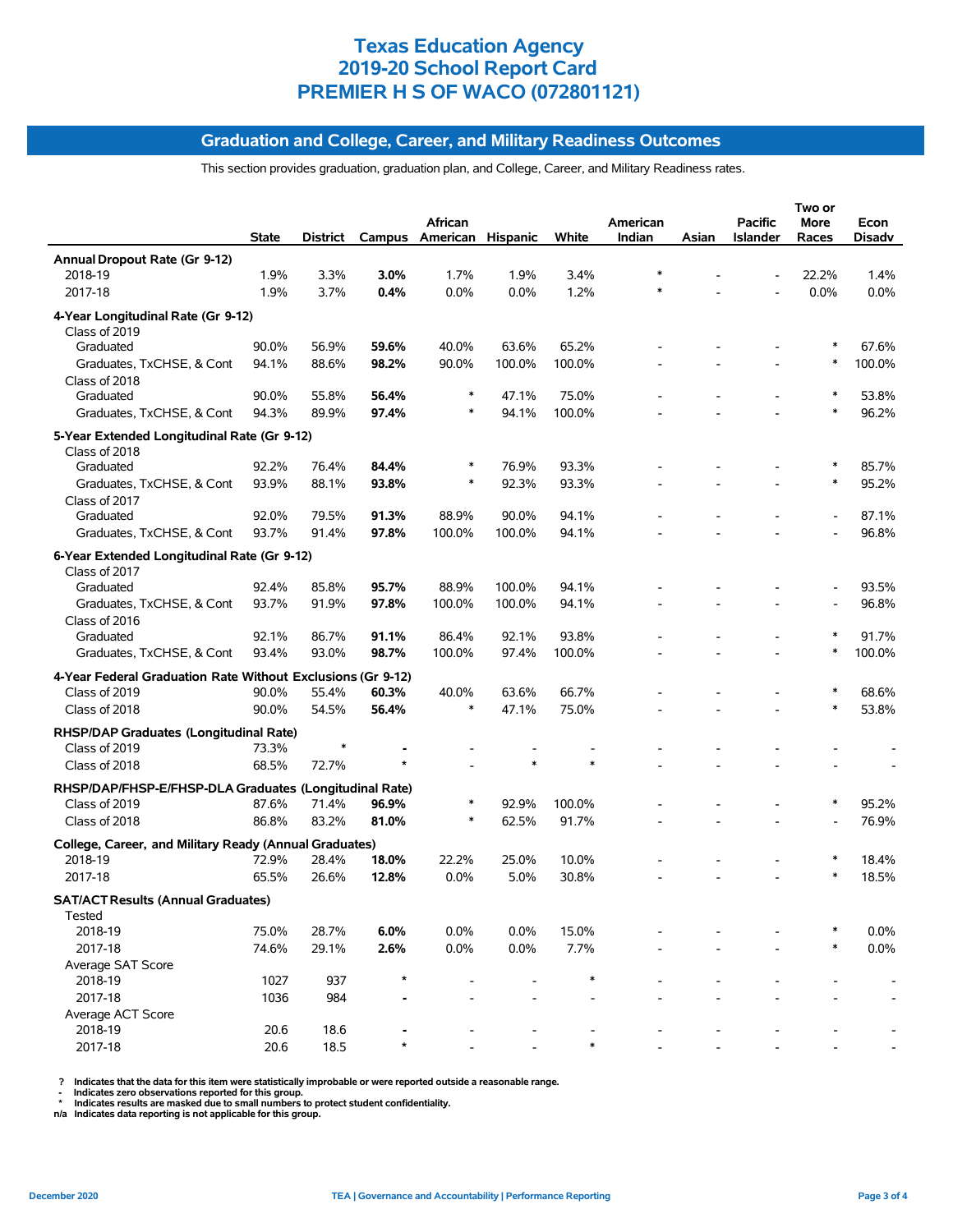# Texas Education Agency
# 2019-20 School Report Card
# PREMIER H S OF WACO (072801121)

## Graduation and College, Career, and Military Readiness Outcomes

This section provides graduation, graduation plan, and College, Career, and Military Readiness rates.

| | State | District | Campus | African American | Hispanic | White | American Indian | Asian | Pacific Islander | Two or More Races | Econ Disadv |
|---|---|---|---|---|---|---|---|---|---|---|---|
| **Annual Dropout Rate (Gr 9-12)** | | | | | | | | | | | |
| 2018-19 | 1.9% | 3.3% | **3.0%** | 1.7% | 1.9% | 3.4% | * | - | - | 22.2% | 1.4% |
| 2017-18 | 1.9% | 3.7% | **0.4%** | 0.0% | 0.0% | 1.2% | * | - | - | 0.0% | 0.0% |
| **4-Year Longitudinal Rate (Gr 9-12)** | | | | | | | | | | | |
| Class of 2019 | | | | | | | | | | | |
| Graduated | 90.0% | 56.9% | **59.6%** | 40.0% | 63.6% | 65.2% | - | - | - | * | 67.6% |
| Graduates, TxCHSE, & Cont | 94.1% | 88.6% | **98.2%** | 90.0% | 100.0% | 100.0% | - | - | - | * | 100.0% |
| Class of 2018 | | | | | | | | | | | |
| Graduated | 90.0% | 55.8% | **56.4%** | * | 47.1% | 75.0% | - | - | - | * | 53.8% |
| Graduates, TxCHSE, & Cont | 94.3% | 89.9% | **97.4%** | * | 94.1% | 100.0% | - | - | - | * | 96.2% |
| **5-Year Extended Longitudinal Rate (Gr 9-12)** | | | | | | | | | | | |
| Class of 2018 | | | | | | | | | | | |
| Graduated | 92.2% | 76.4% | **84.4%** | * | 76.9% | 93.3% | - | - | - | * | 85.7% |
| Graduates, TxCHSE, & Cont | 93.9% | 88.1% | **93.8%** | * | 92.3% | 93.3% | - | - | - | * | 95.2% |
| Class of 2017 | | | | | | | | | | | |
| Graduated | 92.0% | 79.5% | **91.3%** | 88.9% | 90.0% | 94.1% | - | - | - | - | 87.1% |
| Graduates, TxCHSE, & Cont | 93.7% | 91.4% | **97.8%** | 100.0% | 100.0% | 94.1% | - | - | - | - | 96.8% |
| **6-Year Extended Longitudinal Rate (Gr 9-12)** | | | | | | | | | | | |
| Class of 2017 | | | | | | | | | | | |
| Graduated | 92.4% | 85.8% | **95.7%** | 88.9% | 100.0% | 94.1% | - | - | - | - | 93.5% |
| Graduates, TxCHSE, & Cont | 93.7% | 91.9% | **97.8%** | 100.0% | 100.0% | 94.1% | - | - | - | - | 96.8% |
| Class of 2016 | | | | | | | | | | | |
| Graduated | 92.1% | 86.7% | **91.1%** | 86.4% | 92.1% | 93.8% | - | - | - | * | 91.7% |
| Graduates, TxCHSE, & Cont | 93.4% | 93.0% | **98.7%** | 100.0% | 97.4% | 100.0% | - | - | - | * | 100.0% |
| **4-Year Federal Graduation Rate Without Exclusions (Gr 9-12)** | | | | | | | | | | | |
| Class of 2019 | 90.0% | 55.4% | **60.3%** | 40.0% | 63.6% | 66.7% | - | - | - | * | 68.6% |
| Class of 2018 | 90.0% | 54.5% | **56.4%** | * | 47.1% | 75.0% | - | - | - | * | 53.8% |
| **RHSP/DAP Graduates (Longitudinal Rate)** | | | | | | | | | | | |
| Class of 2019 | 73.3% | * | **-** | - | - | - | - | - | - | - | - |
| Class of 2018 | 68.5% | 72.7% | **\*** | - | * | * | - | - | - | - | - |
| **RHSP/DAP/FHSP-E/FHSP-DLA Graduates (Longitudinal Rate)** | | | | | | | | | | | |
| Class of 2019 | 87.6% | 71.4% | **96.9%** | * | 92.9% | 100.0% | - | - | - | * | 95.2% |
| Class of 2018 | 86.8% | 83.2% | **81.0%** | * | 62.5% | 91.7% | - | - | - | - | 76.9% |
| **College, Career, and Military Ready (Annual Graduates)** | | | | | | | | | | | |
| 2018-19 | 72.9% | 28.4% | **18.0%** | 22.2% | 25.0% | 10.0% | - | - | - | * | 18.4% |
| 2017-18 | 65.5% | 26.6% | **12.8%** | 0.0% | 5.0% | 30.8% | - | - | - | * | 18.5% |
| **SAT/ACT Results (Annual Graduates)** | | | | | | | | | | | |
| Tested | | | | | | | | | | | |
| 2018-19 | 75.0% | 28.7% | **6.0%** | 0.0% | 0.0% | 15.0% | - | - | - | * | 0.0% |
| 2017-18 | 74.6% | 29.1% | **2.6%** | 0.0% | 0.0% | 7.7% | - | - | - | * | 0.0% |
| Average SAT Score | | | | | | | | | | | |
| 2018-19 | 1027 | 937 | **\*** | - | - | * | - | - | - | - | - |
| 2017-18 | 1036 | 984 | **-** | - | - | - | - | - | - | - | - |
| Average ACT Score | | | | | | | | | | | |
| 2018-19 | 20.6 | 18.6 | **-** | - | - | - | - | - | - | - | - |
| 2017-18 | 20.6 | 18.5 | **\*** | - | - | * | - | - | - | - | - |

? Indicates that the data for this item were statistically improbable or were reported outside a reasonable range.
- Indicates zero observations reported for this group.
\* Indicates results are masked due to small numbers to protect student confidentiality.
n/a Indicates data reporting is not applicable for this group.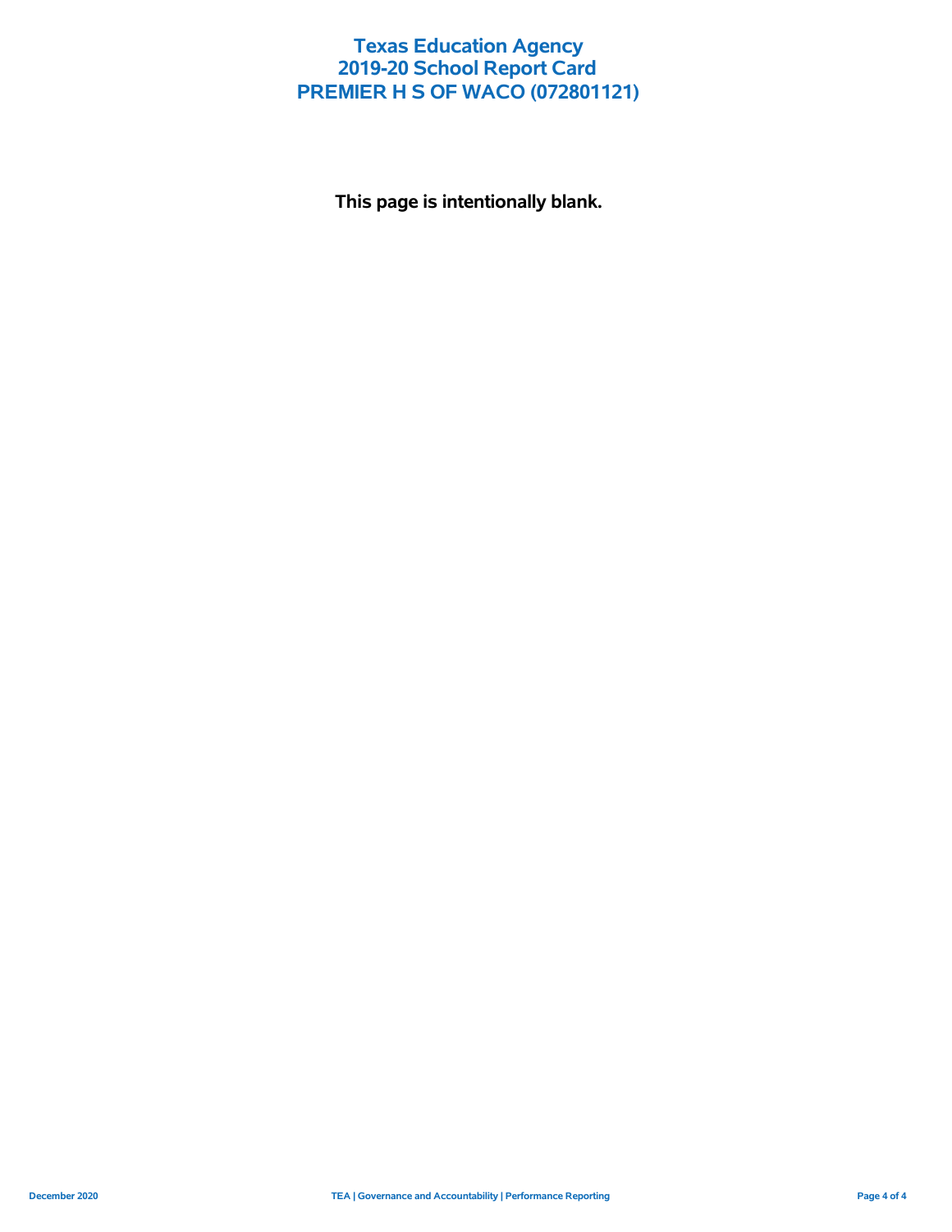# Texas Education Agency
# 2019-20 School Report Card
# PREMIER H S OF WACO (072801121)

**This page is intentionally blank.**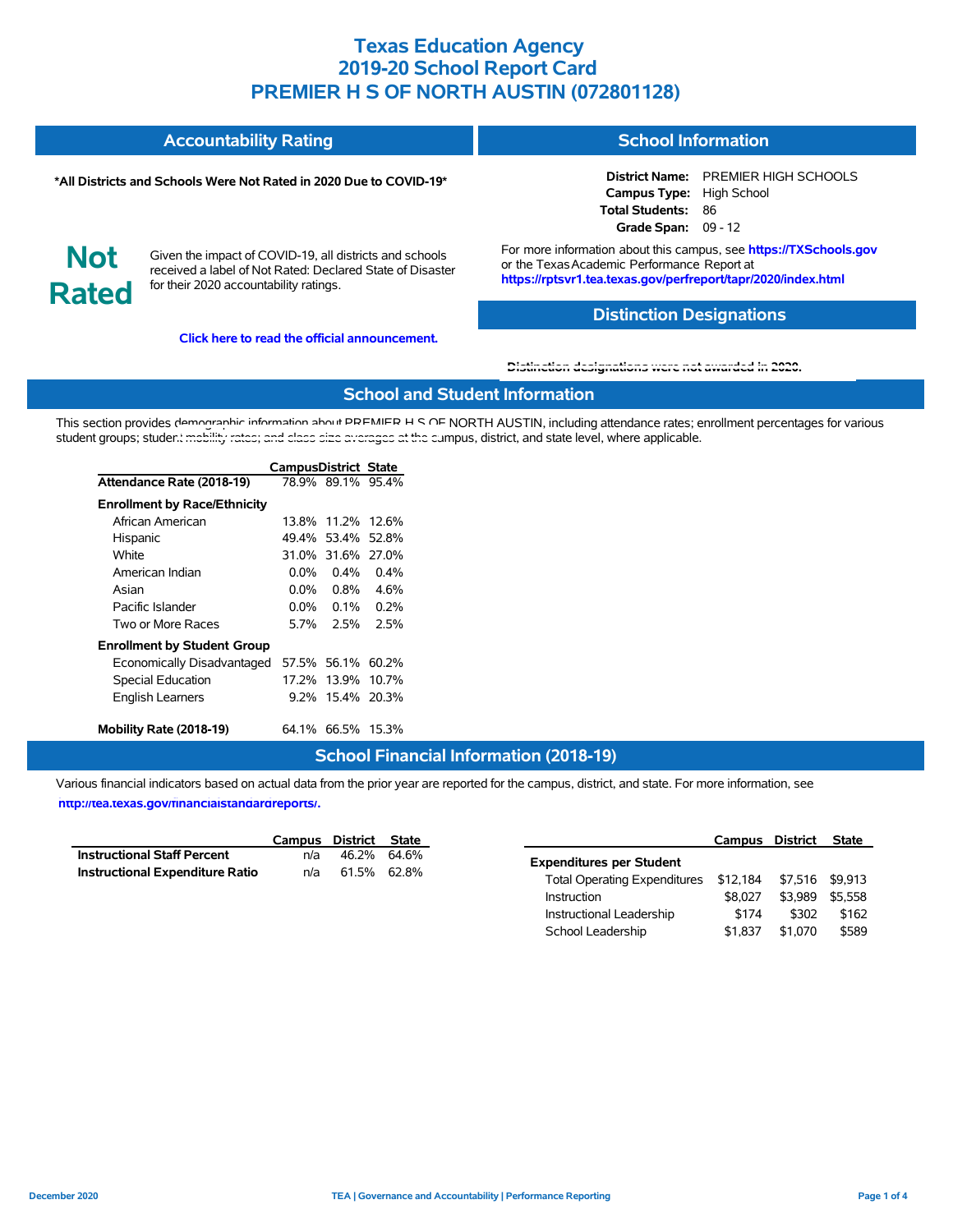# Texas Education Agency
# 2019-20 School Report Card
# PREMIER H S OF NORTH AUSTIN (072801128)

## Accountability Rating

**\*All Districts and Schools Were Not Rated in 2020 Due to COVID-19\***

**Not Rated**

Given the impact of COVID-19, all districts and schools received a label of Not Rated: Declared State of Disaster for their 2020 accountability ratings.

**Click here to read the official announcement.**

## School Information

**District Name:** PREMIER HIGH SCHOOLS
**Campus Type:** High School
**Total Students:** 86
**Grade Span:** 09 - 12

For more information about this campus, see **https://TXSchools.gov** or the Texas Academic Performance Report at **https://rptsvr1.tea.texas.gov/perfreport/tapr/2020/index.html**

## Distinction Designations

Distinction designations were not awarded in 2020.

## School and Student Information

This section provides demographic information about PREMIER H S OF NORTH AUSTIN, including attendance rates; enrollment percentages for various student groups; student mobility rates; and class size averages at the campus, district, and state level, where applicable.

| | Campus | District | State |
|---|---|---|---|
| **Attendance Rate (2018-19)** | 78.9% | 89.1% | 95.4% |
| **Enrollment by Race/Ethnicity** | | | |
| African American | 13.8% | 11.2% | 12.6% |
| Hispanic | 49.4% | 53.4% | 52.8% |
| White | 31.0% | 31.6% | 27.0% |
| American Indian | 0.0% | 0.4% | 0.4% |
| Asian | 0.0% | 0.8% | 4.6% |
| Pacific Islander | 0.0% | 0.1% | 0.2% |
| Two or More Races | 5.7% | 2.5% | 2.5% |
| **Enrollment by Student Group** | | | |
| Economically Disadvantaged | 57.5% | 56.1% | 60.2% |
| Special Education | 17.2% | 13.9% | 10.7% |
| English Learners | 9.2% | 15.4% | 20.3% |
| **Mobility Rate (2018-19)** | 64.1% | 66.5% | 15.3% |

## School Financial Information (2018-19)

Various financial indicators based on actual data from the prior year are reported for the campus, district, and state. For more information, see **http://tea.texas.gov/financialstandardreports/.**

| | Campus | District | State |
|---|---|---|---|
| **Instructional Staff Percent** | n/a | 46.2% | 64.6% |
| **Instructional Expenditure Ratio** | n/a | 61.5% | 62.8% |

| | Campus | District | State |
|---|---|---|---|
| **Expenditures per Student** | | | |
| Total Operating Expenditures | $12,184 | $7,516 | $9,913 |
| Instruction | $8,027 | $3,989 | $5,558 |
| Instructional Leadership | $174 | $302 | $162 |
| School Leadership | $1,837 | $1,070 | $589 |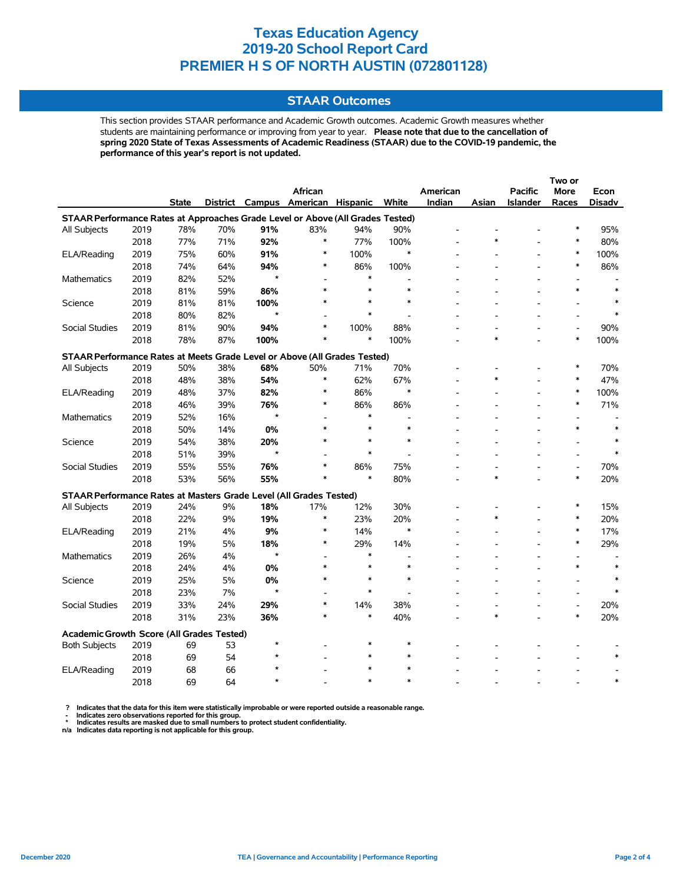# Texas Education Agency
# 2019-20 School Report Card
# PREMIER H S OF NORTH AUSTIN (072801128)

## STAAR Outcomes

This section provides STAAR performance and Academic Growth outcomes. Academic Growth measures whether students are maintaining performance or improving from year to year. **Please note that due to the cancellation of spring 2020 State of Texas Assessments of Academic Readiness (STAAR) due to the COVID-19 pandemic, the performance of this year's report is not updated.**

| | | State | District | Campus | African American | Hispanic | White | American Indian | Asian | Pacific Islander | Two or More Races | Econ Disadv |
|---|---|---|---|---|---|---|---|---|---|---|---|---|
| **STAAR Performance Rates at Approaches Grade Level or Above (All Grades Tested)** | | | | | | | | | | | | |
| All Subjects | 2019 | 78% | 70% | **91%** | 83% | 94% | 90% | - | - | - | * | 95% |
| | 2018 | 77% | 71% | **92%** | * | 77% | 100% | - | * | - | * | 80% |
| ELA/Reading | 2019 | 75% | 60% | **91%** | * | 100% | * | - | - | - | * | 100% |
| | 2018 | 74% | 64% | **94%** | * | 86% | 100% | - | - | - | * | 86% |
| Mathematics | 2019 | 82% | 52% | * | - | * | - | - | - | - | - | - |
| | 2018 | 81% | 59% | **86%** | * | * | * | - | - | - | * | * |
| Science | 2019 | 81% | 81% | **100%** | * | * | * | - | - | - | - | * |
| | 2018 | 80% | 82% | * | - | * | - | - | - | - | - | * |
| Social Studies | 2019 | 81% | 90% | **94%** | * | 100% | 88% | - | - | - | - | 90% |
| | 2018 | 78% | 87% | **100%** | * | * | 100% | - | * | - | * | 100% |
| **STAAR Performance Rates at Meets Grade Level or Above (All Grades Tested)** | | | | | | | | | | | | |
| All Subjects | 2019 | 50% | 38% | **68%** | 50% | 71% | 70% | - | - | - | * | 70% |
| | 2018 | 48% | 38% | **54%** | * | 62% | 67% | - | * | - | * | 47% |
| ELA/Reading | 2019 | 48% | 37% | **82%** | * | 86% | * | - | - | - | * | 100% |
| | 2018 | 46% | 39% | **76%** | * | 86% | 86% | - | - | - | * | 71% |
| Mathematics | 2019 | 52% | 16% | * | - | * | - | - | - | - | - | - |
| | 2018 | 50% | 14% | **0%** | * | * | * | - | - | - | * | * |
| Science | 2019 | 54% | 38% | **20%** | * | * | * | - | - | - | - | * |
| | 2018 | 51% | 39% | * | - | * | - | - | - | - | - | * |
| Social Studies | 2019 | 55% | 55% | **76%** | * | 86% | 75% | - | - | - | - | 70% |
| | 2018 | 53% | 56% | **55%** | * | * | 80% | - | * | - | * | 20% |
| **STAAR Performance Rates at Masters Grade Level (All Grades Tested)** | | | | | | | | | | | | |
| All Subjects | 2019 | 24% | 9% | **18%** | 17% | 12% | 30% | - | - | - | * | 15% |
| | 2018 | 22% | 9% | **19%** | * | 23% | 20% | - | * | - | * | 20% |
| ELA/Reading | 2019 | 21% | 4% | **9%** | * | 14% | * | - | - | - | * | 17% |
| | 2018 | 19% | 5% | **18%** | * | 29% | 14% | - | - | - | * | 29% |
| Mathematics | 2019 | 26% | 4% | * | - | * | - | - | - | - | - | - |
| | 2018 | 24% | 4% | **0%** | * | * | * | - | - | - | * | * |
| Science | 2019 | 25% | 5% | **0%** | * | * | * | - | - | - | - | * |
| | 2018 | 23% | 7% | * | - | * | - | - | - | - | - | * |
| Social Studies | 2019 | 33% | 24% | **29%** | * | 14% | 38% | - | - | - | - | 20% |
| | 2018 | 31% | 23% | **36%** | * | * | 40% | - | * | - | * | 20% |
| **Academic Growth Score (All Grades Tested)** | | | | | | | | | | | | |
| Both Subjects | 2019 | 69 | 53 | * | - | * | * | - | - | - | - | - |
| | 2018 | 69 | 54 | * | - | * | * | - | - | - | - | * |
| ELA/Reading | 2019 | 68 | 66 | * | - | * | * | - | - | - | - | - |
| | 2018 | 69 | 64 | * | - | * | * | - | - | - | - | * |

**?** Indicates that the data for this item were statistically improbable or were reported outside a reasonable range.
**-** Indicates zero observations reported for this group.
**\*** Indicates results are masked due to small numbers to protect student confidentiality.
**n/a** Indicates data reporting is not applicable for this group.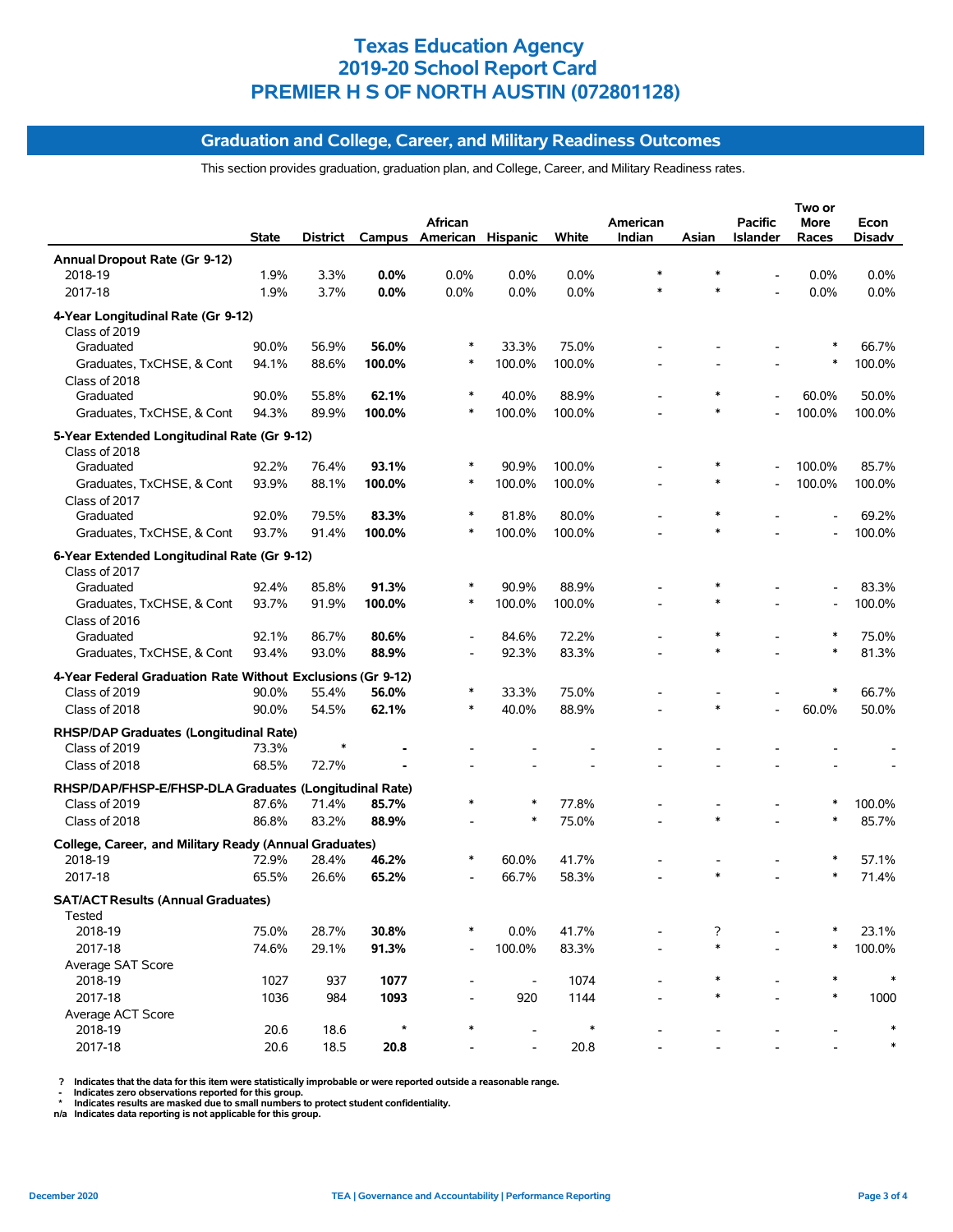# Texas Education Agency
# 2019-20 School Report Card
# PREMIER H S OF NORTH AUSTIN (072801128)

## Graduation and College, Career, and Military Readiness Outcomes

This section provides graduation, graduation plan, and College, Career, and Military Readiness rates.

| | State | District | Campus | African American | Hispanic | White | American Indian | Asian | Pacific Islander | Two or More Races | Econ Disadv |
|---|---|---|---|---|---|---|---|---|---|---|---|
| **Annual Dropout Rate (Gr 9-12)** | | | | | | | | | | | |
| 2018-19 | 1.9% | 3.3% | **0.0%** | 0.0% | 0.0% | 0.0% | * | * | - | 0.0% | 0.0% |
| 2017-18 | 1.9% | 3.7% | **0.0%** | 0.0% | 0.0% | 0.0% | * | * | - | 0.0% | 0.0% |
| **4-Year Longitudinal Rate (Gr 9-12)** | | | | | | | | | | | |
| Class of 2019 | | | | | | | | | | | |
| Graduated | 90.0% | 56.9% | **56.0%** | * | 33.3% | 75.0% | - | - | - | * | 66.7% |
| Graduates, TxCHSE, & Cont | 94.1% | 88.6% | **100.0%** | * | 100.0% | 100.0% | - | - | - | * | 100.0% |
| Class of 2018 | | | | | | | | | | | |
| Graduated | 90.0% | 55.8% | **62.1%** | * | 40.0% | 88.9% | - | * | - | 60.0% | 50.0% |
| Graduates, TxCHSE, & Cont | 94.3% | 89.9% | **100.0%** | * | 100.0% | 100.0% | - | * | - | 100.0% | 100.0% |
| **5-Year Extended Longitudinal Rate (Gr 9-12)** | | | | | | | | | | | |
| Class of 2018 | | | | | | | | | | | |
| Graduated | 92.2% | 76.4% | **93.1%** | * | 90.9% | 100.0% | - | * | - | 100.0% | 85.7% |
| Graduates, TxCHSE, & Cont | 93.9% | 88.1% | **100.0%** | * | 100.0% | 100.0% | - | * | - | 100.0% | 100.0% |
| Class of 2017 | | | | | | | | | | | |
| Graduated | 92.0% | 79.5% | **83.3%** | * | 81.8% | 80.0% | - | * | - | - | 69.2% |
| Graduates, TxCHSE, & Cont | 93.7% | 91.4% | **100.0%** | * | 100.0% | 100.0% | - | * | - | - | 100.0% |
| **6-Year Extended Longitudinal Rate (Gr 9-12)** | | | | | | | | | | | |
| Class of 2017 | | | | | | | | | | | |
| Graduated | 92.4% | 85.8% | **91.3%** | * | 90.9% | 88.9% | - | * | - | - | 83.3% |
| Graduates, TxCHSE, & Cont | 93.7% | 91.9% | **100.0%** | * | 100.0% | 100.0% | - | * | - | - | 100.0% |
| Class of 2016 | | | | | | | | | | | |
| Graduated | 92.1% | 86.7% | **80.6%** | - | 84.6% | 72.2% | - | * | - | * | 75.0% |
| Graduates, TxCHSE, & Cont | 93.4% | 93.0% | **88.9%** | - | 92.3% | 83.3% | - | * | - | * | 81.3% |
| **4-Year Federal Graduation Rate Without Exclusions (Gr 9-12)** | | | | | | | | | | | |
| Class of 2019 | 90.0% | 55.4% | **56.0%** | * | 33.3% | 75.0% | - | - | - | * | 66.7% |
| Class of 2018 | 90.0% | 54.5% | **62.1%** | * | 40.0% | 88.9% | - | * | - | 60.0% | 50.0% |
| **RHSP/DAP Graduates (Longitudinal Rate)** | | | | | | | | | | | |
| Class of 2019 | 73.3% | * | **-** | - | - | - | - | - | - | - | - |
| Class of 2018 | 68.5% | 72.7% | **-** | - | - | - | - | - | - | - | - |
| **RHSP/DAP/FHSP-E/FHSP-DLA Graduates (Longitudinal Rate)** | | | | | | | | | | | |
| Class of 2019 | 87.6% | 71.4% | **85.7%** | * | * | 77.8% | - | - | - | * | 100.0% |
| Class of 2018 | 86.8% | 83.2% | **88.9%** | - | * | 75.0% | - | * | - | * | 85.7% |
| **College, Career, and Military Ready (Annual Graduates)** | | | | | | | | | | | |
| 2018-19 | 72.9% | 28.4% | **46.2%** | * | 60.0% | 41.7% | - | - | - | * | 57.1% |
| 2017-18 | 65.5% | 26.6% | **65.2%** | - | 66.7% | 58.3% | - | * | - | * | 71.4% |
| **SAT/ACT Results (Annual Graduates)** | | | | | | | | | | | |
| Tested | | | | | | | | | | | |
| 2018-19 | 75.0% | 28.7% | **30.8%** | * | 0.0% | 41.7% | - | ? | - | * | 23.1% |
| 2017-18 | 74.6% | 29.1% | **91.3%** | - | 100.0% | 83.3% | - | * | - | * | 100.0% |
| Average SAT Score | | | | | | | | | | | |
| 2018-19 | 1027 | 937 | **1077** | - | - | 1074 | - | * | - | * | * |
| 2017-18 | 1036 | 984 | **1093** | - | 920 | 1144 | - | * | - | * | 1000 |
| Average ACT Score | | | | | | | | | | | |
| 2018-19 | 20.6 | 18.6 | * | * | - | * | - | - | - | - | * |
| 2017-18 | 20.6 | 18.5 | **20.8** | - | - | 20.8 | - | - | - | - | * |

? Indicates that the data for this item were statistically improbable or were reported outside a reasonable range.
- Indicates zero observations reported for this group.
* Indicates results are masked due to small numbers to protect student confidentiality.
n/a Indicates data reporting is not applicable for this group.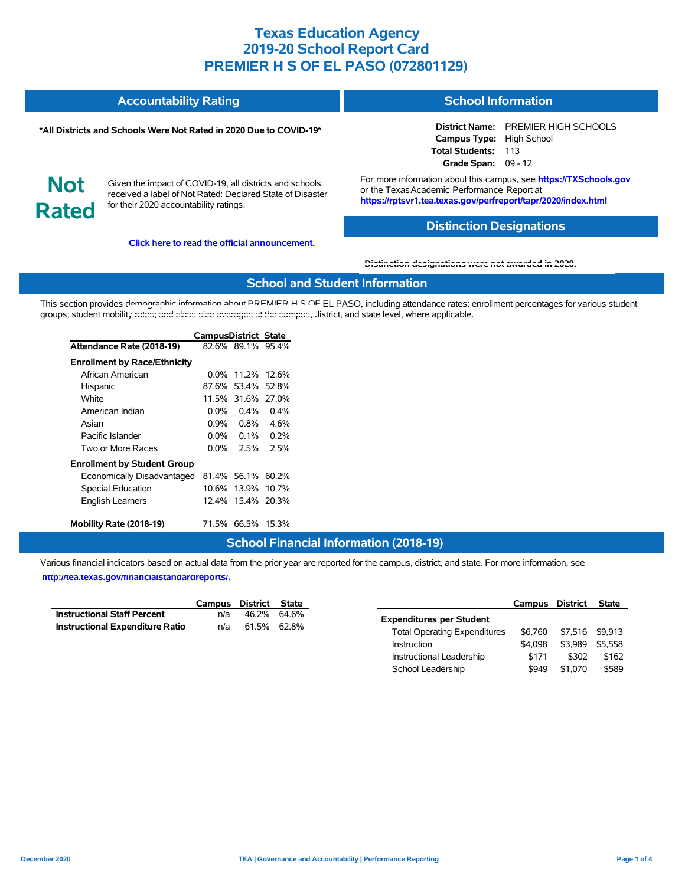# Texas Education Agency
# 2019-20 School Report Card
# PREMIER H S OF EL PASO (072801129)

## Accountability Rating

**\*All Districts and Schools Were Not Rated in 2020 Due to COVID-19\***

**Not Rated**

Given the impact of COVID-19, all districts and schools received a label of Not Rated: Declared State of Disaster for their 2020 accountability ratings.

**Click here to read the official announcement.**

## School Information

**District Name:** PREMIER HIGH SCHOOLS
**Campus Type:** High School
**Total Students:** 113
**Grade Span:** 09 - 12

For more information about this campus, see **https://TXSchools.gov** or the Texas Academic Performance Report at **https://rptsvr1.tea.texas.gov/perfreport/tapr/2020/index.html**

## Distinction Designations

**Distinction designations were not awarded in 2020.**

## School and Student Information

This section provides demographic information about PREMIER H S OF EL PASO, including attendance rates; enrollment percentages for various student groups; student mobility rates; and class size averages at the campus, district, and state level, where applicable.

| | Campus | District | State |
|---|---|---|---|
| **Attendance Rate (2018-19)** | 82.6% | 89.1% | 95.4% |
| **Enrollment by Race/Ethnicity** | | | |
| African American | 0.0% | 11.2% | 12.6% |
| Hispanic | 87.6% | 53.4% | 52.8% |
| White | 11.5% | 31.6% | 27.0% |
| American Indian | 0.0% | 0.4% | 0.4% |
| Asian | 0.9% | 0.8% | 4.6% |
| Pacific Islander | 0.0% | 0.1% | 0.2% |
| Two or More Races | 0.0% | 2.5% | 2.5% |
| **Enrollment by Student Group** | | | |
| Economically Disadvantaged | 81.4% | 56.1% | 60.2% |
| Special Education | 10.6% | 13.9% | 10.7% |
| English Learners | 12.4% | 15.4% | 20.3% |
| **Mobility Rate (2018-19)** | 71.5% | 66.5% | 15.3% |

## School Financial Information (2018-19)

Various financial indicators based on actual data from the prior year are reported for the campus, district, and state. For more information, see **http://tea.texas.gov/financialstandardreports/.**

| | Campus | District | State |
|---|---|---|---|
| **Instructional Staff Percent** | n/a | 46.2% | 64.6% |
| **Instructional Expenditure Ratio** | n/a | 61.5% | 62.8% |

| | Campus | District | State |
|---|---|---|---|
| **Expenditures per Student** | | | |
| Total Operating Expenditures | $6,760 | $7,516 | $9,913 |
| Instruction | $4,098 | $3,989 | $5,558 |
| Instructional Leadership | $171 | $302 | $162 |
| School Leadership | $949 | $1,070 | $589 |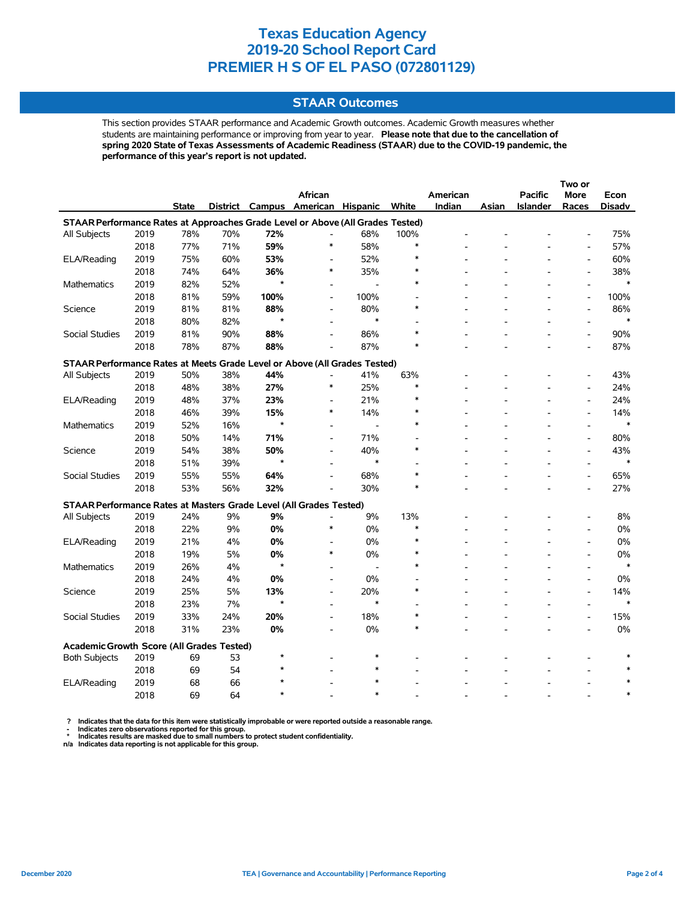# Texas Education Agency
# 2019-20 School Report Card
# PREMIER H S OF EL PASO (072801129)

## STAAR Outcomes

This section provides STAAR performance and Academic Growth outcomes. Academic Growth measures whether students are maintaining performance or improving from year to year. **Please note that due to the cancellation of spring 2020 State of Texas Assessments of Academic Readiness (STAAR) due to the COVID-19 pandemic, the performance of this year's report is not updated.**

| | | State | District | Campus | African American | Hispanic | White | American Indian | Asian | Pacific Islander | Two or More Races | Econ Disadv |
|---|---|---|---|---|---|---|---|---|---|---|---|---|
| **STAAR Performance Rates at Approaches Grade Level or Above (All Grades Tested)** | | | | | | | | | | | | |
| All Subjects | 2019 | 78% | 70% | **72%** | - | 68% | 100% | - | - | - | - | 75% |
| | 2018 | 77% | 71% | **59%** | * | 58% | * | - | - | - | - | 57% |
| ELA/Reading | 2019 | 75% | 60% | **53%** | - | 52% | * | - | - | - | - | 60% |
| | 2018 | 74% | 64% | **36%** | * | 35% | * | - | - | - | - | 38% |
| Mathematics | 2019 | 82% | 52% | * | - | - | * | - | - | - | - | * |
| | 2018 | 81% | 59% | **100%** | - | 100% | - | - | - | - | - | 100% |
| Science | 2019 | 81% | 81% | **88%** | - | 80% | * | - | - | - | - | 86% |
| | 2018 | 80% | 82% | * | - | * | - | - | - | - | - | * |
| Social Studies | 2019 | 81% | 90% | **88%** | - | 86% | * | - | - | - | - | 90% |
| | 2018 | 78% | 87% | **88%** | - | 87% | * | - | - | - | - | 87% |
| **STAAR Performance Rates at Meets Grade Level or Above (All Grades Tested)** | | | | | | | | | | | | |
| All Subjects | 2019 | 50% | 38% | **44%** | - | 41% | 63% | - | - | - | - | 43% |
| | 2018 | 48% | 38% | **27%** | * | 25% | * | - | - | - | - | 24% |
| ELA/Reading | 2019 | 48% | 37% | **23%** | - | 21% | * | - | - | - | - | 24% |
| | 2018 | 46% | 39% | **15%** | * | 14% | * | - | - | - | - | 14% |
| Mathematics | 2019 | 52% | 16% | * | - | - | * | - | - | - | - | * |
| | 2018 | 50% | 14% | **71%** | - | 71% | - | - | - | - | - | 80% |
| Science | 2019 | 54% | 38% | **50%** | - | 40% | * | - | - | - | - | 43% |
| | 2018 | 51% | 39% | * | - | * | - | - | - | - | - | * |
| Social Studies | 2019 | 55% | 55% | **64%** | - | 68% | * | - | - | - | - | 65% |
| | 2018 | 53% | 56% | **32%** | - | 30% | * | - | - | - | - | 27% |
| **STAAR Performance Rates at Masters Grade Level (All Grades Tested)** | | | | | | | | | | | | |
| All Subjects | 2019 | 24% | 9% | **9%** | - | 9% | 13% | - | - | - | - | 8% |
| | 2018 | 22% | 9% | **0%** | * | 0% | * | - | - | - | - | 0% |
| ELA/Reading | 2019 | 21% | 4% | **0%** | - | 0% | * | - | - | - | - | 0% |
| | 2018 | 19% | 5% | **0%** | * | 0% | * | - | - | - | - | 0% |
| Mathematics | 2019 | 26% | 4% | * | - | - | * | - | - | - | - | * |
| | 2018 | 24% | 4% | **0%** | - | 0% | - | - | - | - | - | 0% |
| Science | 2019 | 25% | 5% | **13%** | - | 20% | * | - | - | - | - | 14% |
| | 2018 | 23% | 7% | * | - | * | - | - | - | - | - | * |
| Social Studies | 2019 | 33% | 24% | **20%** | - | 18% | * | - | - | - | - | 15% |
| | 2018 | 31% | 23% | **0%** | - | 0% | * | - | - | - | - | 0% |
| **Academic Growth Score (All Grades Tested)** | | | | | | | | | | | | |
| Both Subjects | 2019 | 69 | 53 | * | - | * | - | - | - | - | - | * |
| | 2018 | 69 | 54 | * | - | * | - | - | - | - | - | * |
| ELA/Reading | 2019 | 68 | 66 | * | - | * | - | - | - | - | - | * |
| | 2018 | 69 | 64 | * | - | * | - | - | - | - | - | * |

**?** Indicates that the data for this item were statistically improbable or were reported outside a reasonable range.
**-** Indicates zero observations reported for this group.
**\*** Indicates results are masked due to small numbers to protect student confidentiality.
**n/a** Indicates data reporting is not applicable for this group.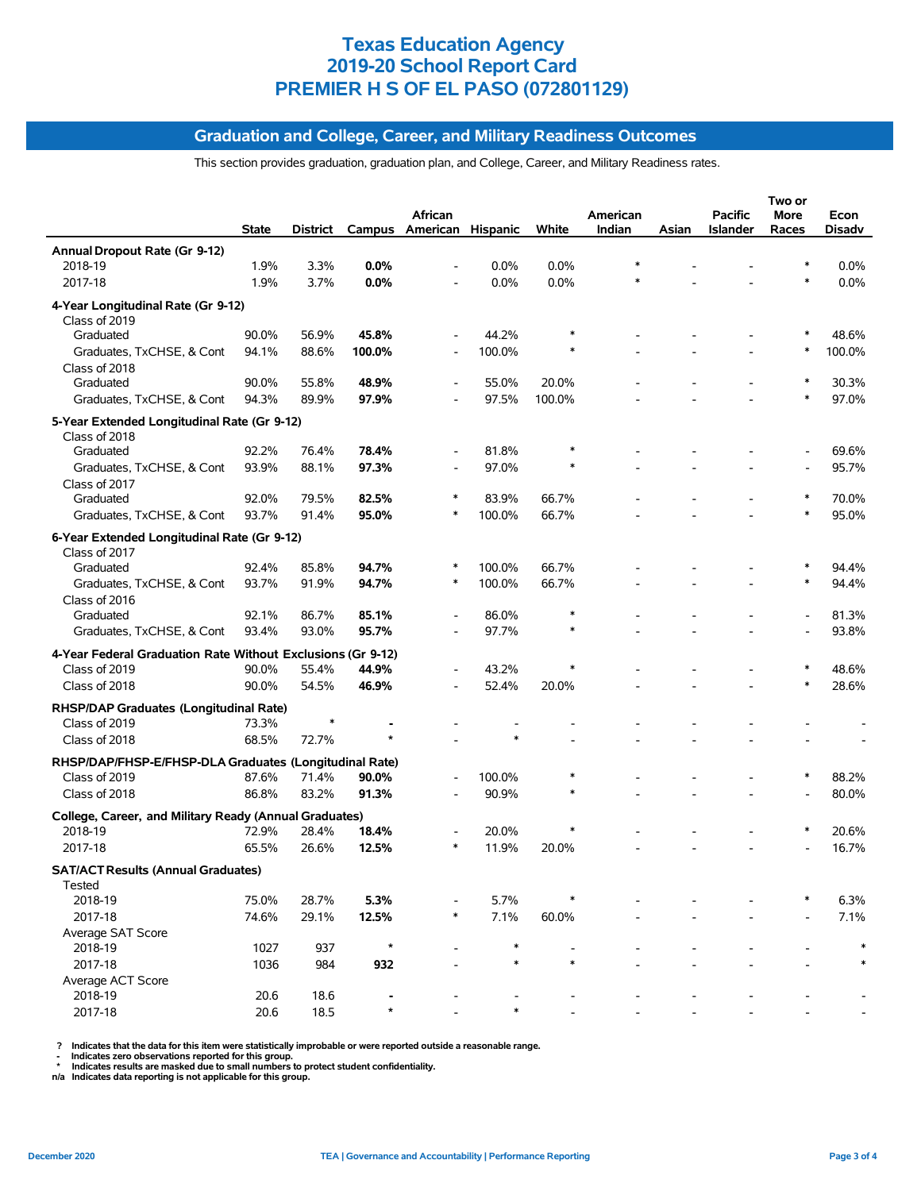# Texas Education Agency
# 2019-20 School Report Card
# PREMIER H S OF EL PASO (072801129)

## Graduation and College, Career, and Military Readiness Outcomes

This section provides graduation, graduation plan, and College, Career, and Military Readiness rates.

| | State | District | Campus | African American | Hispanic | White | American Indian | Asian | Pacific Islander | Two or More Races | Econ Disadv |
|---|---|---|---|---|---|---|---|---|---|---|---|
| **Annual Dropout Rate (Gr 9-12)** | | | | | | | | | | | |
| 2018-19 | 1.9% | 3.3% | **0.0%** | - | 0.0% | 0.0% | * | - | - | * | 0.0% |
| 2017-18 | 1.9% | 3.7% | **0.0%** | - | 0.0% | 0.0% | * | - | - | * | 0.0% |
| **4-Year Longitudinal Rate (Gr 9-12)** | | | | | | | | | | | |
| Class of 2019 | | | | | | | | | | | |
| Graduated | 90.0% | 56.9% | **45.8%** | - | 44.2% | * | - | - | - | * | 48.6% |
| Graduates, TxCHSE, & Cont | 94.1% | 88.6% | **100.0%** | - | 100.0% | * | - | - | - | * | 100.0% |
| Class of 2018 | | | | | | | | | | | |
| Graduated | 90.0% | 55.8% | **48.9%** | - | 55.0% | 20.0% | - | - | - | * | 30.3% |
| Graduates, TxCHSE, & Cont | 94.3% | 89.9% | **97.9%** | - | 97.5% | 100.0% | - | - | - | * | 97.0% |
| **5-Year Extended Longitudinal Rate (Gr 9-12)** | | | | | | | | | | | |
| Class of 2018 | | | | | | | | | | | |
| Graduated | 92.2% | 76.4% | **78.4%** | - | 81.8% | * | - | - | - | - | 69.6% |
| Graduates, TxCHSE, & Cont | 93.9% | 88.1% | **97.3%** | - | 97.0% | * | - | - | - | - | 95.7% |
| Class of 2017 | | | | | | | | | | | |
| Graduated | 92.0% | 79.5% | **82.5%** | * | 83.9% | 66.7% | - | - | - | * | 70.0% |
| Graduates, TxCHSE, & Cont | 93.7% | 91.4% | **95.0%** | * | 100.0% | 66.7% | - | - | - | * | 95.0% |
| **6-Year Extended Longitudinal Rate (Gr 9-12)** | | | | | | | | | | | |
| Class of 2017 | | | | | | | | | | | |
| Graduated | 92.4% | 85.8% | **94.7%** | * | 100.0% | 66.7% | - | - | - | * | 94.4% |
| Graduates, TxCHSE, & Cont | 93.7% | 91.9% | **94.7%** | * | 100.0% | 66.7% | - | - | - | * | 94.4% |
| Class of 2016 | | | | | | | | | | | |
| Graduated | 92.1% | 86.7% | **85.1%** | - | 86.0% | * | - | - | - | - | 81.3% |
| Graduates, TxCHSE, & Cont | 93.4% | 93.0% | **95.7%** | - | 97.7% | * | - | - | - | - | 93.8% |
| **4-Year Federal Graduation Rate Without Exclusions (Gr 9-12)** | | | | | | | | | | | |
| Class of 2019 | 90.0% | 55.4% | **44.9%** | - | 43.2% | * | - | - | - | * | 48.6% |
| Class of 2018 | 90.0% | 54.5% | **46.9%** | - | 52.4% | 20.0% | - | - | - | * | 28.6% |
| **RHSP/DAP Graduates (Longitudinal Rate)** | | | | | | | | | | | |
| Class of 2019 | 73.3% | * | **-** | - | - | - | - | - | - | - | - |
| Class of 2018 | 68.5% | 72.7% | ***** | - | * | - | - | - | - | - | - |
| **RHSP/DAP/FHSP-E/FHSP-DLA Graduates (Longitudinal Rate)** | | | | | | | | | | | |
| Class of 2019 | 87.6% | 71.4% | **90.0%** | - | 100.0% | * | - | - | - | * | 88.2% |
| Class of 2018 | 86.8% | 83.2% | **91.3%** | - | 90.9% | * | - | - | - | - | 80.0% |
| **College, Career, and Military Ready (Annual Graduates)** | | | | | | | | | | | |
| 2018-19 | 72.9% | 28.4% | **18.4%** | - | 20.0% | * | - | - | - | * | 20.6% |
| 2017-18 | 65.5% | 26.6% | **12.5%** | * | 11.9% | 20.0% | - | - | - | - | 16.7% |
| **SAT/ACT Results (Annual Graduates)** | | | | | | | | | | | |
| Tested | | | | | | | | | | | |
| 2018-19 | 75.0% | 28.7% | **5.3%** | - | 5.7% | * | - | - | - | * | 6.3% |
| 2017-18 | 74.6% | 29.1% | **12.5%** | * | 7.1% | 60.0% | - | - | - | - | 7.1% |
| Average SAT Score | | | | | | | | | | | |
| 2018-19 | 1027 | 937 | ***** | - | * | - | - | - | - | - | * |
| 2017-18 | 1036 | 984 | **932** | - | * | * | - | - | - | - | * |
| Average ACT Score | | | | | | | | | | | |
| 2018-19 | 20.6 | 18.6 | **-** | - | - | - | - | - | - | - | - |
| 2017-18 | 20.6 | 18.5 | ***** | - | * | - | - | - | - | - | - |

? Indicates that the data for this item were statistically improbable or were reported outside a reasonable range.
- Indicates zero observations reported for this group.
* Indicates results are masked due to small numbers to protect student confidentiality.
n/a Indicates data reporting is not applicable for this group.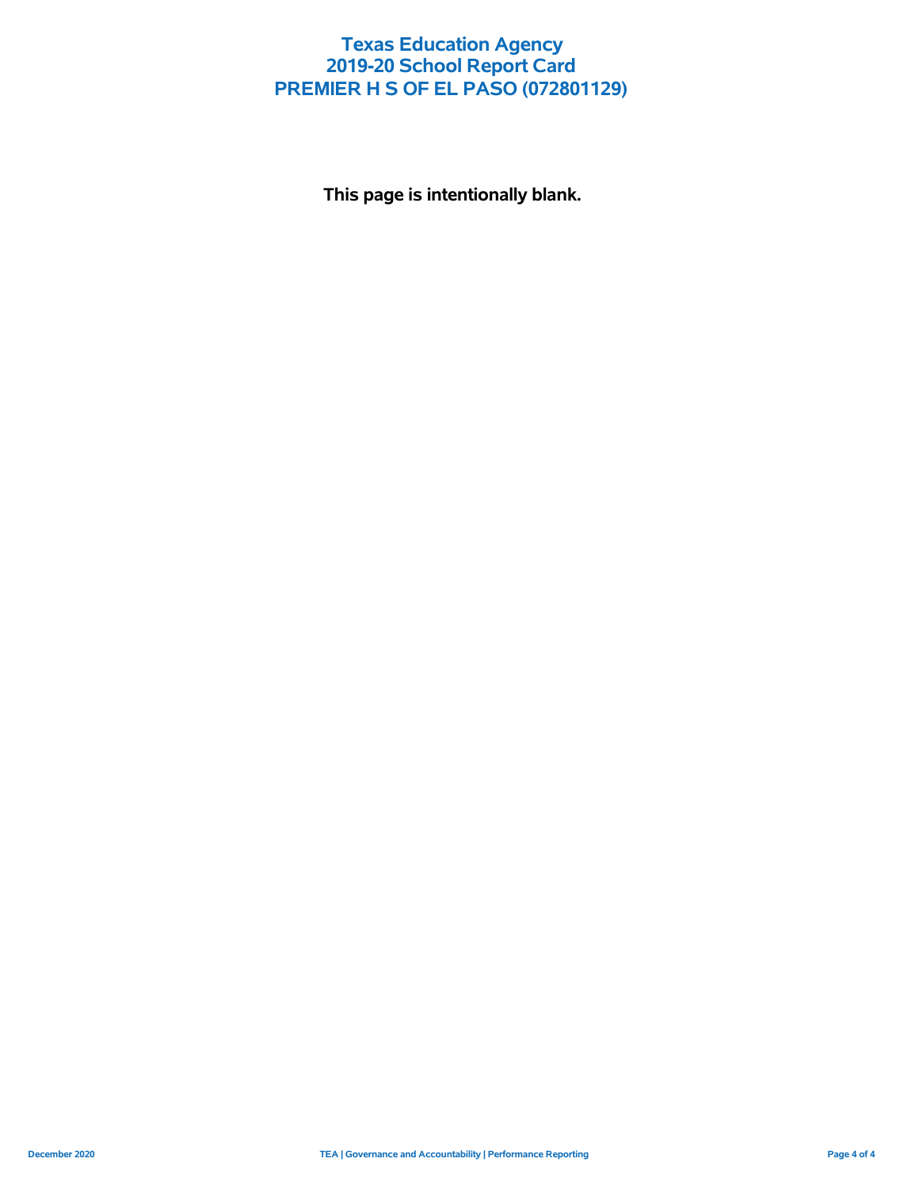# Texas Education Agency
# 2019-20 School Report Card
# PREMIER H S OF EL PASO (072801129)

**This page is intentionally blank.**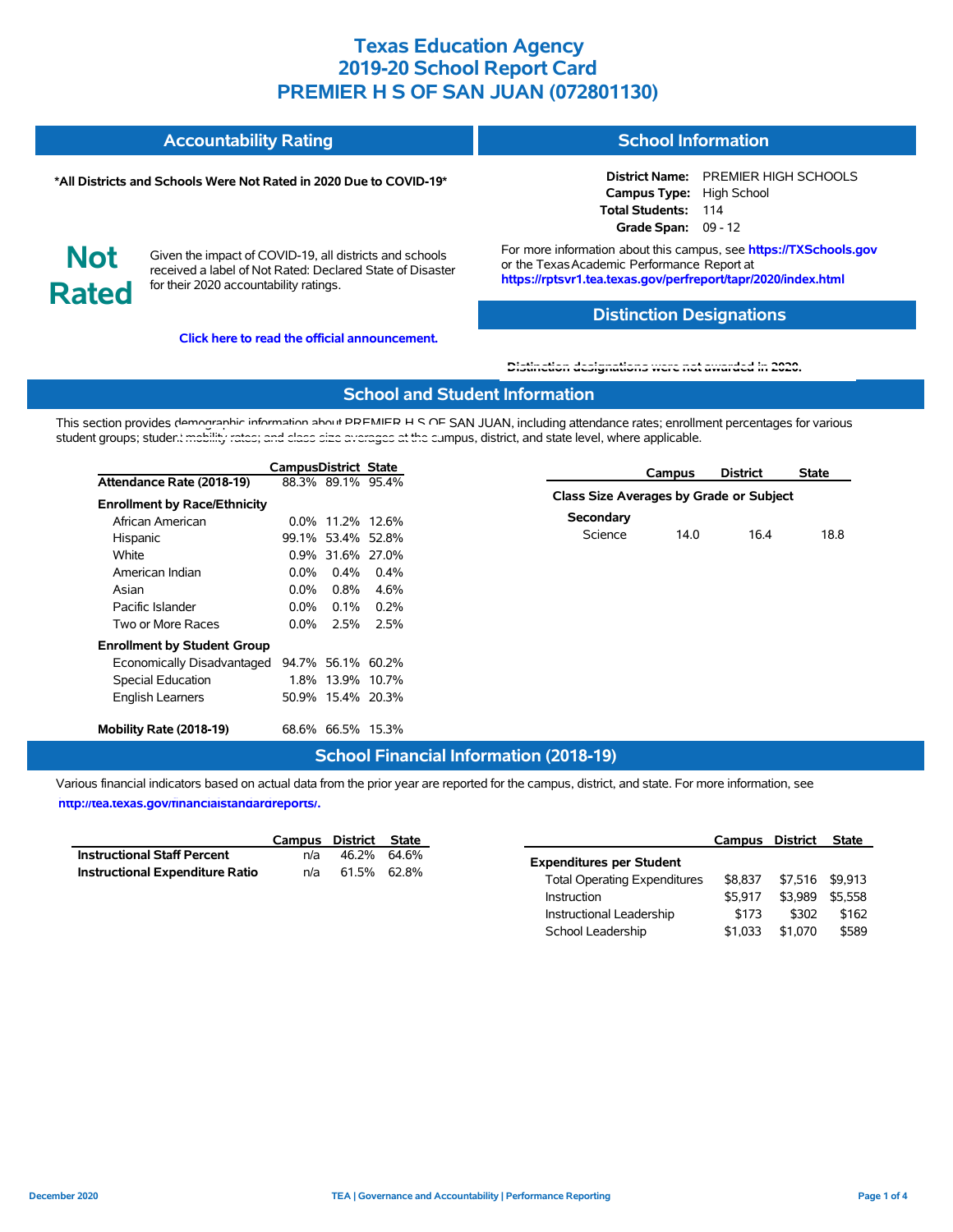# Texas Education Agency
# 2019-20 School Report Card
# PREMIER H S OF SAN JUAN (072801130)

## Accountability Rating

**\*All Districts and Schools Were Not Rated in 2020 Due to COVID-19\***

**Not Rated**

Given the impact of COVID-19, all districts and schools received a label of Not Rated: Declared State of Disaster for their 2020 accountability ratings.

**Click here to read the official announcement.**

## School Information

**District Name:** PREMIER HIGH SCHOOLS
**Campus Type:** High School
**Total Students:** 114
**Grade Span:** 09 - 12

For more information about this campus, see **https://TXSchools.gov** or the Texas Academic Performance Report at **https://rptsvr1.tea.texas.gov/perfreport/tapr/2020/index.html**

## Distinction Designations

Distinction designations were not awarded in 2020.

## School and Student Information

This section provides demographic information about PREMIER H S OF SAN JUAN, including attendance rates; enrollment percentages for various student groups; student mobility rates; and class size averages at the campus, district, and state level, where applicable.

| | Campus | District | State |
|---|---|---|---|
| **Attendance Rate (2018-19)** | 88.3% | 89.1% | 95.4% |
| **Enrollment by Race/Ethnicity** | | | |
| African American | 0.0% | 11.2% | 12.6% |
| Hispanic | 99.1% | 53.4% | 52.8% |
| White | 0.9% | 31.6% | 27.0% |
| American Indian | 0.0% | 0.4% | 0.4% |
| Asian | 0.0% | 0.8% | 4.6% |
| Pacific Islander | 0.0% | 0.1% | 0.2% |
| Two or More Races | 0.0% | 2.5% | 2.5% |
| **Enrollment by Student Group** | | | |
| Economically Disadvantaged | 94.7% | 56.1% | 60.2% |
| Special Education | 1.8% | 13.9% | 10.7% |
| English Learners | 50.9% | 15.4% | 20.3% |
| **Mobility Rate (2018-19)** | 68.6% | 66.5% | 15.3% |

| | Campus | District | State |
|---|---|---|---|
| **Class Size Averages by Grade or Subject** | | | |
| **Secondary** | | | |
| Science | 14.0 | 16.4 | 18.8 |

## School Financial Information (2018-19)

Various financial indicators based on actual data from the prior year are reported for the campus, district, and state. For more information, see **http://tea.texas.gov/financialstandardreports/.**

| | Campus | District | State |
|---|---|---|---|
| **Instructional Staff Percent** | n/a | 46.2% | 64.6% |
| **Instructional Expenditure Ratio** | n/a | 61.5% | 62.8% |

| | Campus | District | State |
|---|---|---|---|
| **Expenditures per Student** | | | |
| Total Operating Expenditures | $8,837 | $7,516 | $9,913 |
| Instruction | $5,917 | $3,989 | $5,558 |
| Instructional Leadership | $173 | $302 | $162 |
| School Leadership | $1,033 | $1,070 | $589 |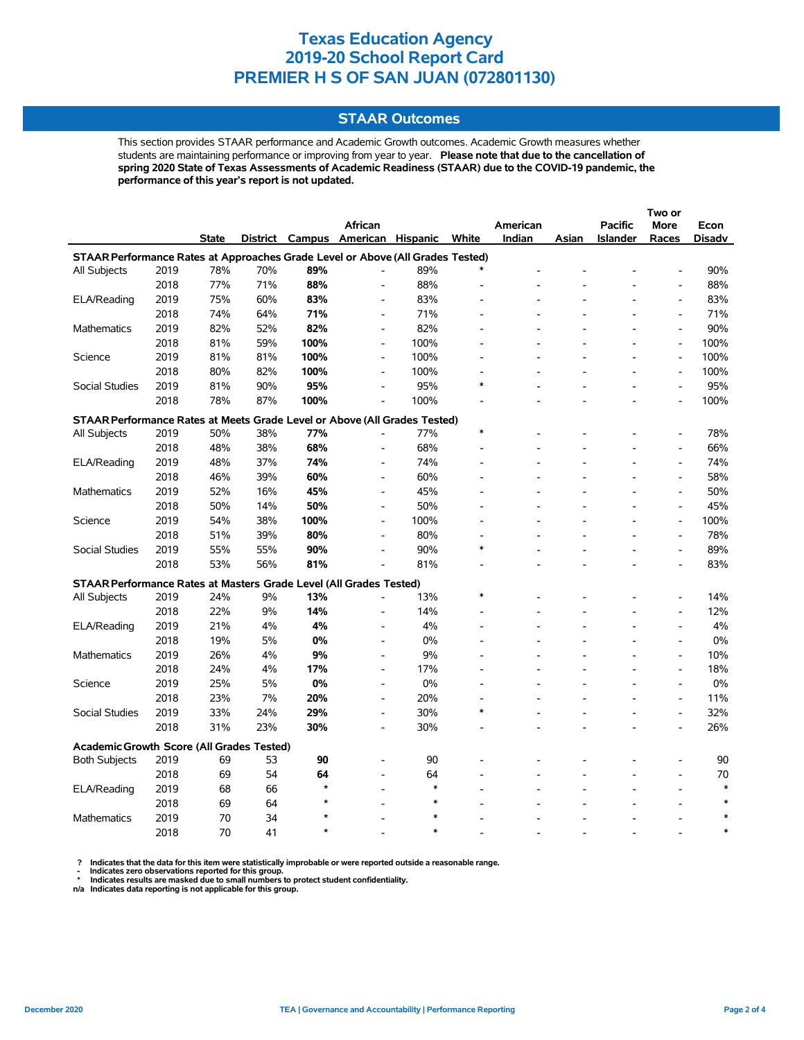# Texas Education Agency
# 2019-20 School Report Card
# PREMIER H S OF SAN JUAN (072801130)

## STAAR Outcomes

This section provides STAAR performance and Academic Growth outcomes. Academic Growth measures whether students are maintaining performance or improving from year to year. **Please note that due to the cancellation of spring 2020 State of Texas Assessments of Academic Readiness (STAAR) due to the COVID-19 pandemic, the performance of this year's report is not updated.**

| | | State | District | Campus | African American | Hispanic | White | American Indian | Asian | Pacific Islander | Two or More Races | Econ Disadv |
|---|---|---|---|---|---|---|---|---|---|---|---|---|
| **STAAR Performance Rates at Approaches Grade Level or Above (All Grades Tested)** | | | | | | | | | | | | |
| All Subjects | 2019 | 78% | 70% | **89%** | - | 89% | * | - | - | - | - | 90% |
| | 2018 | 77% | 71% | **88%** | - | 88% | - | - | - | - | - | 88% |
| ELA/Reading | 2019 | 75% | 60% | **83%** | - | 83% | - | - | - | - | - | 83% |
| | 2018 | 74% | 64% | **71%** | - | 71% | - | - | - | - | - | 71% |
| Mathematics | 2019 | 82% | 52% | **82%** | - | 82% | - | - | - | - | - | 90% |
| | 2018 | 81% | 59% | **100%** | - | 100% | - | - | - | - | - | 100% |
| Science | 2019 | 81% | 81% | **100%** | - | 100% | - | - | - | - | - | 100% |
| | 2018 | 80% | 82% | **100%** | - | 100% | - | - | - | - | - | 100% |
| Social Studies | 2019 | 81% | 90% | **95%** | - | 95% | * | - | - | - | - | 95% |
| | 2018 | 78% | 87% | **100%** | - | 100% | - | - | - | - | - | 100% |
| **STAAR Performance Rates at Meets Grade Level or Above (All Grades Tested)** | | | | | | | | | | | | |
| All Subjects | 2019 | 50% | 38% | **77%** | - | 77% | * | - | - | - | - | 78% |
| | 2018 | 48% | 38% | **68%** | - | 68% | - | - | - | - | - | 66% |
| ELA/Reading | 2019 | 48% | 37% | **74%** | - | 74% | - | - | - | - | - | 74% |
| | 2018 | 46% | 39% | **60%** | - | 60% | - | - | - | - | - | 58% |
| Mathematics | 2019 | 52% | 16% | **45%** | - | 45% | - | - | - | - | - | 50% |
| | 2018 | 50% | 14% | **50%** | - | 50% | - | - | - | - | - | 45% |
| Science | 2019 | 54% | 38% | **100%** | - | 100% | - | - | - | - | - | 100% |
| | 2018 | 51% | 39% | **80%** | - | 80% | - | - | - | - | - | 78% |
| Social Studies | 2019 | 55% | 55% | **90%** | - | 90% | * | - | - | - | - | 89% |
| | 2018 | 53% | 56% | **81%** | - | 81% | - | - | - | - | - | 83% |
| **STAAR Performance Rates at Masters Grade Level (All Grades Tested)** | | | | | | | | | | | | |
| All Subjects | 2019 | 24% | 9% | **13%** | - | 13% | * | - | - | - | - | 14% |
| | 2018 | 22% | 9% | **14%** | - | 14% | - | - | - | - | - | 12% |
| ELA/Reading | 2019 | 21% | 4% | **4%** | - | 4% | - | - | - | - | - | 4% |
| | 2018 | 19% | 5% | **0%** | - | 0% | - | - | - | - | - | 0% |
| Mathematics | 2019 | 26% | 4% | **9%** | - | 9% | - | - | - | - | - | 10% |
| | 2018 | 24% | 4% | **17%** | - | 17% | - | - | - | - | - | 18% |
| Science | 2019 | 25% | 5% | **0%** | - | 0% | - | - | - | - | - | 0% |
| | 2018 | 23% | 7% | **20%** | - | 20% | - | - | - | - | - | 11% |
| Social Studies | 2019 | 33% | 24% | **29%** | - | 30% | * | - | - | - | - | 32% |
| | 2018 | 31% | 23% | **30%** | - | 30% | - | - | - | - | - | 26% |
| **Academic Growth Score (All Grades Tested)** | | | | | | | | | | | | |
| Both Subjects | 2019 | 69 | 53 | **90** | - | 90 | - | - | - | - | - | 90 |
| | 2018 | 69 | 54 | **64** | - | 64 | - | - | - | - | - | 70 |
| ELA/Reading | 2019 | 68 | 66 | * | - | * | - | - | - | - | - | * |
| | 2018 | 69 | 64 | * | - | * | - | - | - | - | - | * |
| Mathematics | 2019 | 70 | 34 | * | - | * | - | - | - | - | - | * |
| | 2018 | 70 | 41 | * | - | * | - | - | - | - | - | * |

? Indicates that the data for this item were statistically improbable or were reported outside a reasonable range.
- Indicates zero observations reported for this group.
* Indicates results are masked due to small numbers to protect student confidentiality.
n/a Indicates data reporting is not applicable for this group.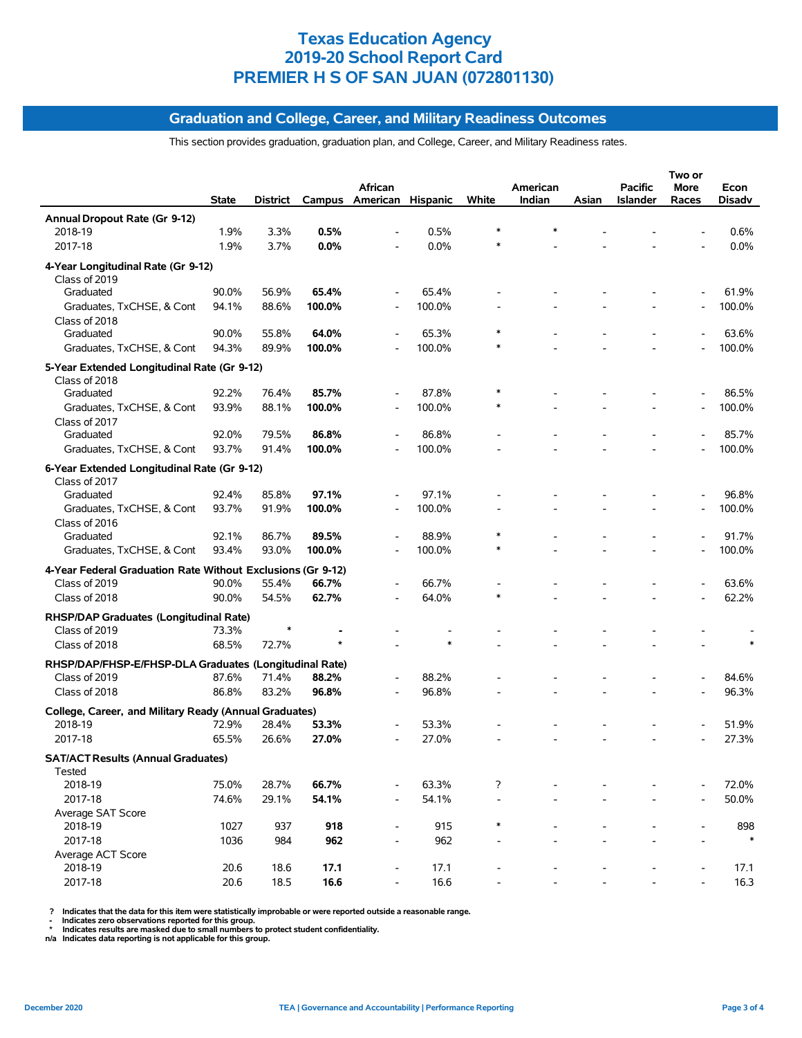# Texas Education Agency
# 2019-20 School Report Card
# PREMIER H S OF SAN JUAN (072801130)

## Graduation and College, Career, and Military Readiness Outcomes

This section provides graduation, graduation plan, and College, Career, and Military Readiness rates.

| | State | District | Campus | African American | Hispanic | White | American Indian | Asian | Pacific Islander | Two or More Races | Econ Disadv |
|---|---|---|---|---|---|---|---|---|---|---|---|
| **Annual Dropout Rate (Gr 9-12)** | | | | | | | | | | | |
| 2018-19 | 1.9% | 3.3% | **0.5%** | - | 0.5% | * | * | - | - | - | 0.6% |
| 2017-18 | 1.9% | 3.7% | **0.0%** | - | 0.0% | * | - | - | - | - | 0.0% |
| **4-Year Longitudinal Rate (Gr 9-12)** | | | | | | | | | | | |
| Class of 2019 | | | | | | | | | | | |
| Graduated | 90.0% | 56.9% | **65.4%** | - | 65.4% | - | - | - | - | - | 61.9% |
| Graduates, TxCHSE, & Cont | 94.1% | 88.6% | **100.0%** | - | 100.0% | - | - | - | - | - | 100.0% |
| Class of 2018 | | | | | | | | | | | |
| Graduated | 90.0% | 55.8% | **64.0%** | - | 65.3% | * | - | - | - | - | 63.6% |
| Graduates, TxCHSE, & Cont | 94.3% | 89.9% | **100.0%** | - | 100.0% | * | - | - | - | - | 100.0% |
| **5-Year Extended Longitudinal Rate (Gr 9-12)** | | | | | | | | | | | |
| Class of 2018 | | | | | | | | | | | |
| Graduated | 92.2% | 76.4% | **85.7%** | - | 87.8% | * | - | - | - | - | 86.5% |
| Graduates, TxCHSE, & Cont | 93.9% | 88.1% | **100.0%** | - | 100.0% | * | - | - | - | - | 100.0% |
| Class of 2017 | | | | | | | | | | | |
| Graduated | 92.0% | 79.5% | **86.8%** | - | 86.8% | - | - | - | - | - | 85.7% |
| Graduates, TxCHSE, & Cont | 93.7% | 91.4% | **100.0%** | - | 100.0% | - | - | - | - | - | 100.0% |
| **6-Year Extended Longitudinal Rate (Gr 9-12)** | | | | | | | | | | | |
| Class of 2017 | | | | | | | | | | | |
| Graduated | 92.4% | 85.8% | **97.1%** | - | 97.1% | - | - | - | - | - | 96.8% |
| Graduates, TxCHSE, & Cont | 93.7% | 91.9% | **100.0%** | - | 100.0% | - | - | - | - | - | 100.0% |
| Class of 2016 | | | | | | | | | | | |
| Graduated | 92.1% | 86.7% | **89.5%** | - | 88.9% | * | - | - | - | - | 91.7% |
| Graduates, TxCHSE, & Cont | 93.4% | 93.0% | **100.0%** | - | 100.0% | * | - | - | - | - | 100.0% |
| **4-Year Federal Graduation Rate Without Exclusions (Gr 9-12)** | | | | | | | | | | | |
| Class of 2019 | 90.0% | 55.4% | **66.7%** | - | 66.7% | - | - | - | - | - | 63.6% |
| Class of 2018 | 90.0% | 54.5% | **62.7%** | - | 64.0% | * | - | - | - | - | 62.2% |
| **RHSP/DAP Graduates (Longitudinal Rate)** | | | | | | | | | | | |
| Class of 2019 | 73.3% | * | **-** | - | - | - | - | - | - | - | - |
| Class of 2018 | 68.5% | 72.7% | ***** | - | * | - | - | - | - | - | * |
| **RHSP/DAP/FHSP-E/FHSP-DLA Graduates (Longitudinal Rate)** | | | | | | | | | | | |
| Class of 2019 | 87.6% | 71.4% | **88.2%** | - | 88.2% | - | - | - | - | - | 84.6% |
| Class of 2018 | 86.8% | 83.2% | **96.8%** | - | 96.8% | - | - | - | - | - | 96.3% |
| **College, Career, and Military Ready (Annual Graduates)** | | | | | | | | | | | |
| 2018-19 | 72.9% | 28.4% | **53.3%** | - | 53.3% | - | - | - | - | - | 51.9% |
| 2017-18 | 65.5% | 26.6% | **27.0%** | - | 27.0% | - | - | - | - | - | 27.3% |
| **SAT/ACT Results (Annual Graduates)** | | | | | | | | | | | |
| Tested | | | | | | | | | | | |
| 2018-19 | 75.0% | 28.7% | **66.7%** | - | 63.3% | ? | - | - | - | - | 72.0% |
| 2017-18 | 74.6% | 29.1% | **54.1%** | - | 54.1% | - | - | - | - | - | 50.0% |
| Average SAT Score | | | | | | | | | | | |
| 2018-19 | 1027 | 937 | **918** | - | 915 | * | - | - | - | - | 898 |
| 2017-18 | 1036 | 984 | **962** | - | 962 | - | - | - | - | - | * |
| Average ACT Score | | | | | | | | | | | |
| 2018-19 | 20.6 | 18.6 | **17.1** | - | 17.1 | - | - | - | - | - | 17.1 |
| 2017-18 | 20.6 | 18.5 | **16.6** | - | 16.6 | - | - | - | - | - | 16.3 |

? Indicates that the data for this item were statistically improbable or were reported outside a reasonable range.
\- Indicates zero observations reported for this group.
\* Indicates results are masked due to small numbers to protect student confidentiality.
n/a Indicates data reporting is not applicable for this group.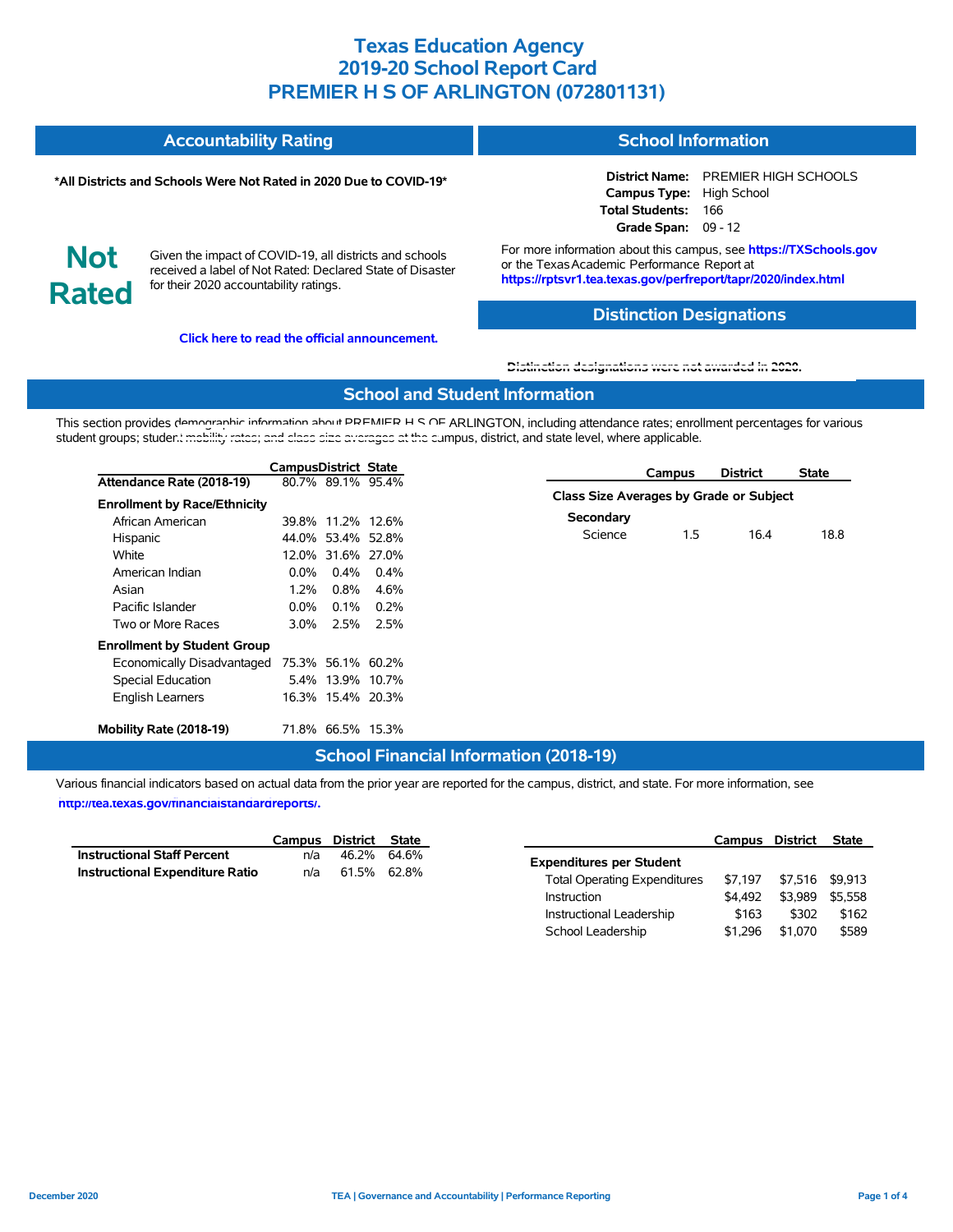# Texas Education Agency
# 2019-20 School Report Card
# PREMIER H S OF ARLINGTON (072801131)

## Accountability Rating

**\*All Districts and Schools Were Not Rated in 2020 Due to COVID-19\***

**Not Rated**

Given the impact of COVID-19, all districts and schools received a label of Not Rated: Declared State of Disaster for their 2020 accountability ratings.

**Click here to read the official announcement.**

## School Information

**District Name:** PREMIER HIGH SCHOOLS
**Campus Type:** High School
**Total Students:** 166
**Grade Span:** 09 - 12

For more information about this campus, see **https://TXSchools.gov** or the Texas Academic Performance Report at **https://rptsvr1.tea.texas.gov/perfreport/tapr/2020/index.html**

## Distinction Designations

Distinction designations were not awarded in 2020.

## School and Student Information

This section provides demographic information about PREMIER H S OF ARLINGTON, including attendance rates; enrollment percentages for various student groups; student mobility rates; and class size averages at the campus, district, and state level, where applicable.

| | Campus | District | State |
|---|---|---|---|
| **Attendance Rate (2018-19)** | 80.7% | 89.1% | 95.4% |
| **Enrollment by Race/Ethnicity** | | | |
| African American | 39.8% | 11.2% | 12.6% |
| Hispanic | 44.0% | 53.4% | 52.8% |
| White | 12.0% | 31.6% | 27.0% |
| American Indian | 0.0% | 0.4% | 0.4% |
| Asian | 1.2% | 0.8% | 4.6% |
| Pacific Islander | 0.0% | 0.1% | 0.2% |
| Two or More Races | 3.0% | 2.5% | 2.5% |
| **Enrollment by Student Group** | | | |
| Economically Disadvantaged | 75.3% | 56.1% | 60.2% |
| Special Education | 5.4% | 13.9% | 10.7% |
| English Learners | 16.3% | 15.4% | 20.3% |
| **Mobility Rate (2018-19)** | 71.8% | 66.5% | 15.3% |

| | Campus | District | State |
|---|---|---|---|
| **Class Size Averages by Grade or Subject** | | | |
| **Secondary** | | | |
| Science | 1.5 | 16.4 | 18.8 |

## School Financial Information (2018-19)

Various financial indicators based on actual data from the prior year are reported for the campus, district, and state. For more information, see **http://tea.texas.gov/financialstandardreports/.**

| | Campus | District | State |
|---|---|---|---|
| **Instructional Staff Percent** | n/a | 46.2% | 64.6% |
| **Instructional Expenditure Ratio** | n/a | 61.5% | 62.8% |

| | Campus | District | State |
|---|---|---|---|
| **Expenditures per Student** | | | |
| Total Operating Expenditures | $7,197 | $7,516 | $9,913 |
| Instruction | $4,492 | $3,989 | $5,558 |
| Instructional Leadership | $163 | $302 | $162 |
| School Leadership | $1,296 | $1,070 | $589 |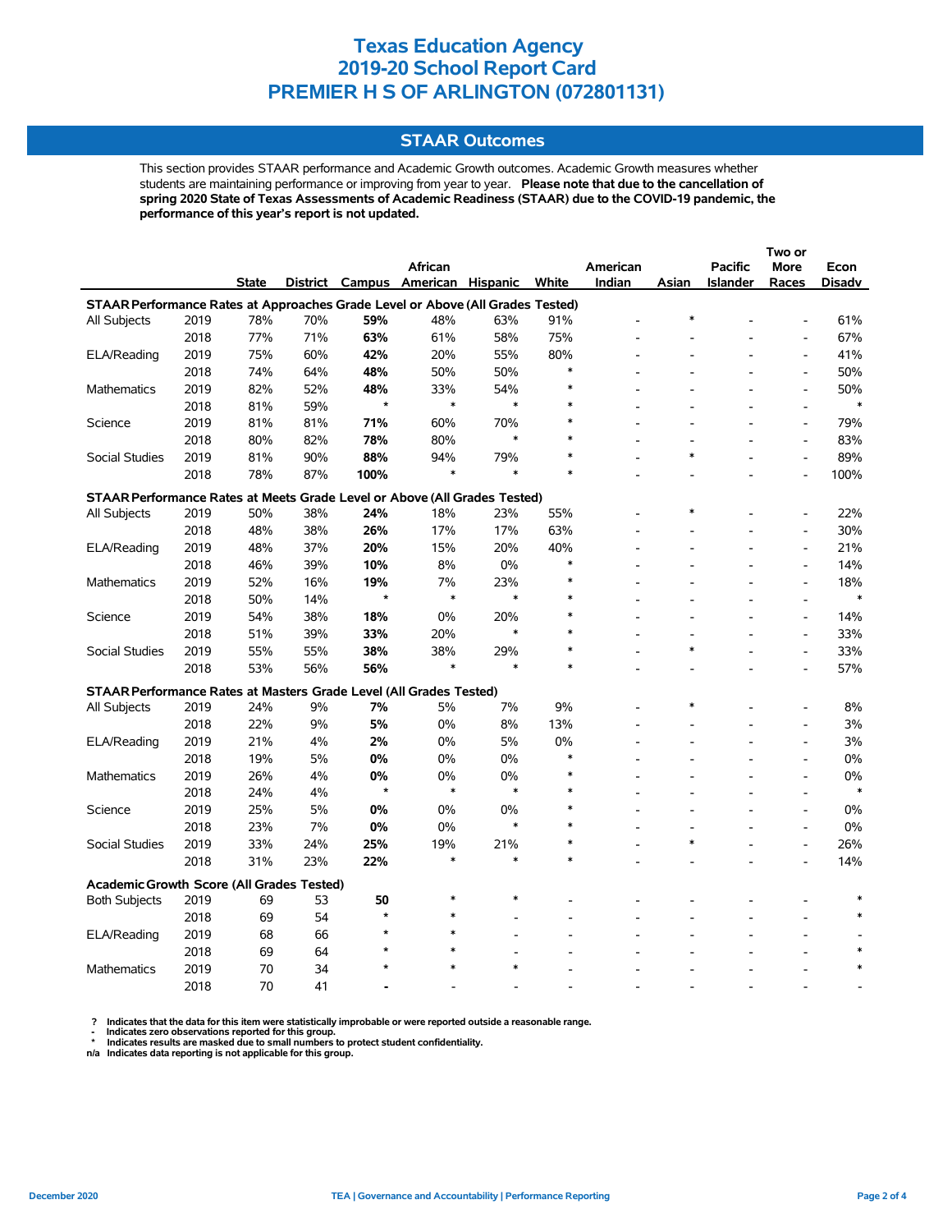# Texas Education Agency
# 2019-20 School Report Card
# PREMIER H S OF ARLINGTON (072801131)

## STAAR Outcomes

This section provides STAAR performance and Academic Growth outcomes. Academic Growth measures whether students are maintaining performance or improving from year to year. **Please note that due to the cancellation of spring 2020 State of Texas Assessments of Academic Readiness (STAAR) due to the COVID-19 pandemic, the performance of this year's report is not updated.**

| | | State | District | Campus | African American | Hispanic | White | American Indian | Asian | Pacific Islander | Two or More Races | Econ Disadv |
|---|---|---|---|---|---|---|---|---|---|---|---|---|
| **STAAR Performance Rates at Approaches Grade Level or Above (All Grades Tested)** | | | | | | | | | | | | |
| All Subjects | 2019 | 78% | 70% | **59%** | 48% | 63% | 91% | - | * | - | - | 61% |
| | 2018 | 77% | 71% | **63%** | 61% | 58% | 75% | - | - | - | - | 67% |
| ELA/Reading | 2019 | 75% | 60% | **42%** | 20% | 55% | 80% | - | - | - | - | 41% |
| | 2018 | 74% | 64% | **48%** | 50% | 50% | * | - | - | - | - | 50% |
| Mathematics | 2019 | 82% | 52% | **48%** | 33% | 54% | * | - | - | - | - | 50% |
| | 2018 | 81% | 59% | * | * | * | * | - | - | - | - | * |
| Science | 2019 | 81% | 81% | **71%** | 60% | 70% | * | - | - | - | - | 79% |
| | 2018 | 80% | 82% | **78%** | 80% | * | * | - | - | - | - | 83% |
| Social Studies | 2019 | 81% | 90% | **88%** | 94% | 79% | * | - | * | - | - | 89% |
| | 2018 | 78% | 87% | **100%** | * | * | * | - | - | - | - | 100% |
| **STAAR Performance Rates at Meets Grade Level or Above (All Grades Tested)** | | | | | | | | | | | | |
| All Subjects | 2019 | 50% | 38% | **24%** | 18% | 23% | 55% | - | * | - | - | 22% |
| | 2018 | 48% | 38% | **26%** | 17% | 17% | 63% | - | - | - | - | 30% |
| ELA/Reading | 2019 | 48% | 37% | **20%** | 15% | 20% | 40% | - | - | - | - | 21% |
| | 2018 | 46% | 39% | **10%** | 8% | 0% | * | - | - | - | - | 14% |
| Mathematics | 2019 | 52% | 16% | **19%** | 7% | 23% | * | - | - | - | - | 18% |
| | 2018 | 50% | 14% | * | * | * | * | - | - | - | - | * |
| Science | 2019 | 54% | 38% | **18%** | 0% | 20% | * | - | - | - | - | 14% |
| | 2018 | 51% | 39% | **33%** | 20% | * | * | - | - | - | - | 33% |
| Social Studies | 2019 | 55% | 55% | **38%** | 38% | 29% | * | - | * | - | - | 33% |
| | 2018 | 53% | 56% | **56%** | * | * | * | - | - | - | - | 57% |
| **STAAR Performance Rates at Masters Grade Level (All Grades Tested)** | | | | | | | | | | | | |
| All Subjects | 2019 | 24% | 9% | **7%** | 5% | 7% | 9% | - | * | - | - | 8% |
| | 2018 | 22% | 9% | **5%** | 0% | 8% | 13% | - | - | - | - | 3% |
| ELA/Reading | 2019 | 21% | 4% | **2%** | 0% | 5% | 0% | - | - | - | - | 3% |
| | 2018 | 19% | 5% | **0%** | 0% | 0% | * | - | - | - | - | 0% |
| Mathematics | 2019 | 26% | 4% | **0%** | 0% | 0% | * | - | - | - | - | 0% |
| | 2018 | 24% | 4% | * | * | * | * | - | - | - | - | * |
| Science | 2019 | 25% | 5% | **0%** | 0% | 0% | * | - | - | - | - | 0% |
| | 2018 | 23% | 7% | **0%** | 0% | * | * | - | - | - | - | 0% |
| Social Studies | 2019 | 33% | 24% | **25%** | 19% | 21% | * | - | * | - | - | 26% |
| | 2018 | 31% | 23% | **22%** | * | * | * | - | - | - | - | 14% |
| **Academic Growth Score (All Grades Tested)** | | | | | | | | | | | | |
| Both Subjects | 2019 | 69 | 53 | **50** | * | * | - | - | - | - | - | * |
| | 2018 | 69 | 54 | * | * | - | - | - | - | - | - | * |
| ELA/Reading | 2019 | 68 | 66 | * | * | - | - | - | - | - | - | - |
| | 2018 | 69 | 64 | * | * | - | - | - | - | - | - | * |
| Mathematics | 2019 | 70 | 34 | * | * | * | - | - | - | - | - | * |
| | 2018 | 70 | 41 | **-** | - | - | - | - | - | - | - | - |

? Indicates that the data for this item were statistically improbable or were reported outside a reasonable range.
- Indicates zero observations reported for this group.
* Indicates results are masked due to small numbers to protect student confidentiality.
n/a Indicates data reporting is not applicable for this group.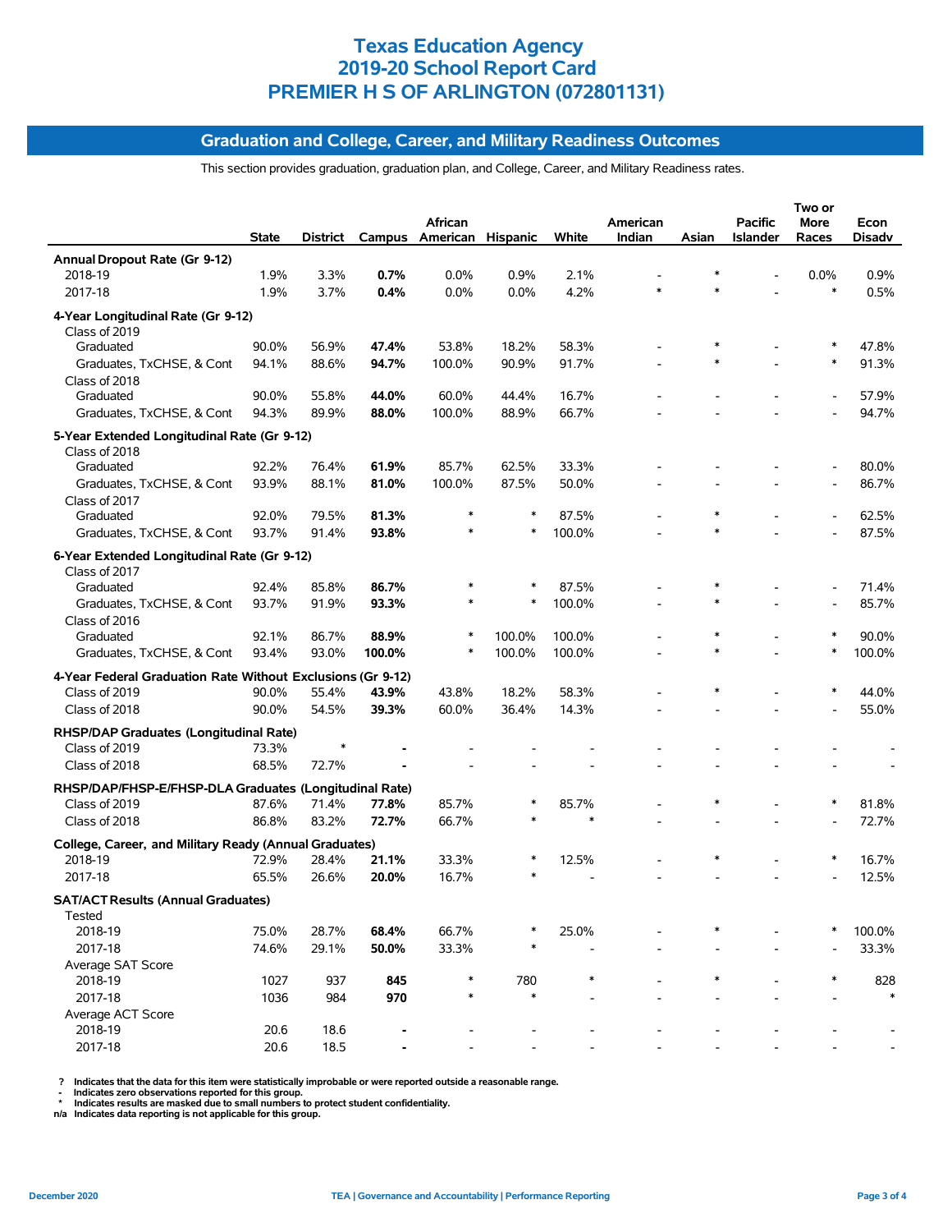# Texas Education Agency
## 2019-20 School Report Card
## PREMIER H S OF ARLINGTON (072801131)

### Graduation and College, Career, and Military Readiness Outcomes

This section provides graduation, graduation plan, and College, Career, and Military Readiness rates.

| | State | District | Campus | African American | Hispanic | White | American Indian | Asian | Pacific Islander | Two or More Races | Econ Disadv |
|---|---|---|---|---|---|---|---|---|---|---|---|
| **Annual Dropout Rate (Gr 9-12)** | | | | | | | | | | | |
| 2018-19 | 1.9% | 3.3% | **0.7%** | 0.0% | 0.9% | 2.1% | - | * | - | 0.0% | 0.9% |
| 2017-18 | 1.9% | 3.7% | **0.4%** | 0.0% | 0.0% | 4.2% | * | * | - | * | 0.5% |
| **4-Year Longitudinal Rate (Gr 9-12)** | | | | | | | | | | | |
| Class of 2019 | | | | | | | | | | | |
| Graduated | 90.0% | 56.9% | **47.4%** | 53.8% | 18.2% | 58.3% | - | * | - | * | 47.8% |
| Graduates, TxCHSE, & Cont | 94.1% | 88.6% | **94.7%** | 100.0% | 90.9% | 91.7% | - | * | - | * | 91.3% |
| Class of 2018 | | | | | | | | | | | |
| Graduated | 90.0% | 55.8% | **44.0%** | 60.0% | 44.4% | 16.7% | - | - | - | - | 57.9% |
| Graduates, TxCHSE, & Cont | 94.3% | 89.9% | **88.0%** | 100.0% | 88.9% | 66.7% | - | - | - | - | 94.7% |
| **5-Year Extended Longitudinal Rate (Gr 9-12)** | | | | | | | | | | | |
| Class of 2018 | | | | | | | | | | | |
| Graduated | 92.2% | 76.4% | **61.9%** | 85.7% | 62.5% | 33.3% | - | - | - | - | 80.0% |
| Graduates, TxCHSE, & Cont | 93.9% | 88.1% | **81.0%** | 100.0% | 87.5% | 50.0% | - | - | - | - | 86.7% |
| Class of 2017 | | | | | | | | | | | |
| Graduated | 92.0% | 79.5% | **81.3%** | * | * | 87.5% | - | * | - | - | 62.5% |
| Graduates, TxCHSE, & Cont | 93.7% | 91.4% | **93.8%** | * | * | 100.0% | - | * | - | - | 87.5% |
| **6-Year Extended Longitudinal Rate (Gr 9-12)** | | | | | | | | | | | |
| Class of 2017 | | | | | | | | | | | |
| Graduated | 92.4% | 85.8% | **86.7%** | * | * | 87.5% | - | * | - | - | 71.4% |
| Graduates, TxCHSE, & Cont | 93.7% | 91.9% | **93.3%** | * | * | 100.0% | - | * | - | - | 85.7% |
| Class of 2016 | | | | | | | | | | | |
| Graduated | 92.1% | 86.7% | **88.9%** | * | 100.0% | 100.0% | - | * | - | * | 90.0% |
| Graduates, TxCHSE, & Cont | 93.4% | 93.0% | **100.0%** | * | 100.0% | 100.0% | - | * | - | * | 100.0% |
| **4-Year Federal Graduation Rate Without Exclusions (Gr 9-12)** | | | | | | | | | | | |
| Class of 2019 | 90.0% | 55.4% | **43.9%** | 43.8% | 18.2% | 58.3% | - | * | - | * | 44.0% |
| Class of 2018 | 90.0% | 54.5% | **39.3%** | 60.0% | 36.4% | 14.3% | - | - | - | - | 55.0% |
| **RHSP/DAP Graduates (Longitudinal Rate)** | | | | | | | | | | | |
| Class of 2019 | 73.3% | * | **-** | - | - | - | - | - | - | - | - |
| Class of 2018 | 68.5% | 72.7% | **-** | - | - | - | - | - | - | - | - |
| **RHSP/DAP/FHSP-E/FHSP-DLA Graduates (Longitudinal Rate)** | | | | | | | | | | | |
| Class of 2019 | 87.6% | 71.4% | **77.8%** | 85.7% | * | 85.7% | - | * | - | * | 81.8% |
| Class of 2018 | 86.8% | 83.2% | **72.7%** | 66.7% | * | * | - | - | - | - | 72.7% |
| **College, Career, and Military Ready (Annual Graduates)** | | | | | | | | | | | |
| 2018-19 | 72.9% | 28.4% | **21.1%** | 33.3% | * | 12.5% | - | * | - | * | 16.7% |
| 2017-18 | 65.5% | 26.6% | **20.0%** | 16.7% | * | - | - | - | - | - | 12.5% |
| **SAT/ACT Results (Annual Graduates)** | | | | | | | | | | | |
| Tested | | | | | | | | | | | |
| 2018-19 | 75.0% | 28.7% | **68.4%** | 66.7% | * | 25.0% | - | * | - | * | 100.0% |
| 2017-18 | 74.6% | 29.1% | **50.0%** | 33.3% | * | - | - | - | - | - | 33.3% |
| Average SAT Score | | | | | | | | | | | |
| 2018-19 | 1027 | 937 | **845** | * | 780 | * | - | * | - | * | 828 |
| 2017-18 | 1036 | 984 | **970** | * | * | - | - | - | - | - | * |
| Average ACT Score | | | | | | | | | | | |
| 2018-19 | 20.6 | 18.6 | **-** | - | - | - | - | - | - | - | - |
| 2017-18 | 20.6 | 18.5 | **-** | - | - | - | - | - | - | - | - |

? Indicates that the data for this item were statistically improbable or were reported outside a reasonable range.
\- Indicates zero observations reported for this group.
\* Indicates results are masked due to small numbers to protect student confidentiality.
n/a Indicates data reporting is not applicable for this group.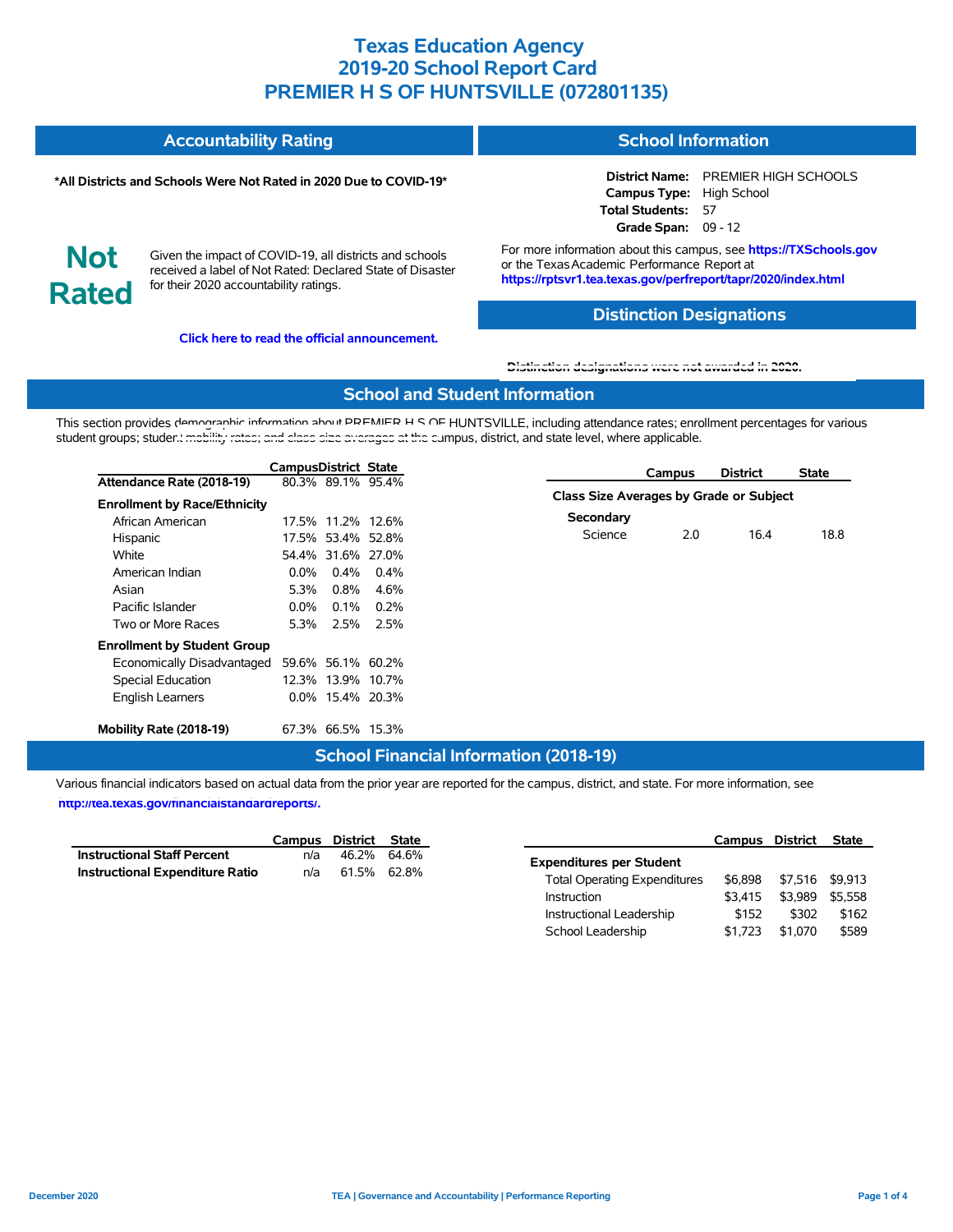# Texas Education Agency
# 2019-20 School Report Card
# PREMIER H S OF HUNTSVILLE (072801135)

## Accountability Rating

**\*All Districts and Schools Were Not Rated in 2020 Due to COVID-19\***

**Not Rated**

Given the impact of COVID-19, all districts and schools received a label of Not Rated: Declared State of Disaster for their 2020 accountability ratings.

**Click here to read the official announcement.**

## School Information

**District Name:** PREMIER HIGH SCHOOLS
**Campus Type:** High School
**Total Students:** 57
**Grade Span:** 09 - 12

For more information about this campus, see **https://TXSchools.gov** or the Texas Academic Performance Report at **https://rptsvr1.tea.texas.gov/perfreport/tapr/2020/index.html**

## Distinction Designations

Distinction designations were not awarded in 2020.

## School and Student Information

This section provides demographic information about PREMIER H S OF HUNTSVILLE, including attendance rates; enrollment percentages for various student groups; student mobility rates; and class size averages at the campus, district, and state level, where applicable.

| | Campus | District | State |
|---|---|---|---|
| **Attendance Rate (2018-19)** | 80.3% | 89.1% | 95.4% |
| **Enrollment by Race/Ethnicity** | | | |
| African American | 17.5% | 11.2% | 12.6% |
| Hispanic | 17.5% | 53.4% | 52.8% |
| White | 54.4% | 31.6% | 27.0% |
| American Indian | 0.0% | 0.4% | 0.4% |
| Asian | 5.3% | 0.8% | 4.6% |
| Pacific Islander | 0.0% | 0.1% | 0.2% |
| Two or More Races | 5.3% | 2.5% | 2.5% |
| **Enrollment by Student Group** | | | |
| Economically Disadvantaged | 59.6% | 56.1% | 60.2% |
| Special Education | 12.3% | 13.9% | 10.7% |
| English Learners | 0.0% | 15.4% | 20.3% |
| **Mobility Rate (2018-19)** | 67.3% | 66.5% | 15.3% |

| | Campus | District | State |
|---|---|---|---|
| **Class Size Averages by Grade or Subject** | | | |
| **Secondary** | | | |
| Science | 2.0 | 16.4 | 18.8 |

## School Financial Information (2018-19)

Various financial indicators based on actual data from the prior year are reported for the campus, district, and state. For more information, see **http://tea.texas.gov/financialstandardreports/.**

| | Campus | District | State |
|---|---|---|---|
| **Instructional Staff Percent** | n/a | 46.2% | 64.6% |
| **Instructional Expenditure Ratio** | n/a | 61.5% | 62.8% |

| | Campus | District | State |
|---|---|---|---|
| **Expenditures per Student** | | | |
| Total Operating Expenditures | $6,898 | $7,516 | $9,913 |
| Instruction | $3,415 | $3,989 | $5,558 |
| Instructional Leadership | $152 | $302 | $162 |
| School Leadership | $1,723 | $1,070 | $589 |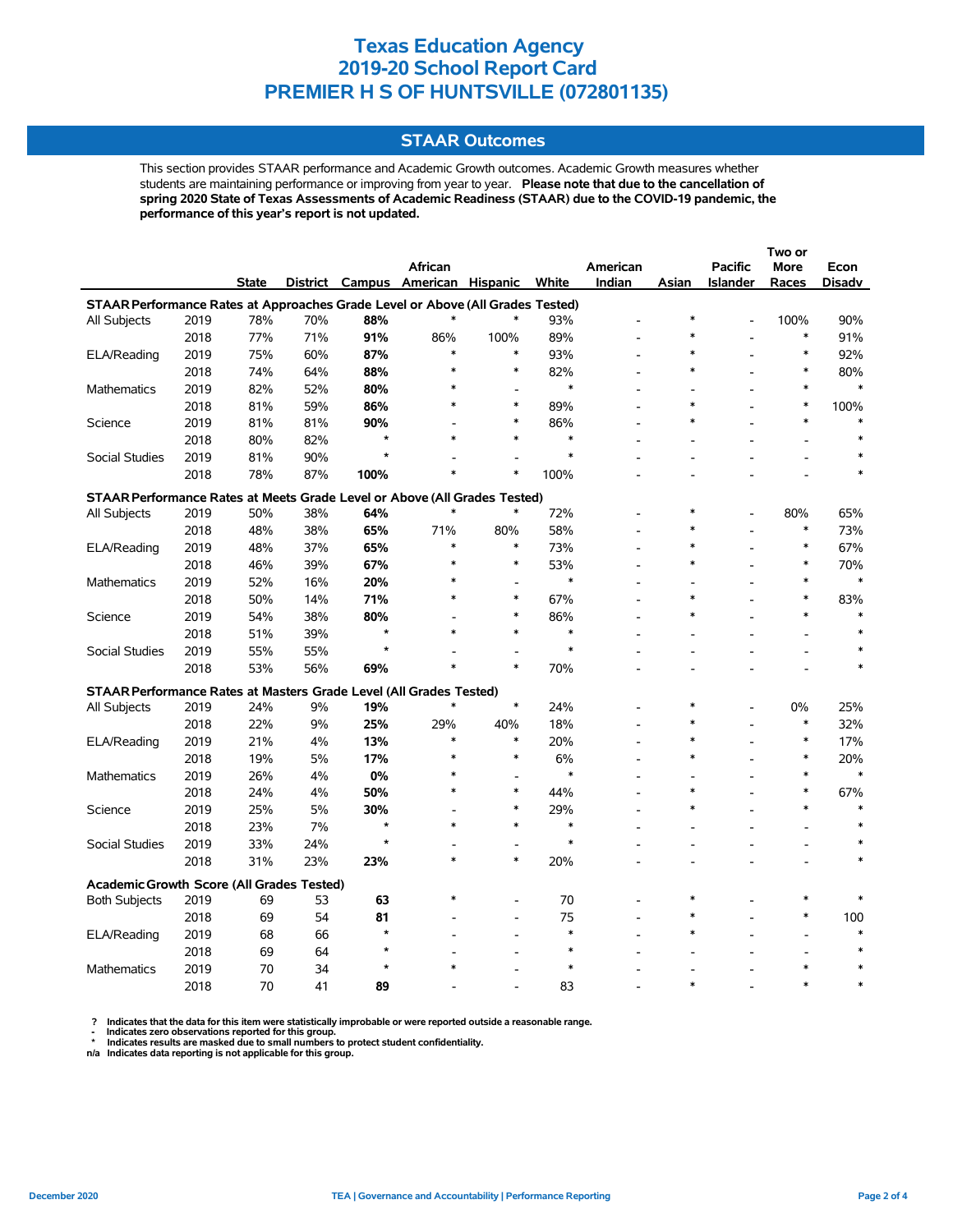# Texas Education Agency
# 2019-20 School Report Card
# PREMIER H S OF HUNTSVILLE (072801135)

## STAAR Outcomes

This section provides STAAR performance and Academic Growth outcomes. Academic Growth measures whether students are maintaining performance or improving from year to year. **Please note that due to the cancellation of spring 2020 State of Texas Assessments of Academic Readiness (STAAR) due to the COVID-19 pandemic, the performance of this year's report is not updated.**

| | | State | District | Campus | African American | Hispanic | White | American Indian | Asian | Pacific Islander | Two or More Races | Econ Disadv |
|---|---|---|---|---|---|---|---|---|---|---|---|---|
| **STAAR Performance Rates at Approaches Grade Level or Above (All Grades Tested)** | | | | | | | | | | | | |
| All Subjects | 2019 | 78% | 70% | **88%** | * | * | 93% | - | * | - | 100% | 90% |
| | 2018 | 77% | 71% | **91%** | 86% | 100% | 89% | - | * | - | * | 91% |
| ELA/Reading | 2019 | 75% | 60% | **87%** | * | * | 93% | - | * | - | * | 92% |
| | 2018 | 74% | 64% | **88%** | * | * | 82% | - | * | - | * | 80% |
| Mathematics | 2019 | 82% | 52% | **80%** | * | - | * | - | - | - | * | * |
| | 2018 | 81% | 59% | **86%** | * | * | 89% | - | * | - | * | 100% |
| Science | 2019 | 81% | 81% | **90%** | - | * | 86% | - | * | - | * | * |
| | 2018 | 80% | 82% | * | * | * | * | - | - | - | - | * |
| Social Studies | 2019 | 81% | 90% | * | - | - | * | - | - | - | - | * |
| | 2018 | 78% | 87% | **100%** | * | * | 100% | - | - | - | - | * |
| **STAAR Performance Rates at Meets Grade Level or Above (All Grades Tested)** | | | | | | | | | | | | |
| All Subjects | 2019 | 50% | 38% | **64%** | * | * | 72% | - | * | - | 80% | 65% |
| | 2018 | 48% | 38% | **65%** | 71% | 80% | 58% | - | * | - | * | 73% |
| ELA/Reading | 2019 | 48% | 37% | **65%** | * | * | 73% | - | * | - | * | 67% |
| | 2018 | 46% | 39% | **67%** | * | * | 53% | - | * | - | * | 70% |
| Mathematics | 2019 | 52% | 16% | **20%** | * | - | * | - | - | - | * | * |
| | 2018 | 50% | 14% | **71%** | * | * | 67% | - | * | - | * | 83% |
| Science | 2019 | 54% | 38% | **80%** | - | * | 86% | - | * | - | * | * |
| | 2018 | 51% | 39% | * | * | * | * | - | - | - | - | * |
| Social Studies | 2019 | 55% | 55% | * | - | - | * | - | - | - | - | * |
| | 2018 | 53% | 56% | **69%** | * | * | 70% | - | - | - | - | * |
| **STAAR Performance Rates at Masters Grade Level (All Grades Tested)** | | | | | | | | | | | | |
| All Subjects | 2019 | 24% | 9% | **19%** | * | * | 24% | - | * | - | 0% | 25% |
| | 2018 | 22% | 9% | **25%** | 29% | 40% | 18% | - | * | - | * | 32% |
| ELA/Reading | 2019 | 21% | 4% | **13%** | * | * | 20% | - | * | - | * | 17% |
| | 2018 | 19% | 5% | **17%** | * | * | 6% | - | * | - | * | 20% |
| Mathematics | 2019 | 26% | 4% | **0%** | * | - | * | - | - | - | * | * |
| | 2018 | 24% | 4% | **50%** | * | * | 44% | - | * | - | * | 67% |
| Science | 2019 | 25% | 5% | **30%** | - | * | 29% | - | * | - | * | * |
| | 2018 | 23% | 7% | * | * | * | * | - | - | - | - | * |
| Social Studies | 2019 | 33% | 24% | * | - | - | * | - | - | - | - | * |
| | 2018 | 31% | 23% | **23%** | * | * | 20% | - | - | - | - | * |
| **Academic Growth Score (All Grades Tested)** | | | | | | | | | | | | |
| Both Subjects | 2019 | 69 | 53 | **63** | * | - | 70 | - | * | - | * | * |
| | 2018 | 69 | 54 | **81** | - | - | 75 | - | * | - | * | 100 |
| ELA/Reading | 2019 | 68 | 66 | * | - | - | * | - | * | - | - | * |
| | 2018 | 69 | 64 | * | - | - | * | - | - | - | - | * |
| Mathematics | 2019 | 70 | 34 | * | * | - | * | - | - | - | * | * |
| | 2018 | 70 | 41 | **89** | - | - | 83 | - | * | - | * | * |

? Indicates that the data for this item were statistically improbable or were reported outside a reasonable range.
- Indicates zero observations reported for this group.
* Indicates results are masked due to small numbers to protect student confidentiality.
n/a Indicates data reporting is not applicable for this group.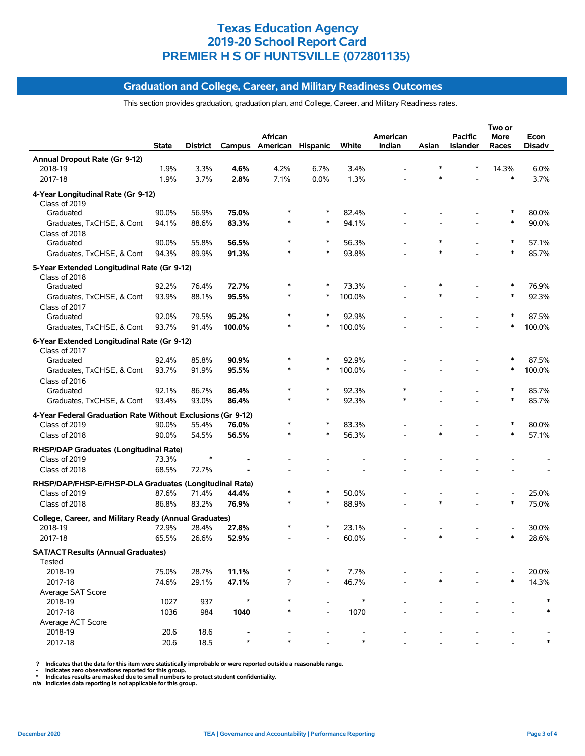# Texas Education Agency
# 2019-20 School Report Card
# PREMIER H S OF HUNTSVILLE (072801135)

## Graduation and College, Career, and Military Readiness Outcomes

This section provides graduation, graduation plan, and College, Career, and Military Readiness rates.

| | State | District | Campus | African American | Hispanic | White | American Indian | Asian | Pacific Islander | Two or More Races | Econ Disadv |
|---|---|---|---|---|---|---|---|---|---|---|---|
| **Annual Dropout Rate (Gr 9-12)** | | | | | | | | | | | |
| 2018-19 | 1.9% | 3.3% | **4.6%** | 4.2% | 6.7% | 3.4% | - | * | * | 14.3% | 6.0% |
| 2017-18 | 1.9% | 3.7% | **2.8%** | 7.1% | 0.0% | 1.3% | - | * | - | * | 3.7% |
| **4-Year Longitudinal Rate (Gr 9-12)** | | | | | | | | | | | |
| Class of 2019 | | | | | | | | | | | |
| Graduated | 90.0% | 56.9% | **75.0%** | * | * | 82.4% | - | - | - | * | 80.0% |
| Graduates, TxCHSE, & Cont | 94.1% | 88.6% | **83.3%** | * | * | 94.1% | - | - | - | * | 90.0% |
| Class of 2018 | | | | | | | | | | | |
| Graduated | 90.0% | 55.8% | **56.5%** | * | * | 56.3% | - | * | - | * | 57.1% |
| Graduates, TxCHSE, & Cont | 94.3% | 89.9% | **91.3%** | * | * | 93.8% | - | * | - | * | 85.7% |
| **5-Year Extended Longitudinal Rate (Gr 9-12)** | | | | | | | | | | | |
| Class of 2018 | | | | | | | | | | | |
| Graduated | 92.2% | 76.4% | **72.7%** | * | * | 73.3% | - | * | - | * | 76.9% |
| Graduates, TxCHSE, & Cont | 93.9% | 88.1% | **95.5%** | * | * | 100.0% | - | * | - | * | 92.3% |
| Class of 2017 | | | | | | | | | | | |
| Graduated | 92.0% | 79.5% | **95.2%** | * | * | 92.9% | - | - | - | * | 87.5% |
| Graduates, TxCHSE, & Cont | 93.7% | 91.4% | **100.0%** | * | * | 100.0% | - | - | - | * | 100.0% |
| **6-Year Extended Longitudinal Rate (Gr 9-12)** | | | | | | | | | | | |
| Class of 2017 | | | | | | | | | | | |
| Graduated | 92.4% | 85.8% | **90.9%** | * | * | 92.9% | - | - | - | * | 87.5% |
| Graduates, TxCHSE, & Cont | 93.7% | 91.9% | **95.5%** | * | * | 100.0% | - | - | - | * | 100.0% |
| Class of 2016 | | | | | | | | | | | |
| Graduated | 92.1% | 86.7% | **86.4%** | * | * | 92.3% | * | - | - | * | 85.7% |
| Graduates, TxCHSE, & Cont | 93.4% | 93.0% | **86.4%** | * | * | 92.3% | * | - | - | * | 85.7% |
| **4-Year Federal Graduation Rate Without Exclusions (Gr 9-12)** | | | | | | | | | | | |
| Class of 2019 | 90.0% | 55.4% | **76.0%** | * | * | 83.3% | - | - | - | * | 80.0% |
| Class of 2018 | 90.0% | 54.5% | **56.5%** | * | * | 56.3% | - | * | - | * | 57.1% |
| **RHSP/DAP Graduates (Longitudinal Rate)** | | | | | | | | | | | |
| Class of 2019 | 73.3% | * | **-** | - | - | - | - | - | - | - | - |
| Class of 2018 | 68.5% | 72.7% | **-** | - | - | - | - | - | - | - | - |
| **RHSP/DAP/FHSP-E/FHSP-DLA Graduates (Longitudinal Rate)** | | | | | | | | | | | |
| Class of 2019 | 87.6% | 71.4% | **44.4%** | * | * | 50.0% | - | - | - | - | 25.0% |
| Class of 2018 | 86.8% | 83.2% | **76.9%** | * | * | 88.9% | - | * | - | * | 75.0% |
| **College, Career, and Military Ready (Annual Graduates)** | | | | | | | | | | | |
| 2018-19 | 72.9% | 28.4% | **27.8%** | * | * | 23.1% | - | - | - | - | 30.0% |
| 2017-18 | 65.5% | 26.6% | **52.9%** | - | - | 60.0% | - | * | - | * | 28.6% |
| **SAT/ACT Results (Annual Graduates)** | | | | | | | | | | | |
| Tested | | | | | | | | | | | |
| 2018-19 | 75.0% | 28.7% | **11.1%** | * | * | 7.7% | - | - | - | - | 20.0% |
| 2017-18 | 74.6% | 29.1% | **47.1%** | ? | - | 46.7% | - | * | - | * | 14.3% |
| Average SAT Score | | | | | | | | | | | |
| 2018-19 | 1027 | 937 | ***** | * | - | * | - | - | - | - | * |
| 2017-18 | 1036 | 984 | **1040** | * | - | 1070 | - | - | - | - | * |
| Average ACT Score | | | | | | | | | | | |
| 2018-19 | 20.6 | 18.6 | **-** | - | - | - | - | - | - | - | - |
| 2017-18 | 20.6 | 18.5 | ***** | * | - | * | - | - | - | - | * |

? Indicates that the data for this item were statistically improbable or were reported outside a reasonable range.
\- Indicates zero observations reported for this group.
\* Indicates results are masked due to small numbers to protect student confidentiality.
n/a Indicates data reporting is not applicable for this group.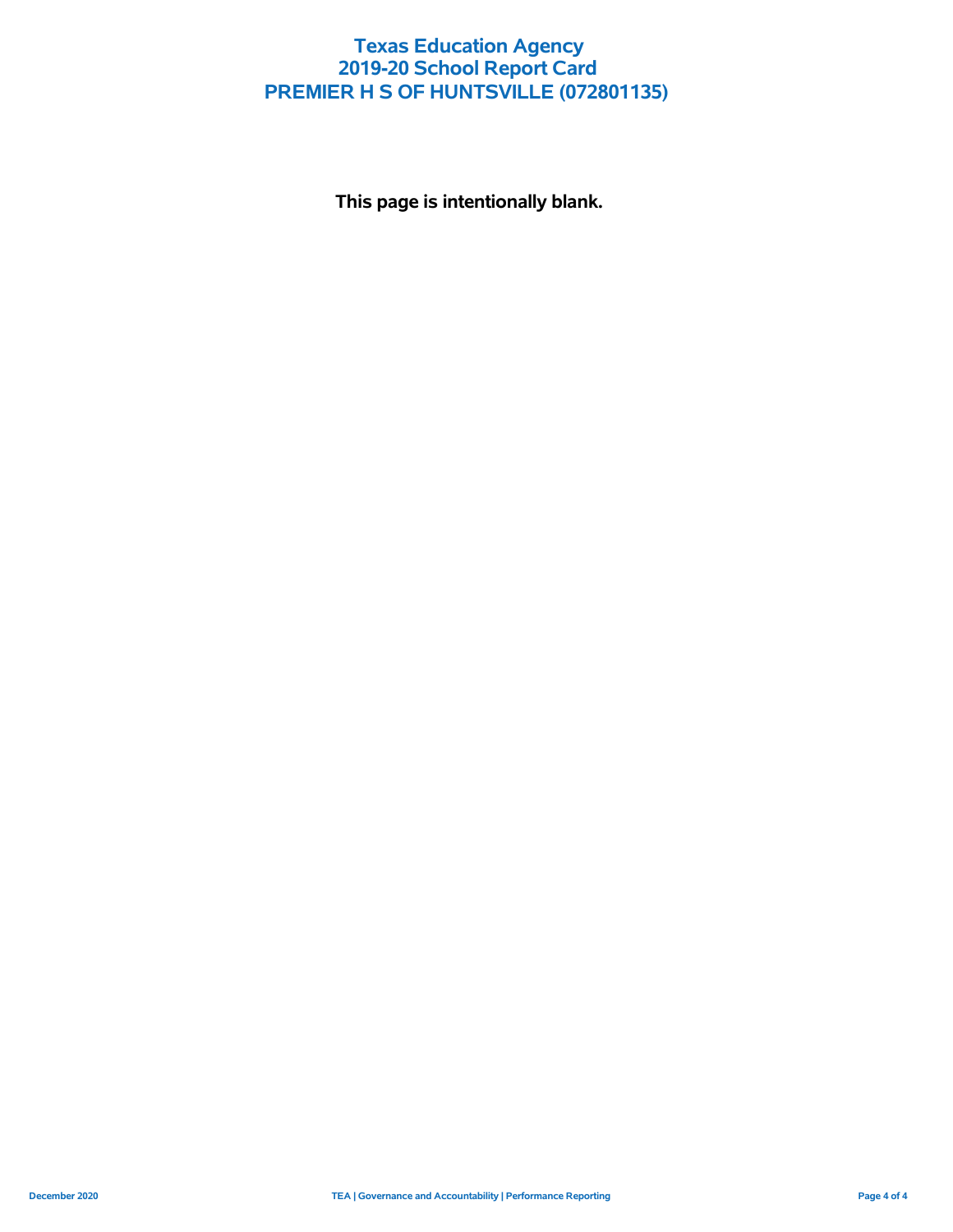# Texas Education Agency
# 2019-20 School Report Card
# PREMIER H S OF HUNTSVILLE (072801135)

**This page is intentionally blank.**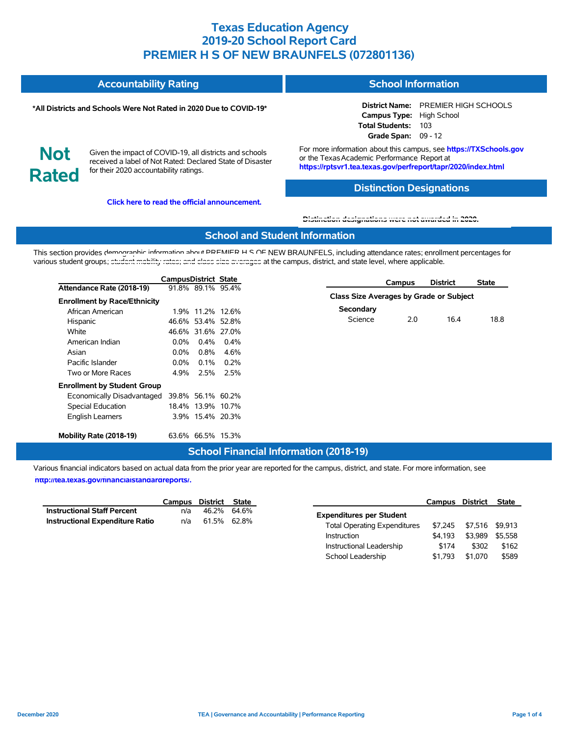# Texas Education Agency
# 2019-20 School Report Card
# PREMIER H S OF NEW BRAUNFELS (072801136)

## Accountability Rating

**\*All Districts and Schools Were Not Rated in 2020 Due to COVID-19\***

**Not Rated**

Given the impact of COVID-19, all districts and schools received a label of Not Rated: Declared State of Disaster for their 2020 accountability ratings.

**Click here to read the official announcement.**

## School Information

**District Name:** PREMIER HIGH SCHOOLS
**Campus Type:** High School
**Total Students:** 103
**Grade Span:** 09 - 12

For more information about this campus, see **https://TXSchools.gov** or the Texas Academic Performance Report at **https://rptsvr1.tea.texas.gov/perfreport/tapr/2020/index.html**

## Distinction Designations

Distinction designations were not awarded in 2020.

## School and Student Information

This section provides demographic information about PREMIER H S OF NEW BRAUNFELS, including attendance rates; enrollment percentages for various student groups; student mobility rates; and class size averages at the campus, district, and state level, where applicable.

| | Campus | District | State |
|---|---|---|---|
| **Attendance Rate (2018-19)** | 91.8% | 89.1% | 95.4% |
| **Enrollment by Race/Ethnicity** | | | |
| African American | 1.9% | 11.2% | 12.6% |
| Hispanic | 46.6% | 53.4% | 52.8% |
| White | 46.6% | 31.6% | 27.0% |
| American Indian | 0.0% | 0.4% | 0.4% |
| Asian | 0.0% | 0.8% | 4.6% |
| Pacific Islander | 0.0% | 0.1% | 0.2% |
| Two or More Races | 4.9% | 2.5% | 2.5% |
| **Enrollment by Student Group** | | | |
| Economically Disadvantaged | 39.8% | 56.1% | 60.2% |
| Special Education | 18.4% | 13.9% | 10.7% |
| English Learners | 3.9% | 15.4% | 20.3% |
| **Mobility Rate (2018-19)** | 63.6% | 66.5% | 15.3% |

| | Campus | District | State |
|---|---|---|---|
| **Class Size Averages by Grade or Subject** | | | |
| **Secondary** | | | |
| Science | 2.0 | 16.4 | 18.8 |

## School Financial Information (2018-19)

Various financial indicators based on actual data from the prior year are reported for the campus, district, and state. For more information, see **http://tea.texas.gov/financialstandardreports/.**

| | Campus | District | State |
|---|---|---|---|
| **Instructional Staff Percent** | n/a | 46.2% | 64.6% |
| **Instructional Expenditure Ratio** | n/a | 61.5% | 62.8% |

| | Campus | District | State |
|---|---|---|---|
| **Expenditures per Student** | | | |
| Total Operating Expenditures | $7,245 | $7,516 | $9,913 |
| Instruction | $4,193 | $3,989 | $5,558 |
| Instructional Leadership | $174 | $302 | $162 |
| School Leadership | $1,793 | $1,070 | $589 |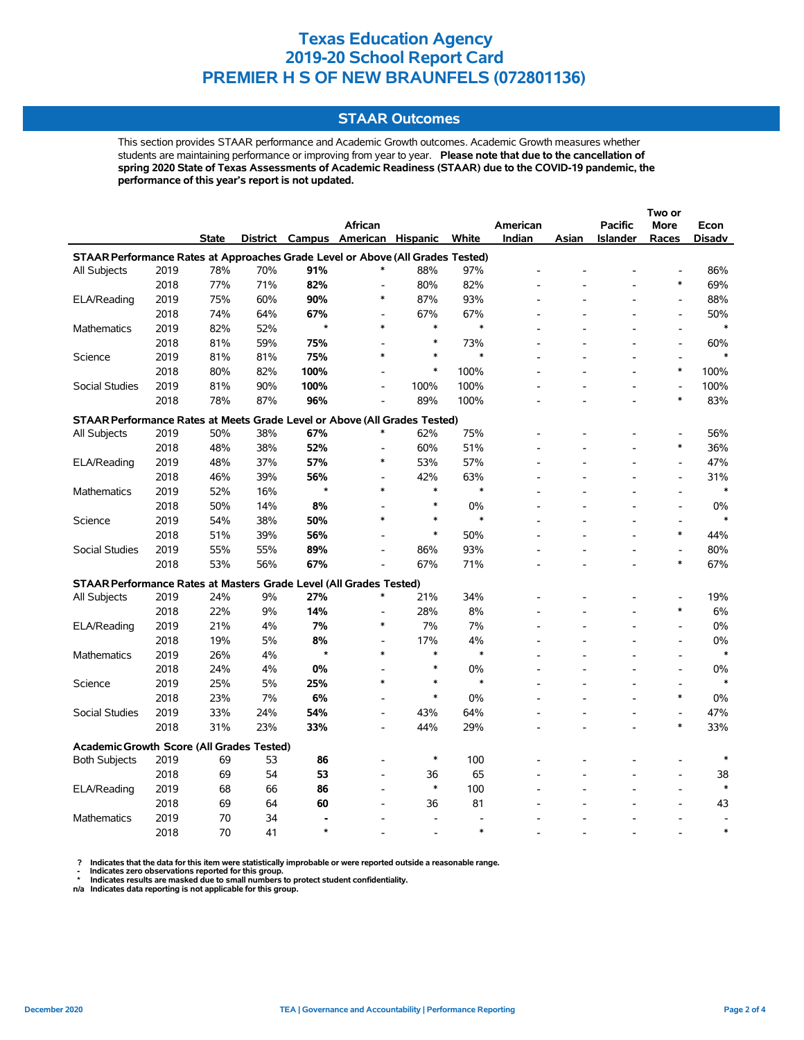# Texas Education Agency
# 2019-20 School Report Card
# PREMIER H S OF NEW BRAUNFELS (072801136)

## STAAR Outcomes

This section provides STAAR performance and Academic Growth outcomes. Academic Growth measures whether students are maintaining performance or improving from year to year. **Please note that due to the cancellation of spring 2020 State of Texas Assessments of Academic Readiness (STAAR) due to the COVID-19 pandemic, the performance of this year's report is not updated.**

| | | State | District | Campus | African American | Hispanic | White | American Indian | Asian | Pacific Islander | Two or More Races | Econ Disadv |
|---|---|---|---|---|---|---|---|---|---|---|---|---|
| **STAAR Performance Rates at Approaches Grade Level or Above (All Grades Tested)** | | | | | | | | | | | | |
| All Subjects | 2019 | 78% | 70% | **91%** | * | 88% | 97% | - | - | - | - | 86% |
| | 2018 | 77% | 71% | **82%** | - | 80% | 82% | - | - | - | * | 69% |
| ELA/Reading | 2019 | 75% | 60% | **90%** | * | 87% | 93% | - | - | - | - | 88% |
| | 2018 | 74% | 64% | **67%** | - | 67% | 67% | - | - | - | - | 50% |
| Mathematics | 2019 | 82% | 52% | * | * | * | * | - | - | - | - | * |
| | 2018 | 81% | 59% | **75%** | - | * | 73% | - | - | - | - | 60% |
| Science | 2019 | 81% | 81% | **75%** | * | * | * | - | - | - | - | * |
| | 2018 | 80% | 82% | **100%** | - | * | 100% | - | - | - | * | 100% |
| Social Studies | 2019 | 81% | 90% | **100%** | - | 100% | 100% | - | - | - | - | 100% |
| | 2018 | 78% | 87% | **96%** | - | 89% | 100% | - | - | - | * | 83% |
| **STAAR Performance Rates at Meets Grade Level or Above (All Grades Tested)** | | | | | | | | | | | | |
| All Subjects | 2019 | 50% | 38% | **67%** | * | 62% | 75% | - | - | - | - | 56% |
| | 2018 | 48% | 38% | **52%** | - | 60% | 51% | - | - | - | * | 36% |
| ELA/Reading | 2019 | 48% | 37% | **57%** | * | 53% | 57% | - | - | - | - | 47% |
| | 2018 | 46% | 39% | **56%** | - | 42% | 63% | - | - | - | - | 31% |
| Mathematics | 2019 | 52% | 16% | * | * | * | * | - | - | - | - | * |
| | 2018 | 50% | 14% | **8%** | - | * | 0% | - | - | - | - | 0% |
| Science | 2019 | 54% | 38% | **50%** | * | * | * | - | - | - | - | * |
| | 2018 | 51% | 39% | **56%** | - | * | 50% | - | - | - | * | 44% |
| Social Studies | 2019 | 55% | 55% | **89%** | - | 86% | 93% | - | - | - | - | 80% |
| | 2018 | 53% | 56% | **67%** | - | 67% | 71% | - | - | - | * | 67% |
| **STAAR Performance Rates at Masters Grade Level (All Grades Tested)** | | | | | | | | | | | | |
| All Subjects | 2019 | 24% | 9% | **27%** | * | 21% | 34% | - | - | - | - | 19% |
| | 2018 | 22% | 9% | **14%** | - | 28% | 8% | - | - | - | * | 6% |
| ELA/Reading | 2019 | 21% | 4% | **7%** | * | 7% | 7% | - | - | - | - | 0% |
| | 2018 | 19% | 5% | **8%** | - | 17% | 4% | - | - | - | - | 0% |
| Mathematics | 2019 | 26% | 4% | * | * | * | * | - | - | - | - | * |
| | 2018 | 24% | 4% | **0%** | - | * | 0% | - | - | - | - | 0% |
| Science | 2019 | 25% | 5% | **25%** | * | * | * | - | - | - | - | * |
| | 2018 | 23% | 7% | **6%** | - | * | 0% | - | - | - | * | 0% |
| Social Studies | 2019 | 33% | 24% | **54%** | - | 43% | 64% | - | - | - | - | 47% |
| | 2018 | 31% | 23% | **33%** | - | 44% | 29% | - | - | - | * | 33% |
| **Academic Growth Score (All Grades Tested)** | | | | | | | | | | | | |
| Both Subjects | 2019 | 69 | 53 | **86** | - | * | 100 | - | - | - | - | * |
| | 2018 | 69 | 54 | **53** | - | 36 | 65 | - | - | - | - | 38 |
| ELA/Reading | 2019 | 68 | 66 | **86** | - | * | 100 | - | - | - | - | * |
| | 2018 | 69 | 64 | **60** | - | 36 | 81 | - | - | - | - | 43 |
| Mathematics | 2019 | 70 | 34 | **-** | - | - | - | - | - | - | - | - |
| | 2018 | 70 | 41 | * | - | - | * | - | - | - | - | * |

**? Indicates that the data for this item were statistically improbable or were reported outside a reasonable range.**
**- Indicates zero observations reported for this group.**
**\* Indicates results are masked due to small numbers to protect student confidentiality.**
**n/a Indicates data reporting is not applicable for this group.**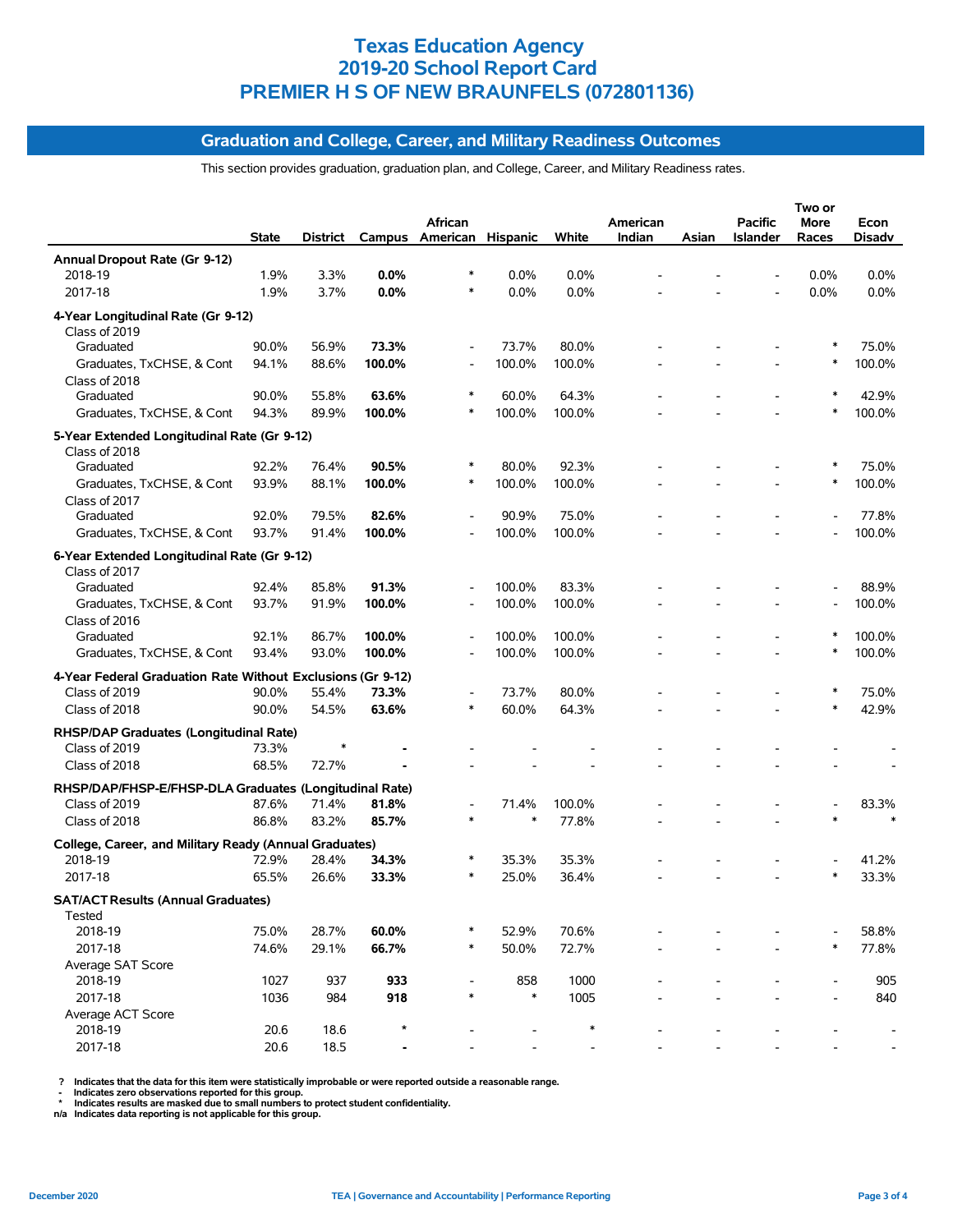# Texas Education Agency
# 2019-20 School Report Card
# PREMIER H S OF NEW BRAUNFELS (072801136)

## Graduation and College, Career, and Military Readiness Outcomes

This section provides graduation, graduation plan, and College, Career, and Military Readiness rates.

| | State | District | Campus | African American | Hispanic | White | American Indian | Asian | Pacific Islander | Two or More Races | Econ Disadv |
|---|---|---|---|---|---|---|---|---|---|---|---|
| **Annual Dropout Rate (Gr 9-12)** | | | | | | | | | | | |
| 2018-19 | 1.9% | 3.3% | **0.0%** | * | 0.0% | 0.0% | - | - | - | 0.0% | 0.0% |
| 2017-18 | 1.9% | 3.7% | **0.0%** | * | 0.0% | 0.0% | - | - | - | 0.0% | 0.0% |
| **4-Year Longitudinal Rate (Gr 9-12)** | | | | | | | | | | | |
| Class of 2019 | | | | | | | | | | | |
| Graduated | 90.0% | 56.9% | **73.3%** | - | 73.7% | 80.0% | - | - | - | * | 75.0% |
| Graduates, TxCHSE, & Cont | 94.1% | 88.6% | **100.0%** | - | 100.0% | 100.0% | - | - | - | * | 100.0% |
| Class of 2018 | | | | | | | | | | | |
| Graduated | 90.0% | 55.8% | **63.6%** | * | 60.0% | 64.3% | - | - | - | * | 42.9% |
| Graduates, TxCHSE, & Cont | 94.3% | 89.9% | **100.0%** | * | 100.0% | 100.0% | - | - | - | * | 100.0% |
| **5-Year Extended Longitudinal Rate (Gr 9-12)** | | | | | | | | | | | |
| Class of 2018 | | | | | | | | | | | |
| Graduated | 92.2% | 76.4% | **90.5%** | * | 80.0% | 92.3% | - | - | - | * | 75.0% |
| Graduates, TxCHSE, & Cont | 93.9% | 88.1% | **100.0%** | * | 100.0% | 100.0% | - | - | - | * | 100.0% |
| Class of 2017 | | | | | | | | | | | |
| Graduated | 92.0% | 79.5% | **82.6%** | - | 90.9% | 75.0% | - | - | - | - | 77.8% |
| Graduates, TxCHSE, & Cont | 93.7% | 91.4% | **100.0%** | - | 100.0% | 100.0% | - | - | - | - | 100.0% |
| **6-Year Extended Longitudinal Rate (Gr 9-12)** | | | | | | | | | | | |
| Class of 2017 | | | | | | | | | | | |
| Graduated | 92.4% | 85.8% | **91.3%** | - | 100.0% | 83.3% | - | - | - | - | 88.9% |
| Graduates, TxCHSE, & Cont | 93.7% | 91.9% | **100.0%** | - | 100.0% | 100.0% | - | - | - | - | 100.0% |
| Class of 2016 | | | | | | | | | | | |
| Graduated | 92.1% | 86.7% | **100.0%** | - | 100.0% | 100.0% | - | - | - | * | 100.0% |
| Graduates, TxCHSE, & Cont | 93.4% | 93.0% | **100.0%** | - | 100.0% | 100.0% | - | - | - | * | 100.0% |
| **4-Year Federal Graduation Rate Without Exclusions (Gr 9-12)** | | | | | | | | | | | |
| Class of 2019 | 90.0% | 55.4% | **73.3%** | - | 73.7% | 80.0% | - | - | - | * | 75.0% |
| Class of 2018 | 90.0% | 54.5% | **63.6%** | * | 60.0% | 64.3% | - | - | - | * | 42.9% |
| **RHSP/DAP Graduates (Longitudinal Rate)** | | | | | | | | | | | |
| Class of 2019 | 73.3% | * | **-** | - | - | - | - | - | - | - | - |
| Class of 2018 | 68.5% | 72.7% | **-** | - | - | - | - | - | - | - | - |
| **RHSP/DAP/FHSP-E/FHSP-DLA Graduates (Longitudinal Rate)** | | | | | | | | | | | |
| Class of 2019 | 87.6% | 71.4% | **81.8%** | - | 71.4% | 100.0% | - | - | - | - | 83.3% |
| Class of 2018 | 86.8% | 83.2% | **85.7%** | * | * | 77.8% | - | - | - | * | * |
| **College, Career, and Military Ready (Annual Graduates)** | | | | | | | | | | | |
| 2018-19 | 72.9% | 28.4% | **34.3%** | * | 35.3% | 35.3% | - | - | - | - | 41.2% |
| 2017-18 | 65.5% | 26.6% | **33.3%** | * | 25.0% | 36.4% | - | - | - | * | 33.3% |
| **SAT/ACT Results (Annual Graduates)** | | | | | | | | | | | |
| Tested | | | | | | | | | | | |
| 2018-19 | 75.0% | 28.7% | **60.0%** | * | 52.9% | 70.6% | - | - | - | - | 58.8% |
| 2017-18 | 74.6% | 29.1% | **66.7%** | * | 50.0% | 72.7% | - | - | - | * | 77.8% |
| Average SAT Score | | | | | | | | | | | |
| 2018-19 | 1027 | 937 | **933** | - | 858 | 1000 | - | - | - | - | 905 |
| 2017-18 | 1036 | 984 | **918** | * | * | 1005 | - | - | - | - | 840 |
| Average ACT Score | | | | | | | | | | | |
| 2018-19 | 20.6 | 18.6 | * | - | - | * | - | - | - | - | - |
| 2017-18 | 20.6 | 18.5 | **-** | - | - | - | - | - | - | - | - |

? Indicates that the data for this item were statistically improbable or were reported outside a reasonable range.
\- Indicates zero observations reported for this group.
\* Indicates results are masked due to small numbers to protect student confidentiality.
n/a Indicates data reporting is not applicable for this group.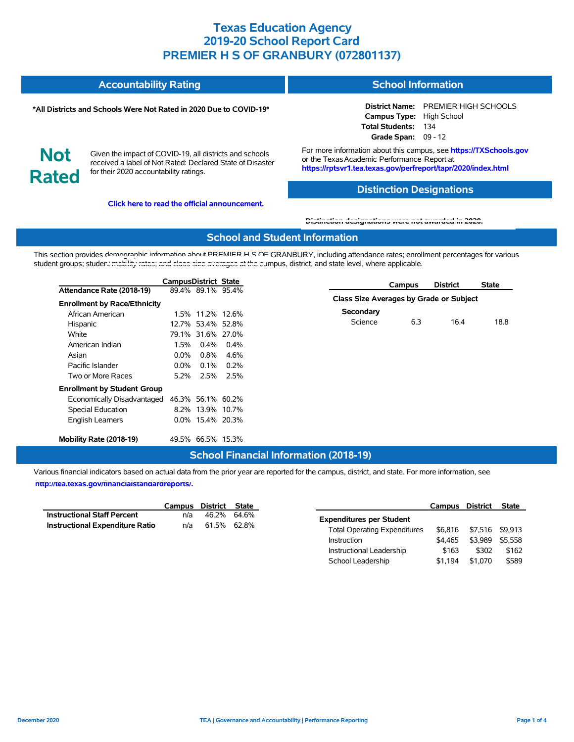# Texas Education Agency
# 2019-20 School Report Card
# PREMIER H S OF GRANBURY (072801137)

## Accountability Rating

**\*All Districts and Schools Were Not Rated in 2020 Due to COVID-19\***

**Not Rated**

Given the impact of COVID-19, all districts and schools received a label of Not Rated: Declared State of Disaster for their 2020 accountability ratings.

**Click here to read the official announcement.**

## School Information

**District Name:** PREMIER HIGH SCHOOLS
**Campus Type:** High School
**Total Students:** 134
**Grade Span:** 09 - 12

For more information about this campus, see **https://TXSchools.gov** or the Texas Academic Performance Report at **https://rptsvr1.tea.texas.gov/perfreport/tapr/2020/index.html**

## Distinction Designations

Distinction designations were not awarded in 2020.

## School and Student Information

This section provides demographic information about PREMIER H S OF GRANBURY, including attendance rates; enrollment percentages for various student groups; student mobility rates; and class size averages at the campus, district, and state level, where applicable.

| | Campus | District | State |
|---|---|---|---|
| **Attendance Rate (2018-19)** | 89.4% | 89.1% | 95.4% |
| **Enrollment by Race/Ethnicity** | | | |
| African American | 1.5% | 11.2% | 12.6% |
| Hispanic | 12.7% | 53.4% | 52.8% |
| White | 79.1% | 31.6% | 27.0% |
| American Indian | 1.5% | 0.4% | 0.4% |
| Asian | 0.0% | 0.8% | 4.6% |
| Pacific Islander | 0.0% | 0.1% | 0.2% |
| Two or More Races | 5.2% | 2.5% | 2.5% |
| **Enrollment by Student Group** | | | |
| Economically Disadvantaged | 46.3% | 56.1% | 60.2% |
| Special Education | 8.2% | 13.9% | 10.7% |
| English Learners | 0.0% | 15.4% | 20.3% |
| **Mobility Rate (2018-19)** | 49.5% | 66.5% | 15.3% |

| | Campus | District | State |
|---|---|---|---|
| **Class Size Averages by Grade or Subject** | | | |
| **Secondary** | | | |
| Science | 6.3 | 16.4 | 18.8 |

## School Financial Information (2018-19)

Various financial indicators based on actual data from the prior year are reported for the campus, district, and state. For more information, see **http://tea.texas.gov/financialstandardreports/.**

| | Campus | District | State |
|---|---|---|---|
| **Instructional Staff Percent** | n/a | 46.2% | 64.6% |
| **Instructional Expenditure Ratio** | n/a | 61.5% | 62.8% |

| | Campus | District | State |
|---|---|---|---|
| **Expenditures per Student** | | | |
| Total Operating Expenditures | $6,816 | $7,516 | $9,913 |
| Instruction | $4,465 | $3,989 | $5,558 |
| Instructional Leadership | $163 | $302 | $162 |
| School Leadership | $1,194 | $1,070 | $589 |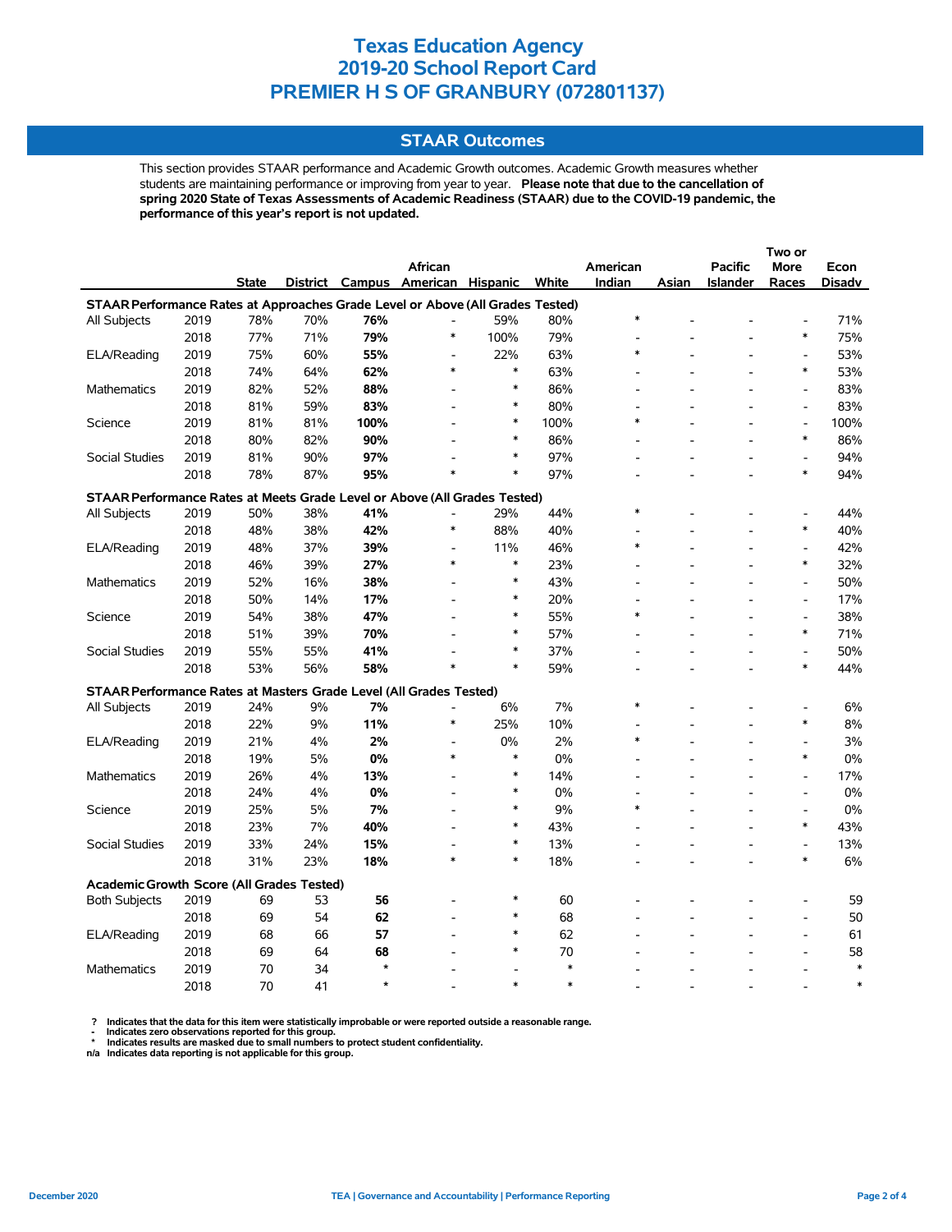# Texas Education Agency
# 2019-20 School Report Card
# PREMIER H S OF GRANBURY (072801137)

## STAAR Outcomes

This section provides STAAR performance and Academic Growth outcomes. Academic Growth measures whether students are maintaining performance or improving from year to year. **Please note that due to the cancellation of spring 2020 State of Texas Assessments of Academic Readiness (STAAR) due to the COVID-19 pandemic, the performance of this year's report is not updated.**

| | | State | District | Campus | African American | Hispanic | White | American Indian | Asian | Pacific Islander | Two or More Races | Econ Disadv |
|---|---|---|---|---|---|---|---|---|---|---|---|---|
| **STAAR Performance Rates at Approaches Grade Level or Above (All Grades Tested)** | | | | | | | | | | | | |
| All Subjects | 2019 | 78% | 70% | **76%** | - | 59% | 80% | * | - | - | - | 71% |
| | 2018 | 77% | 71% | **79%** | * | 100% | 79% | - | - | - | * | 75% |
| ELA/Reading | 2019 | 75% | 60% | **55%** | - | 22% | 63% | * | - | - | - | 53% |
| | 2018 | 74% | 64% | **62%** | * | * | 63% | - | - | - | * | 53% |
| Mathematics | 2019 | 82% | 52% | **88%** | - | * | 86% | - | - | - | - | 83% |
| | 2018 | 81% | 59% | **83%** | - | * | 80% | - | - | - | - | 83% |
| Science | 2019 | 81% | 81% | **100%** | - | * | 100% | * | - | - | - | 100% |
| | 2018 | 80% | 82% | **90%** | - | * | 86% | - | - | - | * | 86% |
| Social Studies | 2019 | 81% | 90% | **97%** | - | * | 97% | - | - | - | - | 94% |
| | 2018 | 78% | 87% | **95%** | * | * | 97% | - | - | - | * | 94% |
| **STAAR Performance Rates at Meets Grade Level or Above (All Grades Tested)** | | | | | | | | | | | | |
| All Subjects | 2019 | 50% | 38% | **41%** | - | 29% | 44% | * | - | - | - | 44% |
| | 2018 | 48% | 38% | **42%** | * | 88% | 40% | - | - | - | * | 40% |
| ELA/Reading | 2019 | 48% | 37% | **39%** | - | 11% | 46% | * | - | - | - | 42% |
| | 2018 | 46% | 39% | **27%** | * | * | 23% | - | - | - | * | 32% |
| Mathematics | 2019 | 52% | 16% | **38%** | - | * | 43% | - | - | - | - | 50% |
| | 2018 | 50% | 14% | **17%** | - | * | 20% | - | - | - | - | 17% |
| Science | 2019 | 54% | 38% | **47%** | - | * | 55% | * | - | - | - | 38% |
| | 2018 | 51% | 39% | **70%** | - | * | 57% | - | - | - | * | 71% |
| Social Studies | 2019 | 55% | 55% | **41%** | - | * | 37% | - | - | - | - | 50% |
| | 2018 | 53% | 56% | **58%** | * | * | 59% | - | - | - | * | 44% |
| **STAAR Performance Rates at Masters Grade Level (All Grades Tested)** | | | | | | | | | | | | |
| All Subjects | 2019 | 24% | 9% | **7%** | - | 6% | 7% | * | - | - | - | 6% |
| | 2018 | 22% | 9% | **11%** | * | 25% | 10% | - | - | - | * | 8% |
| ELA/Reading | 2019 | 21% | 4% | **2%** | - | 0% | 2% | * | - | - | - | 3% |
| | 2018 | 19% | 5% | **0%** | * | * | 0% | - | - | - | * | 0% |
| Mathematics | 2019 | 26% | 4% | **13%** | - | * | 14% | - | - | - | - | 17% |
| | 2018 | 24% | 4% | **0%** | - | * | 0% | - | - | - | - | 0% |
| Science | 2019 | 25% | 5% | **7%** | - | * | 9% | * | - | - | - | 0% |
| | 2018 | 23% | 7% | **40%** | - | * | 43% | - | - | - | * | 43% |
| Social Studies | 2019 | 33% | 24% | **15%** | - | * | 13% | - | - | - | - | 13% |
| | 2018 | 31% | 23% | **18%** | * | * | 18% | - | - | - | * | 6% |
| **Academic Growth Score (All Grades Tested)** | | | | | | | | | | | | |
| Both Subjects | 2019 | 69 | 53 | **56** | - | * | 60 | - | - | - | - | 59 |
| | 2018 | 69 | 54 | **62** | - | * | 68 | - | - | - | - | 50 |
| ELA/Reading | 2019 | 68 | 66 | **57** | - | * | 62 | - | - | - | - | 61 |
| | 2018 | 69 | 64 | **68** | - | * | 70 | - | - | - | - | 58 |
| Mathematics | 2019 | 70 | 34 | * | - | - | * | - | - | - | - | * |
| | 2018 | 70 | 41 | * | - | * | * | - | - | - | - | * |

? Indicates that the data for this item were statistically improbable or were reported outside a reasonable range.
- Indicates zero observations reported for this group.
* Indicates results are masked due to small numbers to protect student confidentiality.
n/a Indicates data reporting is not applicable for this group.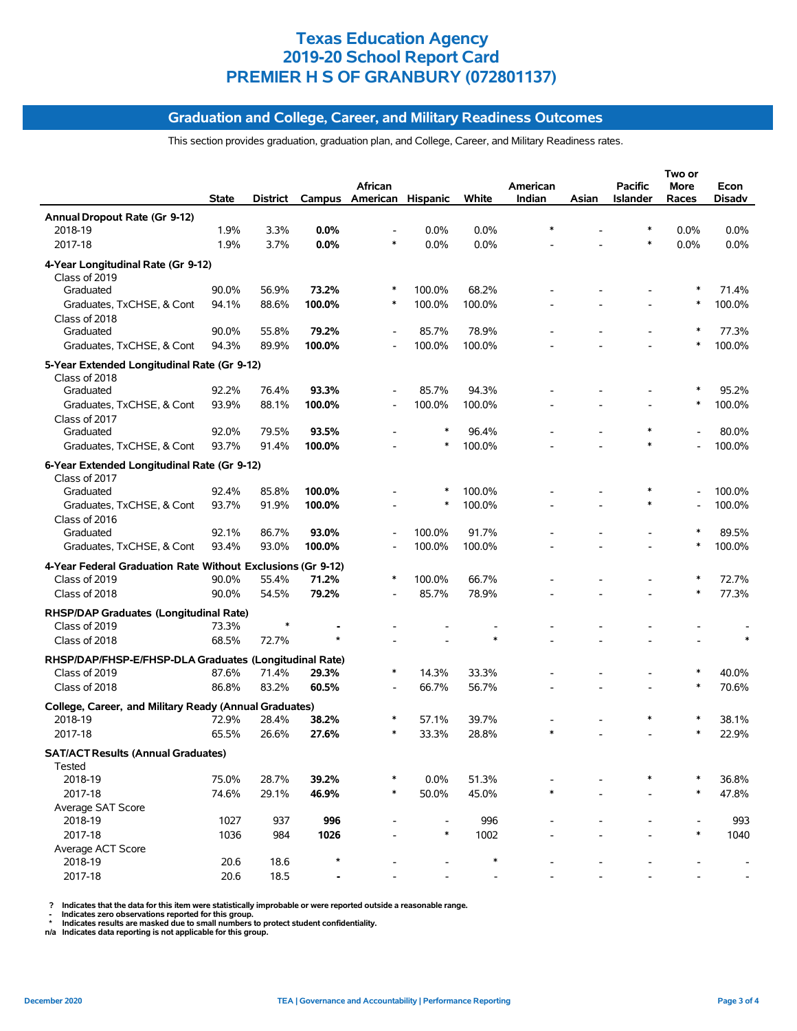# Texas Education Agency
# 2019-20 School Report Card
# PREMIER H S OF GRANBURY (072801137)

## Graduation and College, Career, and Military Readiness Outcomes

This section provides graduation, graduation plan, and College, Career, and Military Readiness rates.

| | State | District | Campus | African American | Hispanic | White | American Indian | Asian | Pacific Islander | Two or More Races | Econ Disadv |
|---|---|---|---|---|---|---|---|---|---|---|---|
| **Annual Dropout Rate (Gr 9-12)** | | | | | | | | | | | |
| 2018-19 | 1.9% | 3.3% | **0.0%** | - | 0.0% | 0.0% | * | - | * | 0.0% | 0.0% |
| 2017-18 | 1.9% | 3.7% | **0.0%** | * | 0.0% | 0.0% | - | - | * | 0.0% | 0.0% |
| **4-Year Longitudinal Rate (Gr 9-12)** | | | | | | | | | | | |
| Class of 2019 | | | | | | | | | | | |
| Graduated | 90.0% | 56.9% | **73.2%** | * | 100.0% | 68.2% | - | - | - | * | 71.4% |
| Graduates, TxCHSE, & Cont | 94.1% | 88.6% | **100.0%** | * | 100.0% | 100.0% | - | - | - | * | 100.0% |
| Class of 2018 | | | | | | | | | | | |
| Graduated | 90.0% | 55.8% | **79.2%** | - | 85.7% | 78.9% | - | - | - | * | 77.3% |
| Graduates, TxCHSE, & Cont | 94.3% | 89.9% | **100.0%** | - | 100.0% | 100.0% | - | - | - | * | 100.0% |
| **5-Year Extended Longitudinal Rate (Gr 9-12)** | | | | | | | | | | | |
| Class of 2018 | | | | | | | | | | | |
| Graduated | 92.2% | 76.4% | **93.3%** | - | 85.7% | 94.3% | - | - | - | * | 95.2% |
| Graduates, TxCHSE, & Cont | 93.9% | 88.1% | **100.0%** | - | 100.0% | 100.0% | - | - | - | * | 100.0% |
| Class of 2017 | | | | | | | | | | | |
| Graduated | 92.0% | 79.5% | **93.5%** | - | * | 96.4% | - | - | * | - | 80.0% |
| Graduates, TxCHSE, & Cont | 93.7% | 91.4% | **100.0%** | - | * | 100.0% | - | - | * | - | 100.0% |
| **6-Year Extended Longitudinal Rate (Gr 9-12)** | | | | | | | | | | | |
| Class of 2017 | | | | | | | | | | | |
| Graduated | 92.4% | 85.8% | **100.0%** | - | * | 100.0% | - | - | * | - | 100.0% |
| Graduates, TxCHSE, & Cont | 93.7% | 91.9% | **100.0%** | - | * | 100.0% | - | - | * | - | 100.0% |
| Class of 2016 | | | | | | | | | | | |
| Graduated | 92.1% | 86.7% | **93.0%** | - | 100.0% | 91.7% | - | - | - | * | 89.5% |
| Graduates, TxCHSE, & Cont | 93.4% | 93.0% | **100.0%** | - | 100.0% | 100.0% | - | - | - | * | 100.0% |
| **4-Year Federal Graduation Rate Without Exclusions (Gr 9-12)** | | | | | | | | | | | |
| Class of 2019 | 90.0% | 55.4% | **71.2%** | * | 100.0% | 66.7% | - | - | - | * | 72.7% |
| Class of 2018 | 90.0% | 54.5% | **79.2%** | - | 85.7% | 78.9% | - | - | - | * | 77.3% |
| **RHSP/DAP Graduates (Longitudinal Rate)** | | | | | | | | | | | |
| Class of 2019 | 73.3% | * | **-** | - | - | - | - | - | - | - | - |
| Class of 2018 | 68.5% | 72.7% | * | - | - | * | - | - | - | - | * |
| **RHSP/DAP/FHSP-E/FHSP-DLA Graduates (Longitudinal Rate)** | | | | | | | | | | | |
| Class of 2019 | 87.6% | 71.4% | **29.3%** | * | 14.3% | 33.3% | - | - | - | * | 40.0% |
| Class of 2018 | 86.8% | 83.2% | **60.5%** | - | 66.7% | 56.7% | - | - | - | * | 70.6% |
| **College, Career, and Military Ready (Annual Graduates)** | | | | | | | | | | | |
| 2018-19 | 72.9% | 28.4% | **38.2%** | * | 57.1% | 39.7% | - | - | * | * | 38.1% |
| 2017-18 | 65.5% | 26.6% | **27.6%** | * | 33.3% | 28.8% | * | - | - | * | 22.9% |
| **SAT/ACT Results (Annual Graduates)** | | | | | | | | | | | |
| Tested | | | | | | | | | | | |
| 2018-19 | 75.0% | 28.7% | **39.2%** | * | 0.0% | 51.3% | - | - | * | * | 36.8% |
| 2017-18 | 74.6% | 29.1% | **46.9%** | * | 50.0% | 45.0% | * | - | - | * | 47.8% |
| Average SAT Score | | | | | | | | | | | |
| 2018-19 | 1027 | 937 | **996** | - | - | 996 | - | - | - | - | 993 |
| 2017-18 | 1036 | 984 | **1026** | - | * | 1002 | - | - | - | * | 1040 |
| Average ACT Score | | | | | | | | | | | |
| 2018-19 | 20.6 | 18.6 | * | - | - | * | - | - | - | - | - |
| 2017-18 | 20.6 | 18.5 | **-** | - | - | - | - | - | - | - | - |

? Indicates that the data for this item were statistically improbable or were reported outside a reasonable range.
- Indicates zero observations reported for this group.
* Indicates results are masked due to small numbers to protect student confidentiality.
n/a Indicates data reporting is not applicable for this group.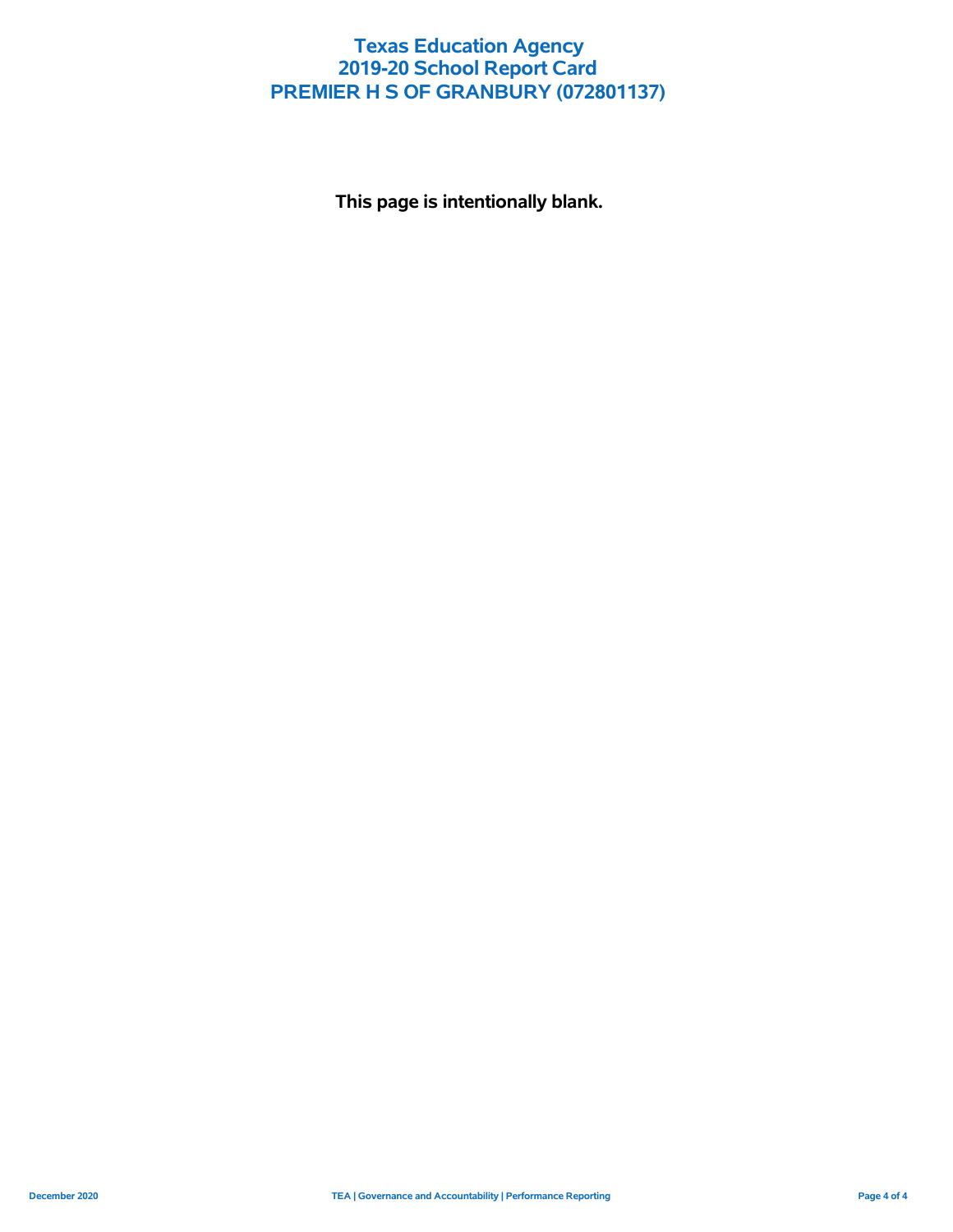# Texas Education Agency
## 2019-20 School Report Card
## PREMIER H S OF GRANBURY (072801137)

**This page is intentionally blank.**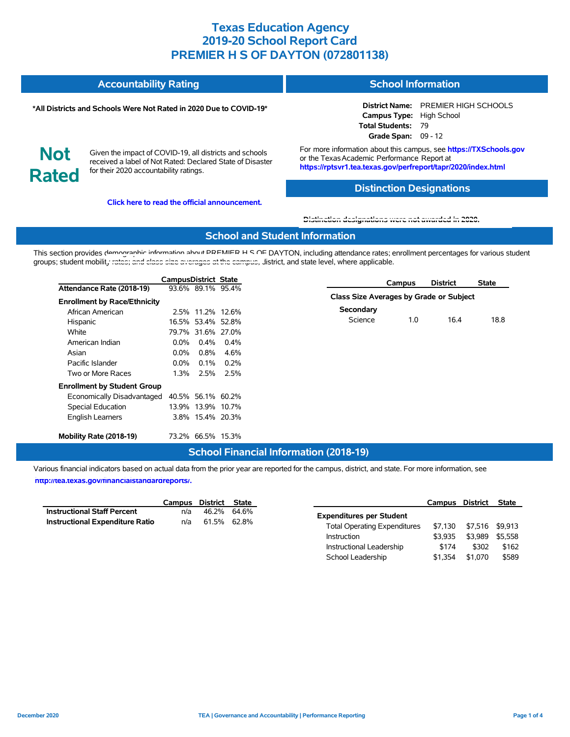# Texas Education Agency
# 2019-20 School Report Card
# PREMIER H S OF DAYTON (072801138)

## Accountability Rating

**\*All Districts and Schools Were Not Rated in 2020 Due to COVID-19\***

**Not Rated**

Given the impact of COVID-19, all districts and schools received a label of Not Rated: Declared State of Disaster for their 2020 accountability ratings.

**Click here to read the official announcement.**

## School Information

**District Name:** PREMIER HIGH SCHOOLS
**Campus Type:** High School
**Total Students:** 79
**Grade Span:** 09 - 12

For more information about this campus, see **https://TXSchools.gov** or the Texas Academic Performance Report at **https://rptsvr1.tea.texas.gov/perfreport/tapr/2020/index.html**

## Distinction Designations

Distinction designations were not awarded in 2020.

## School and Student Information

This section provides demographic information about PREMIER H S OF DAYTON, including attendance rates; enrollment percentages for various student groups; student mobility rates; and class size averages at the campus, district, and state level, where applicable.

| | Campus | District | State |
|---|---|---|---|
| **Attendance Rate (2018-19)** | 93.6% | 89.1% | 95.4% |
| **Enrollment by Race/Ethnicity** | | | |
| African American | 2.5% | 11.2% | 12.6% |
| Hispanic | 16.5% | 53.4% | 52.8% |
| White | 79.7% | 31.6% | 27.0% |
| American Indian | 0.0% | 0.4% | 0.4% |
| Asian | 0.0% | 0.8% | 4.6% |
| Pacific Islander | 0.0% | 0.1% | 0.2% |
| Two or More Races | 1.3% | 2.5% | 2.5% |
| **Enrollment by Student Group** | | | |
| Economically Disadvantaged | 40.5% | 56.1% | 60.2% |
| Special Education | 13.9% | 13.9% | 10.7% |
| English Learners | 3.8% | 15.4% | 20.3% |
| **Mobility Rate (2018-19)** | 73.2% | 66.5% | 15.3% |

| | Campus | District | State |
|---|---|---|---|
| **Class Size Averages by Grade or Subject** | | | |
| **Secondary** | | | |
| Science | 1.0 | 16.4 | 18.8 |

## School Financial Information (2018-19)

Various financial indicators based on actual data from the prior year are reported for the campus, district, and state. For more information, see **http://tea.texas.gov/financialstandardreports/.**

| | Campus | District | State |
|---|---|---|---|
| **Instructional Staff Percent** | n/a | 46.2% | 64.6% |
| **Instructional Expenditure Ratio** | n/a | 61.5% | 62.8% |

| | Campus | District | State |
|---|---|---|---|
| **Expenditures per Student** | | | |
| Total Operating Expenditures | $7,130 | $7,516 | $9,913 |
| Instruction | $3,935 | $3,989 | $5,558 |
| Instructional Leadership | $174 | $302 | $162 |
| School Leadership | $1,354 | $1,070 | $589 |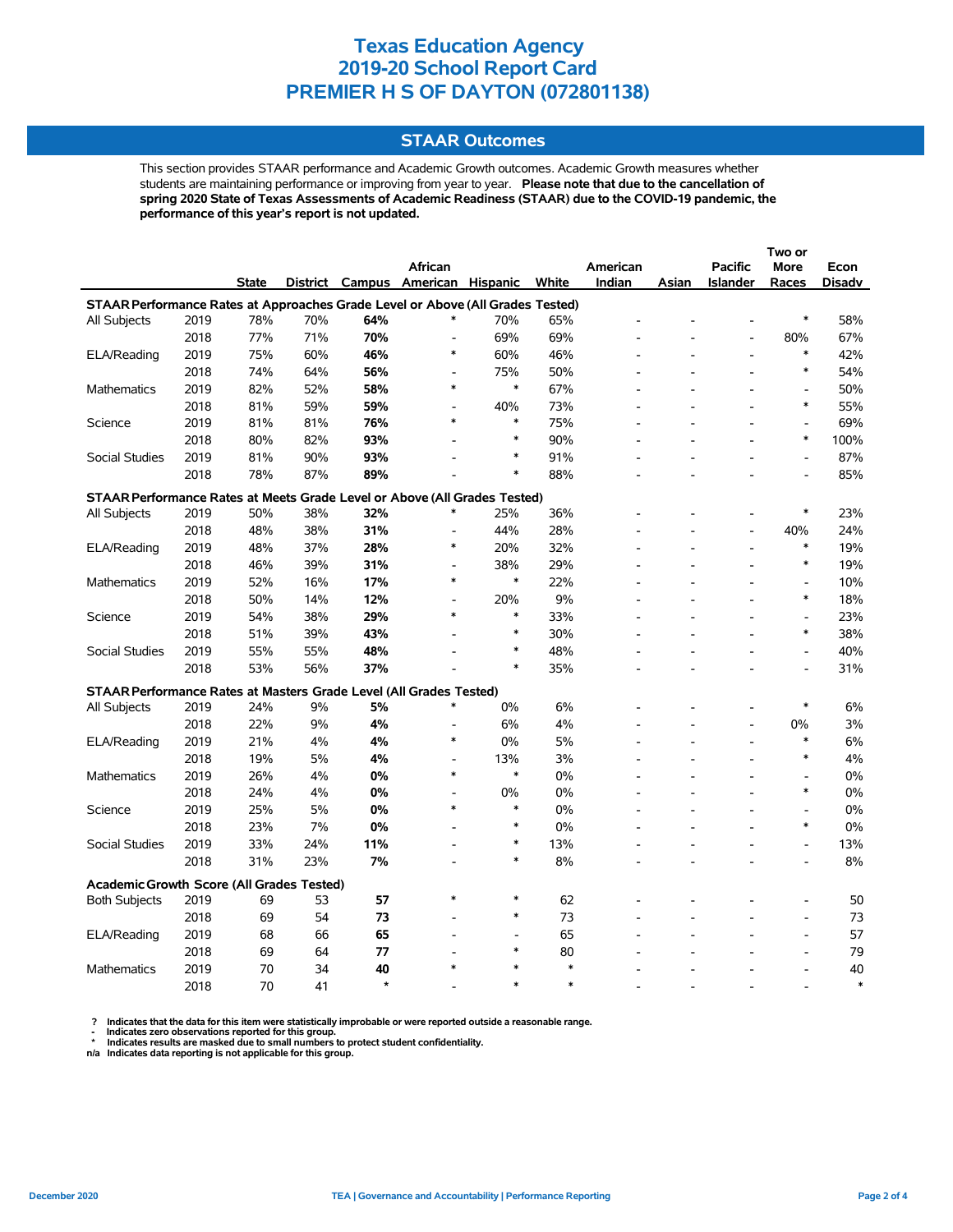# Texas Education Agency
# 2019-20 School Report Card
# PREMIER H S OF DAYTON (072801138)

## STAAR Outcomes

This section provides STAAR performance and Academic Growth outcomes. Academic Growth measures whether students are maintaining performance or improving from year to year. **Please note that due to the cancellation of spring 2020 State of Texas Assessments of Academic Readiness (STAAR) due to the COVID-19 pandemic, the performance of this year's report is not updated.**

| | | State | District | Campus | African American | Hispanic | White | American Indian | Asian | Pacific Islander | Two or More Races | Econ Disadv |
|---|---|---|---|---|---|---|---|---|---|---|---|---|
| **STAAR Performance Rates at Approaches Grade Level or Above (All Grades Tested)** | | | | | | | | | | | | |
| All Subjects | 2019 | 78% | 70% | **64%** | * | 70% | 65% | - | - | - | * | 58% |
| | 2018 | 77% | 71% | **70%** | - | 69% | 69% | - | - | - | 80% | 67% |
| ELA/Reading | 2019 | 75% | 60% | **46%** | * | 60% | 46% | - | - | - | * | 42% |
| | 2018 | 74% | 64% | **56%** | - | 75% | 50% | - | - | - | * | 54% |
| Mathematics | 2019 | 82% | 52% | **58%** | * | * | 67% | - | - | - | - | 50% |
| | 2018 | 81% | 59% | **59%** | - | 40% | 73% | - | - | - | * | 55% |
| Science | 2019 | 81% | 81% | **76%** | * | * | 75% | - | - | - | - | 69% |
| | 2018 | 80% | 82% | **93%** | - | * | 90% | - | - | - | * | 100% |
| Social Studies | 2019 | 81% | 90% | **93%** | - | * | 91% | - | - | - | - | 87% |
| | 2018 | 78% | 87% | **89%** | - | * | 88% | - | - | - | - | 85% |
| **STAAR Performance Rates at Meets Grade Level or Above (All Grades Tested)** | | | | | | | | | | | | |
| All Subjects | 2019 | 50% | 38% | **32%** | * | 25% | 36% | - | - | - | * | 23% |
| | 2018 | 48% | 38% | **31%** | - | 44% | 28% | - | - | - | 40% | 24% |
| ELA/Reading | 2019 | 48% | 37% | **28%** | * | 20% | 32% | - | - | - | * | 19% |
| | 2018 | 46% | 39% | **31%** | - | 38% | 29% | - | - | - | * | 19% |
| Mathematics | 2019 | 52% | 16% | **17%** | * | * | 22% | - | - | - | - | 10% |
| | 2018 | 50% | 14% | **12%** | - | 20% | 9% | - | - | - | * | 18% |
| Science | 2019 | 54% | 38% | **29%** | * | * | 33% | - | - | - | - | 23% |
| | 2018 | 51% | 39% | **43%** | - | * | 30% | - | - | - | * | 38% |
| Social Studies | 2019 | 55% | 55% | **48%** | - | * | 48% | - | - | - | - | 40% |
| | 2018 | 53% | 56% | **37%** | - | * | 35% | - | - | - | - | 31% |
| **STAAR Performance Rates at Masters Grade Level (All Grades Tested)** | | | | | | | | | | | | |
| All Subjects | 2019 | 24% | 9% | **5%** | * | 0% | 6% | - | - | - | * | 6% |
| | 2018 | 22% | 9% | **4%** | - | 6% | 4% | - | - | - | 0% | 3% |
| ELA/Reading | 2019 | 21% | 4% | **4%** | * | 0% | 5% | - | - | - | * | 6% |
| | 2018 | 19% | 5% | **4%** | - | 13% | 3% | - | - | - | * | 4% |
| Mathematics | 2019 | 26% | 4% | **0%** | * | * | 0% | - | - | - | - | 0% |
| | 2018 | 24% | 4% | **0%** | - | 0% | 0% | - | - | - | * | 0% |
| Science | 2019 | 25% | 5% | **0%** | * | * | 0% | - | - | - | - | 0% |
| | 2018 | 23% | 7% | **0%** | - | * | 0% | - | - | - | * | 0% |
| Social Studies | 2019 | 33% | 24% | **11%** | - | * | 13% | - | - | - | - | 13% |
| | 2018 | 31% | 23% | **7%** | - | * | 8% | - | - | - | - | 8% |
| **Academic Growth Score (All Grades Tested)** | | | | | | | | | | | | |
| Both Subjects | 2019 | 69 | 53 | **57** | * | * | 62 | - | - | - | - | 50 |
| | 2018 | 69 | 54 | **73** | - | * | 73 | - | - | - | - | 73 |
| ELA/Reading | 2019 | 68 | 66 | **65** | - | - | 65 | - | - | - | - | 57 |
| | 2018 | 69 | 64 | **77** | - | * | 80 | - | - | - | - | 79 |
| Mathematics | 2019 | 70 | 34 | **40** | * | * | * | - | - | - | - | 40 |
| | 2018 | 70 | 41 | * | - | * | * | - | - | - | - | * |

? Indicates that the data for this item were statistically improbable or were reported outside a reasonable range.
- Indicates zero observations reported for this group.
* Indicates results are masked due to small numbers to protect student confidentiality.
n/a Indicates data reporting is not applicable for this group.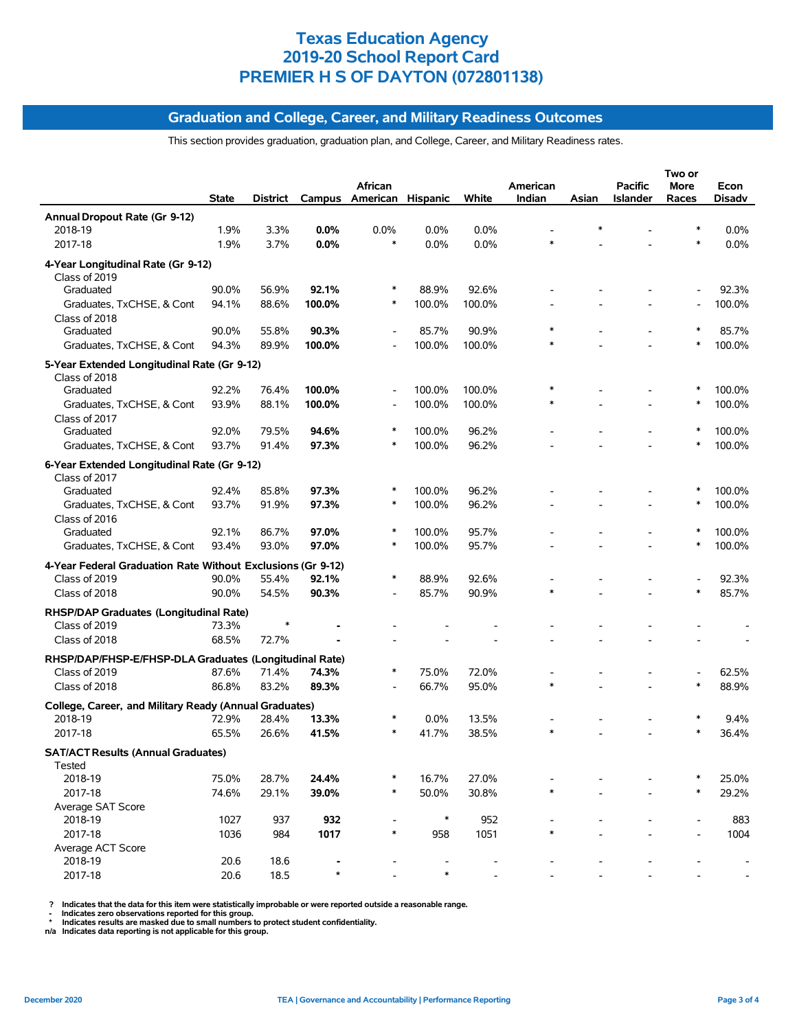# Texas Education Agency
# 2019-20 School Report Card
# PREMIER H S OF DAYTON (072801138)

## Graduation and College, Career, and Military Readiness Outcomes

This section provides graduation, graduation plan, and College, Career, and Military Readiness rates.

| | State | District | Campus | African American | Hispanic | White | American Indian | Asian | Pacific Islander | Two or More Races | Econ Disadv |
|---|---|---|---|---|---|---|---|---|---|---|---|
| **Annual Dropout Rate (Gr 9-12)** | | | | | | | | | | | |
| 2018-19 | 1.9% | 3.3% | **0.0%** | 0.0% | 0.0% | 0.0% | - | * | - | * | 0.0% |
| 2017-18 | 1.9% | 3.7% | **0.0%** | * | 0.0% | 0.0% | * | - | - | * | 0.0% |
| **4-Year Longitudinal Rate (Gr 9-12)** | | | | | | | | | | | |
| Class of 2019 | | | | | | | | | | | |
| Graduated | 90.0% | 56.9% | **92.1%** | * | 88.9% | 92.6% | - | - | - | - | 92.3% |
| Graduates, TxCHSE, & Cont | 94.1% | 88.6% | **100.0%** | * | 100.0% | 100.0% | - | - | - | - | 100.0% |
| Class of 2018 | | | | | | | | | | | |
| Graduated | 90.0% | 55.8% | **90.3%** | - | 85.7% | 90.9% | * | - | - | * | 85.7% |
| Graduates, TxCHSE, & Cont | 94.3% | 89.9% | **100.0%** | - | 100.0% | 100.0% | * | - | - | * | 100.0% |
| **5-Year Extended Longitudinal Rate (Gr 9-12)** | | | | | | | | | | | |
| Class of 2018 | | | | | | | | | | | |
| Graduated | 92.2% | 76.4% | **100.0%** | - | 100.0% | 100.0% | * | - | - | * | 100.0% |
| Graduates, TxCHSE, & Cont | 93.9% | 88.1% | **100.0%** | - | 100.0% | 100.0% | * | - | - | * | 100.0% |
| Class of 2017 | | | | | | | | | | | |
| Graduated | 92.0% | 79.5% | **94.6%** | * | 100.0% | 96.2% | - | - | - | * | 100.0% |
| Graduates, TxCHSE, & Cont | 93.7% | 91.4% | **97.3%** | * | 100.0% | 96.2% | - | - | - | * | 100.0% |
| **6-Year Extended Longitudinal Rate (Gr 9-12)** | | | | | | | | | | | |
| Class of 2017 | | | | | | | | | | | |
| Graduated | 92.4% | 85.8% | **97.3%** | * | 100.0% | 96.2% | - | - | - | * | 100.0% |
| Graduates, TxCHSE, & Cont | 93.7% | 91.9% | **97.3%** | * | 100.0% | 96.2% | - | - | - | * | 100.0% |
| Class of 2016 | | | | | | | | | | | |
| Graduated | 92.1% | 86.7% | **97.0%** | * | 100.0% | 95.7% | - | - | - | * | 100.0% |
| Graduates, TxCHSE, & Cont | 93.4% | 93.0% | **97.0%** | * | 100.0% | 95.7% | - | - | - | * | 100.0% |
| **4-Year Federal Graduation Rate Without Exclusions (Gr 9-12)** | | | | | | | | | | | |
| Class of 2019 | 90.0% | 55.4% | **92.1%** | * | 88.9% | 92.6% | - | - | - | - | 92.3% |
| Class of 2018 | 90.0% | 54.5% | **90.3%** | - | 85.7% | 90.9% | * | - | - | * | 85.7% |
| **RHSP/DAP Graduates (Longitudinal Rate)** | | | | | | | | | | | |
| Class of 2019 | 73.3% | * | **-** | - | - | - | - | - | - | - | - |
| Class of 2018 | 68.5% | 72.7% | **-** | - | - | - | - | - | - | - | - |
| **RHSP/DAP/FHSP-E/FHSP-DLA Graduates (Longitudinal Rate)** | | | | | | | | | | | |
| Class of 2019 | 87.6% | 71.4% | **74.3%** | * | 75.0% | 72.0% | - | - | - | - | 62.5% |
| Class of 2018 | 86.8% | 83.2% | **89.3%** | - | 66.7% | 95.0% | * | - | - | * | 88.9% |
| **College, Career, and Military Ready (Annual Graduates)** | | | | | | | | | | | |
| 2018-19 | 72.9% | 28.4% | **13.3%** | * | 0.0% | 13.5% | - | - | - | * | 9.4% |
| 2017-18 | 65.5% | 26.6% | **41.5%** | * | 41.7% | 38.5% | * | - | - | * | 36.4% |
| **SAT/ACT Results (Annual Graduates)** | | | | | | | | | | | |
| Tested | | | | | | | | | | | |
| 2018-19 | 75.0% | 28.7% | **24.4%** | * | 16.7% | 27.0% | - | - | - | * | 25.0% |
| 2017-18 | 74.6% | 29.1% | **39.0%** | * | 50.0% | 30.8% | * | - | - | * | 29.2% |
| Average SAT Score | | | | | | | | | | | |
| 2018-19 | 1027 | 937 | **932** | - | * | 952 | - | - | - | - | 883 |
| 2017-18 | 1036 | 984 | **1017** | * | 958 | 1051 | * | - | - | - | 1004 |
| Average ACT Score | | | | | | | | | | | |
| 2018-19 | 20.6 | 18.6 | **-** | - | - | - | - | - | - | - | - |
| 2017-18 | 20.6 | 18.5 | * | - | * | - | - | - | - | - | - |

? Indicates that the data for this item were statistically improbable or were reported outside a reasonable range.
\- Indicates zero observations reported for this group.
\* Indicates results are masked due to small numbers to protect student confidentiality.
n/a Indicates data reporting is not applicable for this group.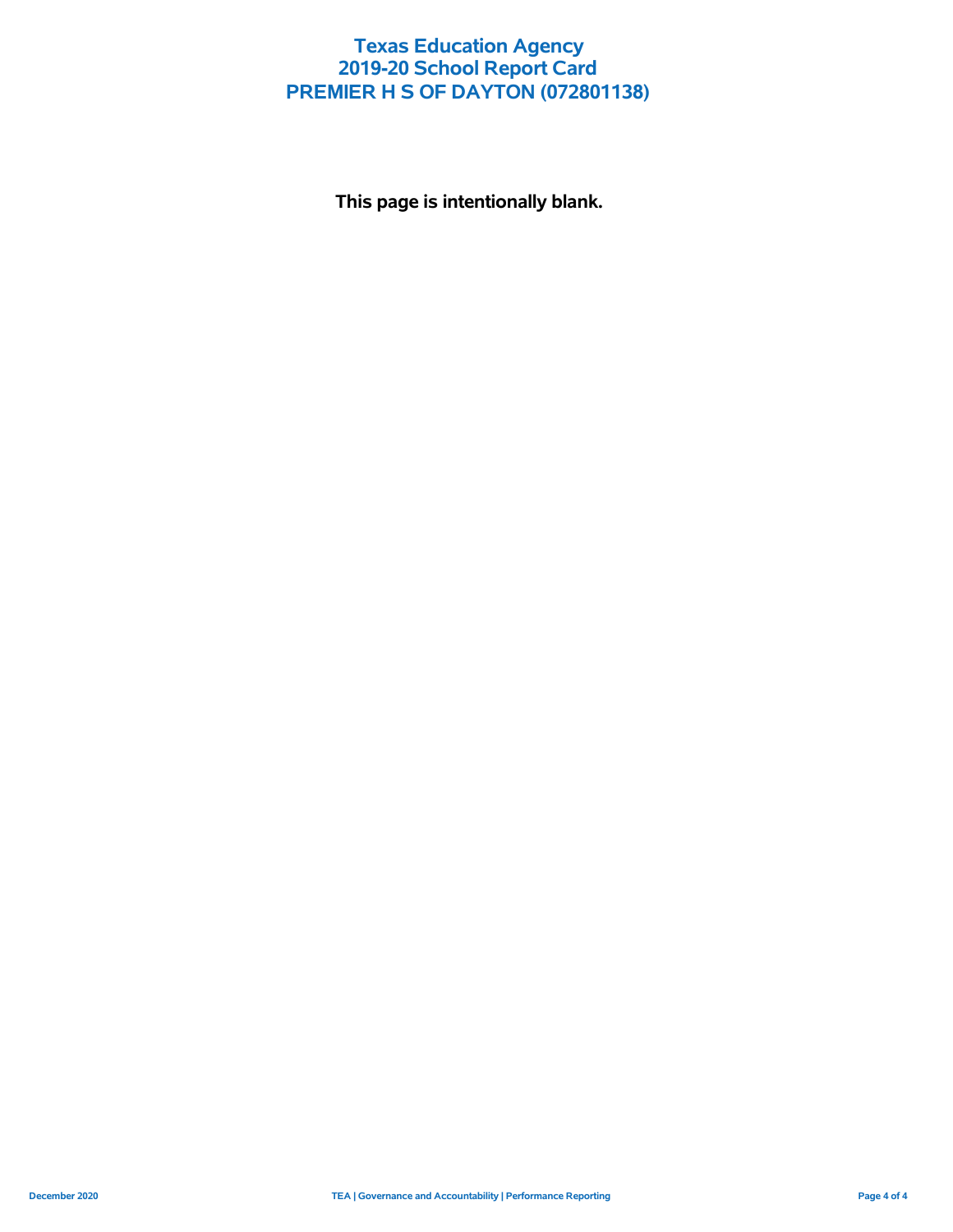# Texas Education Agency
# 2019-20 School Report Card
# PREMIER H S OF DAYTON (072801138)

**This page is intentionally blank.**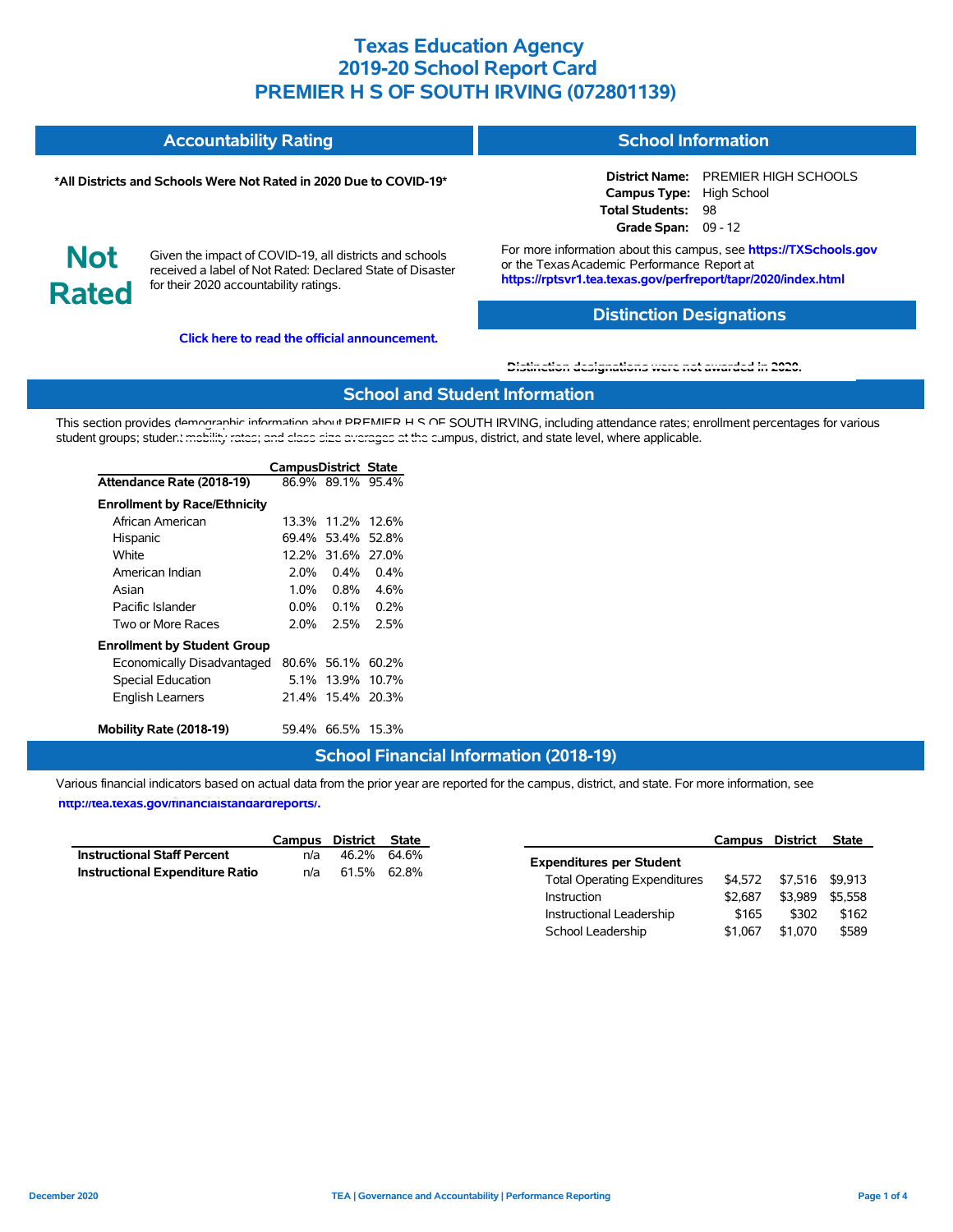# Texas Education Agency
# 2019-20 School Report Card
# PREMIER H S OF SOUTH IRVING (072801139)

## Accountability Rating

**\*All Districts and Schools Were Not Rated in 2020 Due to COVID-19\***

**Not Rated**

Given the impact of COVID-19, all districts and schools received a label of Not Rated: Declared State of Disaster for their 2020 accountability ratings.

**Click here to read the official announcement.**

## School Information

**District Name:** PREMIER HIGH SCHOOLS
**Campus Type:** High School
**Total Students:** 98
**Grade Span:** 09 - 12

For more information about this campus, see **https://TXSchools.gov** or the Texas Academic Performance Report at **https://rptsvr1.tea.texas.gov/perfreport/tapr/2020/index.html**

## Distinction Designations

Distinction designations were not awarded in 2020.

## School and Student Information

This section provides demographic information about PREMIER H S OF SOUTH IRVING, including attendance rates; enrollment percentages for various student groups; student mobility rates; and class size averages at the campus, district, and state level, where applicable.

| | Campus | District | State |
|---|---|---|---|
| **Attendance Rate (2018-19)** | 86.9% | 89.1% | 95.4% |
| **Enrollment by Race/Ethnicity** | | | |
| African American | 13.3% | 11.2% | 12.6% |
| Hispanic | 69.4% | 53.4% | 52.8% |
| White | 12.2% | 31.6% | 27.0% |
| American Indian | 2.0% | 0.4% | 0.4% |
| Asian | 1.0% | 0.8% | 4.6% |
| Pacific Islander | 0.0% | 0.1% | 0.2% |
| Two or More Races | 2.0% | 2.5% | 2.5% |
| **Enrollment by Student Group** | | | |
| Economically Disadvantaged | 80.6% | 56.1% | 60.2% |
| Special Education | 5.1% | 13.9% | 10.7% |
| English Learners | 21.4% | 15.4% | 20.3% |
| **Mobility Rate (2018-19)** | 59.4% | 66.5% | 15.3% |

## School Financial Information (2018-19)

Various financial indicators based on actual data from the prior year are reported for the campus, district, and state. For more information, see **http://tea.texas.gov/financialstandardreports/.**

| | Campus | District | State |
|---|---|---|---|
| **Instructional Staff Percent** | n/a | 46.2% | 64.6% |
| **Instructional Expenditure Ratio** | n/a | 61.5% | 62.8% |

| | Campus | District | State |
|---|---|---|---|
| **Expenditures per Student** | | | |
| Total Operating Expenditures | $4,572 | $7,516 | $9,913 |
| Instruction | $2,687 | $3,989 | $5,558 |
| Instructional Leadership | $165 | $302 | $162 |
| School Leadership | $1,067 | $1,070 | $589 |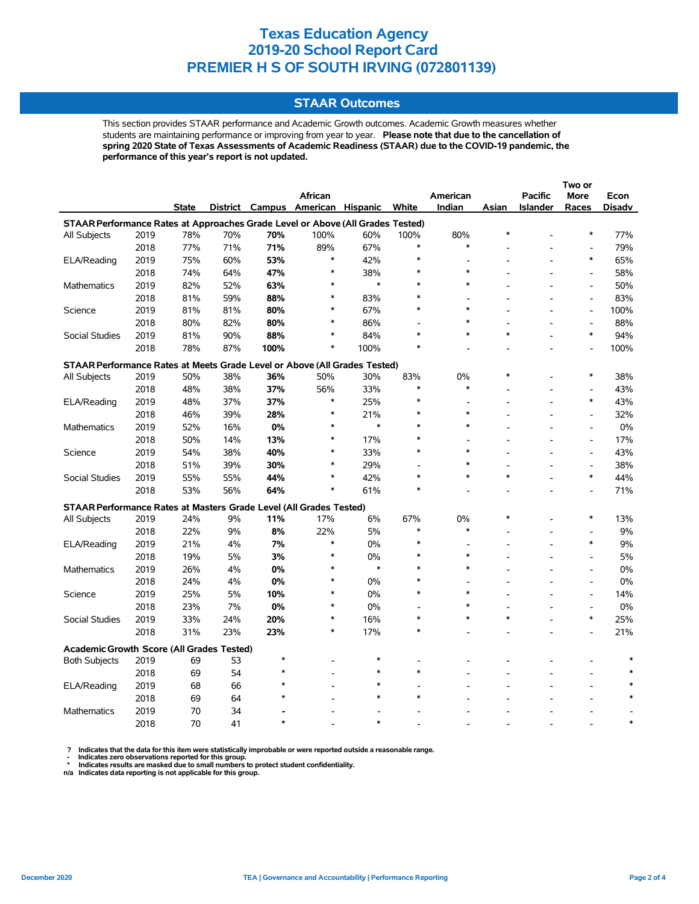# Texas Education Agency
# 2019-20 School Report Card
# PREMIER H S OF SOUTH IRVING (072801139)

## STAAR Outcomes

This section provides STAAR performance and Academic Growth outcomes. Academic Growth measures whether students are maintaining performance or improving from year to year. **Please note that due to the cancellation of spring 2020 State of Texas Assessments of Academic Readiness (STAAR) due to the COVID-19 pandemic, the performance of this year's report is not updated.**

| | | State | District | Campus | African American | Hispanic | White | American Indian | Asian | Pacific Islander | Two or More Races | Econ Disadv |
|---|---|---|---|---|---|---|---|---|---|---|---|---|
| **STAAR Performance Rates at Approaches Grade Level or Above (All Grades Tested)** | | | | | | | | | | | | |
| All Subjects | 2019 | 78% | 70% | **70%** | 100% | 60% | 100% | 80% | * | - | * | 77% |
| | 2018 | 77% | 71% | **71%** | 89% | 67% | * | * | - | - | - | 79% |
| ELA/Reading | 2019 | 75% | 60% | **53%** | * | 42% | * | - | - | - | * | 65% |
| | 2018 | 74% | 64% | **47%** | * | 38% | * | * | - | - | - | 58% |
| Mathematics | 2019 | 82% | 52% | **63%** | * | * | * | * | - | - | - | 50% |
| | 2018 | 81% | 59% | **88%** | * | 83% | * | - | - | - | - | 83% |
| Science | 2019 | 81% | 81% | **80%** | * | 67% | * | * | - | - | - | 100% |
| | 2018 | 80% | 82% | **80%** | * | 86% | - | * | - | - | - | 88% |
| Social Studies | 2019 | 81% | 90% | **88%** | * | 84% | * | * | * | - | * | 94% |
| | 2018 | 78% | 87% | **100%** | * | 100% | * | - | - | - | - | 100% |
| **STAAR Performance Rates at Meets Grade Level or Above (All Grades Tested)** | | | | | | | | | | | | |
| All Subjects | 2019 | 50% | 38% | **36%** | 50% | 30% | 83% | 0% | * | - | * | 38% |
| | 2018 | 48% | 38% | **37%** | 56% | 33% | * | * | - | - | - | 43% |
| ELA/Reading | 2019 | 48% | 37% | **37%** | * | 25% | * | - | - | - | * | 43% |
| | 2018 | 46% | 39% | **28%** | * | 21% | * | * | - | - | - | 32% |
| Mathematics | 2019 | 52% | 16% | **0%** | * | * | * | * | - | - | - | 0% |
| | 2018 | 50% | 14% | **13%** | * | 17% | * | - | - | - | - | 17% |
| Science | 2019 | 54% | 38% | **40%** | * | 33% | * | * | - | - | - | 43% |
| | 2018 | 51% | 39% | **30%** | * | 29% | - | * | - | - | - | 38% |
| Social Studies | 2019 | 55% | 55% | **44%** | * | 42% | * | * | * | - | * | 44% |
| | 2018 | 53% | 56% | **64%** | * | 61% | * | - | - | - | - | 71% |
| **STAAR Performance Rates at Masters Grade Level (All Grades Tested)** | | | | | | | | | | | | |
| All Subjects | 2019 | 24% | 9% | **11%** | 17% | 6% | 67% | 0% | * | - | * | 13% |
| | 2018 | 22% | 9% | **8%** | 22% | 5% | * | * | - | - | - | 9% |
| ELA/Reading | 2019 | 21% | 4% | **7%** | * | 0% | * | - | - | - | * | 9% |
| | 2018 | 19% | 5% | **3%** | * | 0% | * | * | - | - | - | 5% |
| Mathematics | 2019 | 26% | 4% | **0%** | * | * | * | * | - | - | - | 0% |
| | 2018 | 24% | 4% | **0%** | * | 0% | * | - | - | - | - | 0% |
| Science | 2019 | 25% | 5% | **10%** | * | 0% | * | * | - | - | - | 14% |
| | 2018 | 23% | 7% | **0%** | * | 0% | - | * | - | - | - | 0% |
| Social Studies | 2019 | 33% | 24% | **20%** | * | 16% | * | * | * | - | * | 25% |
| | 2018 | 31% | 23% | **23%** | * | 17% | * | - | - | - | - | 21% |
| **Academic Growth Score (All Grades Tested)** | | | | | | | | | | | | |
| Both Subjects | 2019 | 69 | 53 | * | - | * | - | - | - | - | - | * |
| | 2018 | 69 | 54 | * | - | * | * | - | - | - | - | * |
| ELA/Reading | 2019 | 68 | 66 | * | - | * | - | - | - | - | - | * |
| | 2018 | 69 | 64 | * | - | * | * | - | - | - | - | * |
| Mathematics | 2019 | 70 | 34 | - | - | - | - | - | - | - | - | - |
| | 2018 | 70 | 41 | * | - | * | - | - | - | - | - | * |

? Indicates that the data for this item were statistically improbable or were reported outside a reasonable range.
- Indicates zero observations reported for this group.
* Indicates results are masked due to small numbers to protect student confidentiality.
n/a Indicates data reporting is not applicable for this group.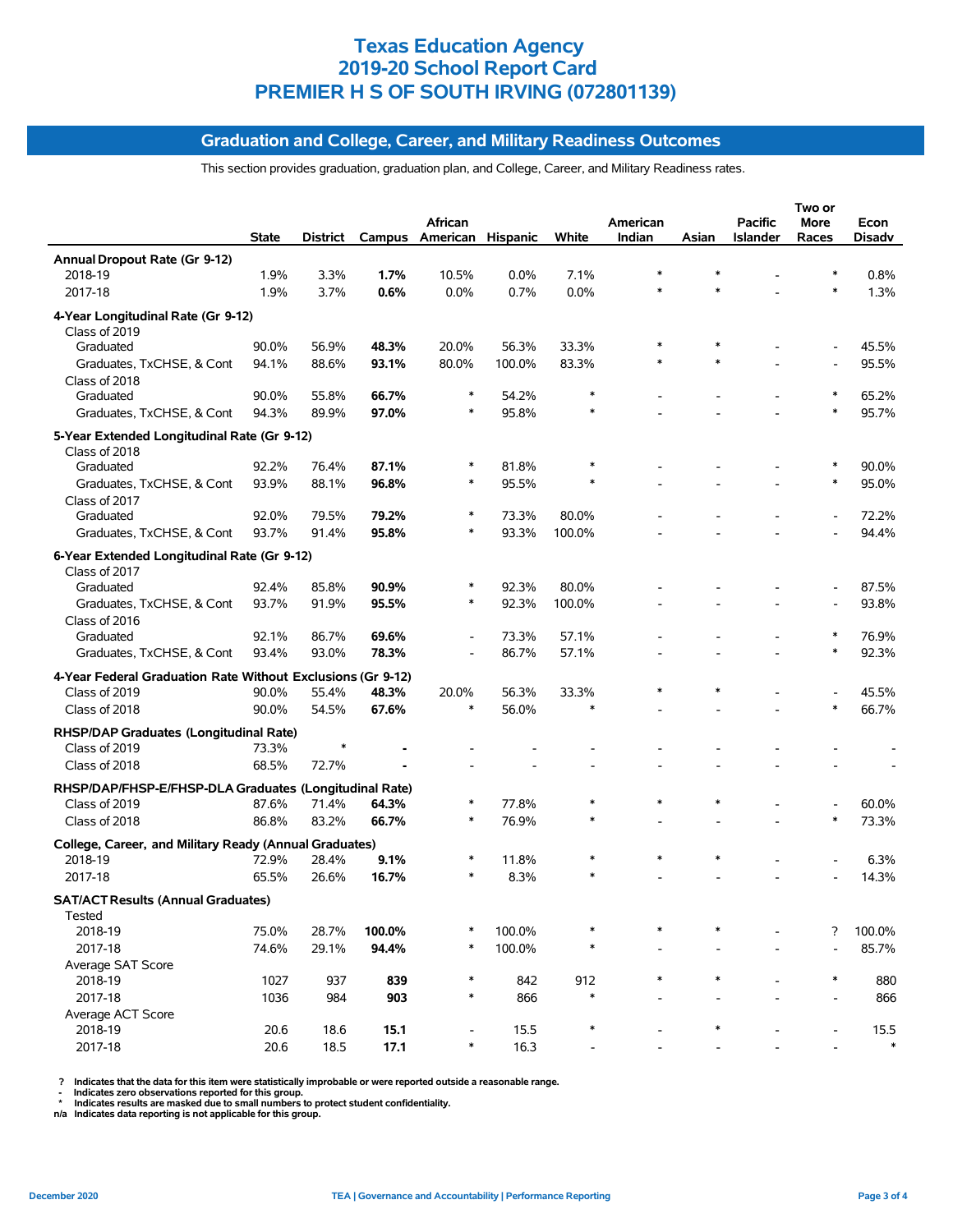# Texas Education Agency
# 2019-20 School Report Card
# PREMIER H S OF SOUTH IRVING (072801139)

## Graduation and College, Career, and Military Readiness Outcomes

This section provides graduation, graduation plan, and College, Career, and Military Readiness rates.

| | State | District | Campus | African American | Hispanic | White | American Indian | Asian | Pacific Islander | Two or More Races | Econ Disadv |
|---|---|---|---|---|---|---|---|---|---|---|---|
| **Annual Dropout Rate (Gr 9-12)** | | | | | | | | | | | |
| 2018-19 | 1.9% | 3.3% | **1.7%** | 10.5% | 0.0% | 7.1% | * | * | - | * | 0.8% |
| 2017-18 | 1.9% | 3.7% | **0.6%** | 0.0% | 0.7% | 0.0% | * | * | - | * | 1.3% |
| **4-Year Longitudinal Rate (Gr 9-12)** | | | | | | | | | | | |
| Class of 2019 | | | | | | | | | | | |
| Graduated | 90.0% | 56.9% | **48.3%** | 20.0% | 56.3% | 33.3% | * | * | - | - | 45.5% |
| Graduates, TxCHSE, & Cont | 94.1% | 88.6% | **93.1%** | 80.0% | 100.0% | 83.3% | * | * | - | - | 95.5% |
| Class of 2018 | | | | | | | | | | | |
| Graduated | 90.0% | 55.8% | **66.7%** | * | 54.2% | * | - | - | - | * | 65.2% |
| Graduates, TxCHSE, & Cont | 94.3% | 89.9% | **97.0%** | * | 95.8% | * | - | - | - | * | 95.7% |
| **5-Year Extended Longitudinal Rate (Gr 9-12)** | | | | | | | | | | | |
| Class of 2018 | | | | | | | | | | | |
| Graduated | 92.2% | 76.4% | **87.1%** | * | 81.8% | * | - | - | - | * | 90.0% |
| Graduates, TxCHSE, & Cont | 93.9% | 88.1% | **96.8%** | * | 95.5% | * | - | - | - | * | 95.0% |
| Class of 2017 | | | | | | | | | | | |
| Graduated | 92.0% | 79.5% | **79.2%** | * | 73.3% | 80.0% | - | - | - | - | 72.2% |
| Graduates, TxCHSE, & Cont | 93.7% | 91.4% | **95.8%** | * | 93.3% | 100.0% | - | - | - | - | 94.4% |
| **6-Year Extended Longitudinal Rate (Gr 9-12)** | | | | | | | | | | | |
| Class of 2017 | | | | | | | | | | | |
| Graduated | 92.4% | 85.8% | **90.9%** | * | 92.3% | 80.0% | - | - | - | - | 87.5% |
| Graduates, TxCHSE, & Cont | 93.7% | 91.9% | **95.5%** | * | 92.3% | 100.0% | - | - | - | - | 93.8% |
| Class of 2016 | | | | | | | | | | | |
| Graduated | 92.1% | 86.7% | **69.6%** | - | 73.3% | 57.1% | - | - | - | * | 76.9% |
| Graduates, TxCHSE, & Cont | 93.4% | 93.0% | **78.3%** | - | 86.7% | 57.1% | - | - | - | * | 92.3% |
| **4-Year Federal Graduation Rate Without Exclusions (Gr 9-12)** | | | | | | | | | | | |
| Class of 2019 | 90.0% | 55.4% | **48.3%** | 20.0% | 56.3% | 33.3% | * | * | - | - | 45.5% |
| Class of 2018 | 90.0% | 54.5% | **67.6%** | * | 56.0% | * | - | - | - | * | 66.7% |
| **RHSP/DAP Graduates (Longitudinal Rate)** | | | | | | | | | | | |
| Class of 2019 | 73.3% | * | **-** | - | - | - | - | - | - | - | - |
| Class of 2018 | 68.5% | 72.7% | **-** | - | - | - | - | - | - | - | - |
| **RHSP/DAP/FHSP-E/FHSP-DLA Graduates (Longitudinal Rate)** | | | | | | | | | | | |
| Class of 2019 | 87.6% | 71.4% | **64.3%** | * | 77.8% | * | * | * | - | - | 60.0% |
| Class of 2018 | 86.8% | 83.2% | **66.7%** | * | 76.9% | * | - | - | - | * | 73.3% |
| **College, Career, and Military Ready (Annual Graduates)** | | | | | | | | | | | |
| 2018-19 | 72.9% | 28.4% | **9.1%** | * | 11.8% | * | * | * | - | - | 6.3% |
| 2017-18 | 65.5% | 26.6% | **16.7%** | * | 8.3% | * | - | - | - | - | 14.3% |
| **SAT/ACT Results (Annual Graduates)** | | | | | | | | | | | |
| Tested | | | | | | | | | | | |
| 2018-19 | 75.0% | 28.7% | **100.0%** | * | 100.0% | * | * | * | - | ? | 100.0% |
| 2017-18 | 74.6% | 29.1% | **94.4%** | * | 100.0% | * | - | - | - | - | 85.7% |
| Average SAT Score | | | | | | | | | | | |
| 2018-19 | 1027 | 937 | **839** | * | 842 | 912 | * | * | - | * | 880 |
| 2017-18 | 1036 | 984 | **903** | * | 866 | * | - | - | - | - | 866 |
| Average ACT Score | | | | | | | | | | | |
| 2018-19 | 20.6 | 18.6 | **15.1** | - | 15.5 | * | - | * | - | - | 15.5 |
| 2017-18 | 20.6 | 18.5 | **17.1** | * | 16.3 | - | - | - | - | - | * |

? Indicates that the data for this item were statistically improbable or were reported outside a reasonable range.
- Indicates zero observations reported for this group.
* Indicates results are masked due to small numbers to protect student confidentiality.
n/a Indicates data reporting is not applicable for this group.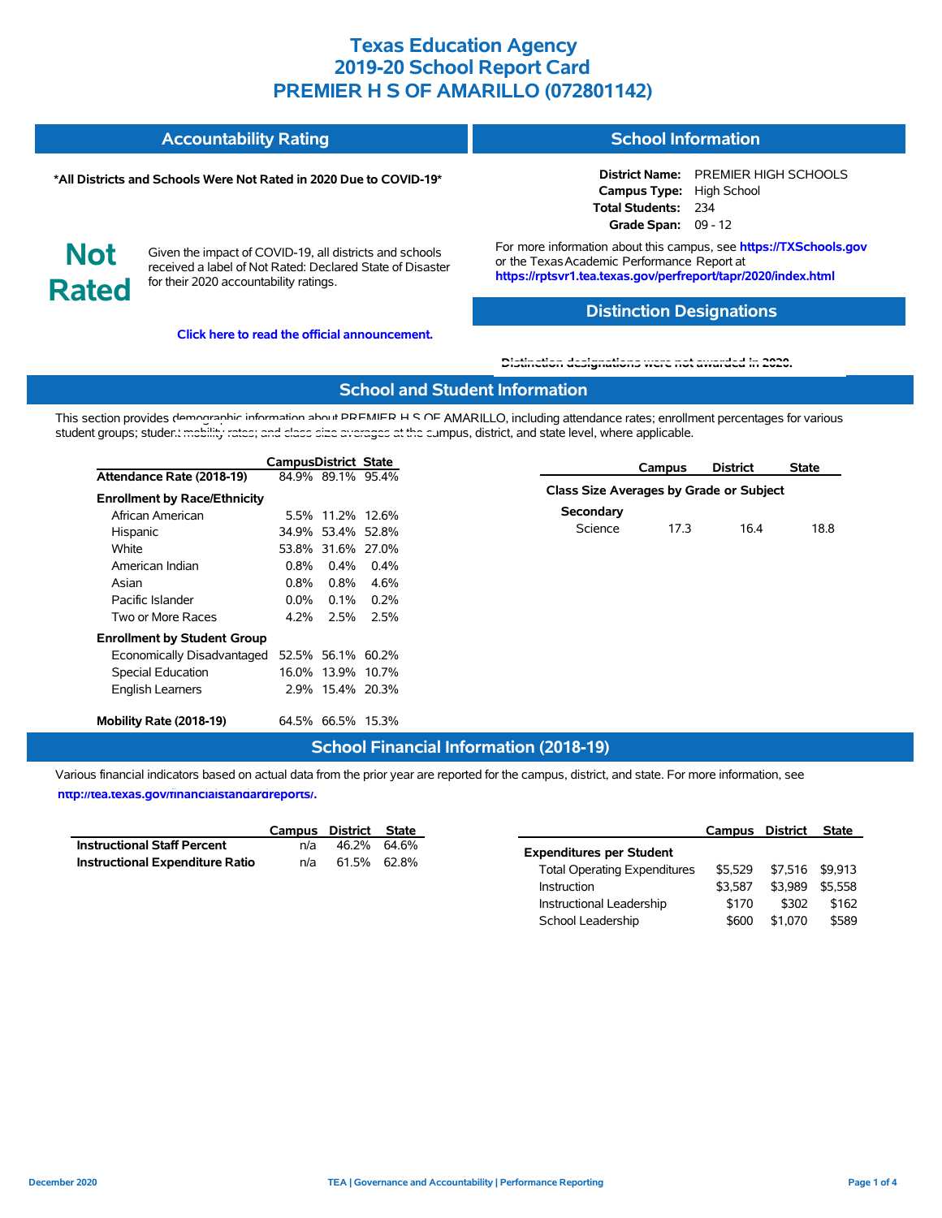# Texas Education Agency
# 2019-20 School Report Card
# PREMIER H S OF AMARILLO (072801142)

## Accountability Rating

**\*All Districts and Schools Were Not Rated in 2020 Due to COVID-19\***

**Not Rated**

Given the impact of COVID-19, all districts and schools received a label of Not Rated: Declared State of Disaster for their 2020 accountability ratings.

**Click here to read the official announcement.**

## School Information

**District Name:** PREMIER HIGH SCHOOLS
**Campus Type:** High School
**Total Students:** 234
**Grade Span:** 09 - 12

For more information about this campus, see **https://TXSchools.gov** or the Texas Academic Performance Report at **https://rptsvr1.tea.texas.gov/perfreport/tapr/2020/index.html**

## Distinction Designations

Distinction designations were not awarded in 2020.

## School and Student Information

This section provides demographic information about PREMIER H S OF AMARILLO, including attendance rates; enrollment percentages for various student groups; student mobility rates; and class size averages at the campus, district, and state level, where applicable.

| | Campus | District | State |
|---|---|---|---|
| **Attendance Rate (2018-19)** | 84.9% | 89.1% | 95.4% |
| **Enrollment by Race/Ethnicity** | | | |
| African American | 5.5% | 11.2% | 12.6% |
| Hispanic | 34.9% | 53.4% | 52.8% |
| White | 53.8% | 31.6% | 27.0% |
| American Indian | 0.8% | 0.4% | 0.4% |
| Asian | 0.8% | 0.8% | 4.6% |
| Pacific Islander | 0.0% | 0.1% | 0.2% |
| Two or More Races | 4.2% | 2.5% | 2.5% |
| **Enrollment by Student Group** | | | |
| Economically Disadvantaged | 52.5% | 56.1% | 60.2% |
| Special Education | 16.0% | 13.9% | 10.7% |
| English Learners | 2.9% | 15.4% | 20.3% |
| **Mobility Rate (2018-19)** | 64.5% | 66.5% | 15.3% |

| | Campus | District | State |
|---|---|---|---|
| **Class Size Averages by Grade or Subject** | | | |
| **Secondary** | | | |
| Science | 17.3 | 16.4 | 18.8 |

## School Financial Information (2018-19)

Various financial indicators based on actual data from the prior year are reported for the campus, district, and state. For more information, see **http://tea.texas.gov/financialstandardreports/.**

| | Campus | District | State |
|---|---|---|---|
| **Instructional Staff Percent** | n/a | 46.2% | 64.6% |
| **Instructional Expenditure Ratio** | n/a | 61.5% | 62.8% |

| | Campus | District | State |
|---|---|---|---|
| **Expenditures per Student** | | | |
| Total Operating Expenditures | $5,529 | $7,516 | $9,913 |
| Instruction | $3,587 | $3,989 | $5,558 |
| Instructional Leadership | $170 | $302 | $162 |
| School Leadership | $600 | $1,070 | $589 |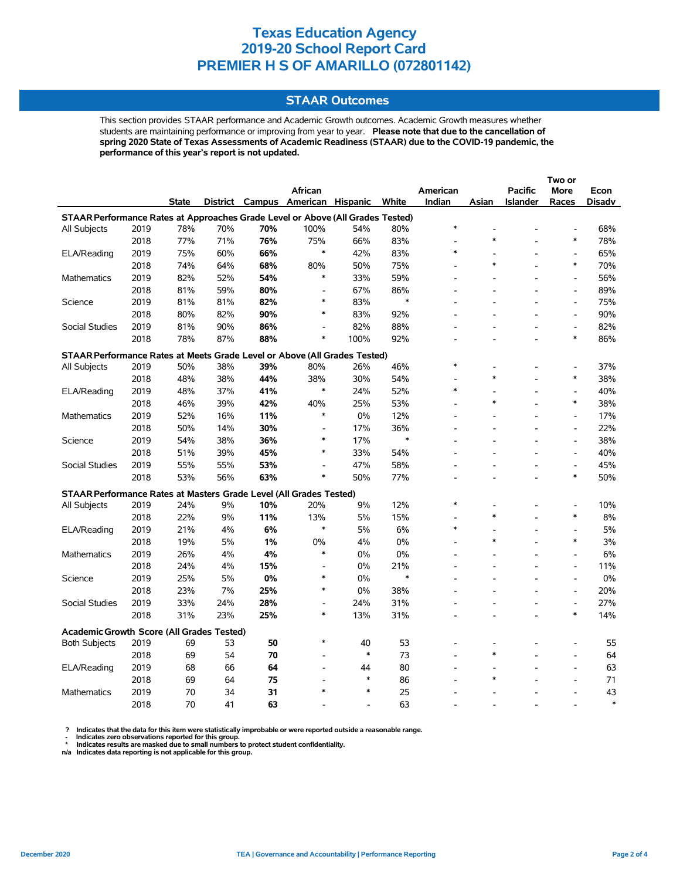# Texas Education Agency
# 2019-20 School Report Card
# PREMIER H S OF AMARILLO (072801142)

## STAAR Outcomes

This section provides STAAR performance and Academic Growth outcomes. Academic Growth measures whether students are maintaining performance or improving from year to year. **Please note that due to the cancellation of spring 2020 State of Texas Assessments of Academic Readiness (STAAR) due to the COVID-19 pandemic, the performance of this year's report is not updated.**

| | | State | District | Campus | African American | Hispanic | White | American Indian | Asian | Pacific Islander | Two or More Races | Econ Disadv |
|---|---|---|---|---|---|---|---|---|---|---|---|---|
| **STAAR Performance Rates at Approaches Grade Level or Above (All Grades Tested)** | | | | | | | | | | | | |
| All Subjects | 2019 | 78% | 70% | **70%** | 100% | 54% | 80% | * | - | - | - | 68% |
| | 2018 | 77% | 71% | **76%** | 75% | 66% | 83% | - | * | - | * | 78% |
| ELA/Reading | 2019 | 75% | 60% | **66%** | * | 42% | 83% | * | - | - | - | 65% |
| | 2018 | 74% | 64% | **68%** | 80% | 50% | 75% | - | * | - | * | 70% |
| Mathematics | 2019 | 82% | 52% | **54%** | * | 33% | 59% | - | - | - | - | 56% |
| | 2018 | 81% | 59% | **80%** | - | 67% | 86% | - | - | - | - | 89% |
| Science | 2019 | 81% | 81% | **82%** | * | 83% | * | - | - | - | - | 75% |
| | 2018 | 80% | 82% | **90%** | * | 83% | 92% | - | - | - | - | 90% |
| Social Studies | 2019 | 81% | 90% | **86%** | - | 82% | 88% | - | - | - | - | 82% |
| | 2018 | 78% | 87% | **88%** | * | 100% | 92% | - | - | - | * | 86% |
| **STAAR Performance Rates at Meets Grade Level or Above (All Grades Tested)** | | | | | | | | | | | | |
| All Subjects | 2019 | 50% | 38% | **39%** | 80% | 26% | 46% | * | - | - | - | 37% |
| | 2018 | 48% | 38% | **44%** | 38% | 30% | 54% | - | * | - | * | 38% |
| ELA/Reading | 2019 | 48% | 37% | **41%** | * | 24% | 52% | * | - | - | - | 40% |
| | 2018 | 46% | 39% | **42%** | 40% | 25% | 53% | - | * | - | * | 38% |
| Mathematics | 2019 | 52% | 16% | **11%** | * | 0% | 12% | - | - | - | - | 17% |
| | 2018 | 50% | 14% | **30%** | - | 17% | 36% | - | - | - | - | 22% |
| Science | 2019 | 54% | 38% | **36%** | * | 17% | * | - | - | - | - | 38% |
| | 2018 | 51% | 39% | **45%** | * | 33% | 54% | - | - | - | - | 40% |
| Social Studies | 2019 | 55% | 55% | **53%** | - | 47% | 58% | - | - | - | - | 45% |
| | 2018 | 53% | 56% | **63%** | * | 50% | 77% | - | - | - | * | 50% |
| **STAAR Performance Rates at Masters Grade Level (All Grades Tested)** | | | | | | | | | | | | |
| All Subjects | 2019 | 24% | 9% | **10%** | 20% | 9% | 12% | * | - | - | - | 10% |
| | 2018 | 22% | 9% | **11%** | 13% | 5% | 15% | - | * | - | * | 8% |
| ELA/Reading | 2019 | 21% | 4% | **6%** | * | 5% | 6% | * | - | - | - | 5% |
| | 2018 | 19% | 5% | **1%** | 0% | 4% | 0% | - | * | - | * | 3% |
| Mathematics | 2019 | 26% | 4% | **4%** | * | 0% | 0% | - | - | - | - | 6% |
| | 2018 | 24% | 4% | **15%** | - | 0% | 21% | - | - | - | - | 11% |
| Science | 2019 | 25% | 5% | **0%** | * | 0% | * | - | - | - | - | 0% |
| | 2018 | 23% | 7% | **25%** | * | 0% | 38% | - | - | - | - | 20% |
| Social Studies | 2019 | 33% | 24% | **28%** | - | 24% | 31% | - | - | - | - | 27% |
| | 2018 | 31% | 23% | **25%** | * | 13% | 31% | - | - | - | * | 14% |
| **Academic Growth Score (All Grades Tested)** | | | | | | | | | | | | |
| Both Subjects | 2019 | 69 | 53 | **50** | * | 40 | 53 | - | - | - | - | 55 |
| | 2018 | 69 | 54 | **70** | - | * | 73 | - | * | - | - | 64 |
| ELA/Reading | 2019 | 68 | 66 | **64** | - | 44 | 80 | - | - | - | - | 63 |
| | 2018 | 69 | 64 | **75** | - | * | 86 | - | * | - | - | 71 |
| Mathematics | 2019 | 70 | 34 | **31** | * | * | 25 | - | - | - | - | 43 |
| | 2018 | 70 | 41 | **63** | - | - | 63 | - | - | - | - | * |

**? Indicates that the data for this item were statistically improbable or were reported outside a reasonable range.**
**- Indicates zero observations reported for this group.**
**\* Indicates results are masked due to small numbers to protect student confidentiality.**
**n/a Indicates data reporting is not applicable for this group.**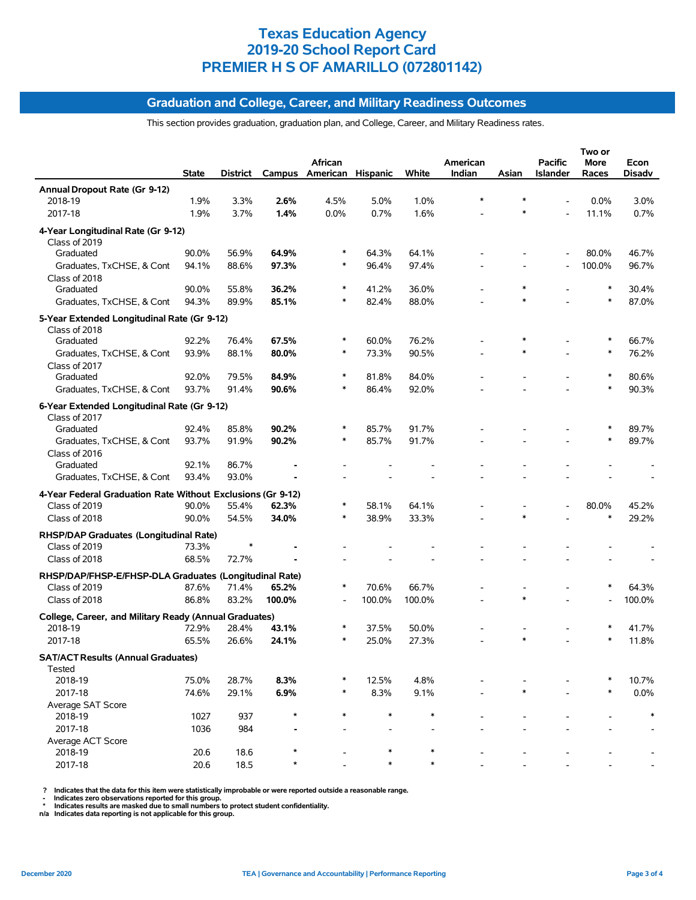# Texas Education Agency
# 2019-20 School Report Card
# PREMIER H S OF AMARILLO (072801142)

## Graduation and College, Career, and Military Readiness Outcomes

This section provides graduation, graduation plan, and College, Career, and Military Readiness rates.

| | State | District | Campus | African American | Hispanic | White | American Indian | Asian | Pacific Islander | Two or More Races | Econ Disadv |
|---|---|---|---|---|---|---|---|---|---|---|---|
| **Annual Dropout Rate (Gr 9-12)** | | | | | | | | | | | |
| 2018-19 | 1.9% | 3.3% | **2.6%** | 4.5% | 5.0% | 1.0% | * | * | - | 0.0% | 3.0% |
| 2017-18 | 1.9% | 3.7% | **1.4%** | 0.0% | 0.7% | 1.6% | - | * | - | 11.1% | 0.7% |
| **4-Year Longitudinal Rate (Gr 9-12)** | | | | | | | | | | | |
| Class of 2019 | | | | | | | | | | | |
| Graduated | 90.0% | 56.9% | **64.9%** | * | 64.3% | 64.1% | - | - | - | 80.0% | 46.7% |
| Graduates, TxCHSE, & Cont | 94.1% | 88.6% | **97.3%** | * | 96.4% | 97.4% | - | - | - | 100.0% | 96.7% |
| Class of 2018 | | | | | | | | | | | |
| Graduated | 90.0% | 55.8% | **36.2%** | * | 41.2% | 36.0% | - | * | - | * | 30.4% |
| Graduates, TxCHSE, & Cont | 94.3% | 89.9% | **85.1%** | * | 82.4% | 88.0% | - | * | - | * | 87.0% |
| **5-Year Extended Longitudinal Rate (Gr 9-12)** | | | | | | | | | | | |
| Class of 2018 | | | | | | | | | | | |
| Graduated | 92.2% | 76.4% | **67.5%** | * | 60.0% | 76.2% | - | * | - | * | 66.7% |
| Graduates, TxCHSE, & Cont | 93.9% | 88.1% | **80.0%** | * | 73.3% | 90.5% | - | * | - | * | 76.2% |
| Class of 2017 | | | | | | | | | | | |
| Graduated | 92.0% | 79.5% | **84.9%** | * | 81.8% | 84.0% | - | - | - | * | 80.6% |
| Graduates, TxCHSE, & Cont | 93.7% | 91.4% | **90.6%** | * | 86.4% | 92.0% | - | - | - | * | 90.3% |
| **6-Year Extended Longitudinal Rate (Gr 9-12)** | | | | | | | | | | | |
| Class of 2017 | | | | | | | | | | | |
| Graduated | 92.4% | 85.8% | **90.2%** | * | 85.7% | 91.7% | - | - | - | * | 89.7% |
| Graduates, TxCHSE, & Cont | 93.7% | 91.9% | **90.2%** | * | 85.7% | 91.7% | - | - | - | * | 89.7% |
| Class of 2016 | | | | | | | | | | | |
| Graduated | 92.1% | 86.7% | **-** | - | - | - | - | - | - | - | - |
| Graduates, TxCHSE, & Cont | 93.4% | 93.0% | **-** | - | - | - | - | - | - | - | - |
| **4-Year Federal Graduation Rate Without Exclusions (Gr 9-12)** | | | | | | | | | | | |
| Class of 2019 | 90.0% | 55.4% | **62.3%** | * | 58.1% | 64.1% | - | - | - | 80.0% | 45.2% |
| Class of 2018 | 90.0% | 54.5% | **34.0%** | * | 38.9% | 33.3% | - | * | - | * | 29.2% |
| **RHSP/DAP Graduates (Longitudinal Rate)** | | | | | | | | | | | |
| Class of 2019 | 73.3% | * | **-** | - | - | - | - | - | - | - | - |
| Class of 2018 | 68.5% | 72.7% | **-** | - | - | - | - | - | - | - | - |
| **RHSP/DAP/FHSP-E/FHSP-DLA Graduates (Longitudinal Rate)** | | | | | | | | | | | |
| Class of 2019 | 87.6% | 71.4% | **65.2%** | * | 70.6% | 66.7% | - | - | - | * | 64.3% |
| Class of 2018 | 86.8% | 83.2% | **100.0%** | - | 100.0% | 100.0% | - | * | - | - | 100.0% |
| **College, Career, and Military Ready (Annual Graduates)** | | | | | | | | | | | |
| 2018-19 | 72.9% | 28.4% | **43.1%** | * | 37.5% | 50.0% | - | - | - | * | 41.7% |
| 2017-18 | 65.5% | 26.6% | **24.1%** | * | 25.0% | 27.3% | - | * | - | * | 11.8% |
| **SAT/ACT Results (Annual Graduates)** | | | | | | | | | | | |
| Tested | | | | | | | | | | | |
| 2018-19 | 75.0% | 28.7% | **8.3%** | * | 12.5% | 4.8% | - | - | - | * | 10.7% |
| 2017-18 | 74.6% | 29.1% | **6.9%** | * | 8.3% | 9.1% | - | * | - | * | 0.0% |
| Average SAT Score | | | | | | | | | | | |
| 2018-19 | 1027 | 937 | * | * | * | * | - | - | - | - | * |
| 2017-18 | 1036 | 984 | **-** | - | - | - | - | - | - | - | - |
| Average ACT Score | | | | | | | | | | | |
| 2018-19 | 20.6 | 18.6 | * | - | * | * | - | - | - | - | - |
| 2017-18 | 20.6 | 18.5 | * | - | * | * | - | - | - | - | - |

? Indicates that the data for this item were statistically improbable or were reported outside a reasonable range.
- Indicates zero observations reported for this group.
* Indicates results are masked due to small numbers to protect student confidentiality.
n/a Indicates data reporting is not applicable for this group.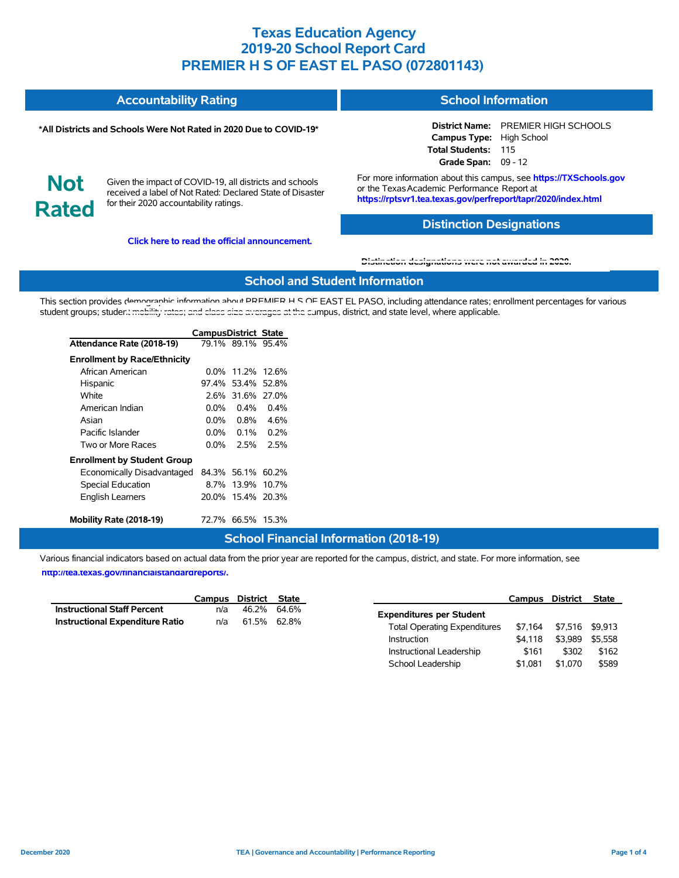# Texas Education Agency
# 2019-20 School Report Card
# PREMIER H S OF EAST EL PASO (072801143)

## Accountability Rating

**\*All Districts and Schools Were Not Rated in 2020 Due to COVID-19\***

**Not Rated**

Given the impact of COVID-19, all districts and schools received a label of Not Rated: Declared State of Disaster for their 2020 accountability ratings.

**Click here to read the official announcement.**

## School Information

**District Name:** PREMIER HIGH SCHOOLS
**Campus Type:** High School
**Total Students:** 115
**Grade Span:** 09 - 12

For more information about this campus, see **https://TXSchools.gov** or the Texas Academic Performance Report at **https://rptsvr1.tea.texas.gov/perfreport/tapr/2020/index.html**

## Distinction Designations

Distinction designations were not awarded in 2020.

## School and Student Information

This section provides demographic information about PREMIER H S OF EAST EL PASO, including attendance rates; enrollment percentages for various student groups; student mobility rates; and class size averages at the campus, district, and state level, where applicable.

| | Campus | District | State |
|---|---|---|---|
| **Attendance Rate (2018-19)** | 79.1% | 89.1% | 95.4% |
| **Enrollment by Race/Ethnicity** | | | |
| African American | 0.0% | 11.2% | 12.6% |
| Hispanic | 97.4% | 53.4% | 52.8% |
| White | 2.6% | 31.6% | 27.0% |
| American Indian | 0.0% | 0.4% | 0.4% |
| Asian | 0.0% | 0.8% | 4.6% |
| Pacific Islander | 0.0% | 0.1% | 0.2% |
| Two or More Races | 0.0% | 2.5% | 2.5% |
| **Enrollment by Student Group** | | | |
| Economically Disadvantaged | 84.3% | 56.1% | 60.2% |
| Special Education | 8.7% | 13.9% | 10.7% |
| English Learners | 20.0% | 15.4% | 20.3% |
| **Mobility Rate (2018-19)** | 72.7% | 66.5% | 15.3% |

## School Financial Information (2018-19)

Various financial indicators based on actual data from the prior year are reported for the campus, district, and state. For more information, see **http://tea.texas.gov/financialstandardreports/.**

| | Campus | District | State |
|---|---|---|---|
| **Instructional Staff Percent** | n/a | 46.2% | 64.6% |
| **Instructional Expenditure Ratio** | n/a | 61.5% | 62.8% |

| | Campus | District | State |
|---|---|---|---|
| **Expenditures per Student** | | | |
| Total Operating Expenditures | $7,164 | $7,516 | $9,913 |
| Instruction | $4,118 | $3,989 | $5,558 |
| Instructional Leadership | $161 | $302 | $162 |
| School Leadership | $1,081 | $1,070 | $589 |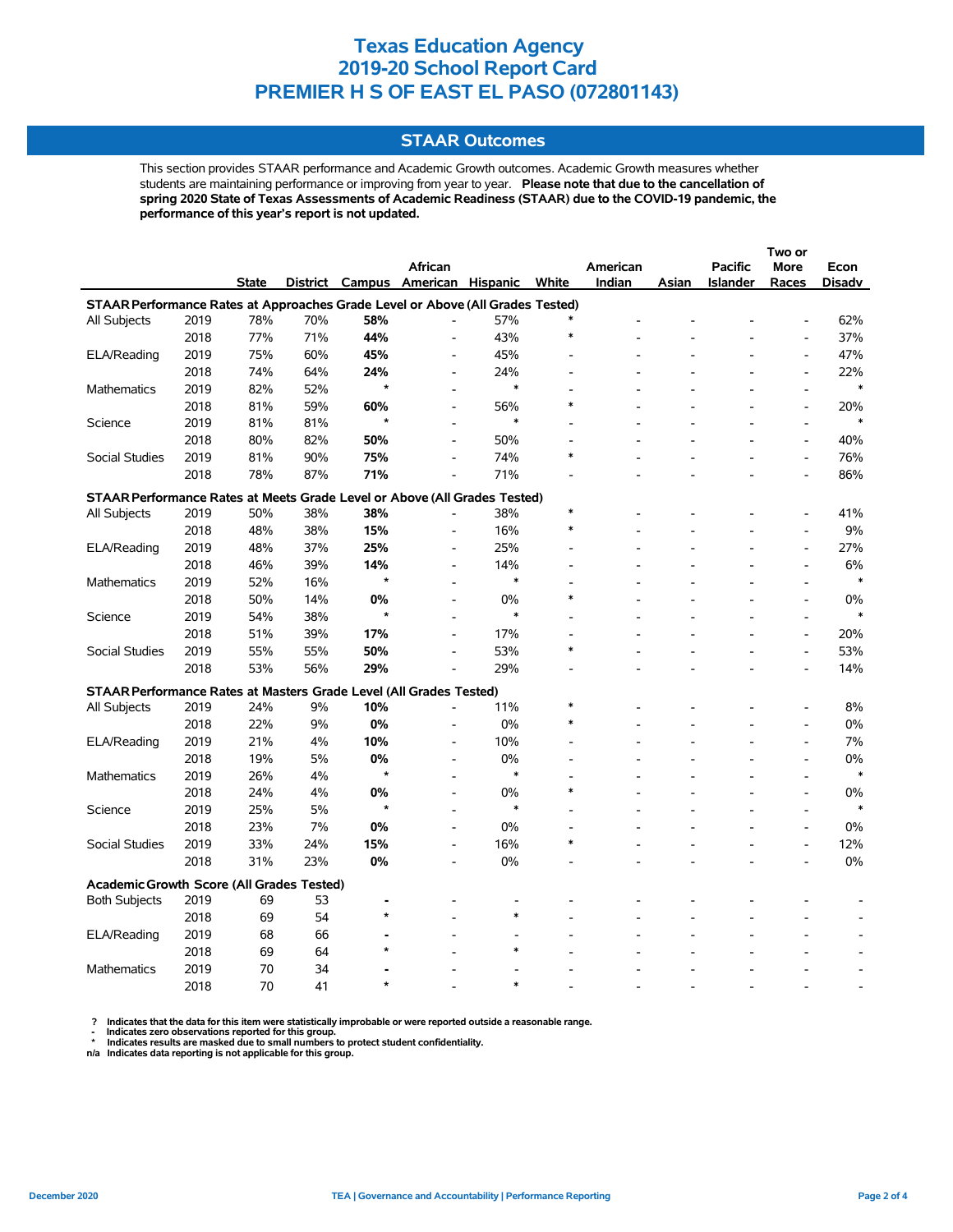# Texas Education Agency
# 2019-20 School Report Card
# PREMIER H S OF EAST EL PASO (072801143)

## STAAR Outcomes

This section provides STAAR performance and Academic Growth outcomes. Academic Growth measures whether students are maintaining performance or improving from year to year. **Please note that due to the cancellation of spring 2020 State of Texas Assessments of Academic Readiness (STAAR) due to the COVID-19 pandemic, the performance of this year's report is not updated.**

| | | State | District | Campus | African American | Hispanic | White | American Indian | Asian | Pacific Islander | Two or More Races | Econ Disadv |
|---|---|---|---|---|---|---|---|---|---|---|---|---|
| **STAAR Performance Rates at Approaches Grade Level or Above (All Grades Tested)** | | | | | | | | | | | | |
| All Subjects | 2019 | 78% | 70% | **58%** | - | 57% | * | - | - | - | - | 62% |
| | 2018 | 77% | 71% | **44%** | - | 43% | * | - | - | - | - | 37% |
| ELA/Reading | 2019 | 75% | 60% | **45%** | - | 45% | - | - | - | - | - | 47% |
| | 2018 | 74% | 64% | **24%** | - | 24% | - | - | - | - | - | 22% |
| Mathematics | 2019 | 82% | 52% | * | - | * | - | - | - | - | - | * |
| | 2018 | 81% | 59% | **60%** | - | 56% | * | - | - | - | - | 20% |
| Science | 2019 | 81% | 81% | * | - | * | - | - | - | - | - | * |
| | 2018 | 80% | 82% | **50%** | - | 50% | - | - | - | - | - | 40% |
| Social Studies | 2019 | 81% | 90% | **75%** | - | 74% | * | - | - | - | - | 76% |
| | 2018 | 78% | 87% | **71%** | - | 71% | - | - | - | - | - | 86% |
| **STAAR Performance Rates at Meets Grade Level or Above (All Grades Tested)** | | | | | | | | | | | | |
| All Subjects | 2019 | 50% | 38% | **38%** | - | 38% | * | - | - | - | - | 41% |
| | 2018 | 48% | 38% | **15%** | - | 16% | * | - | - | - | - | 9% |
| ELA/Reading | 2019 | 48% | 37% | **25%** | - | 25% | - | - | - | - | - | 27% |
| | 2018 | 46% | 39% | **14%** | - | 14% | - | - | - | - | - | 6% |
| Mathematics | 2019 | 52% | 16% | * | - | * | - | - | - | - | - | * |
| | 2018 | 50% | 14% | **0%** | - | 0% | * | - | - | - | - | 0% |
| Science | 2019 | 54% | 38% | * | - | * | - | - | - | - | - | * |
| | 2018 | 51% | 39% | **17%** | - | 17% | - | - | - | - | - | 20% |
| Social Studies | 2019 | 55% | 55% | **50%** | - | 53% | * | - | - | - | - | 53% |
| | 2018 | 53% | 56% | **29%** | - | 29% | - | - | - | - | - | 14% |
| **STAAR Performance Rates at Masters Grade Level (All Grades Tested)** | | | | | | | | | | | | |
| All Subjects | 2019 | 24% | 9% | **10%** | - | 11% | * | - | - | - | - | 8% |
| | 2018 | 22% | 9% | **0%** | - | 0% | * | - | - | - | - | 0% |
| ELA/Reading | 2019 | 21% | 4% | **10%** | - | 10% | - | - | - | - | - | 7% |
| | 2018 | 19% | 5% | **0%** | - | 0% | - | - | - | - | - | 0% |
| Mathematics | 2019 | 26% | 4% | * | - | * | - | - | - | - | - | * |
| | 2018 | 24% | 4% | **0%** | - | 0% | * | - | - | - | - | 0% |
| Science | 2019 | 25% | 5% | * | - | * | - | - | - | - | - | * |
| | 2018 | 23% | 7% | **0%** | - | 0% | - | - | - | - | - | 0% |
| Social Studies | 2019 | 33% | 24% | **15%** | - | 16% | * | - | - | - | - | 12% |
| | 2018 | 31% | 23% | **0%** | - | 0% | - | - | - | - | - | 0% |
| **Academic Growth Score (All Grades Tested)** | | | | | | | | | | | | |
| Both Subjects | 2019 | 69 | 53 | **-** | - | - | - | - | - | - | - | - |
| | 2018 | 69 | 54 | * | - | * | - | - | - | - | - | - |
| ELA/Reading | 2019 | 68 | 66 | **-** | - | - | - | - | - | - | - | - |
| | 2018 | 69 | 64 | * | - | * | - | - | - | - | - | - |
| Mathematics | 2019 | 70 | 34 | **-** | - | - | - | - | - | - | - | - |
| | 2018 | 70 | 41 | * | - | * | - | - | - | - | - | - |

**? Indicates that the data for this item were statistically improbable or were reported outside a reasonable range.**
**- Indicates zero observations reported for this group.**
*** Indicates results are masked due to small numbers to protect student confidentiality.**
**n/a Indicates data reporting is not applicable for this group.**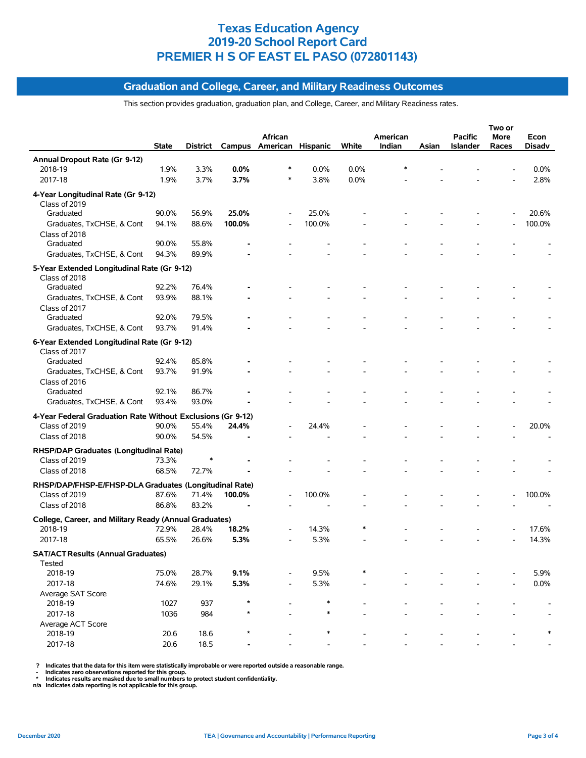# Texas Education Agency
# 2019-20 School Report Card
# PREMIER H S OF EAST EL PASO (072801143)

## Graduation and College, Career, and Military Readiness Outcomes

This section provides graduation, graduation plan, and College, Career, and Military Readiness rates.

| | State | District | Campus | African American | Hispanic | White | American Indian | Asian | Pacific Islander | Two or More Races | Econ Disadv |
|---|---|---|---|---|---|---|---|---|---|---|---|
| **Annual Dropout Rate (Gr 9-12)** | | | | | | | | | | | |
| 2018-19 | 1.9% | 3.3% | **0.0%** | * | 0.0% | 0.0% | * | - | - | - | 0.0% |
| 2017-18 | 1.9% | 3.7% | **3.7%** | * | 3.8% | 0.0% | - | - | - | - | 2.8% |
| **4-Year Longitudinal Rate (Gr 9-12)** | | | | | | | | | | | |
| Class of 2019 | | | | | | | | | | | |
| Graduated | 90.0% | 56.9% | **25.0%** | - | 25.0% | - | - | - | - | - | 20.6% |
| Graduates, TxCHSE, & Cont | 94.1% | 88.6% | **100.0%** | - | 100.0% | - | - | - | - | - | 100.0% |
| Class of 2018 | | | | | | | | | | | |
| Graduated | 90.0% | 55.8% | **-** | - | - | - | - | - | - | - | - |
| Graduates, TxCHSE, & Cont | 94.3% | 89.9% | **-** | - | - | - | - | - | - | - | - |
| **5-Year Extended Longitudinal Rate (Gr 9-12)** | | | | | | | | | | | |
| Class of 2018 | | | | | | | | | | | |
| Graduated | 92.2% | 76.4% | **-** | - | - | - | - | - | - | - | - |
| Graduates, TxCHSE, & Cont | 93.9% | 88.1% | **-** | - | - | - | - | - | - | - | - |
| Class of 2017 | | | | | | | | | | | |
| Graduated | 92.0% | 79.5% | **-** | - | - | - | - | - | - | - | - |
| Graduates, TxCHSE, & Cont | 93.7% | 91.4% | **-** | - | - | - | - | - | - | - | - |
| **6-Year Extended Longitudinal Rate (Gr 9-12)** | | | | | | | | | | | |
| Class of 2017 | | | | | | | | | | | |
| Graduated | 92.4% | 85.8% | **-** | - | - | - | - | - | - | - | - |
| Graduates, TxCHSE, & Cont | 93.7% | 91.9% | **-** | - | - | - | - | - | - | - | - |
| Class of 2016 | | | | | | | | | | | |
| Graduated | 92.1% | 86.7% | **-** | - | - | - | - | - | - | - | - |
| Graduates, TxCHSE, & Cont | 93.4% | 93.0% | **-** | - | - | - | - | - | - | - | - |
| **4-Year Federal Graduation Rate Without Exclusions (Gr 9-12)** | | | | | | | | | | | |
| Class of 2019 | 90.0% | 55.4% | **24.4%** | - | 24.4% | - | - | - | - | - | 20.0% |
| Class of 2018 | 90.0% | 54.5% | **-** | - | - | - | - | - | - | - | - |
| **RHSP/DAP Graduates (Longitudinal Rate)** | | | | | | | | | | | |
| Class of 2019 | 73.3% | * | **-** | - | - | - | - | - | - | - | - |
| Class of 2018 | 68.5% | 72.7% | **-** | - | - | - | - | - | - | - | - |
| **RHSP/DAP/FHSP-E/FHSP-DLA Graduates (Longitudinal Rate)** | | | | | | | | | | | |
| Class of 2019 | 87.6% | 71.4% | **100.0%** | - | 100.0% | - | - | - | - | - | 100.0% |
| Class of 2018 | 86.8% | 83.2% | **-** | - | - | - | - | - | - | - | - |
| **College, Career, and Military Ready (Annual Graduates)** | | | | | | | | | | | |
| 2018-19 | 72.9% | 28.4% | **18.2%** | - | 14.3% | * | - | - | - | - | 17.6% |
| 2017-18 | 65.5% | 26.6% | **5.3%** | - | 5.3% | - | - | - | - | - | 14.3% |
| **SAT/ACT Results (Annual Graduates)** | | | | | | | | | | | |
| Tested | | | | | | | | | | | |
| 2018-19 | 75.0% | 28.7% | **9.1%** | - | 9.5% | * | - | - | - | - | 5.9% |
| 2017-18 | 74.6% | 29.1% | **5.3%** | - | 5.3% | - | - | - | - | - | 0.0% |
| Average SAT Score | | | | | | | | | | | |
| 2018-19 | 1027 | 937 | * | - | * | - | - | - | - | - | - |
| 2017-18 | 1036 | 984 | * | - | * | - | - | - | - | - | - |
| Average ACT Score | | | | | | | | | | | |
| 2018-19 | 20.6 | 18.6 | * | - | * | - | - | - | - | - | * |
| 2017-18 | 20.6 | 18.5 | **-** | - | - | - | - | - | - | - | - |

? Indicates that the data for this item were statistically improbable or were reported outside a reasonable range.
- Indicates zero observations reported for this group.
* Indicates results are masked due to small numbers to protect student confidentiality.
n/a Indicates data reporting is not applicable for this group.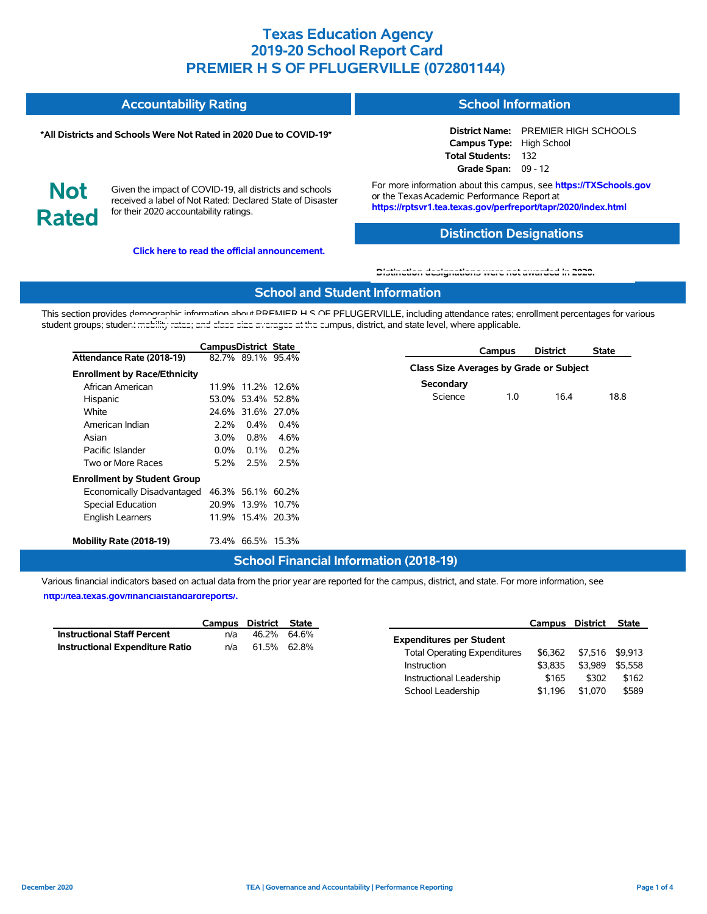# Texas Education Agency
# 2019-20 School Report Card
# PREMIER H S OF PFLUGERVILLE (072801144)

## Accountability Rating

**\*All Districts and Schools Were Not Rated in 2020 Due to COVID-19\***

**Not Rated**

Given the impact of COVID-19, all districts and schools received a label of Not Rated: Declared State of Disaster for their 2020 accountability ratings.

**Click here to read the official announcement.**

## School Information

**District Name:** PREMIER HIGH SCHOOLS
**Campus Type:** High School
**Total Students:** 132
**Grade Span:** 09 - 12

For more information about this campus, see **https://TXSchools.gov** or the Texas Academic Performance Report at **https://rptsvr1.tea.texas.gov/perfreport/tapr/2020/index.html**

## Distinction Designations

Distinction designations were not awarded in 2020.

## School and Student Information

This section provides demographic information about PREMIER H S OF PFLUGERVILLE, including attendance rates; enrollment percentages for various student groups; student mobility rates; and class size averages at the campus, district, and state level, where applicable.

| | Campus | District | State |
|---|---|---|---|
| **Attendance Rate (2018-19)** | 82.7% | 89.1% | 95.4% |
| **Enrollment by Race/Ethnicity** | | | |
| African American | 11.9% | 11.2% | 12.6% |
| Hispanic | 53.0% | 53.4% | 52.8% |
| White | 24.6% | 31.6% | 27.0% |
| American Indian | 2.2% | 0.4% | 0.4% |
| Asian | 3.0% | 0.8% | 4.6% |
| Pacific Islander | 0.0% | 0.1% | 0.2% |
| Two or More Races | 5.2% | 2.5% | 2.5% |
| **Enrollment by Student Group** | | | |
| Economically Disadvantaged | 46.3% | 56.1% | 60.2% |
| Special Education | 20.9% | 13.9% | 10.7% |
| English Learners | 11.9% | 15.4% | 20.3% |
| **Mobility Rate (2018-19)** | 73.4% | 66.5% | 15.3% |

| | Campus | District | State |
|---|---|---|---|
| **Class Size Averages by Grade or Subject** | | | |
| **Secondary** | | | |
| Science | 1.0 | 16.4 | 18.8 |

## School Financial Information (2018-19)

Various financial indicators based on actual data from the prior year are reported for the campus, district, and state. For more information, see **http://tea.texas.gov/financialstandardreports/.**

| | Campus | District | State |
|---|---|---|---|
| **Instructional Staff Percent** | n/a | 46.2% | 64.6% |
| **Instructional Expenditure Ratio** | n/a | 61.5% | 62.8% |

| | Campus | District | State |
|---|---|---|---|
| **Expenditures per Student** | | | |
| Total Operating Expenditures | $6,362 | $7,516 | $9,913 |
| Instruction | $3,835 | $3,989 | $5,558 |
| Instructional Leadership | $165 | $302 | $162 |
| School Leadership | $1,196 | $1,070 | $589 |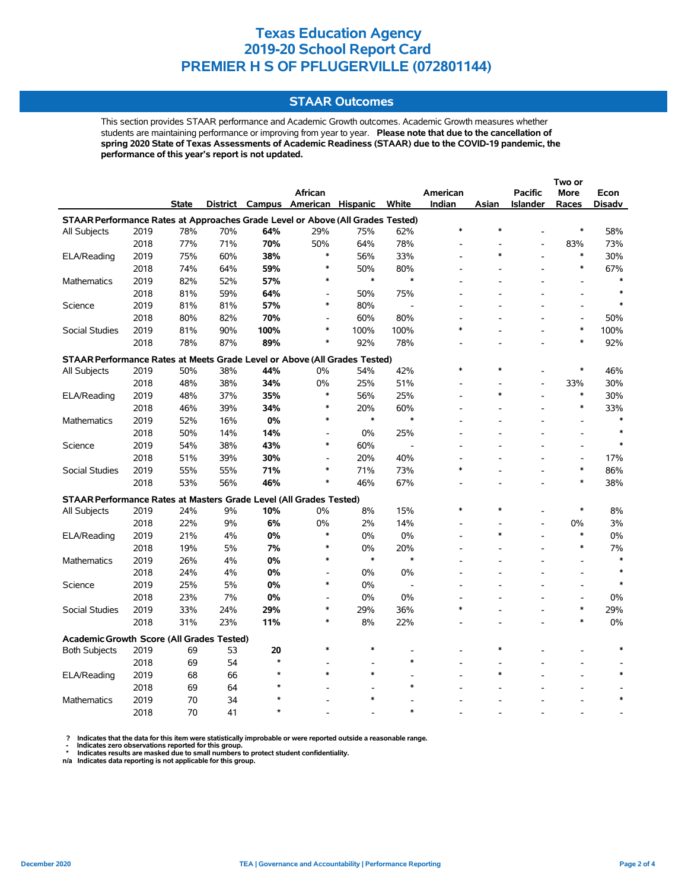# Texas Education Agency
# 2019-20 School Report Card
# PREMIER H S OF PFLUGERVILLE (072801144)

## STAAR Outcomes

This section provides STAAR performance and Academic Growth outcomes. Academic Growth measures whether students are maintaining performance or improving from year to year. **Please note that due to the cancellation of spring 2020 State of Texas Assessments of Academic Readiness (STAAR) due to the COVID-19 pandemic, the performance of this year's report is not updated.**

| | | State | District | Campus | African American | Hispanic | White | American Indian | Asian | Pacific Islander | Two or More Races | Econ Disadv |
|---|---|---|---|---|---|---|---|---|---|---|---|---|
| **STAAR Performance Rates at Approaches Grade Level or Above (All Grades Tested)** | | | | | | | | | | | | |
| All Subjects | 2019 | 78% | 70% | **64%** | 29% | 75% | 62% | * | * | - | * | 58% |
| | 2018 | 77% | 71% | **70%** | 50% | 64% | 78% | - | - | - | 83% | 73% |
| ELA/Reading | 2019 | 75% | 60% | **38%** | * | 56% | 33% | - | * | - | * | 30% |
| | 2018 | 74% | 64% | **59%** | * | 50% | 80% | - | - | - | * | 67% |
| Mathematics | 2019 | 82% | 52% | **57%** | * | * | * | - | - | - | - | * |
| | 2018 | 81% | 59% | **64%** | - | 50% | 75% | - | - | - | - | * |
| Science | 2019 | 81% | 81% | **57%** | * | 80% | - | - | - | - | - | * |
| | 2018 | 80% | 82% | **70%** | - | 60% | 80% | - | - | - | - | 50% |
| Social Studies | 2019 | 81% | 90% | **100%** | * | 100% | 100% | * | - | - | * | 100% |
| | 2018 | 78% | 87% | **89%** | * | 92% | 78% | - | - | - | * | 92% |
| **STAAR Performance Rates at Meets Grade Level or Above (All Grades Tested)** | | | | | | | | | | | | |
| All Subjects | 2019 | 50% | 38% | **44%** | 0% | 54% | 42% | * | * | - | * | 46% |
| | 2018 | 48% | 38% | **34%** | 0% | 25% | 51% | - | - | - | 33% | 30% |
| ELA/Reading | 2019 | 48% | 37% | **35%** | * | 56% | 25% | - | * | - | * | 30% |
| | 2018 | 46% | 39% | **34%** | * | 20% | 60% | - | - | - | * | 33% |
| Mathematics | 2019 | 52% | 16% | **0%** | * | * | * | - | - | - | - | * |
| | 2018 | 50% | 14% | **14%** | - | 0% | 25% | - | - | - | - | * |
| Science | 2019 | 54% | 38% | **43%** | * | 60% | - | - | - | - | - | * |
| | 2018 | 51% | 39% | **30%** | - | 20% | 40% | - | - | - | - | 17% |
| Social Studies | 2019 | 55% | 55% | **71%** | * | 71% | 73% | * | - | - | * | 86% |
| | 2018 | 53% | 56% | **46%** | * | 46% | 67% | - | - | - | * | 38% |
| **STAAR Performance Rates at Masters Grade Level (All Grades Tested)** | | | | | | | | | | | | |
| All Subjects | 2019 | 24% | 9% | **10%** | 0% | 8% | 15% | * | * | - | * | 8% |
| | 2018 | 22% | 9% | **6%** | 0% | 2% | 14% | - | - | - | 0% | 3% |
| ELA/Reading | 2019 | 21% | 4% | **0%** | * | 0% | 0% | - | * | - | * | 0% |
| | 2018 | 19% | 5% | **7%** | * | 0% | 20% | - | - | - | * | 7% |
| Mathematics | 2019 | 26% | 4% | **0%** | * | * | * | - | - | - | - | * |
| | 2018 | 24% | 4% | **0%** | - | 0% | 0% | - | - | - | - | * |
| Science | 2019 | 25% | 5% | **0%** | * | 0% | - | - | - | - | - | * |
| | 2018 | 23% | 7% | **0%** | - | 0% | 0% | - | - | - | - | 0% |
| Social Studies | 2019 | 33% | 24% | **29%** | * | 29% | 36% | * | - | - | * | 29% |
| | 2018 | 31% | 23% | **11%** | * | 8% | 22% | - | - | - | * | 0% |
| **Academic Growth Score (All Grades Tested)** | | | | | | | | | | | | |
| Both Subjects | 2019 | 69 | 53 | **20** | * | * | - | - | * | - | - | * |
| | 2018 | 69 | 54 | * | - | - | * | - | - | - | - | - |
| ELA/Reading | 2019 | 68 | 66 | * | * | * | - | - | * | - | - | * |
| | 2018 | 69 | 64 | * | - | - | * | - | - | - | - | - |
| Mathematics | 2019 | 70 | 34 | * | - | * | - | - | - | - | - | * |
| | 2018 | 70 | 41 | * | - | - | * | - | - | - | - | - |

? Indicates that the data for this item were statistically improbable or were reported outside a reasonable range.
- Indicates zero observations reported for this group.
* Indicates results are masked due to small numbers to protect student confidentiality.
n/a Indicates data reporting is not applicable for this group.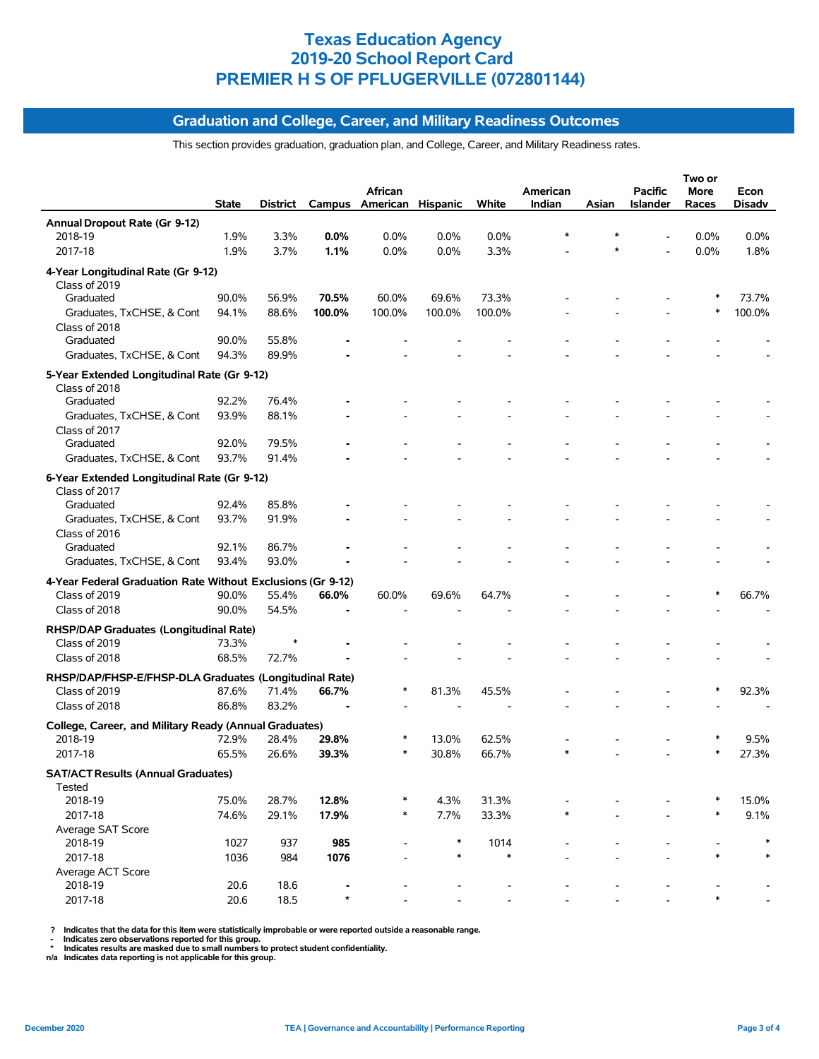# Texas Education Agency
# 2019-20 School Report Card
# PREMIER H S OF PFLUGERVILLE (072801144)

## Graduation and College, Career, and Military Readiness Outcomes

This section provides graduation, graduation plan, and College, Career, and Military Readiness rates.

| | State | District | Campus | African American | Hispanic | White | American Indian | Asian | Pacific Islander | Two or More Races | Econ Disadv |
|---|---|---|---|---|---|---|---|---|---|---|---|
| **Annual Dropout Rate (Gr 9-12)** | | | | | | | | | | | |
| 2018-19 | 1.9% | 3.3% | **0.0%** | 0.0% | 0.0% | 0.0% | * | * | - | 0.0% | 0.0% |
| 2017-18 | 1.9% | 3.7% | **1.1%** | 0.0% | 0.0% | 3.3% | - | * | - | 0.0% | 1.8% |
| **4-Year Longitudinal Rate (Gr 9-12)** | | | | | | | | | | | |
| Class of 2019 | | | | | | | | | | | |
| Graduated | 90.0% | 56.9% | **70.5%** | 60.0% | 69.6% | 73.3% | - | - | - | * | 73.7% |
| Graduates, TxCHSE, & Cont | 94.1% | 88.6% | **100.0%** | 100.0% | 100.0% | 100.0% | - | - | - | * | 100.0% |
| Class of 2018 | | | | | | | | | | | |
| Graduated | 90.0% | 55.8% | **-** | - | - | - | - | - | - | - | - |
| Graduates, TxCHSE, & Cont | 94.3% | 89.9% | **-** | - | - | - | - | - | - | - | - |
| **5-Year Extended Longitudinal Rate (Gr 9-12)** | | | | | | | | | | | |
| Class of 2018 | | | | | | | | | | | |
| Graduated | 92.2% | 76.4% | **-** | - | - | - | - | - | - | - | - |
| Graduates, TxCHSE, & Cont | 93.9% | 88.1% | **-** | - | - | - | - | - | - | - | - |
| Class of 2017 | | | | | | | | | | | |
| Graduated | 92.0% | 79.5% | **-** | - | - | - | - | - | - | - | - |
| Graduates, TxCHSE, & Cont | 93.7% | 91.4% | **-** | - | - | - | - | - | - | - | - |
| **6-Year Extended Longitudinal Rate (Gr 9-12)** | | | | | | | | | | | |
| Class of 2017 | | | | | | | | | | | |
| Graduated | 92.4% | 85.8% | **-** | - | - | - | - | - | - | - | - |
| Graduates, TxCHSE, & Cont | 93.7% | 91.9% | **-** | - | - | - | - | - | - | - | - |
| Class of 2016 | | | | | | | | | | | |
| Graduated | 92.1% | 86.7% | **-** | - | - | - | - | - | - | - | - |
| Graduates, TxCHSE, & Cont | 93.4% | 93.0% | **-** | - | - | - | - | - | - | - | - |
| **4-Year Federal Graduation Rate Without Exclusions (Gr 9-12)** | | | | | | | | | | | |
| Class of 2019 | 90.0% | 55.4% | **66.0%** | 60.0% | 69.6% | 64.7% | - | - | - | * | 66.7% |
| Class of 2018 | 90.0% | 54.5% | **-** | - | - | - | - | - | - | - | - |
| **RHSP/DAP Graduates (Longitudinal Rate)** | | | | | | | | | | | |
| Class of 2019 | 73.3% | * | **-** | - | - | - | - | - | - | - | - |
| Class of 2018 | 68.5% | 72.7% | **-** | - | - | - | - | - | - | - | - |
| **RHSP/DAP/FHSP-E/FHSP-DLA Graduates (Longitudinal Rate)** | | | | | | | | | | | |
| Class of 2019 | 87.6% | 71.4% | **66.7%** | * | 81.3% | 45.5% | - | - | - | * | 92.3% |
| Class of 2018 | 86.8% | 83.2% | **-** | - | - | - | - | - | - | - | - |
| **College, Career, and Military Ready (Annual Graduates)** | | | | | | | | | | | |
| 2018-19 | 72.9% | 28.4% | **29.8%** | * | 13.0% | 62.5% | - | - | - | * | 9.5% |
| 2017-18 | 65.5% | 26.6% | **39.3%** | * | 30.8% | 66.7% | * | - | - | * | 27.3% |
| **SAT/ACT Results (Annual Graduates)** | | | | | | | | | | | |
| Tested | | | | | | | | | | | |
| 2018-19 | 75.0% | 28.7% | **12.8%** | * | 4.3% | 31.3% | - | - | - | * | 15.0% |
| 2017-18 | 74.6% | 29.1% | **17.9%** | * | 7.7% | 33.3% | * | - | - | * | 9.1% |
| Average SAT Score | | | | | | | | | | | |
| 2018-19 | 1027 | 937 | **985** | - | * | 1014 | - | - | - | - | * |
| 2017-18 | 1036 | 984 | **1076** | - | * | * | - | - | - | * | * |
| Average ACT Score | | | | | | | | | | | |
| 2018-19 | 20.6 | 18.6 | **-** | - | - | - | - | - | - | - | - |
| 2017-18 | 20.6 | 18.5 | ***** | - | - | - | - | - | - | * | - |

? Indicates that the data for this item were statistically improbable or were reported outside a reasonable range.
- Indicates zero observations reported for this group.
* Indicates results are masked due to small numbers to protect student confidentiality.
n/a Indicates data reporting is not applicable for this group.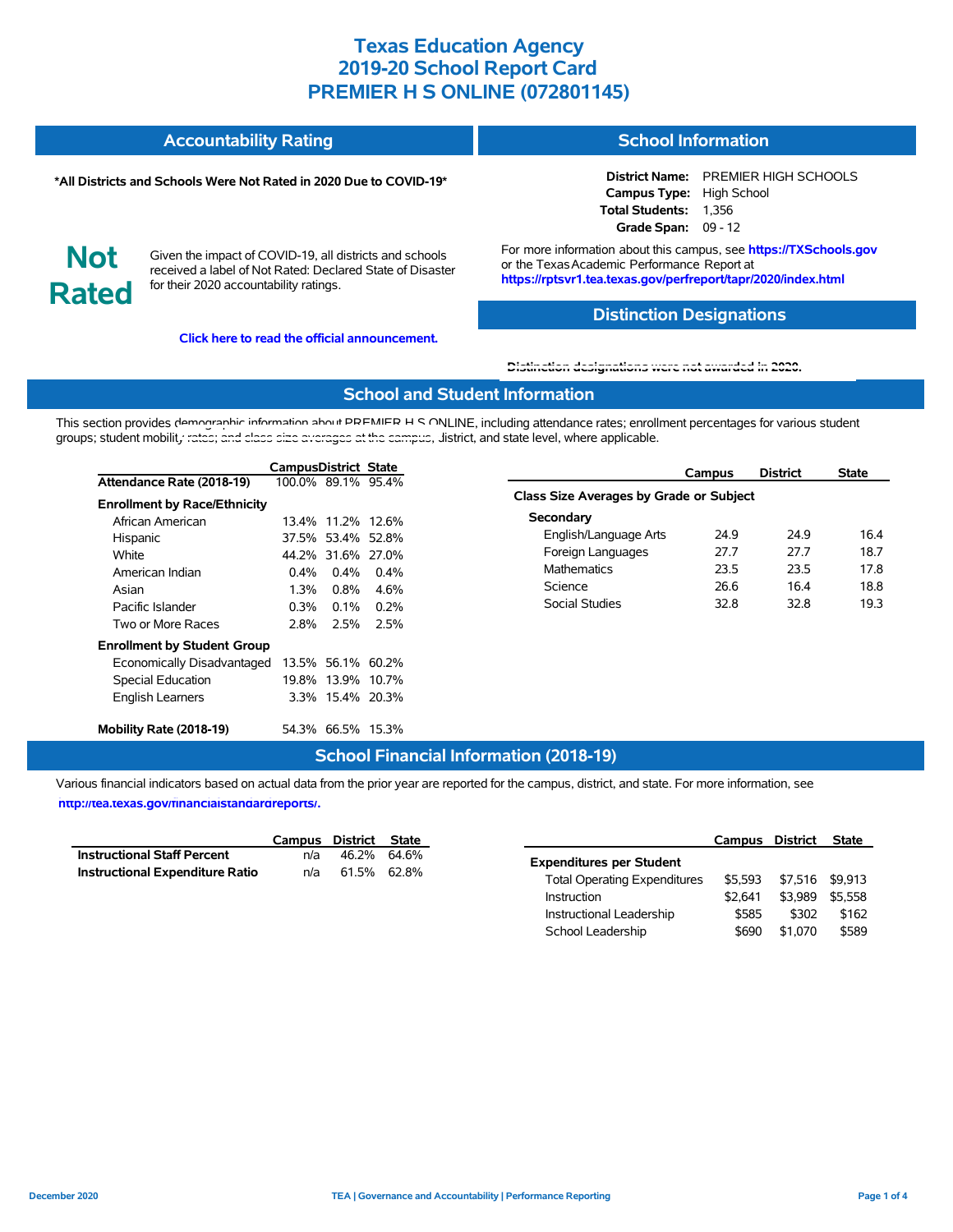# Texas Education Agency
# 2019-20 School Report Card
# PREMIER H S ONLINE (072801145)

## Accountability Rating

**\*All Districts and Schools Were Not Rated in 2020 Due to COVID-19\***

**Not Rated**

Given the impact of COVID-19, all districts and schools received a label of Not Rated: Declared State of Disaster for their 2020 accountability ratings.

**Click here to read the official announcement.**

## School Information

**District Name:** PREMIER HIGH SCHOOLS
**Campus Type:** High School
**Total Students:** 1,356
**Grade Span:** 09 - 12

For more information about this campus, see **https://TXSchools.gov** or the Texas Academic Performance Report at **https://rptsvr1.tea.texas.gov/perfreport/tapr/2020/index.html**

## Distinction Designations

**Distinction designations were not awarded in 2020.**

## School and Student Information

This section provides demographic information about PREMIER H S ONLINE, including attendance rates; enrollment percentages for various student groups; student mobility rates; and class size averages at the campus, district, and state level, where applicable.

| | Campus | District | State |
|---|---|---|---|
| **Attendance Rate (2018-19)** | 100.0% | 89.1% | 95.4% |
| **Enrollment by Race/Ethnicity** | | | |
| African American | 13.4% | 11.2% | 12.6% |
| Hispanic | 37.5% | 53.4% | 52.8% |
| White | 44.2% | 31.6% | 27.0% |
| American Indian | 0.4% | 0.4% | 0.4% |
| Asian | 1.3% | 0.8% | 4.6% |
| Pacific Islander | 0.3% | 0.1% | 0.2% |
| Two or More Races | 2.8% | 2.5% | 2.5% |
| **Enrollment by Student Group** | | | |
| Economically Disadvantaged | 13.5% | 56.1% | 60.2% |
| Special Education | 19.8% | 13.9% | 10.7% |
| English Learners | 3.3% | 15.4% | 20.3% |
| **Mobility Rate (2018-19)** | 54.3% | 66.5% | 15.3% |

| | Campus | District | State |
|---|---|---|---|
| **Class Size Averages by Grade or Subject** | | | |
| **Secondary** | | | |
| English/Language Arts | 24.9 | 24.9 | 16.4 |
| Foreign Languages | 27.7 | 27.7 | 18.7 |
| Mathematics | 23.5 | 23.5 | 17.8 |
| Science | 26.6 | 16.4 | 18.8 |
| Social Studies | 32.8 | 32.8 | 19.3 |

## School Financial Information (2018-19)

Various financial indicators based on actual data from the prior year are reported for the campus, district, and state. For more information, see **http://tea.texas.gov/financialstandardreports/.**

| | Campus | District | State |
|---|---|---|---|
| **Instructional Staff Percent** | n/a | 46.2% | 64.6% |
| **Instructional Expenditure Ratio** | n/a | 61.5% | 62.8% |

| | Campus | District | State |
|---|---|---|---|
| **Expenditures per Student** | | | |
| Total Operating Expenditures | $5,593 | $7,516 | $9,913 |
| Instruction | $2,641 | $3,989 | $5,558 |
| Instructional Leadership | $585 | $302 | $162 |
| School Leadership | $690 | $1,070 | $589 |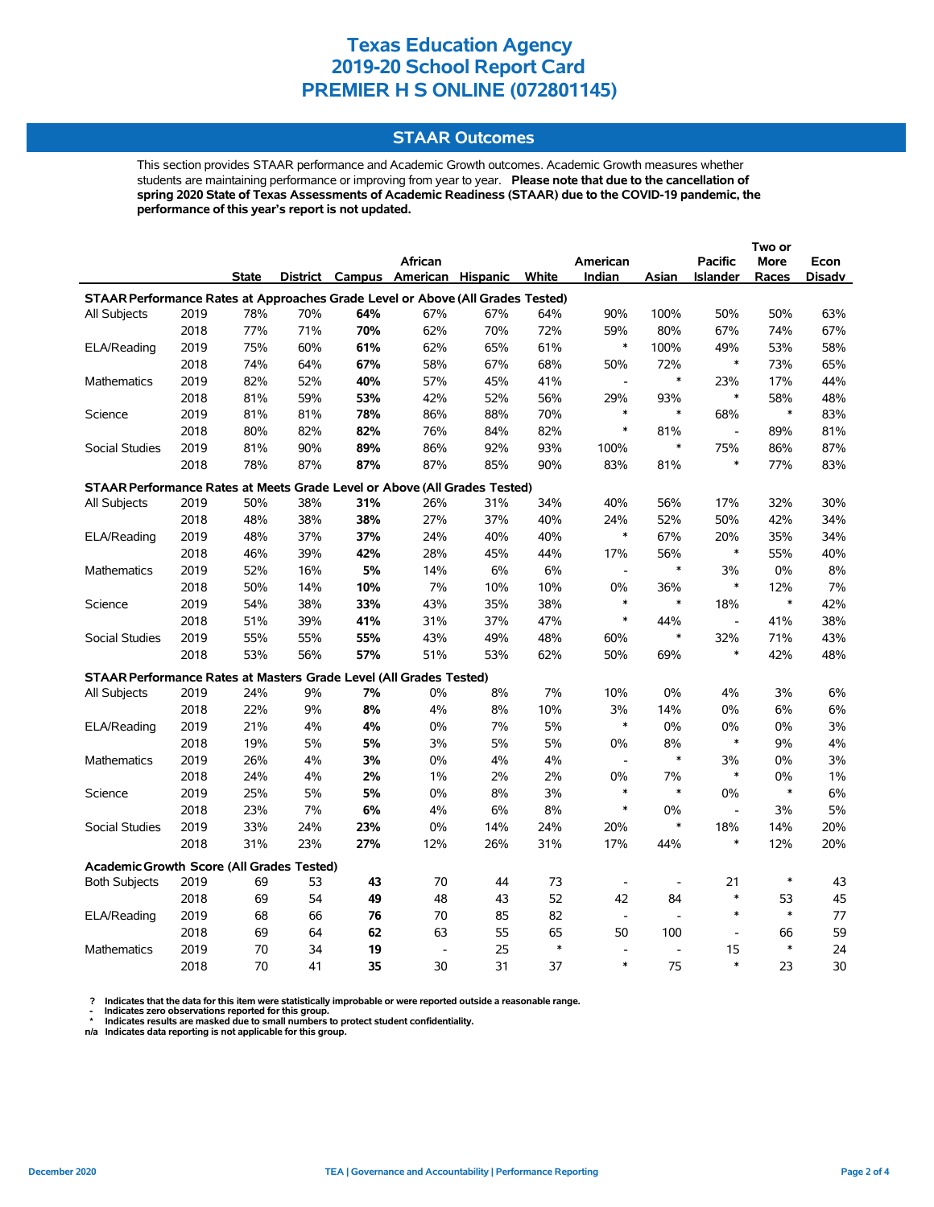# Texas Education Agency
# 2019-20 School Report Card
# PREMIER H S ONLINE (072801145)

## STAAR Outcomes

This section provides STAAR performance and Academic Growth outcomes. Academic Growth measures whether students are maintaining performance or improving from year to year. **Please note that due to the cancellation of spring 2020 State of Texas Assessments of Academic Readiness (STAAR) due to the COVID-19 pandemic, the performance of this year's report is not updated.**

| | | State | District | Campus | African American | Hispanic | White | American Indian | Asian | Pacific Islander | Two or More Races | Econ Disadv |
|---|---|---|---|---|---|---|---|---|---|---|---|---|
| **STAAR Performance Rates at Approaches Grade Level or Above (All Grades Tested)** | | | | | | | | | | | | |
| All Subjects | 2019 | 78% | 70% | **64%** | 67% | 67% | 64% | 90% | 100% | 50% | 50% | 63% |
| | 2018 | 77% | 71% | **70%** | 62% | 70% | 72% | 59% | 80% | 67% | 74% | 67% |
| ELA/Reading | 2019 | 75% | 60% | **61%** | 62% | 65% | 61% | * | 100% | 49% | 53% | 58% |
| | 2018 | 74% | 64% | **67%** | 58% | 67% | 68% | 50% | 72% | * | 73% | 65% |
| Mathematics | 2019 | 82% | 52% | **40%** | 57% | 45% | 41% | - | * | 23% | 17% | 44% |
| | 2018 | 81% | 59% | **53%** | 42% | 52% | 56% | 29% | 93% | * | 58% | 48% |
| Science | 2019 | 81% | 81% | **78%** | 86% | 88% | 70% | * | * | 68% | * | 83% |
| | 2018 | 80% | 82% | **82%** | 76% | 84% | 82% | * | 81% | - | 89% | 81% |
| Social Studies | 2019 | 81% | 90% | **89%** | 86% | 92% | 93% | 100% | * | 75% | 86% | 87% |
| | 2018 | 78% | 87% | **87%** | 87% | 85% | 90% | 83% | 81% | * | 77% | 83% |
| **STAAR Performance Rates at Meets Grade Level or Above (All Grades Tested)** | | | | | | | | | | | | |
| All Subjects | 2019 | 50% | 38% | **31%** | 26% | 31% | 34% | 40% | 56% | 17% | 32% | 30% |
| | 2018 | 48% | 38% | **38%** | 27% | 37% | 40% | 24% | 52% | 50% | 42% | 34% |
| ELA/Reading | 2019 | 48% | 37% | **37%** | 24% | 40% | 40% | * | 67% | 20% | 35% | 34% |
| | 2018 | 46% | 39% | **42%** | 28% | 45% | 44% | 17% | 56% | * | 55% | 40% |
| Mathematics | 2019 | 52% | 16% | **5%** | 14% | 6% | 6% | - | * | 3% | 0% | 8% |
| | 2018 | 50% | 14% | **10%** | 7% | 10% | 10% | 0% | 36% | * | 12% | 7% |
| Science | 2019 | 54% | 38% | **33%** | 43% | 35% | 38% | * | * | 18% | * | 42% |
| | 2018 | 51% | 39% | **41%** | 31% | 37% | 47% | * | 44% | - | 41% | 38% |
| Social Studies | 2019 | 55% | 55% | **55%** | 43% | 49% | 48% | 60% | * | 32% | 71% | 43% |
| | 2018 | 53% | 56% | **57%** | 51% | 53% | 62% | 50% | 69% | * | 42% | 48% |
| **STAAR Performance Rates at Masters Grade Level (All Grades Tested)** | | | | | | | | | | | | |
| All Subjects | 2019 | 24% | 9% | **7%** | 0% | 8% | 7% | 10% | 0% | 4% | 3% | 6% |
| | 2018 | 22% | 9% | **8%** | 4% | 8% | 10% | 3% | 14% | 0% | 6% | 6% |
| ELA/Reading | 2019 | 21% | 4% | **4%** | 0% | 7% | 5% | * | 0% | 0% | 0% | 3% |
| | 2018 | 19% | 5% | **5%** | 3% | 5% | 5% | 0% | 8% | * | 9% | 4% |
| Mathematics | 2019 | 26% | 4% | **3%** | 0% | 4% | 4% | - | * | 3% | 0% | 3% |
| | 2018 | 24% | 4% | **2%** | 1% | 2% | 2% | 0% | 7% | * | 0% | 1% |
| Science | 2019 | 25% | 5% | **5%** | 0% | 8% | 3% | * | * | 0% | * | 6% |
| | 2018 | 23% | 7% | **6%** | 4% | 6% | 8% | * | 0% | - | 3% | 5% |
| Social Studies | 2019 | 33% | 24% | **23%** | 0% | 14% | 24% | 20% | * | 18% | 14% | 20% |
| | 2018 | 31% | 23% | **27%** | 12% | 26% | 31% | 17% | 44% | * | 12% | 20% |
| **Academic Growth Score (All Grades Tested)** | | | | | | | | | | | | |
| Both Subjects | 2019 | 69 | 53 | **43** | 70 | 44 | 73 | - | - | 21 | * | 43 |
| | 2018 | 69 | 54 | **49** | 48 | 43 | 52 | 42 | 84 | * | 53 | 45 |
| ELA/Reading | 2019 | 68 | 66 | **76** | 70 | 85 | 82 | - | - | * | * | 77 |
| | 2018 | 69 | 64 | **62** | 63 | 55 | 65 | 50 | 100 | - | 66 | 59 |
| Mathematics | 2019 | 70 | 34 | **19** | - | 25 | * | - | - | 15 | * | 24 |
| | 2018 | 70 | 41 | **35** | 30 | 31 | 37 | * | 75 | * | 23 | 30 |

? Indicates that the data for this item were statistically improbable or were reported outside a reasonable range.
- Indicates zero observations reported for this group.
* Indicates results are masked due to small numbers to protect student confidentiality.
n/a Indicates data reporting is not applicable for this group.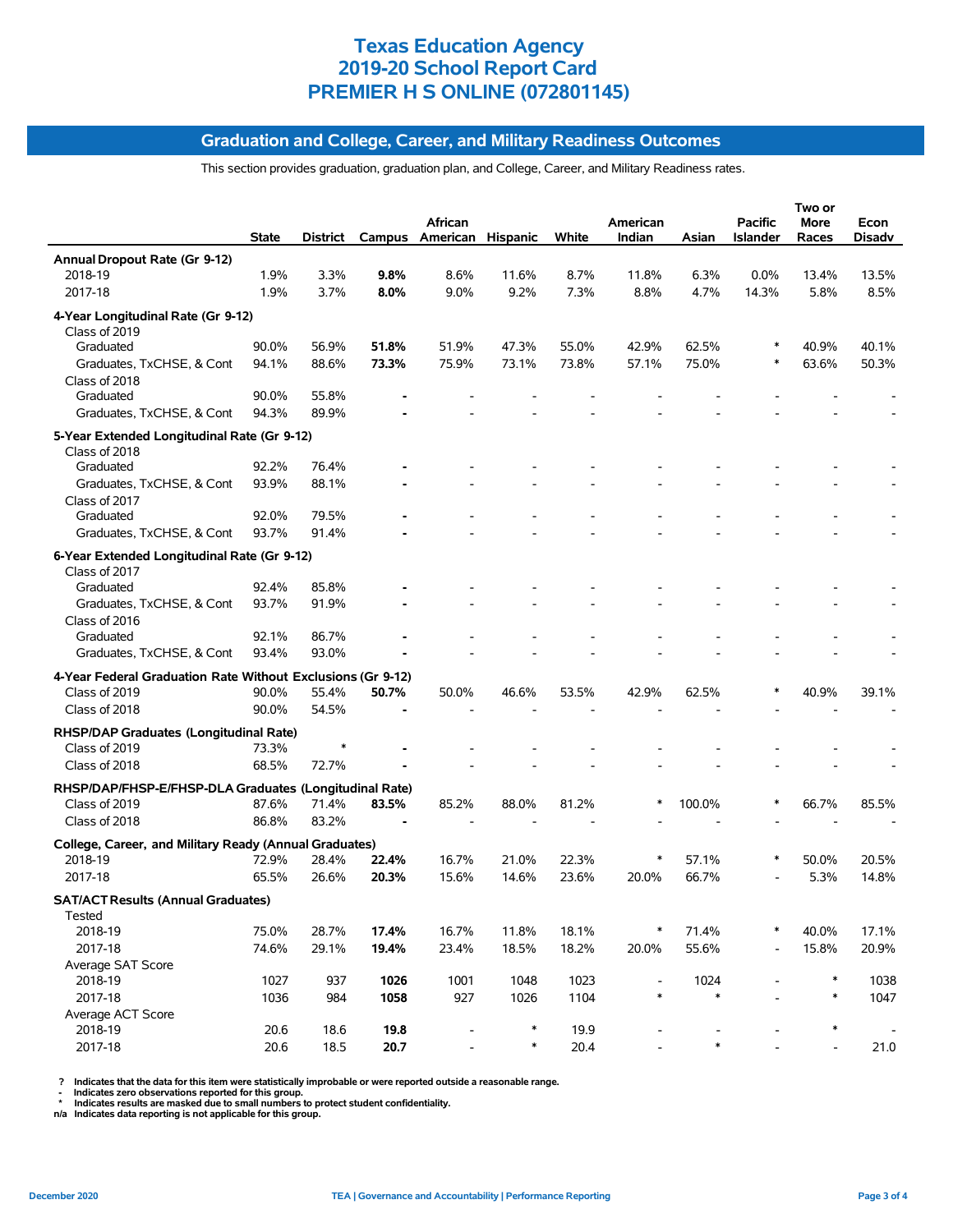# Texas Education Agency
# 2019-20 School Report Card
# PREMIER H S ONLINE (072801145)

## Graduation and College, Career, and Military Readiness Outcomes

This section provides graduation, graduation plan, and College, Career, and Military Readiness rates.

| | State | District | Campus | African American | Hispanic | White | American Indian | Asian | Pacific Islander | Two or More Races | Econ Disadv |
|---|---|---|---|---|---|---|---|---|---|---|---|
| **Annual Dropout Rate (Gr 9-12)** | | | | | | | | | | | |
| 2018-19 | 1.9% | 3.3% | **9.8%** | 8.6% | 11.6% | 8.7% | 11.8% | 6.3% | 0.0% | 13.4% | 13.5% |
| 2017-18 | 1.9% | 3.7% | **8.0%** | 9.0% | 9.2% | 7.3% | 8.8% | 4.7% | 14.3% | 5.8% | 8.5% |
| **4-Year Longitudinal Rate (Gr 9-12)** | | | | | | | | | | | |
| Class of 2019 | | | | | | | | | | | |
| Graduated | 90.0% | 56.9% | **51.8%** | 51.9% | 47.3% | 55.0% | 42.9% | 62.5% | * | 40.9% | 40.1% |
| Graduates, TxCHSE, & Cont | 94.1% | 88.6% | **73.3%** | 75.9% | 73.1% | 73.8% | 57.1% | 75.0% | * | 63.6% | 50.3% |
| Class of 2018 | | | | | | | | | | | |
| Graduated | 90.0% | 55.8% | **-** | - | - | - | - | - | - | - | - |
| Graduates, TxCHSE, & Cont | 94.3% | 89.9% | **-** | - | - | - | - | - | - | - | - |
| **5-Year Extended Longitudinal Rate (Gr 9-12)** | | | | | | | | | | | |
| Class of 2018 | | | | | | | | | | | |
| Graduated | 92.2% | 76.4% | **-** | - | - | - | - | - | - | - | - |
| Graduates, TxCHSE, & Cont | 93.9% | 88.1% | **-** | - | - | - | - | - | - | - | - |
| Class of 2017 | | | | | | | | | | | |
| Graduated | 92.0% | 79.5% | **-** | - | - | - | - | - | - | - | - |
| Graduates, TxCHSE, & Cont | 93.7% | 91.4% | **-** | - | - | - | - | - | - | - | - |
| **6-Year Extended Longitudinal Rate (Gr 9-12)** | | | | | | | | | | | |
| Class of 2017 | | | | | | | | | | | |
| Graduated | 92.4% | 85.8% | **-** | - | - | - | - | - | - | - | - |
| Graduates, TxCHSE, & Cont | 93.7% | 91.9% | **-** | - | - | - | - | - | - | - | - |
| Class of 2016 | | | | | | | | | | | |
| Graduated | 92.1% | 86.7% | **-** | - | - | - | - | - | - | - | - |
| Graduates, TxCHSE, & Cont | 93.4% | 93.0% | **-** | - | - | - | - | - | - | - | - |
| **4-Year Federal Graduation Rate Without Exclusions (Gr 9-12)** | | | | | | | | | | | |
| Class of 2019 | 90.0% | 55.4% | **50.7%** | 50.0% | 46.6% | 53.5% | 42.9% | 62.5% | * | 40.9% | 39.1% |
| Class of 2018 | 90.0% | 54.5% | **-** | - | - | - | - | - | - | - | - |
| **RHSP/DAP Graduates (Longitudinal Rate)** | | | | | | | | | | | |
| Class of 2019 | 73.3% | * | **-** | - | - | - | - | - | - | - | - |
| Class of 2018 | 68.5% | 72.7% | **-** | - | - | - | - | - | - | - | - |
| **RHSP/DAP/FHSP-E/FHSP-DLA Graduates (Longitudinal Rate)** | | | | | | | | | | | |
| Class of 2019 | 87.6% | 71.4% | **83.5%** | 85.2% | 88.0% | 81.2% | * | 100.0% | * | 66.7% | 85.5% |
| Class of 2018 | 86.8% | 83.2% | **-** | - | - | - | - | - | - | - | - |
| **College, Career, and Military Ready (Annual Graduates)** | | | | | | | | | | | |
| 2018-19 | 72.9% | 28.4% | **22.4%** | 16.7% | 21.0% | 22.3% | * | 57.1% | * | 50.0% | 20.5% |
| 2017-18 | 65.5% | 26.6% | **20.3%** | 15.6% | 14.6% | 23.6% | 20.0% | 66.7% | - | 5.3% | 14.8% |
| **SAT/ACT Results (Annual Graduates)** | | | | | | | | | | | |
| Tested | | | | | | | | | | | |
| 2018-19 | 75.0% | 28.7% | **17.4%** | 16.7% | 11.8% | 18.1% | * | 71.4% | * | 40.0% | 17.1% |
| 2017-18 | 74.6% | 29.1% | **19.4%** | 23.4% | 18.5% | 18.2% | 20.0% | 55.6% | - | 15.8% | 20.9% |
| Average SAT Score | | | | | | | | | | | |
| 2018-19 | 1027 | 937 | **1026** | 1001 | 1048 | 1023 | - | 1024 | - | * | 1038 |
| 2017-18 | 1036 | 984 | **1058** | 927 | 1026 | 1104 | * | * | - | * | 1047 |
| Average ACT Score | | | | | | | | | | | |
| 2018-19 | 20.6 | 18.6 | **19.8** | - | * | 19.9 | - | - | - | * | - |
| 2017-18 | 20.6 | 18.5 | **20.7** | - | * | 20.4 | - | * | - | - | 21.0 |

**?** Indicates that the data for this item were statistically improbable or were reported outside a reasonable range.
**-** Indicates zero observations reported for this group.
**\*** Indicates results are masked due to small numbers to protect student confidentiality.
**n/a** Indicates data reporting is not applicable for this group.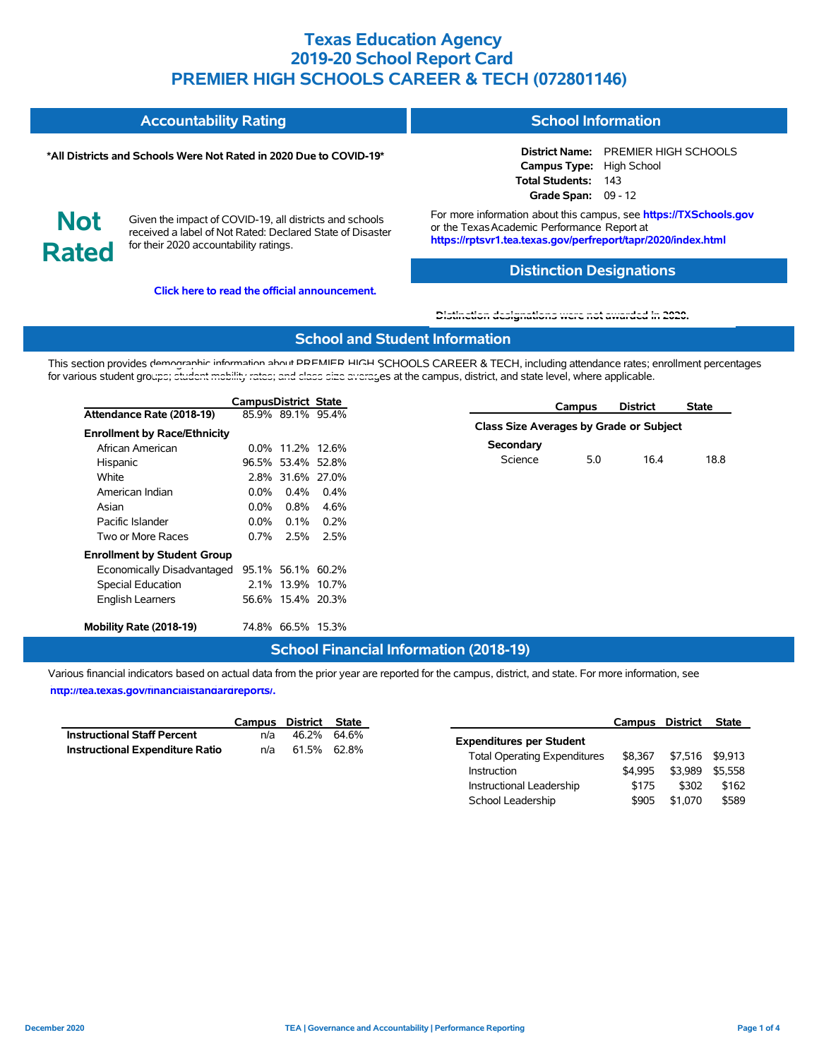# Texas Education Agency
# 2019-20 School Report Card
# PREMIER HIGH SCHOOLS CAREER & TECH (072801146)

## Accountability Rating

**\*All Districts and Schools Were Not Rated in 2020 Due to COVID-19\***

**Not Rated**

Given the impact of COVID-19, all districts and schools received a label of Not Rated: Declared State of Disaster for their 2020 accountability ratings.

**Click here to read the official announcement.**

## School Information

**District Name:** PREMIER HIGH SCHOOLS
**Campus Type:** High School
**Total Students:** 143
**Grade Span:** 09 - 12

For more information about this campus, see **https://TXSchools.gov** or the Texas Academic Performance Report at **https://rptsvr1.tea.texas.gov/perfreport/tapr/2020/index.html**

## Distinction Designations

Distinction designations were not awarded in 2020.

## School and Student Information

This section provides demographic information about PREMIER HIGH SCHOOLS CAREER & TECH, including attendance rates; enrollment percentages for various student groups; student mobility rates; and class size averages at the campus, district, and state level, where applicable.

| | Campus | District | State |
|---|---|---|---|
| **Attendance Rate (2018-19)** | 85.9% | 89.1% | 95.4% |
| **Enrollment by Race/Ethnicity** | | | |
| African American | 0.0% | 11.2% | 12.6% |
| Hispanic | 96.5% | 53.4% | 52.8% |
| White | 2.8% | 31.6% | 27.0% |
| American Indian | 0.0% | 0.4% | 0.4% |
| Asian | 0.0% | 0.8% | 4.6% |
| Pacific Islander | 0.0% | 0.1% | 0.2% |
| Two or More Races | 0.7% | 2.5% | 2.5% |
| **Enrollment by Student Group** | | | |
| Economically Disadvantaged | 95.1% | 56.1% | 60.2% |
| Special Education | 2.1% | 13.9% | 10.7% |
| English Learners | 56.6% | 15.4% | 20.3% |
| **Mobility Rate (2018-19)** | 74.8% | 66.5% | 15.3% |

| | Campus | District | State |
|---|---|---|---|
| **Class Size Averages by Grade or Subject** | | | |
| **Secondary** | | | |
| Science | 5.0 | 16.4 | 18.8 |

## School Financial Information (2018-19)

Various financial indicators based on actual data from the prior year are reported for the campus, district, and state. For more information, see **http://tea.texas.gov/financialstandardreports/.**

| | Campus | District | State |
|---|---|---|---|
| **Instructional Staff Percent** | n/a | 46.2% | 64.6% |
| **Instructional Expenditure Ratio** | n/a | 61.5% | 62.8% |

| | Campus | District | State |
|---|---|---|---|
| **Expenditures per Student** | | | |
| Total Operating Expenditures | $8,367 | $7,516 | $9,913 |
| Instruction | $4,995 | $3,989 | $5,558 |
| Instructional Leadership | $175 | $302 | $162 |
| School Leadership | $905 | $1,070 | $589 |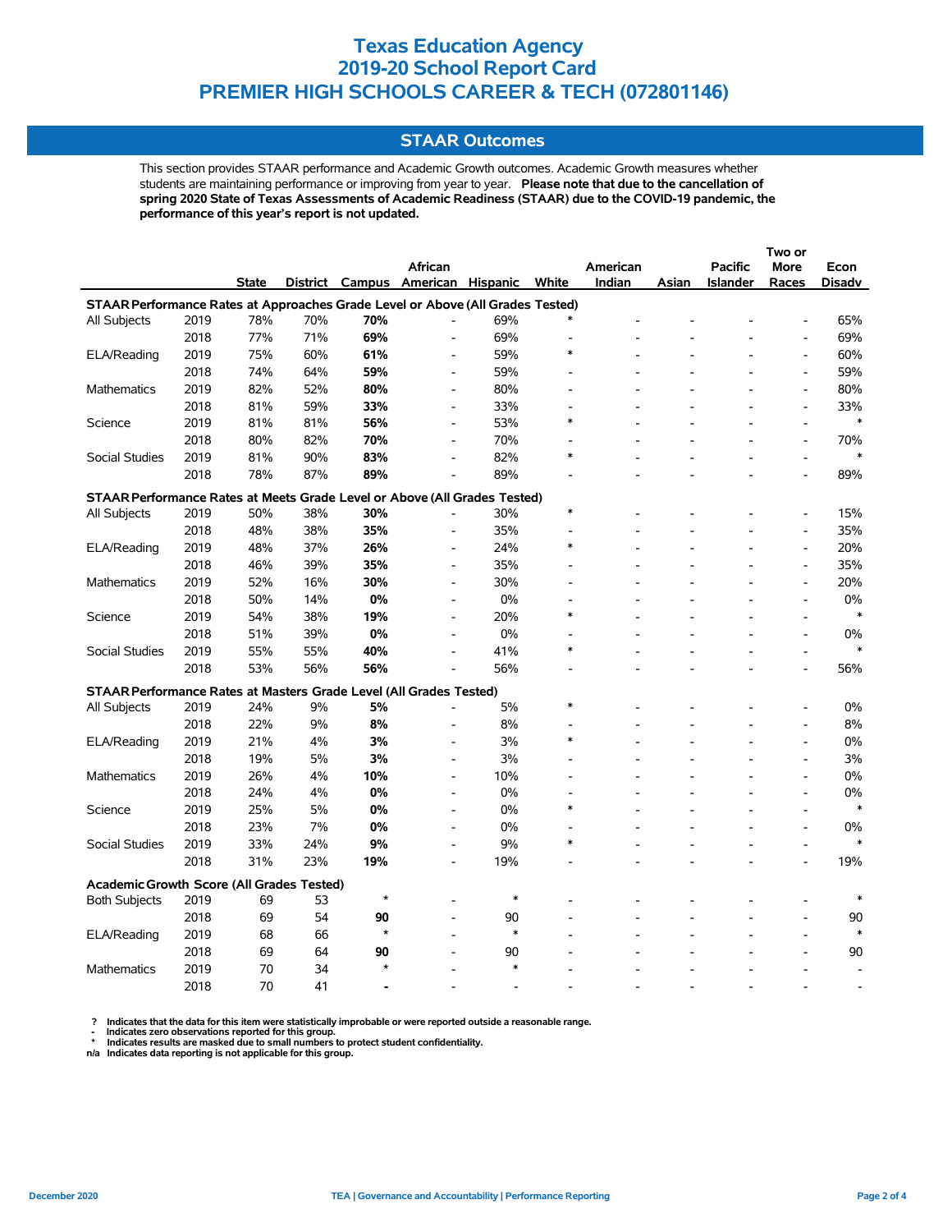# Texas Education Agency
# 2019-20 School Report Card
# PREMIER HIGH SCHOOLS CAREER & TECH (072801146)

## STAAR Outcomes

This section provides STAAR performance and Academic Growth outcomes. Academic Growth measures whether students are maintaining performance or improving from year to year. **Please note that due to the cancellation of spring 2020 State of Texas Assessments of Academic Readiness (STAAR) due to the COVID-19 pandemic, the performance of this year's report is not updated.**

| | | State | District | Campus | African American | Hispanic | White | American Indian | Asian | Pacific Islander | Two or More Races | Econ Disadv |
|---|---|---|---|---|---|---|---|---|---|---|---|---|
| **STAAR Performance Rates at Approaches Grade Level or Above (All Grades Tested)** | | | | | | | | | | | | |
| All Subjects | 2019 | 78% | 70% | **70%** | - | 69% | * | - | - | - | - | 65% |
| | 2018 | 77% | 71% | **69%** | - | 69% | - | - | - | - | - | 69% |
| ELA/Reading | 2019 | 75% | 60% | **61%** | - | 59% | * | - | - | - | - | 60% |
| | 2018 | 74% | 64% | **59%** | - | 59% | - | - | - | - | - | 59% |
| Mathematics | 2019 | 82% | 52% | **80%** | - | 80% | - | - | - | - | - | 80% |
| | 2018 | 81% | 59% | **33%** | - | 33% | - | - | - | - | - | 33% |
| Science | 2019 | 81% | 81% | **56%** | - | 53% | * | - | - | - | - | * |
| | 2018 | 80% | 82% | **70%** | - | 70% | - | - | - | - | - | 70% |
| Social Studies | 2019 | 81% | 90% | **83%** | - | 82% | * | - | - | - | - | * |
| | 2018 | 78% | 87% | **89%** | - | 89% | - | - | - | - | - | 89% |
| **STAAR Performance Rates at Meets Grade Level or Above (All Grades Tested)** | | | | | | | | | | | | |
| All Subjects | 2019 | 50% | 38% | **30%** | - | 30% | * | - | - | - | - | 15% |
| | 2018 | 48% | 38% | **35%** | - | 35% | - | - | - | - | - | 35% |
| ELA/Reading | 2019 | 48% | 37% | **26%** | - | 24% | * | - | - | - | - | 20% |
| | 2018 | 46% | 39% | **35%** | - | 35% | - | - | - | - | - | 35% |
| Mathematics | 2019 | 52% | 16% | **30%** | - | 30% | - | - | - | - | - | 20% |
| | 2018 | 50% | 14% | **0%** | - | 0% | - | - | - | - | - | 0% |
| Science | 2019 | 54% | 38% | **19%** | - | 20% | * | - | - | - | - | * |
| | 2018 | 51% | 39% | **0%** | - | 0% | - | - | - | - | - | 0% |
| Social Studies | 2019 | 55% | 55% | **40%** | - | 41% | * | - | - | - | - | * |
| | 2018 | 53% | 56% | **56%** | - | 56% | - | - | - | - | - | 56% |
| **STAAR Performance Rates at Masters Grade Level (All Grades Tested)** | | | | | | | | | | | | |
| All Subjects | 2019 | 24% | 9% | **5%** | - | 5% | * | - | - | - | - | 0% |
| | 2018 | 22% | 9% | **8%** | - | 8% | - | - | - | - | - | 8% |
| ELA/Reading | 2019 | 21% | 4% | **3%** | - | 3% | * | - | - | - | - | 0% |
| | 2018 | 19% | 5% | **3%** | - | 3% | - | - | - | - | - | 3% |
| Mathematics | 2019 | 26% | 4% | **10%** | - | 10% | - | - | - | - | - | 0% |
| | 2018 | 24% | 4% | **0%** | - | 0% | - | - | - | - | - | 0% |
| Science | 2019 | 25% | 5% | **0%** | - | 0% | * | - | - | - | - | * |
| | 2018 | 23% | 7% | **0%** | - | 0% | - | - | - | - | - | 0% |
| Social Studies | 2019 | 33% | 24% | **9%** | - | 9% | * | - | - | - | - | * |
| | 2018 | 31% | 23% | **19%** | - | 19% | - | - | - | - | - | 19% |
| **Academic Growth Score (All Grades Tested)** | | | | | | | | | | | | |
| Both Subjects | 2019 | 69 | 53 | * | - | * | - | - | - | - | - | * |
| | 2018 | 69 | 54 | **90** | - | 90 | - | - | - | - | - | 90 |
| ELA/Reading | 2019 | 68 | 66 | * | - | * | - | - | - | - | - | * |
| | 2018 | 69 | 64 | **90** | - | 90 | - | - | - | - | - | 90 |
| Mathematics | 2019 | 70 | 34 | * | - | * | - | - | - | - | - | - |
| | 2018 | 70 | 41 | **-** | - | - | - | - | - | - | - | - |

? Indicates that the data for this item were statistically improbable or were reported outside a reasonable range.
- Indicates zero observations reported for this group.
* Indicates results are masked due to small numbers to protect student confidentiality.
n/a Indicates data reporting is not applicable for this group.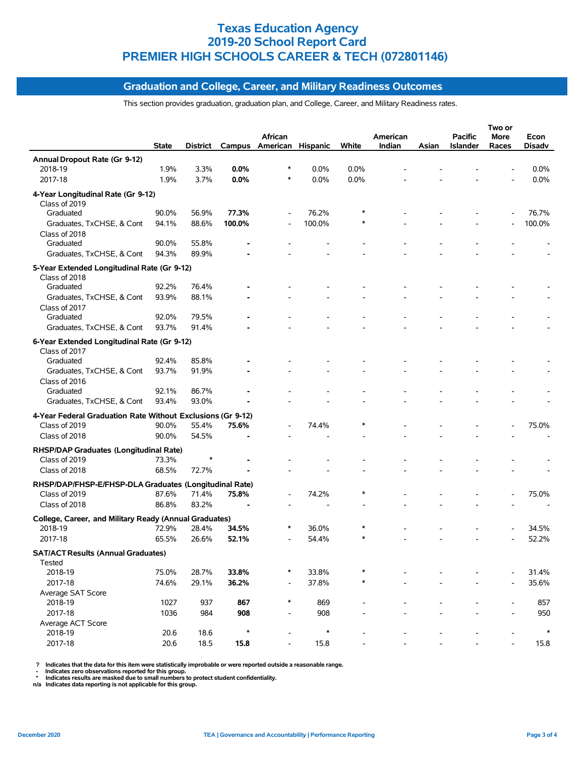# Texas Education Agency
# 2019-20 School Report Card
# PREMIER HIGH SCHOOLS CAREER & TECH (072801146)

## Graduation and College, Career, and Military Readiness Outcomes

This section provides graduation, graduation plan, and College, Career, and Military Readiness rates.

| | State | District | Campus | African American | Hispanic | White | American Indian | Asian | Pacific Islander | Two or More Races | Econ Disadv |
|---|---|---|---|---|---|---|---|---|---|---|---|
| **Annual Dropout Rate (Gr 9-12)** | | | | | | | | | | | |
| 2018-19 | 1.9% | 3.3% | **0.0%** | * | 0.0% | 0.0% | - | - | - | - | 0.0% |
| 2017-18 | 1.9% | 3.7% | **0.0%** | * | 0.0% | 0.0% | - | - | - | - | 0.0% |
| **4-Year Longitudinal Rate (Gr 9-12)** | | | | | | | | | | | |
| Class of 2019 | | | | | | | | | | | |
| Graduated | 90.0% | 56.9% | **77.3%** | - | 76.2% | * | - | - | - | - | 76.7% |
| Graduates, TxCHSE, & Cont | 94.1% | 88.6% | **100.0%** | - | 100.0% | * | - | - | - | - | 100.0% |
| Class of 2018 | | | | | | | | | | | |
| Graduated | 90.0% | 55.8% | **-** | - | - | - | - | - | - | - | - |
| Graduates, TxCHSE, & Cont | 94.3% | 89.9% | **-** | - | - | - | - | - | - | - | - |
| **5-Year Extended Longitudinal Rate (Gr 9-12)** | | | | | | | | | | | |
| Class of 2018 | | | | | | | | | | | |
| Graduated | 92.2% | 76.4% | **-** | - | - | - | - | - | - | - | - |
| Graduates, TxCHSE, & Cont | 93.9% | 88.1% | **-** | - | - | - | - | - | - | - | - |
| Class of 2017 | | | | | | | | | | | |
| Graduated | 92.0% | 79.5% | **-** | - | - | - | - | - | - | - | - |
| Graduates, TxCHSE, & Cont | 93.7% | 91.4% | **-** | - | - | - | - | - | - | - | - |
| **6-Year Extended Longitudinal Rate (Gr 9-12)** | | | | | | | | | | | |
| Class of 2017 | | | | | | | | | | | |
| Graduated | 92.4% | 85.8% | **-** | - | - | - | - | - | - | - | - |
| Graduates, TxCHSE, & Cont | 93.7% | 91.9% | **-** | - | - | - | - | - | - | - | - |
| Class of 2016 | | | | | | | | | | | |
| Graduated | 92.1% | 86.7% | **-** | - | - | - | - | - | - | - | - |
| Graduates, TxCHSE, & Cont | 93.4% | 93.0% | **-** | - | - | - | - | - | - | - | - |
| **4-Year Federal Graduation Rate Without Exclusions (Gr 9-12)** | | | | | | | | | | | |
| Class of 2019 | 90.0% | 55.4% | **75.6%** | - | 74.4% | * | - | - | - | - | 75.0% |
| Class of 2018 | 90.0% | 54.5% | **-** | - | - | - | - | - | - | - | - |
| **RHSP/DAP Graduates (Longitudinal Rate)** | | | | | | | | | | | |
| Class of 2019 | 73.3% | * | **-** | - | - | - | - | - | - | - | - |
| Class of 2018 | 68.5% | 72.7% | **-** | - | - | - | - | - | - | - | - |
| **RHSP/DAP/FHSP-E/FHSP-DLA Graduates (Longitudinal Rate)** | | | | | | | | | | | |
| Class of 2019 | 87.6% | 71.4% | **75.8%** | - | 74.2% | * | - | - | - | - | 75.0% |
| Class of 2018 | 86.8% | 83.2% | **-** | - | - | - | - | - | - | - | - |
| **College, Career, and Military Ready (Annual Graduates)** | | | | | | | | | | | |
| 2018-19 | 72.9% | 28.4% | **34.5%** | * | 36.0% | * | - | - | - | - | 34.5% |
| 2017-18 | 65.5% | 26.6% | **52.1%** | - | 54.4% | * | - | - | - | - | 52.2% |
| **SAT/ACT Results (Annual Graduates)** | | | | | | | | | | | |
| Tested | | | | | | | | | | | |
| 2018-19 | 75.0% | 28.7% | **33.8%** | * | 33.8% | * | - | - | - | - | 31.4% |
| 2017-18 | 74.6% | 29.1% | **36.2%** | - | 37.8% | * | - | - | - | - | 35.6% |
| Average SAT Score | | | | | | | | | | | |
| 2018-19 | 1027 | 937 | **867** | * | 869 | - | - | - | - | - | 857 |
| 2017-18 | 1036 | 984 | **908** | - | 908 | - | - | - | - | - | 950 |
| Average ACT Score | | | | | | | | | | | |
| 2018-19 | 20.6 | 18.6 | ***** | - | * | - | - | - | - | - | * |
| 2017-18 | 20.6 | 18.5 | **15.8** | - | 15.8 | - | - | - | - | - | 15.8 |

? Indicates that the data for this item were statistically improbable or were reported outside a reasonable range.
- Indicates zero observations reported for this group.
* Indicates results are masked due to small numbers to protect student confidentiality.
n/a Indicates data reporting is not applicable for this group.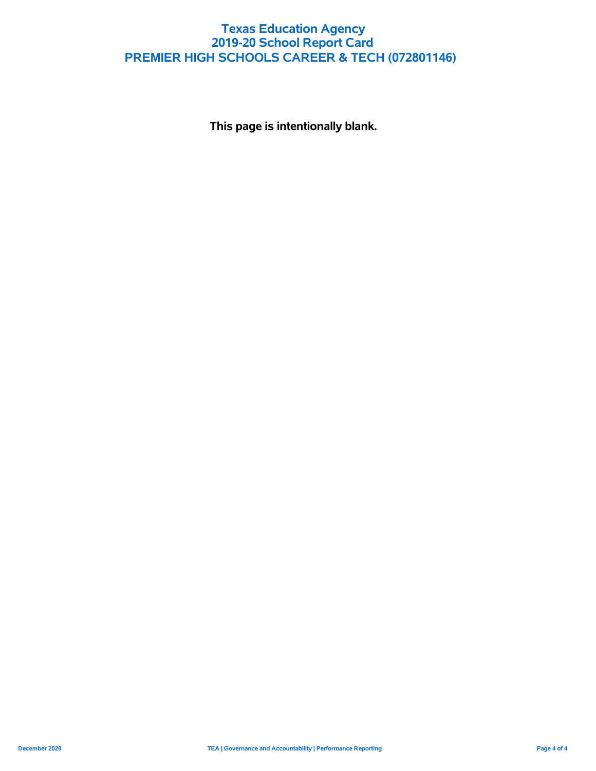# Texas Education Agency
# 2019-20 School Report Card
# PREMIER HIGH SCHOOLS CAREER & TECH (072801146)

**This page is intentionally blank.**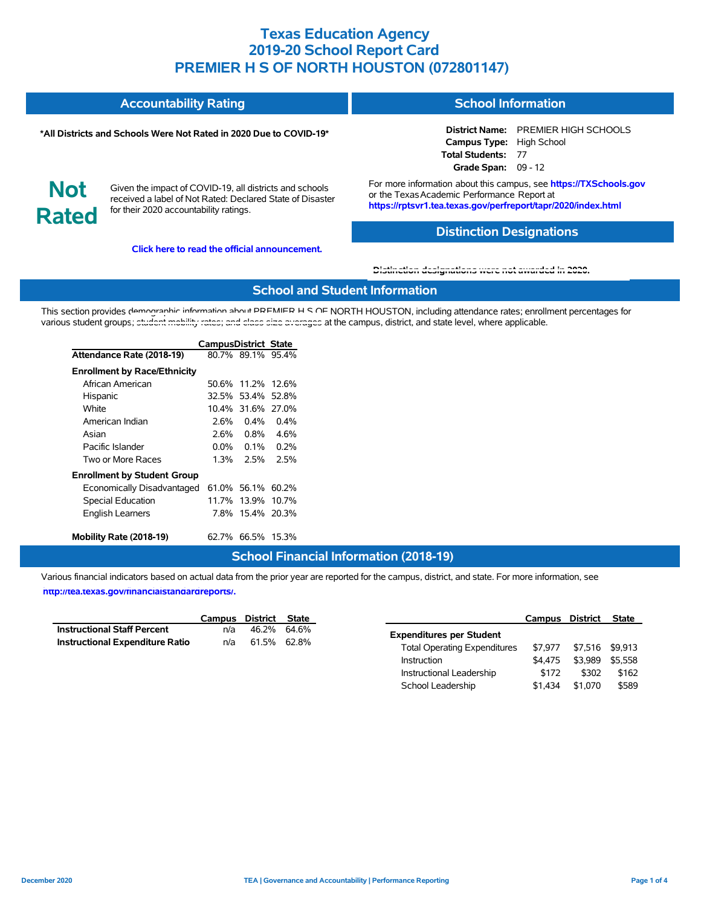# Texas Education Agency
## 2019-20 School Report Card
## PREMIER H S OF NORTH HOUSTON (072801147)

## Accountability Rating

**\*All Districts and Schools Were Not Rated in 2020 Due to COVID-19\***

**Not Rated**

Given the impact of COVID-19, all districts and schools received a label of Not Rated: Declared State of Disaster for their 2020 accountability ratings.

**Click here to read the official announcement.**

## School Information

**District Name:** PREMIER HIGH SCHOOLS
**Campus Type:** High School
**Total Students:** 77
**Grade Span:** 09 - 12

For more information about this campus, see **https://TXSchools.gov** or the Texas Academic Performance Report at **https://rptsvr1.tea.texas.gov/perfreport/tapr/2020/index.html**

## Distinction Designations

Distinction designations were not awarded in 2020.

## School and Student Information

This section provides demographic information about PREMIER H S OF NORTH HOUSTON, including attendance rates; enrollment percentages for various student groups; student mobility rates; and class size averages at the campus, district, and state level, where applicable.

| | Campus | District | State |
|---|---|---|---|
| **Attendance Rate (2018-19)** | 80.7% | 89.1% | 95.4% |
| **Enrollment by Race/Ethnicity** | | | |
| African American | 50.6% | 11.2% | 12.6% |
| Hispanic | 32.5% | 53.4% | 52.8% |
| White | 10.4% | 31.6% | 27.0% |
| American Indian | 2.6% | 0.4% | 0.4% |
| Asian | 2.6% | 0.8% | 4.6% |
| Pacific Islander | 0.0% | 0.1% | 0.2% |
| Two or More Races | 1.3% | 2.5% | 2.5% |
| **Enrollment by Student Group** | | | |
| Economically Disadvantaged | 61.0% | 56.1% | 60.2% |
| Special Education | 11.7% | 13.9% | 10.7% |
| English Learners | 7.8% | 15.4% | 20.3% |
| **Mobility Rate (2018-19)** | 62.7% | 66.5% | 15.3% |

## School Financial Information (2018-19)

Various financial indicators based on actual data from the prior year are reported for the campus, district, and state. For more information, see **http://tea.texas.gov/financialstandardreports/.**

| | Campus | District | State |
|---|---|---|---|
| **Instructional Staff Percent** | n/a | 46.2% | 64.6% |
| **Instructional Expenditure Ratio** | n/a | 61.5% | 62.8% |

| | Campus | District | State |
|---|---|---|---|
| **Expenditures per Student** | | | |
| Total Operating Expenditures | $7,977 | $7,516 | $9,913 |
| Instruction | $4,475 | $3,989 | $5,558 |
| Instructional Leadership | $172 | $302 | $162 |
| School Leadership | $1,434 | $1,070 | $589 |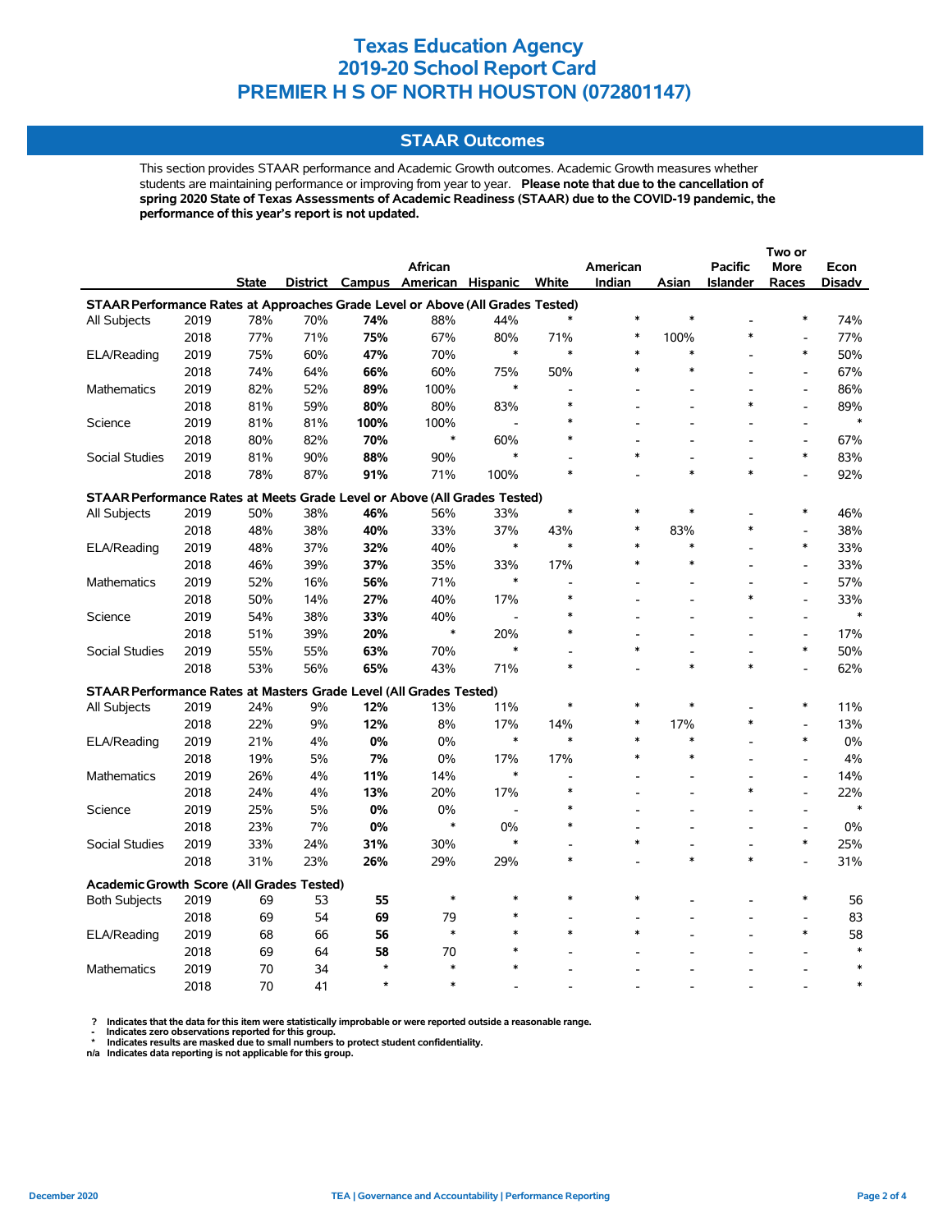# Texas Education Agency
# 2019-20 School Report Card
# PREMIER H S OF NORTH HOUSTON (072801147)

## STAAR Outcomes

This section provides STAAR performance and Academic Growth outcomes. Academic Growth measures whether students are maintaining performance or improving from year to year. **Please note that due to the cancellation of spring 2020 State of Texas Assessments of Academic Readiness (STAAR) due to the COVID-19 pandemic, the performance of this year's report is not updated.**

| | | State | District | Campus | African American | Hispanic | White | American Indian | Asian | Pacific Islander | Two or More Races | Econ Disadv |
|---|---|---|---|---|---|---|---|---|---|---|---|---|
| **STAAR Performance Rates at Approaches Grade Level or Above (All Grades Tested)** | | | | | | | | | | | | |
| All Subjects | 2019 | 78% | 70% | **74%** | 88% | 44% | * | * | * | - | * | 74% |
| | 2018 | 77% | 71% | **75%** | 67% | 80% | 71% | * | 100% | * | - | 77% |
| ELA/Reading | 2019 | 75% | 60% | **47%** | 70% | * | * | * | * | - | * | 50% |
| | 2018 | 74% | 64% | **66%** | 60% | 75% | 50% | * | * | - | - | 67% |
| Mathematics | 2019 | 82% | 52% | **89%** | 100% | * | - | - | - | - | - | 86% |
| | 2018 | 81% | 59% | **80%** | 80% | 83% | * | - | - | * | - | 89% |
| Science | 2019 | 81% | 81% | **100%** | 100% | - | * | - | - | - | - | * |
| | 2018 | 80% | 82% | **70%** | * | 60% | * | - | - | - | - | 67% |
| Social Studies | 2019 | 81% | 90% | **88%** | 90% | * | - | * | - | - | * | 83% |
| | 2018 | 78% | 87% | **91%** | 71% | 100% | * | - | * | * | - | 92% |
| **STAAR Performance Rates at Meets Grade Level or Above (All Grades Tested)** | | | | | | | | | | | | |
| All Subjects | 2019 | 50% | 38% | **46%** | 56% | 33% | * | * | * | - | * | 46% |
| | 2018 | 48% | 38% | **40%** | 33% | 37% | 43% | * | 83% | * | - | 38% |
| ELA/Reading | 2019 | 48% | 37% | **32%** | 40% | * | * | * | * | - | * | 33% |
| | 2018 | 46% | 39% | **37%** | 35% | 33% | 17% | * | * | - | - | 33% |
| Mathematics | 2019 | 52% | 16% | **56%** | 71% | * | - | - | - | - | - | 57% |
| | 2018 | 50% | 14% | **27%** | 40% | 17% | * | - | - | * | - | 33% |
| Science | 2019 | 54% | 38% | **33%** | 40% | - | * | - | - | - | - | * |
| | 2018 | 51% | 39% | **20%** | * | 20% | * | - | - | - | - | 17% |
| Social Studies | 2019 | 55% | 55% | **63%** | 70% | * | - | * | - | - | * | 50% |
| | 2018 | 53% | 56% | **65%** | 43% | 71% | * | - | * | * | - | 62% |
| **STAAR Performance Rates at Masters Grade Level (All Grades Tested)** | | | | | | | | | | | | |
| All Subjects | 2019 | 24% | 9% | **12%** | 13% | 11% | * | * | * | - | * | 11% |
| | 2018 | 22% | 9% | **12%** | 8% | 17% | 14% | * | 17% | * | - | 13% |
| ELA/Reading | 2019 | 21% | 4% | **0%** | 0% | * | * | * | * | - | * | 0% |
| | 2018 | 19% | 5% | **7%** | 0% | 17% | 17% | * | * | - | - | 4% |
| Mathematics | 2019 | 26% | 4% | **11%** | 14% | * | - | - | - | - | - | 14% |
| | 2018 | 24% | 4% | **13%** | 20% | 17% | * | - | - | * | - | 22% |
| Science | 2019 | 25% | 5% | **0%** | 0% | - | * | - | - | - | - | * |
| | 2018 | 23% | 7% | **0%** | * | 0% | * | - | - | - | - | 0% |
| Social Studies | 2019 | 33% | 24% | **31%** | 30% | * | - | * | - | - | * | 25% |
| | 2018 | 31% | 23% | **26%** | 29% | 29% | * | - | * | * | - | 31% |
| **Academic Growth Score (All Grades Tested)** | | | | | | | | | | | | |
| Both Subjects | 2019 | 69 | 53 | **55** | * | * | * | * | - | - | * | 56 |
| | 2018 | 69 | 54 | **69** | 79 | * | - | - | - | - | - | 83 |
| ELA/Reading | 2019 | 68 | 66 | **56** | * | * | * | * | - | - | * | 58 |
| | 2018 | 69 | 64 | **58** | 70 | * | - | - | - | - | - | * |
| Mathematics | 2019 | 70 | 34 | * | * | * | - | - | - | - | - | * |
| | 2018 | 70 | 41 | * | * | - | - | - | - | - | - | * |

**?** Indicates that the data for this item were statistically improbable or were reported outside a reasonable range.
**-** Indicates zero observations reported for this group.
**\*** Indicates results are masked due to small numbers to protect student confidentiality.
**n/a** Indicates data reporting is not applicable for this group.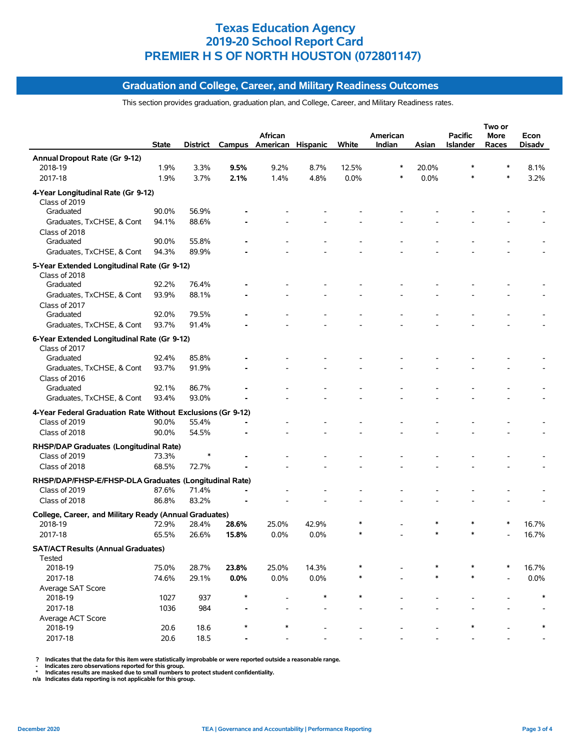# Texas Education Agency
# 2019-20 School Report Card
# PREMIER H S OF NORTH HOUSTON (072801147)

## Graduation and College, Career, and Military Readiness Outcomes

This section provides graduation, graduation plan, and College, Career, and Military Readiness rates.

| | State | District | Campus | African American | Hispanic | White | American Indian | Asian | Pacific Islander | Two or More Races | Econ Disadv |
|---|---|---|---|---|---|---|---|---|---|---|---|
| **Annual Dropout Rate (Gr 9-12)** | | | | | | | | | | | |
| 2018-19 | 1.9% | 3.3% | **9.5%** | 9.2% | 8.7% | 12.5% | * | 20.0% | * | * | 8.1% |
| 2017-18 | 1.9% | 3.7% | **2.1%** | 1.4% | 4.8% | 0.0% | * | 0.0% | * | * | 3.2% |
| **4-Year Longitudinal Rate (Gr 9-12)** | | | | | | | | | | | |
| Class of 2019 | | | | | | | | | | | |
| Graduated | 90.0% | 56.9% | **-** | - | - | - | - | - | - | - | - |
| Graduates, TxCHSE, & Cont | 94.1% | 88.6% | **-** | - | - | - | - | - | - | - | - |
| Class of 2018 | | | | | | | | | | | |
| Graduated | 90.0% | 55.8% | **-** | - | - | - | - | - | - | - | - |
| Graduates, TxCHSE, & Cont | 94.3% | 89.9% | **-** | - | - | - | - | - | - | - | - |
| **5-Year Extended Longitudinal Rate (Gr 9-12)** | | | | | | | | | | | |
| Class of 2018 | | | | | | | | | | | |
| Graduated | 92.2% | 76.4% | **-** | - | - | - | - | - | - | - | - |
| Graduates, TxCHSE, & Cont | 93.9% | 88.1% | **-** | - | - | - | - | - | - | - | - |
| Class of 2017 | | | | | | | | | | | |
| Graduated | 92.0% | 79.5% | **-** | - | - | - | - | - | - | - | - |
| Graduates, TxCHSE, & Cont | 93.7% | 91.4% | **-** | - | - | - | - | - | - | - | - |
| **6-Year Extended Longitudinal Rate (Gr 9-12)** | | | | | | | | | | | |
| Class of 2017 | | | | | | | | | | | |
| Graduated | 92.4% | 85.8% | **-** | - | - | - | - | - | - | - | - |
| Graduates, TxCHSE, & Cont | 93.7% | 91.9% | **-** | - | - | - | - | - | - | - | - |
| Class of 2016 | | | | | | | | | | | |
| Graduated | 92.1% | 86.7% | **-** | - | - | - | - | - | - | - | - |
| Graduates, TxCHSE, & Cont | 93.4% | 93.0% | **-** | - | - | - | - | - | - | - | - |
| **4-Year Federal Graduation Rate Without Exclusions (Gr 9-12)** | | | | | | | | | | | |
| Class of 2019 | 90.0% | 55.4% | **-** | - | - | - | - | - | - | - | - |
| Class of 2018 | 90.0% | 54.5% | **-** | - | - | - | - | - | - | - | - |
| **RHSP/DAP Graduates (Longitudinal Rate)** | | | | | | | | | | | |
| Class of 2019 | 73.3% | * | **-** | - | - | - | - | - | - | - | - |
| Class of 2018 | 68.5% | 72.7% | **-** | - | - | - | - | - | - | - | - |
| **RHSP/DAP/FHSP-E/FHSP-DLA Graduates (Longitudinal Rate)** | | | | | | | | | | | |
| Class of 2019 | 87.6% | 71.4% | **-** | - | - | - | - | - | - | - | - |
| Class of 2018 | 86.8% | 83.2% | **-** | - | - | - | - | - | - | - | - |
| **College, Career, and Military Ready (Annual Graduates)** | | | | | | | | | | | |
| 2018-19 | 72.9% | 28.4% | **28.6%** | 25.0% | 42.9% | * | - | * | * | * | 16.7% |
| 2017-18 | 65.5% | 26.6% | **15.8%** | 0.0% | 0.0% | * | - | * | * | - | 16.7% |
| **SAT/ACT Results (Annual Graduates)** | | | | | | | | | | | |
| Tested | | | | | | | | | | | |
| 2018-19 | 75.0% | 28.7% | **23.8%** | 25.0% | 14.3% | * | - | * | * | * | 16.7% |
| 2017-18 | 74.6% | 29.1% | **0.0%** | 0.0% | 0.0% | * | - | * | * | - | 0.0% |
| Average SAT Score | | | | | | | | | | | |
| 2018-19 | 1027 | 937 | * | - | * | * | - | - | - | - | * |
| 2017-18 | 1036 | 984 | **-** | - | - | - | - | - | - | - | - |
| Average ACT Score | | | | | | | | | | | |
| 2018-19 | 20.6 | 18.6 | * | * | - | - | - | - | * | - | * |
| 2017-18 | 20.6 | 18.5 | **-** | - | - | - | - | - | - | - | - |

? Indicates that the data for this item were statistically improbable or were reported outside a reasonable range.
- Indicates zero observations reported for this group.
* Indicates results are masked due to small numbers to protect student confidentiality.
n/a Indicates data reporting is not applicable for this group.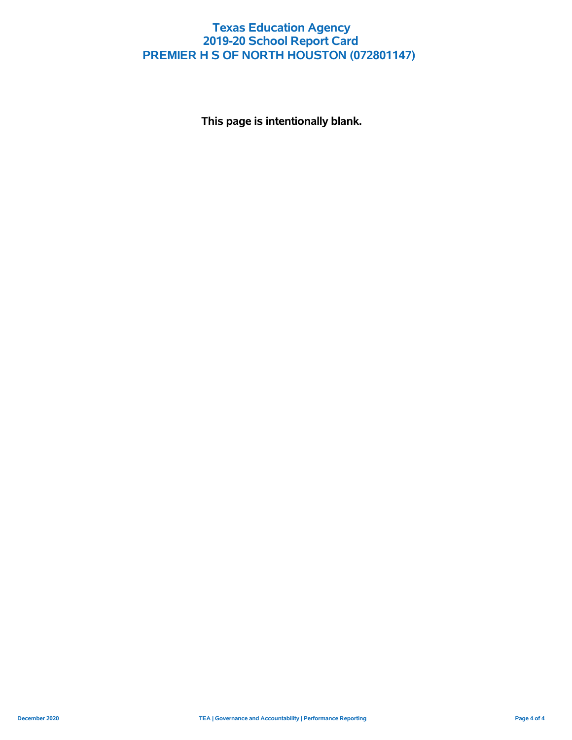# Texas Education Agency
# 2019-20 School Report Card
# PREMIER H S OF NORTH HOUSTON (072801147)

**This page is intentionally blank.**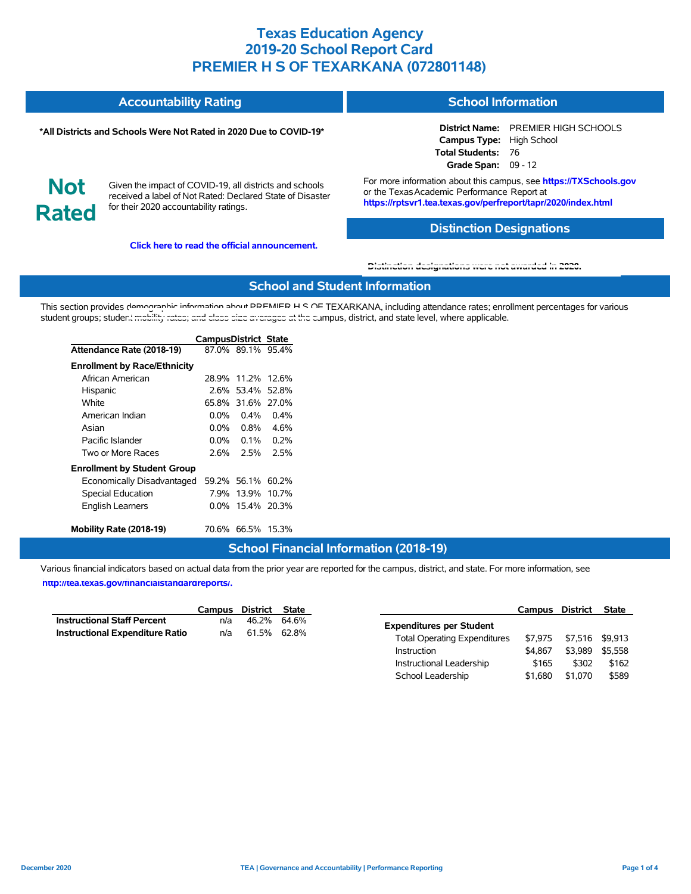# Texas Education Agency
# 2019-20 School Report Card
# PREMIER H S OF TEXARKANA (072801148)

## Accountability Rating

**\*All Districts and Schools Were Not Rated in 2020 Due to COVID-19\***

**Not Rated**

Given the impact of COVID-19, all districts and schools received a label of Not Rated: Declared State of Disaster for their 2020 accountability ratings.

**Click here to read the official announcement.**

## School Information

**District Name:** PREMIER HIGH SCHOOLS
**Campus Type:** High School
**Total Students:** 76
**Grade Span:** 09 - 12

For more information about this campus, see **https://TXSchools.gov** or the Texas Academic Performance Report at **https://rptsvr1.tea.texas.gov/perfreport/tapr/2020/index.html**

## Distinction Designations

Distinction designations were not awarded in 2020.

## School and Student Information

This section provides demographic information about PREMIER H S OF TEXARKANA, including attendance rates; enrollment percentages for various student groups; student mobility rates; and class size averages at the campus, district, and state level, where applicable.

| | Campus | District | State |
|---|---|---|---|
| **Attendance Rate (2018-19)** | 87.0% | 89.1% | 95.4% |
| **Enrollment by Race/Ethnicity** | | | |
| African American | 28.9% | 11.2% | 12.6% |
| Hispanic | 2.6% | 53.4% | 52.8% |
| White | 65.8% | 31.6% | 27.0% |
| American Indian | 0.0% | 0.4% | 0.4% |
| Asian | 0.0% | 0.8% | 4.6% |
| Pacific Islander | 0.0% | 0.1% | 0.2% |
| Two or More Races | 2.6% | 2.5% | 2.5% |
| **Enrollment by Student Group** | | | |
| Economically Disadvantaged | 59.2% | 56.1% | 60.2% |
| Special Education | 7.9% | 13.9% | 10.7% |
| English Learners | 0.0% | 15.4% | 20.3% |
| **Mobility Rate (2018-19)** | 70.6% | 66.5% | 15.3% |

## School Financial Information (2018-19)

Various financial indicators based on actual data from the prior year are reported for the campus, district, and state. For more information, see **http://tea.texas.gov/financialstandardreports/.**

| | Campus | District | State |
|---|---|---|---|
| **Instructional Staff Percent** | n/a | 46.2% | 64.6% |
| **Instructional Expenditure Ratio** | n/a | 61.5% | 62.8% |

| | Campus | District | State |
|---|---|---|---|
| **Expenditures per Student** | | | |
| Total Operating Expenditures | $7,975 | $7,516 | $9,913 |
| Instruction | $4,867 | $3,989 | $5,558 |
| Instructional Leadership | $165 | $302 | $162 |
| School Leadership | $1,680 | $1,070 | $589 |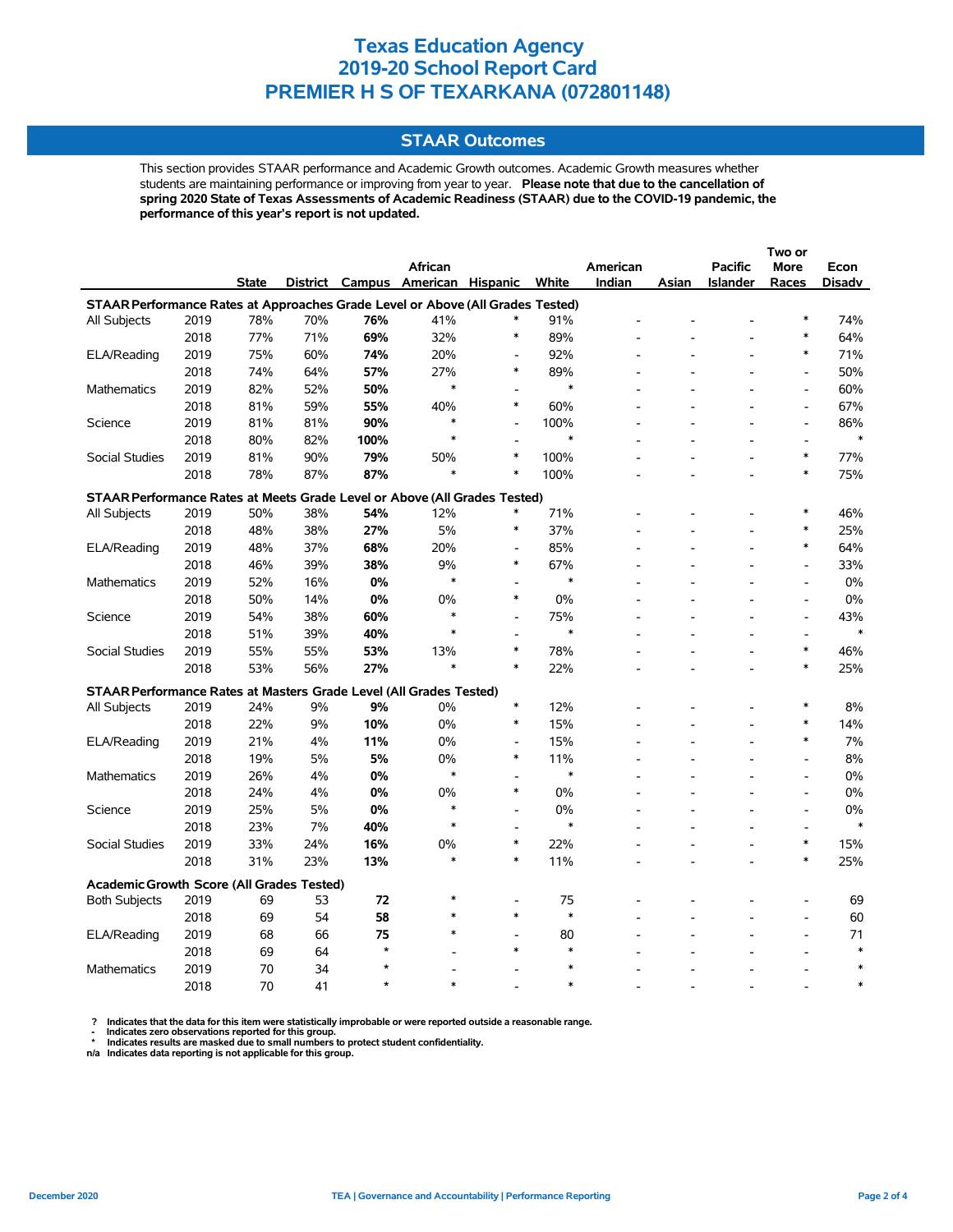# Texas Education Agency
# 2019-20 School Report Card
# PREMIER H S OF TEXARKANA (072801148)

## STAAR Outcomes

This section provides STAAR performance and Academic Growth outcomes. Academic Growth measures whether students are maintaining performance or improving from year to year. **Please note that due to the cancellation of spring 2020 State of Texas Assessments of Academic Readiness (STAAR) due to the COVID-19 pandemic, the performance of this year's report is not updated.**

| | | State | District | Campus | African American | Hispanic | White | American Indian | Asian | Pacific Islander | Two or More Races | Econ Disadv |
|---|---|---|---|---|---|---|---|---|---|---|---|---|
| **STAAR Performance Rates at Approaches Grade Level or Above (All Grades Tested)** | | | | | | | | | | | | |
| All Subjects | 2019 | 78% | 70% | **76%** | 41% | * | 91% | - | - | - | * | 74% |
| | 2018 | 77% | 71% | **69%** | 32% | * | 89% | - | - | - | * | 64% |
| ELA/Reading | 2019 | 75% | 60% | **74%** | 20% | - | 92% | - | - | - | * | 71% |
| | 2018 | 74% | 64% | **57%** | 27% | * | 89% | - | - | - | - | 50% |
| Mathematics | 2019 | 82% | 52% | **50%** | * | - | * | - | - | - | - | 60% |
| | 2018 | 81% | 59% | **55%** | 40% | * | 60% | - | - | - | - | 67% |
| Science | 2019 | 81% | 81% | **90%** | * | - | 100% | - | - | - | - | 86% |
| | 2018 | 80% | 82% | **100%** | * | - | * | - | - | - | - | * |
| Social Studies | 2019 | 81% | 90% | **79%** | 50% | * | 100% | - | - | - | * | 77% |
| | 2018 | 78% | 87% | **87%** | * | * | 100% | - | - | - | * | 75% |
| **STAAR Performance Rates at Meets Grade Level or Above (All Grades Tested)** | | | | | | | | | | | | |
| All Subjects | 2019 | 50% | 38% | **54%** | 12% | * | 71% | - | - | - | * | 46% |
| | 2018 | 48% | 38% | **27%** | 5% | * | 37% | - | - | - | * | 25% |
| ELA/Reading | 2019 | 48% | 37% | **68%** | 20% | - | 85% | - | - | - | * | 64% |
| | 2018 | 46% | 39% | **38%** | 9% | * | 67% | - | - | - | - | 33% |
| Mathematics | 2019 | 52% | 16% | **0%** | * | - | * | - | - | - | - | 0% |
| | 2018 | 50% | 14% | **0%** | 0% | * | 0% | - | - | - | - | 0% |
| Science | 2019 | 54% | 38% | **60%** | * | - | 75% | - | - | - | - | 43% |
| | 2018 | 51% | 39% | **40%** | * | - | * | - | - | - | - | * |
| Social Studies | 2019 | 55% | 55% | **53%** | 13% | * | 78% | - | - | - | * | 46% |
| | 2018 | 53% | 56% | **27%** | * | * | 22% | - | - | - | * | 25% |
| **STAAR Performance Rates at Masters Grade Level (All Grades Tested)** | | | | | | | | | | | | |
| All Subjects | 2019 | 24% | 9% | **9%** | 0% | * | 12% | - | - | - | * | 8% |
| | 2018 | 22% | 9% | **10%** | 0% | * | 15% | - | - | - | * | 14% |
| ELA/Reading | 2019 | 21% | 4% | **11%** | 0% | - | 15% | - | - | - | * | 7% |
| | 2018 | 19% | 5% | **5%** | 0% | * | 11% | - | - | - | - | 8% |
| Mathematics | 2019 | 26% | 4% | **0%** | * | - | * | - | - | - | - | 0% |
| | 2018 | 24% | 4% | **0%** | 0% | * | 0% | - | - | - | - | 0% |
| Science | 2019 | 25% | 5% | **0%** | * | - | 0% | - | - | - | - | 0% |
| | 2018 | 23% | 7% | **40%** | * | - | * | - | - | - | - | * |
| Social Studies | 2019 | 33% | 24% | **16%** | 0% | * | 22% | - | - | - | * | 15% |
| | 2018 | 31% | 23% | **13%** | * | * | 11% | - | - | - | * | 25% |
| **Academic Growth Score (All Grades Tested)** | | | | | | | | | | | | |
| Both Subjects | 2019 | 69 | 53 | **72** | * | - | 75 | - | - | - | - | 69 |
| | 2018 | 69 | 54 | **58** | * | * | * | - | - | - | - | 60 |
| ELA/Reading | 2019 | 68 | 66 | **75** | * | - | 80 | - | - | - | - | 71 |
| | 2018 | 69 | 64 | * | - | * | * | - | - | - | - | * |
| Mathematics | 2019 | 70 | 34 | * | - | - | * | - | - | - | - | * |
| | 2018 | 70 | 41 | * | * | - | * | - | - | - | - | * |

? Indicates that the data for this item were statistically improbable or were reported outside a reasonable range.
- Indicates zero observations reported for this group.
* Indicates results are masked due to small numbers to protect student confidentiality.
n/a Indicates data reporting is not applicable for this group.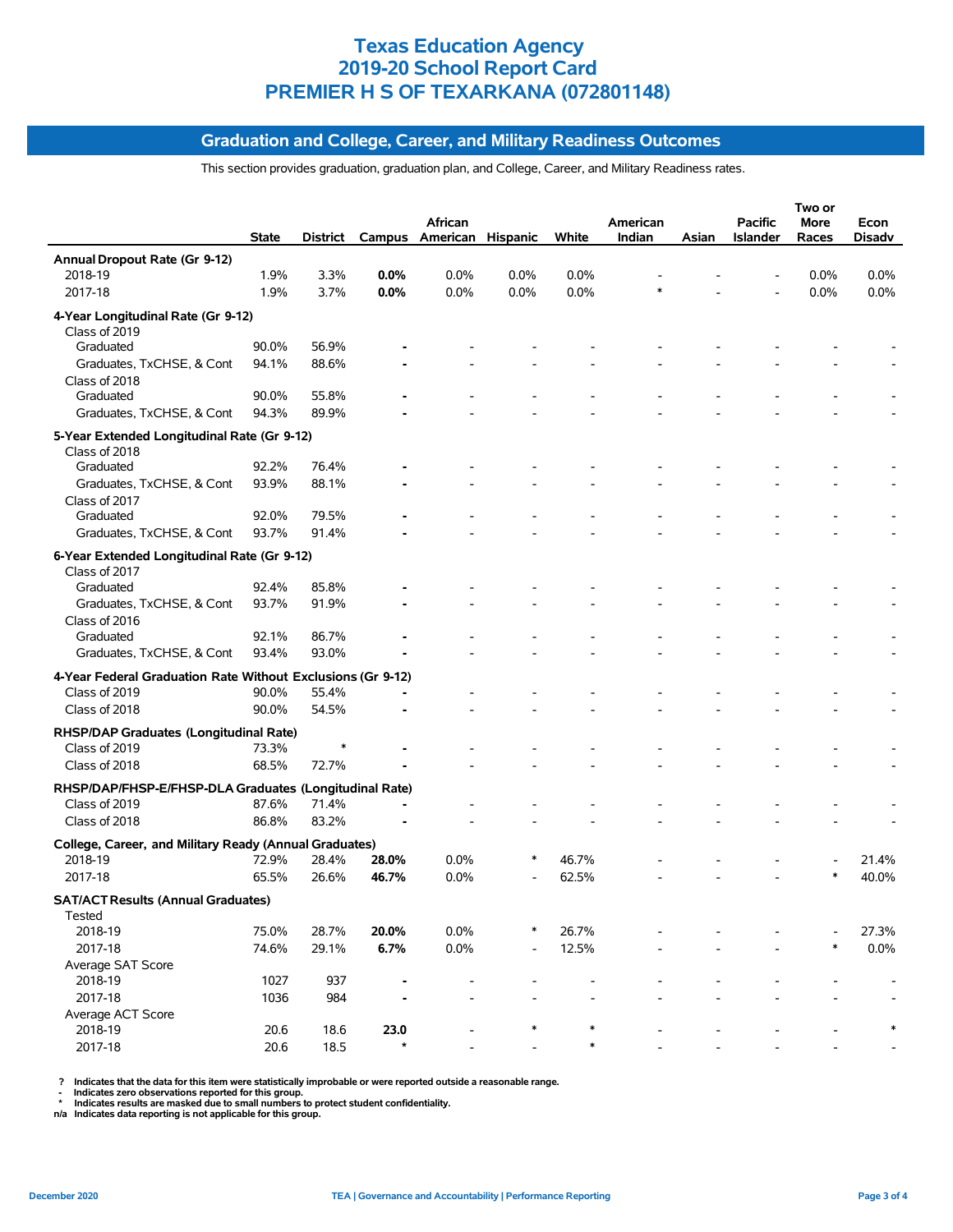# Texas Education Agency
# 2019-20 School Report Card
# PREMIER H S OF TEXARKANA (072801148)

## Graduation and College, Career, and Military Readiness Outcomes

This section provides graduation, graduation plan, and College, Career, and Military Readiness rates.

| | State | District | Campus | African American | Hispanic | White | American Indian | Asian | Pacific Islander | Two or More Races | Econ Disadv |
|---|---|---|---|---|---|---|---|---|---|---|---|
| **Annual Dropout Rate (Gr 9-12)** | | | | | | | | | | | |
| 2018-19 | 1.9% | 3.3% | **0.0%** | 0.0% | 0.0% | 0.0% | - | - | - | 0.0% | 0.0% |
| 2017-18 | 1.9% | 3.7% | **0.0%** | 0.0% | 0.0% | 0.0% | * | - | - | 0.0% | 0.0% |
| **4-Year Longitudinal Rate (Gr 9-12)** | | | | | | | | | | | |
| Class of 2019 | | | | | | | | | | | |
| Graduated | 90.0% | 56.9% | **-** | - | - | - | - | - | - | - | - |
| Graduates, TxCHSE, & Cont | 94.1% | 88.6% | **-** | - | - | - | - | - | - | - | - |
| Class of 2018 | | | | | | | | | | | |
| Graduated | 90.0% | 55.8% | **-** | - | - | - | - | - | - | - | - |
| Graduates, TxCHSE, & Cont | 94.3% | 89.9% | **-** | - | - | - | - | - | - | - | - |
| **5-Year Extended Longitudinal Rate (Gr 9-12)** | | | | | | | | | | | |
| Class of 2018 | | | | | | | | | | | |
| Graduated | 92.2% | 76.4% | **-** | - | - | - | - | - | - | - | - |
| Graduates, TxCHSE, & Cont | 93.9% | 88.1% | **-** | - | - | - | - | - | - | - | - |
| Class of 2017 | | | | | | | | | | | |
| Graduated | 92.0% | 79.5% | **-** | - | - | - | - | - | - | - | - |
| Graduates, TxCHSE, & Cont | 93.7% | 91.4% | **-** | - | - | - | - | - | - | - | - |
| **6-Year Extended Longitudinal Rate (Gr 9-12)** | | | | | | | | | | | |
| Class of 2017 | | | | | | | | | | | |
| Graduated | 92.4% | 85.8% | **-** | - | - | - | - | - | - | - | - |
| Graduates, TxCHSE, & Cont | 93.7% | 91.9% | **-** | - | - | - | - | - | - | - | - |
| Class of 2016 | | | | | | | | | | | |
| Graduated | 92.1% | 86.7% | **-** | - | - | - | - | - | - | - | - |
| Graduates, TxCHSE, & Cont | 93.4% | 93.0% | **-** | - | - | - | - | - | - | - | - |
| **4-Year Federal Graduation Rate Without Exclusions (Gr 9-12)** | | | | | | | | | | | |
| Class of 2019 | 90.0% | 55.4% | **-** | - | - | - | - | - | - | - | - |
| Class of 2018 | 90.0% | 54.5% | **-** | - | - | - | - | - | - | - | - |
| **RHSP/DAP Graduates (Longitudinal Rate)** | | | | | | | | | | | |
| Class of 2019 | 73.3% | * | **-** | - | - | - | - | - | - | - | - |
| Class of 2018 | 68.5% | 72.7% | **-** | - | - | - | - | - | - | - | - |
| **RHSP/DAP/FHSP-E/FHSP-DLA Graduates (Longitudinal Rate)** | | | | | | | | | | | |
| Class of 2019 | 87.6% | 71.4% | **-** | - | - | - | - | - | - | - | - |
| Class of 2018 | 86.8% | 83.2% | **-** | - | - | - | - | - | - | - | - |
| **College, Career, and Military Ready (Annual Graduates)** | | | | | | | | | | | |
| 2018-19 | 72.9% | 28.4% | **28.0%** | 0.0% | * | 46.7% | - | - | - | - | 21.4% |
| 2017-18 | 65.5% | 26.6% | **46.7%** | 0.0% | - | 62.5% | - | - | - | * | 40.0% |
| **SAT/ACT Results (Annual Graduates)** | | | | | | | | | | | |
| Tested | | | | | | | | | | | |
| 2018-19 | 75.0% | 28.7% | **20.0%** | 0.0% | * | 26.7% | - | - | - | - | 27.3% |
| 2017-18 | 74.6% | 29.1% | **6.7%** | 0.0% | - | 12.5% | - | - | - | * | 0.0% |
| Average SAT Score | | | | | | | | | | | |
| 2018-19 | 1027 | 937 | **-** | - | - | - | - | - | - | - | - |
| 2017-18 | 1036 | 984 | **-** | - | - | - | - | - | - | - | - |
| Average ACT Score | | | | | | | | | | | |
| 2018-19 | 20.6 | 18.6 | **23.0** | - | * | * | - | - | - | - | * |
| 2017-18 | 20.6 | 18.5 | * | - | - | * | - | - | - | - | - |

? Indicates that the data for this item were statistically improbable or were reported outside a reasonable range.
- Indicates zero observations reported for this group.
* Indicates results are masked due to small numbers to protect student confidentiality.
n/a Indicates data reporting is not applicable for this group.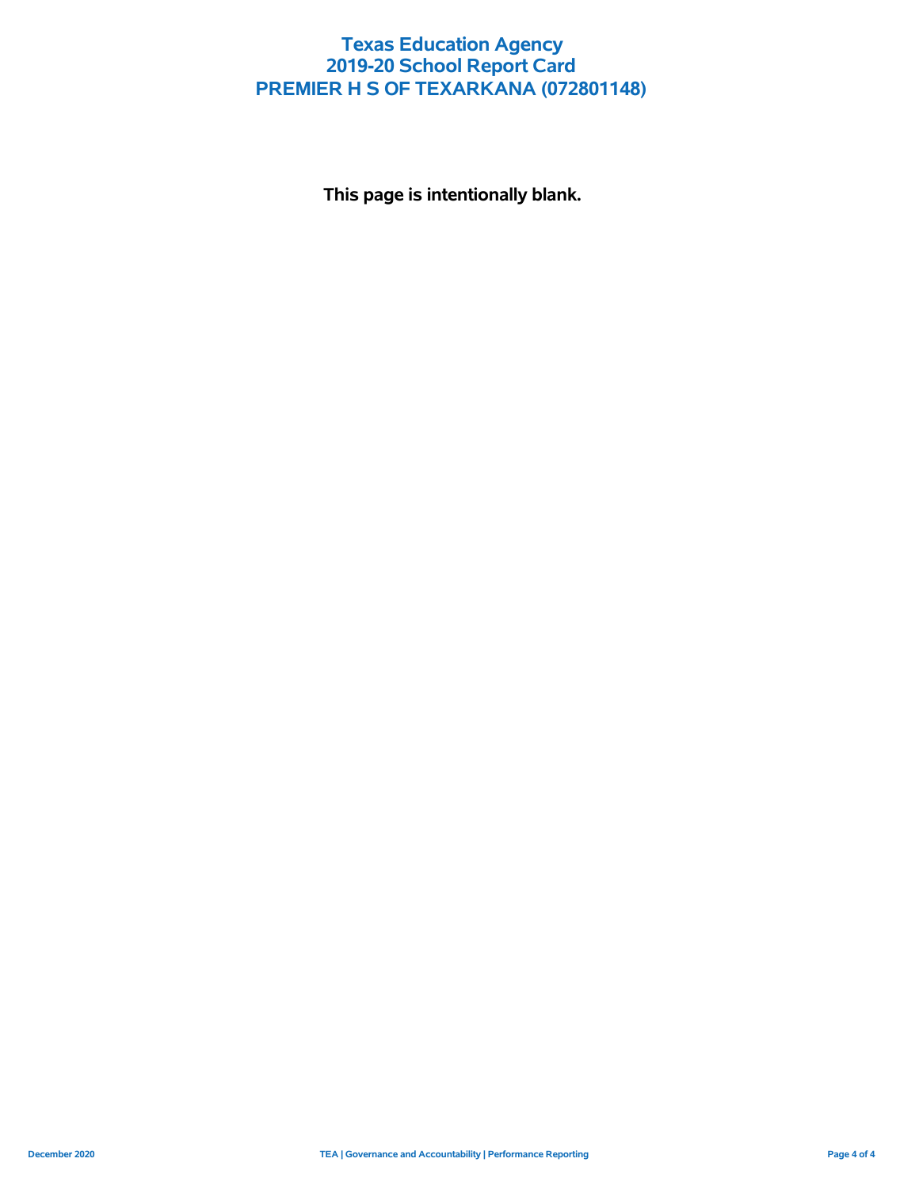# Texas Education Agency
# 2019-20 School Report Card
# PREMIER H S OF TEXARKANA (072801148)

**This page is intentionally blank.**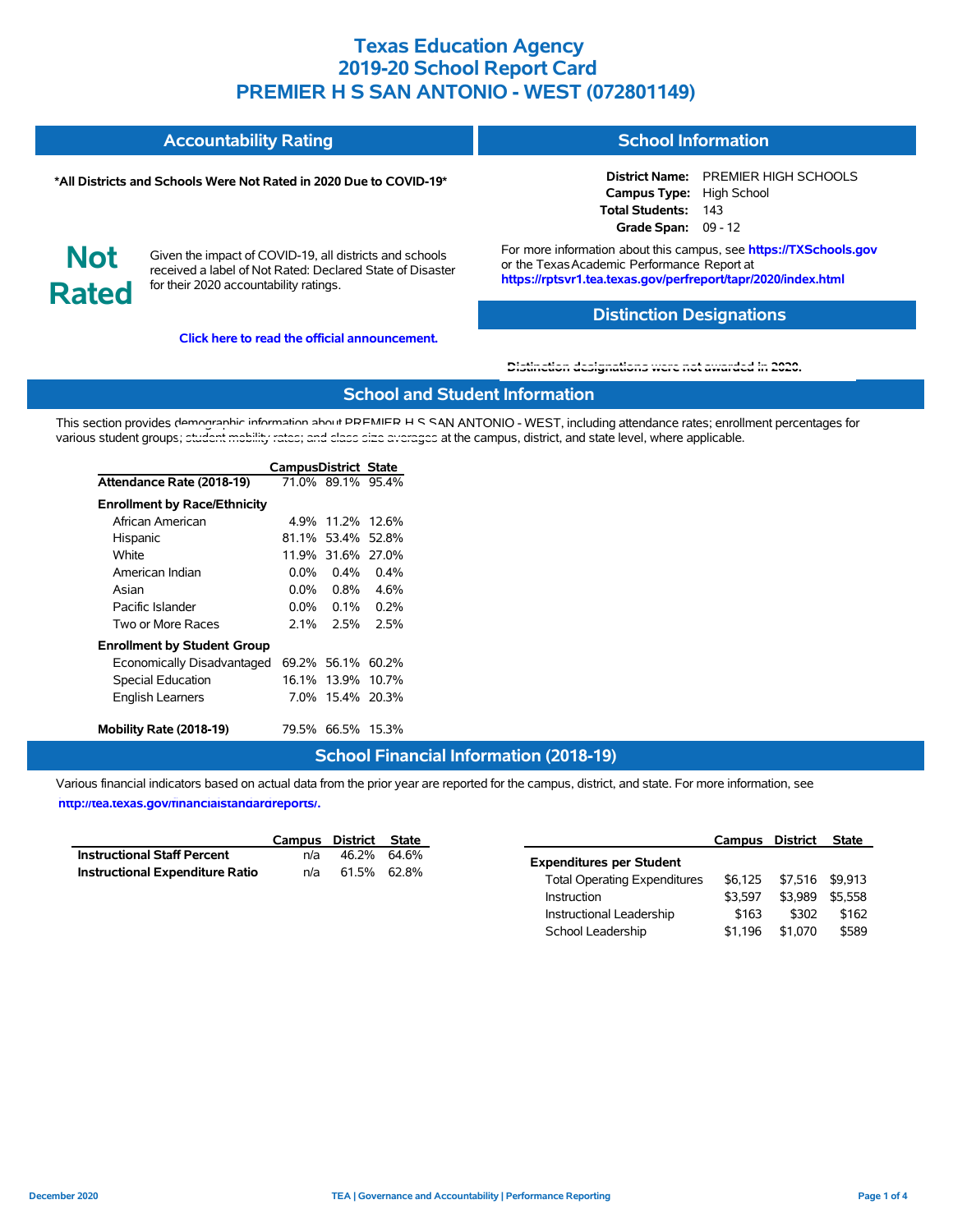# Texas Education Agency
# 2019-20 School Report Card
# PREMIER H S SAN ANTONIO - WEST (072801149)

## Accountability Rating

**\*All Districts and Schools Were Not Rated in 2020 Due to COVID-19\***

**Not Rated**

Given the impact of COVID-19, all districts and schools received a label of Not Rated: Declared State of Disaster for their 2020 accountability ratings.

**Click here to read the official announcement.**

## School Information

**District Name:** PREMIER HIGH SCHOOLS
**Campus Type:** High School
**Total Students:** 143
**Grade Span:** 09 - 12

For more information about this campus, see **https://TXSchools.gov** or the Texas Academic Performance Report at **https://rptsvr1.tea.texas.gov/perfreport/tapr/2020/index.html**

## Distinction Designations

**Distinction designations were not awarded in 2020.**

## School and Student Information

This section provides demographic information about PREMIER H S SAN ANTONIO - WEST, including attendance rates; enrollment percentages for various student groups; student mobility rates; and class size averages at the campus, district, and state level, where applicable.

| | Campus | District | State |
|---|---|---|---|
| **Attendance Rate (2018-19)** | 71.0% | 89.1% | 95.4% |
| **Enrollment by Race/Ethnicity** | | | |
| African American | 4.9% | 11.2% | 12.6% |
| Hispanic | 81.1% | 53.4% | 52.8% |
| White | 11.9% | 31.6% | 27.0% |
| American Indian | 0.0% | 0.4% | 0.4% |
| Asian | 0.0% | 0.8% | 4.6% |
| Pacific Islander | 0.0% | 0.1% | 0.2% |
| Two or More Races | 2.1% | 2.5% | 2.5% |
| **Enrollment by Student Group** | | | |
| Economically Disadvantaged | 69.2% | 56.1% | 60.2% |
| Special Education | 16.1% | 13.9% | 10.7% |
| English Learners | 7.0% | 15.4% | 20.3% |
| **Mobility Rate (2018-19)** | 79.5% | 66.5% | 15.3% |

## School Financial Information (2018-19)

Various financial indicators based on actual data from the prior year are reported for the campus, district, and state. For more information, see **http://tea.texas.gov/financialstandardreports/.**

| | Campus | District | State |
|---|---|---|---|
| **Instructional Staff Percent** | n/a | 46.2% | 64.6% |
| **Instructional Expenditure Ratio** | n/a | 61.5% | 62.8% |

| | Campus | District | State |
|---|---|---|---|
| **Expenditures per Student** | | | |
| Total Operating Expenditures | $6,125 | $7,516 | $9,913 |
| Instruction | $3,597 | $3,989 | $5,558 |
| Instructional Leadership | $163 | $302 | $162 |
| School Leadership | $1,196 | $1,070 | $589 |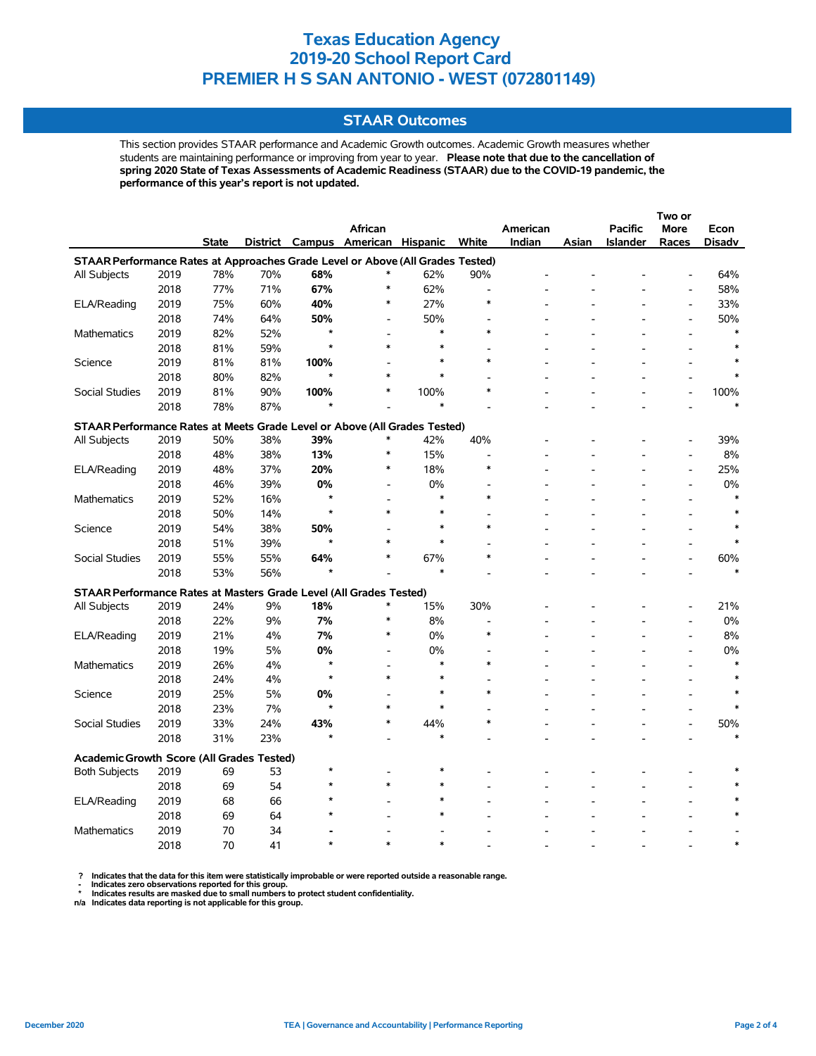# Texas Education Agency
# 2019-20 School Report Card
# PREMIER H S SAN ANTONIO - WEST (072801149)

## STAAR Outcomes

This section provides STAAR performance and Academic Growth outcomes. Academic Growth measures whether students are maintaining performance or improving from year to year. **Please note that due to the cancellation of spring 2020 State of Texas Assessments of Academic Readiness (STAAR) due to the COVID-19 pandemic, the performance of this year's report is not updated.**

| | | State | District | Campus | African American | Hispanic | White | American Indian | Asian | Pacific Islander | Two or More Races | Econ Disadv |
|---|---|---|---|---|---|---|---|---|---|---|---|---|
| **STAAR Performance Rates at Approaches Grade Level or Above (All Grades Tested)** | | | | | | | | | | | | |
| All Subjects | 2019 | 78% | 70% | **68%** | * | 62% | 90% | - | - | - | - | 64% |
| | 2018 | 77% | 71% | **67%** | * | 62% | - | - | - | - | - | 58% |
| ELA/Reading | 2019 | 75% | 60% | **40%** | * | 27% | * | - | - | - | - | 33% |
| | 2018 | 74% | 64% | **50%** | - | 50% | - | - | - | - | - | 50% |
| Mathematics | 2019 | 82% | 52% | * | - | * | * | - | - | - | - | * |
| | 2018 | 81% | 59% | * | * | * | - | - | - | - | - | * |
| Science | 2019 | 81% | 81% | **100%** | - | * | * | - | - | - | - | * |
| | 2018 | 80% | 82% | * | * | * | - | - | - | - | - | * |
| Social Studies | 2019 | 81% | 90% | **100%** | * | 100% | * | - | - | - | - | 100% |
| | 2018 | 78% | 87% | * | - | * | - | - | - | - | - | * |
| **STAAR Performance Rates at Meets Grade Level or Above (All Grades Tested)** | | | | | | | | | | | | |
| All Subjects | 2019 | 50% | 38% | **39%** | * | 42% | 40% | - | - | - | - | 39% |
| | 2018 | 48% | 38% | **13%** | * | 15% | - | - | - | - | - | 8% |
| ELA/Reading | 2019 | 48% | 37% | **20%** | * | 18% | * | - | - | - | - | 25% |
| | 2018 | 46% | 39% | **0%** | - | 0% | - | - | - | - | - | 0% |
| Mathematics | 2019 | 52% | 16% | * | - | * | * | - | - | - | - | * |
| | 2018 | 50% | 14% | * | * | * | - | - | - | - | - | * |
| Science | 2019 | 54% | 38% | **50%** | - | * | * | - | - | - | - | * |
| | 2018 | 51% | 39% | * | * | * | - | - | - | - | - | * |
| Social Studies | 2019 | 55% | 55% | **64%** | * | 67% | * | - | - | - | - | 60% |
| | 2018 | 53% | 56% | * | - | * | - | - | - | - | - | * |
| **STAAR Performance Rates at Masters Grade Level (All Grades Tested)** | | | | | | | | | | | | |
| All Subjects | 2019 | 24% | 9% | **18%** | * | 15% | 30% | - | - | - | - | 21% |
| | 2018 | 22% | 9% | **7%** | * | 8% | - | - | - | - | - | 0% |
| ELA/Reading | 2019 | 21% | 4% | **7%** | * | 0% | * | - | - | - | - | 8% |
| | 2018 | 19% | 5% | **0%** | - | 0% | - | - | - | - | - | 0% |
| Mathematics | 2019 | 26% | 4% | * | - | * | * | - | - | - | - | * |
| | 2018 | 24% | 4% | * | * | * | - | - | - | - | - | * |
| Science | 2019 | 25% | 5% | **0%** | - | * | * | - | - | - | - | * |
| | 2018 | 23% | 7% | * | * | * | - | - | - | - | - | * |
| Social Studies | 2019 | 33% | 24% | **43%** | * | 44% | * | - | - | - | - | 50% |
| | 2018 | 31% | 23% | * | - | * | - | - | - | - | - | * |
| **Academic Growth Score (All Grades Tested)** | | | | | | | | | | | | |
| Both Subjects | 2019 | 69 | 53 | * | - | * | - | - | - | - | - | * |
| | 2018 | 69 | 54 | * | * | * | - | - | - | - | - | * |
| ELA/Reading | 2019 | 68 | 66 | * | - | * | - | - | - | - | - | * |
| | 2018 | 69 | 64 | * | - | * | - | - | - | - | - | * |
| Mathematics | 2019 | 70 | 34 | - | - | - | - | - | - | - | - | - |
| | 2018 | 70 | 41 | * | * | * | - | - | - | - | - | * |

**?** Indicates that the data for this item were statistically improbable or were reported outside a reasonable range.
**-** Indicates zero observations reported for this group.
**\*** Indicates results are masked due to small numbers to protect student confidentiality.
**n/a** Indicates data reporting is not applicable for this group.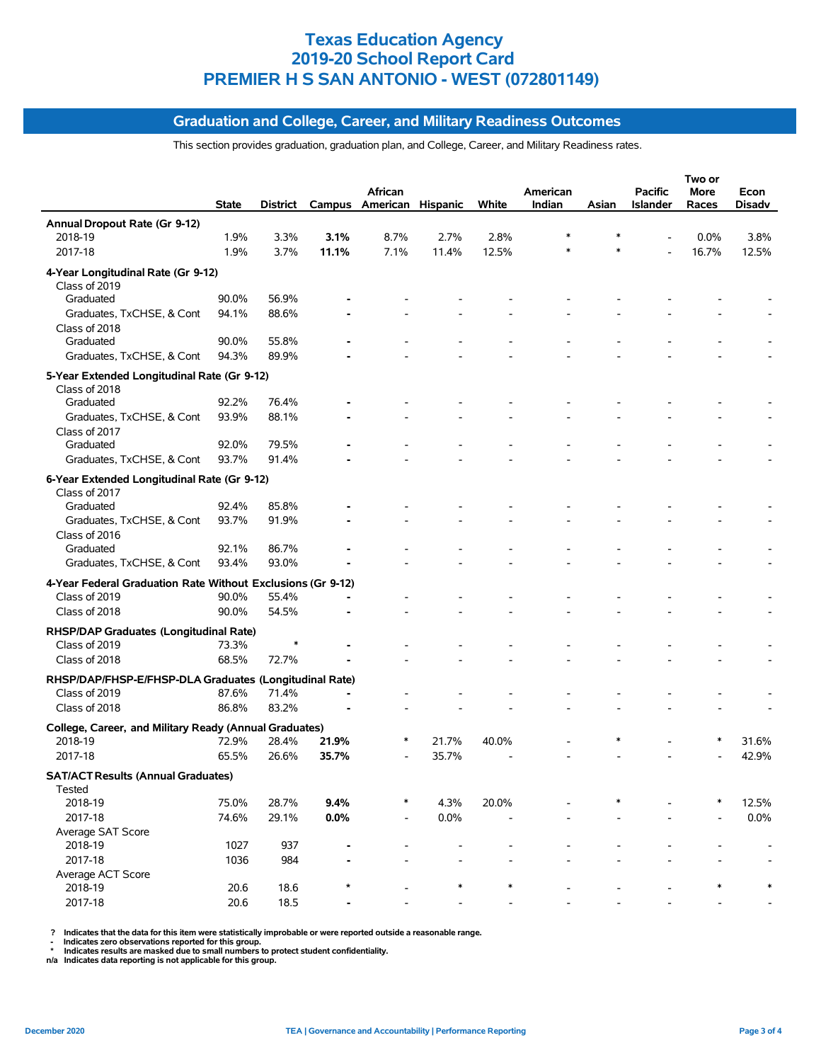# Texas Education Agency
# 2019-20 School Report Card
# PREMIER H S SAN ANTONIO - WEST (072801149)

## Graduation and College, Career, and Military Readiness Outcomes

This section provides graduation, graduation plan, and College, Career, and Military Readiness rates.

| | State | District | Campus | African American | Hispanic | White | American Indian | Asian | Pacific Islander | Two or More Races | Econ Disadv |
|---|---|---|---|---|---|---|---|---|---|---|---|
| **Annual Dropout Rate (Gr 9-12)** | | | | | | | | | | | |
| 2018-19 | 1.9% | 3.3% | **3.1%** | 8.7% | 2.7% | 2.8% | * | * | - | 0.0% | 3.8% |
| 2017-18 | 1.9% | 3.7% | **11.1%** | 7.1% | 11.4% | 12.5% | * | * | - | 16.7% | 12.5% |
| **4-Year Longitudinal Rate (Gr 9-12)** | | | | | | | | | | | |
| Class of 2019 | | | | | | | | | | | |
| Graduated | 90.0% | 56.9% | **-** | - | - | - | - | - | - | - | - |
| Graduates, TxCHSE, & Cont | 94.1% | 88.6% | **-** | - | - | - | - | - | - | - | - |
| Class of 2018 | | | | | | | | | | | |
| Graduated | 90.0% | 55.8% | **-** | - | - | - | - | - | - | - | - |
| Graduates, TxCHSE, & Cont | 94.3% | 89.9% | **-** | - | - | - | - | - | - | - | - |
| **5-Year Extended Longitudinal Rate (Gr 9-12)** | | | | | | | | | | | |
| Class of 2018 | | | | | | | | | | | |
| Graduated | 92.2% | 76.4% | **-** | - | - | - | - | - | - | - | - |
| Graduates, TxCHSE, & Cont | 93.9% | 88.1% | **-** | - | - | - | - | - | - | - | - |
| Class of 2017 | | | | | | | | | | | |
| Graduated | 92.0% | 79.5% | **-** | - | - | - | - | - | - | - | - |
| Graduates, TxCHSE, & Cont | 93.7% | 91.4% | **-** | - | - | - | - | - | - | - | - |
| **6-Year Extended Longitudinal Rate (Gr 9-12)** | | | | | | | | | | | |
| Class of 2017 | | | | | | | | | | | |
| Graduated | 92.4% | 85.8% | **-** | - | - | - | - | - | - | - | - |
| Graduates, TxCHSE, & Cont | 93.7% | 91.9% | **-** | - | - | - | - | - | - | - | - |
| Class of 2016 | | | | | | | | | | | |
| Graduated | 92.1% | 86.7% | **-** | - | - | - | - | - | - | - | - |
| Graduates, TxCHSE, & Cont | 93.4% | 93.0% | **-** | - | - | - | - | - | - | - | - |
| **4-Year Federal Graduation Rate Without Exclusions (Gr 9-12)** | | | | | | | | | | | |
| Class of 2019 | 90.0% | 55.4% | **-** | - | - | - | - | - | - | - | - |
| Class of 2018 | 90.0% | 54.5% | **-** | - | - | - | - | - | - | - | - |
| **RHSP/DAP Graduates (Longitudinal Rate)** | | | | | | | | | | | |
| Class of 2019 | 73.3% | * | **-** | - | - | - | - | - | - | - | - |
| Class of 2018 | 68.5% | 72.7% | **-** | - | - | - | - | - | - | - | - |
| **RHSP/DAP/FHSP-E/FHSP-DLA Graduates (Longitudinal Rate)** | | | | | | | | | | | |
| Class of 2019 | 87.6% | 71.4% | **-** | - | - | - | - | - | - | - | - |
| Class of 2018 | 86.8% | 83.2% | **-** | - | - | - | - | - | - | - | - |
| **College, Career, and Military Ready (Annual Graduates)** | | | | | | | | | | | |
| 2018-19 | 72.9% | 28.4% | **21.9%** | * | 21.7% | 40.0% | - | * | - | * | 31.6% |
| 2017-18 | 65.5% | 26.6% | **35.7%** | - | 35.7% | - | - | - | - | - | 42.9% |
| **SAT/ACT Results (Annual Graduates)** | | | | | | | | | | | |
| Tested | | | | | | | | | | | |
| 2018-19 | 75.0% | 28.7% | **9.4%** | * | 4.3% | 20.0% | - | * | - | * | 12.5% |
| 2017-18 | 74.6% | 29.1% | **0.0%** | - | 0.0% | - | - | - | - | - | 0.0% |
| Average SAT Score | | | | | | | | | | | |
| 2018-19 | 1027 | 937 | **-** | - | - | - | - | - | - | - | - |
| 2017-18 | 1036 | 984 | **-** | - | - | - | - | - | - | - | - |
| Average ACT Score | | | | | | | | | | | |
| 2018-19 | 20.6 | 18.6 | **\*** | - | * | * | - | - | - | * | * |
| 2017-18 | 20.6 | 18.5 | **-** | - | - | - | - | - | - | - | - |

? Indicates that the data for this item were statistically improbable or were reported outside a reasonable range.
- Indicates zero observations reported for this group.
\* Indicates results are masked due to small numbers to protect student confidentiality.
n/a Indicates data reporting is not applicable for this group.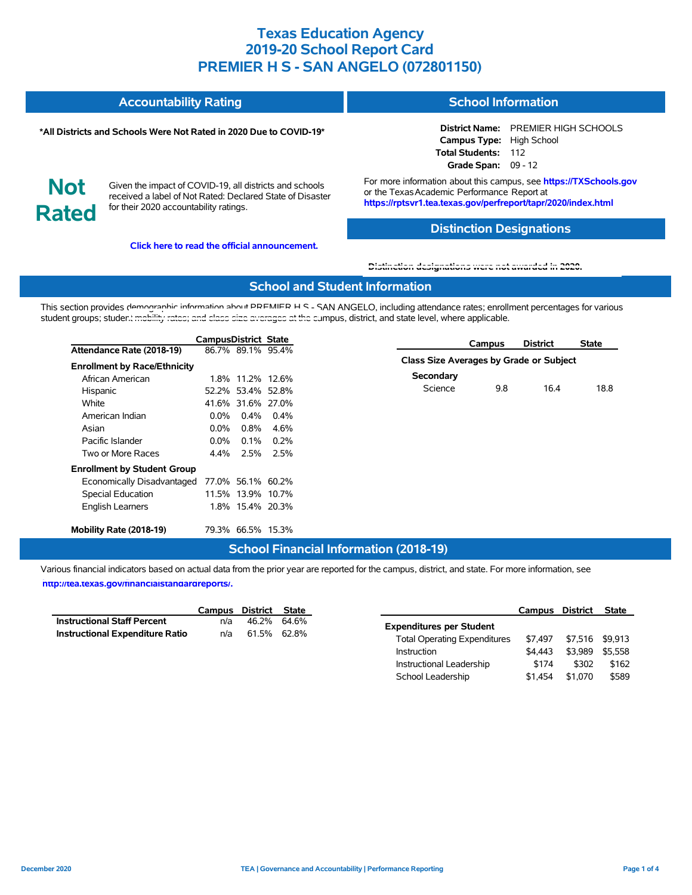# Texas Education Agency
# 2019-20 School Report Card
# PREMIER H S - SAN ANGELO (072801150)

## Accountability Rating

**\*All Districts and Schools Were Not Rated in 2020 Due to COVID-19\***

**Not Rated**

Given the impact of COVID-19, all districts and schools received a label of Not Rated: Declared State of Disaster for their 2020 accountability ratings.

**Click here to read the official announcement.**

## School Information

**District Name:** PREMIER HIGH SCHOOLS
**Campus Type:** High School
**Total Students:** 112
**Grade Span:** 09 - 12

For more information about this campus, see **https://TXSchools.gov** or the Texas Academic Performance Report at **https://rptsvr1.tea.texas.gov/perfreport/tapr/2020/index.html**

## Distinction Designations

Distinction designations were not awarded in 2020.

## School and Student Information

This section provides demographic information about PREMIER H S - SAN ANGELO, including attendance rates; enrollment percentages for various student groups; student mobility rates; and class size averages at the campus, district, and state level, where applicable.

| | Campus | District | State |
|---|---|---|---|
| **Attendance Rate (2018-19)** | 86.7% | 89.1% | 95.4% |
| **Enrollment by Race/Ethnicity** | | | |
| African American | 1.8% | 11.2% | 12.6% |
| Hispanic | 52.2% | 53.4% | 52.8% |
| White | 41.6% | 31.6% | 27.0% |
| American Indian | 0.0% | 0.4% | 0.4% |
| Asian | 0.0% | 0.8% | 4.6% |
| Pacific Islander | 0.0% | 0.1% | 0.2% |
| Two or More Races | 4.4% | 2.5% | 2.5% |
| **Enrollment by Student Group** | | | |
| Economically Disadvantaged | 77.0% | 56.1% | 60.2% |
| Special Education | 11.5% | 13.9% | 10.7% |
| English Learners | 1.8% | 15.4% | 20.3% |
| **Mobility Rate (2018-19)** | 79.3% | 66.5% | 15.3% |

| | Campus | District | State |
|---|---|---|---|
| **Class Size Averages by Grade or Subject** | | | |
| **Secondary** | | | |
| Science | 9.8 | 16.4 | 18.8 |

## School Financial Information (2018-19)

Various financial indicators based on actual data from the prior year are reported for the campus, district, and state. For more information, see **http://tea.texas.gov/financialstandardreports/.**

| | Campus | District | State |
|---|---|---|---|
| **Instructional Staff Percent** | n/a | 46.2% | 64.6% |
| **Instructional Expenditure Ratio** | n/a | 61.5% | 62.8% |

| | Campus | District | State |
|---|---|---|---|
| **Expenditures per Student** | | | |
| Total Operating Expenditures | $7,497 | $7,516 | $9,913 |
| Instruction | $4,443 | $3,989 | $5,558 |
| Instructional Leadership | $174 | $302 | $162 |
| School Leadership | $1,454 | $1,070 | $589 |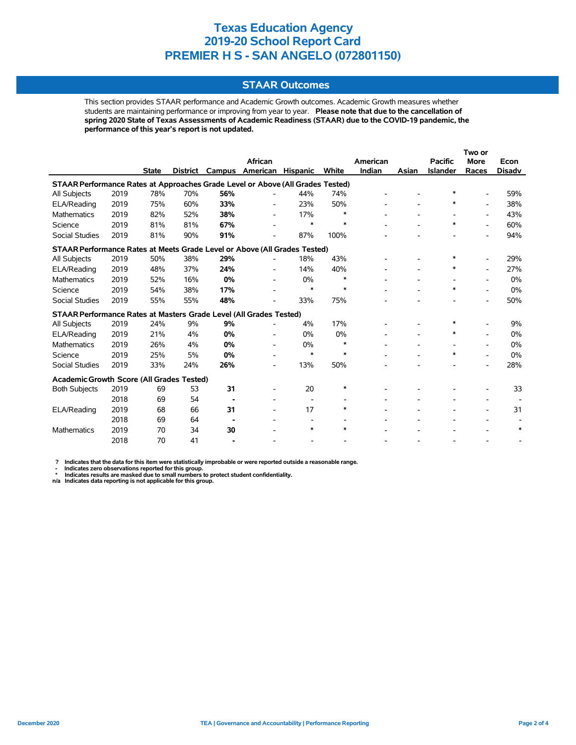# Texas Education Agency
# 2019-20 School Report Card
# PREMIER H S - SAN ANGELO (072801150)

## STAAR Outcomes

This section provides STAAR performance and Academic Growth outcomes. Academic Growth measures whether students are maintaining performance or improving from year to year. **Please note that due to the cancellation of spring 2020 State of Texas Assessments of Academic Readiness (STAAR) due to the COVID-19 pandemic, the performance of this year's report is not updated.**

| | | State | District | Campus | African American | Hispanic | White | American Indian | Asian | Pacific Islander | Two or More Races | Econ Disadv |
|---|---|---|---|---|---|---|---|---|---|---|---|---|
| **STAAR Performance Rates at Approaches Grade Level or Above (All Grades Tested)** | | | | | | | | | | | | |
| All Subjects | 2019 | 78% | 70% | **56%** | - | 44% | 74% | - | - | * | - | 59% |
| ELA/Reading | 2019 | 75% | 60% | **33%** | - | 23% | 50% | - | - | * | - | 38% |
| Mathematics | 2019 | 82% | 52% | **38%** | - | 17% | * | - | - | - | - | 43% |
| Science | 2019 | 81% | 81% | **67%** | - | * | * | - | - | * | - | 60% |
| Social Studies | 2019 | 81% | 90% | **91%** | - | 87% | 100% | - | - | - | - | 94% |
| **STAAR Performance Rates at Meets Grade Level or Above (All Grades Tested)** | | | | | | | | | | | | |
| All Subjects | 2019 | 50% | 38% | **29%** | - | 18% | 43% | - | - | * | - | 29% |
| ELA/Reading | 2019 | 48% | 37% | **24%** | - | 14% | 40% | - | - | * | - | 27% |
| Mathematics | 2019 | 52% | 16% | **0%** | - | 0% | * | - | - | - | - | 0% |
| Science | 2019 | 54% | 38% | **17%** | - | * | * | - | - | * | - | 0% |
| Social Studies | 2019 | 55% | 55% | **48%** | - | 33% | 75% | - | - | - | - | 50% |
| **STAAR Performance Rates at Masters Grade Level (All Grades Tested)** | | | | | | | | | | | | |
| All Subjects | 2019 | 24% | 9% | **9%** | - | 4% | 17% | - | - | * | - | 9% |
| ELA/Reading | 2019 | 21% | 4% | **0%** | - | 0% | 0% | - | - | * | - | 0% |
| Mathematics | 2019 | 26% | 4% | **0%** | - | 0% | * | - | - | - | - | 0% |
| Science | 2019 | 25% | 5% | **0%** | - | * | * | - | - | * | - | 0% |
| Social Studies | 2019 | 33% | 24% | **26%** | - | 13% | 50% | - | - | - | - | 28% |
| **Academic Growth Score (All Grades Tested)** | | | | | | | | | | | | |
| Both Subjects | 2019 | 69 | 53 | **31** | - | 20 | * | - | - | - | - | 33 |
| | 2018 | 69 | 54 | **-** | - | - | - | - | - | - | - | - |
| ELA/Reading | 2019 | 68 | 66 | **31** | - | 17 | * | - | - | - | - | 31 |
| | 2018 | 69 | 64 | **-** | - | - | - | - | - | - | - | - |
| Mathematics | 2019 | 70 | 34 | **30** | - | * | * | - | - | - | - | * |
| | 2018 | 70 | 41 | **-** | - | - | - | - | - | - | - | - |

**? Indicates that the data for this item were statistically improbable or were reported outside a reasonable range.**
**- Indicates zero observations reported for this group.**
**\* Indicates results are masked due to small numbers to protect student confidentiality.**
**n/a Indicates data reporting is not applicable for this group.**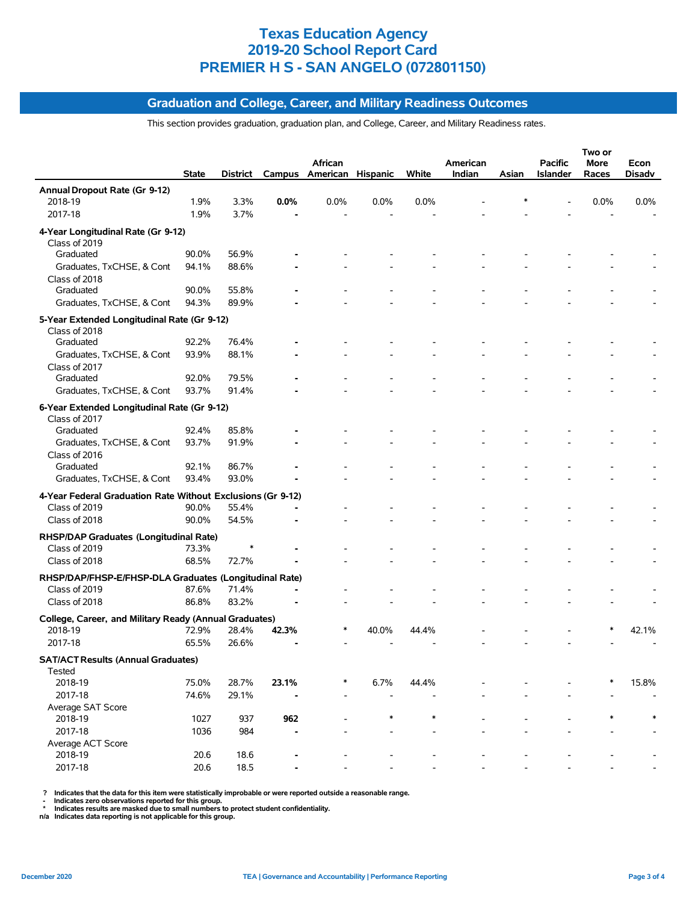# Texas Education Agency
# 2019-20 School Report Card
# PREMIER H S - SAN ANGELO (072801150)

## Graduation and College, Career, and Military Readiness Outcomes

This section provides graduation, graduation plan, and College, Career, and Military Readiness rates.

| | State | District | Campus | African American | Hispanic | White | American Indian | Asian | Pacific Islander | Two or More Races | Econ Disadv |
|---|---|---|---|---|---|---|---|---|---|---|---|
| **Annual Dropout Rate (Gr 9-12)** | | | | | | | | | | | |
| 2018-19 | 1.9% | 3.3% | **0.0%** | 0.0% | 0.0% | 0.0% | - | * | - | 0.0% | 0.0% |
| 2017-18 | 1.9% | 3.7% | **-** | - | - | - | - | - | - | - | - |
| **4-Year Longitudinal Rate (Gr 9-12)** | | | | | | | | | | | |
| Class of 2019 | | | | | | | | | | | |
| Graduated | 90.0% | 56.9% | **-** | - | - | - | - | - | - | - | - |
| Graduates, TxCHSE, & Cont | 94.1% | 88.6% | **-** | - | - | - | - | - | - | - | - |
| Class of 2018 | | | | | | | | | | | |
| Graduated | 90.0% | 55.8% | **-** | - | - | - | - | - | - | - | - |
| Graduates, TxCHSE, & Cont | 94.3% | 89.9% | **-** | - | - | - | - | - | - | - | - |
| **5-Year Extended Longitudinal Rate (Gr 9-12)** | | | | | | | | | | | |
| Class of 2018 | | | | | | | | | | | |
| Graduated | 92.2% | 76.4% | **-** | - | - | - | - | - | - | - | - |
| Graduates, TxCHSE, & Cont | 93.9% | 88.1% | **-** | - | - | - | - | - | - | - | - |
| Class of 2017 | | | | | | | | | | | |
| Graduated | 92.0% | 79.5% | **-** | - | - | - | - | - | - | - | - |
| Graduates, TxCHSE, & Cont | 93.7% | 91.4% | **-** | - | - | - | - | - | - | - | - |
| **6-Year Extended Longitudinal Rate (Gr 9-12)** | | | | | | | | | | | |
| Class of 2017 | | | | | | | | | | | |
| Graduated | 92.4% | 85.8% | **-** | - | - | - | - | - | - | - | - |
| Graduates, TxCHSE, & Cont | 93.7% | 91.9% | **-** | - | - | - | - | - | - | - | - |
| Class of 2016 | | | | | | | | | | | |
| Graduated | 92.1% | 86.7% | **-** | - | - | - | - | - | - | - | - |
| Graduates, TxCHSE, & Cont | 93.4% | 93.0% | **-** | - | - | - | - | - | - | - | - |
| **4-Year Federal Graduation Rate Without Exclusions (Gr 9-12)** | | | | | | | | | | | |
| Class of 2019 | 90.0% | 55.4% | **-** | - | - | - | - | - | - | - | - |
| Class of 2018 | 90.0% | 54.5% | **-** | - | - | - | - | - | - | - | - |
| **RHSP/DAP Graduates (Longitudinal Rate)** | | | | | | | | | | | |
| Class of 2019 | 73.3% | * | **-** | - | - | - | - | - | - | - | - |
| Class of 2018 | 68.5% | 72.7% | **-** | - | - | - | - | - | - | - | - |
| **RHSP/DAP/FHSP-E/FHSP-DLA Graduates (Longitudinal Rate)** | | | | | | | | | | | |
| Class of 2019 | 87.6% | 71.4% | **-** | - | - | - | - | - | - | - | - |
| Class of 2018 | 86.8% | 83.2% | **-** | - | - | - | - | - | - | - | - |
| **College, Career, and Military Ready (Annual Graduates)** | | | | | | | | | | | |
| 2018-19 | 72.9% | 28.4% | **42.3%** | * | 40.0% | 44.4% | - | - | - | * | 42.1% |
| 2017-18 | 65.5% | 26.6% | **-** | - | - | - | - | - | - | - | - |
| **SAT/ACT Results (Annual Graduates)** | | | | | | | | | | | |
| Tested | | | | | | | | | | | |
| 2018-19 | 75.0% | 28.7% | **23.1%** | * | 6.7% | 44.4% | - | - | - | * | 15.8% |
| 2017-18 | 74.6% | 29.1% | **-** | - | - | - | - | - | - | - | - |
| Average SAT Score | | | | | | | | | | | |
| 2018-19 | 1027 | 937 | **962** | - | * | * | - | - | - | * | * |
| 2017-18 | 1036 | 984 | **-** | - | - | - | - | - | - | - | - |
| Average ACT Score | | | | | | | | | | | |
| 2018-19 | 20.6 | 18.6 | **-** | - | - | - | - | - | - | - | - |
| 2017-18 | 20.6 | 18.5 | **-** | - | - | - | - | - | - | - | - |

? Indicates that the data for this item were statistically improbable or were reported outside a reasonable range.
- Indicates zero observations reported for this group.
* Indicates results are masked due to small numbers to protect student confidentiality.
n/a Indicates data reporting is not applicable for this group.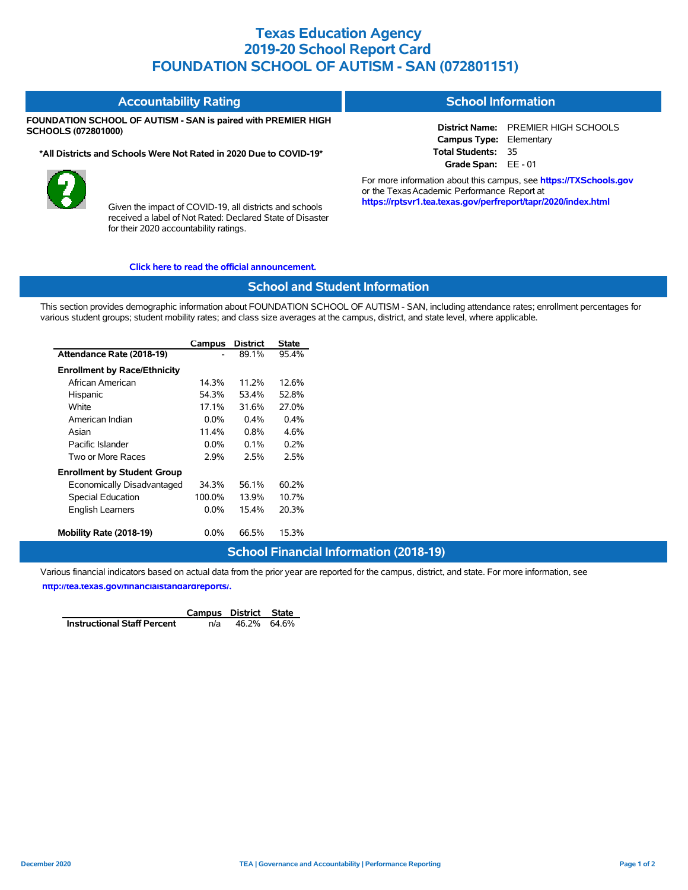# Texas Education Agency
# 2019-20 School Report Card
# FOUNDATION SCHOOL OF AUTISM - SAN (072801151)

## Accountability Rating

**FOUNDATION SCHOOL OF AUTISM - SAN is paired with PREMIER HIGH SCHOOLS (072801000)**

**\*All Districts and Schools Were Not Rated in 2020 Due to COVID-19\***

Given the impact of COVID-19, all districts and schools received a label of Not Rated: Declared State of Disaster for their 2020 accountability ratings.

**Click here to read the official announcement.**

## School Information

**District Name:** PREMIER HIGH SCHOOLS
**Campus Type:** Elementary
**Total Students:** 35
**Grade Span:** EE - 01

For more information about this campus, see **https://TXSchools.gov** or the Texas Academic Performance Report at **https://rptsvr1.tea.texas.gov/perfreport/tapr/2020/index.html**

## School and Student Information

This section provides demographic information about FOUNDATION SCHOOL OF AUTISM - SAN, including attendance rates; enrollment percentages for various student groups; student mobility rates; and class size averages at the campus, district, and state level, where applicable.

| | Campus | District | State |
|---|---|---|---|
| **Attendance Rate (2018-19)** | - | 89.1% | 95.4% |
| **Enrollment by Race/Ethnicity** | | | |
| African American | 14.3% | 11.2% | 12.6% |
| Hispanic | 54.3% | 53.4% | 52.8% |
| White | 17.1% | 31.6% | 27.0% |
| American Indian | 0.0% | 0.4% | 0.4% |
| Asian | 11.4% | 0.8% | 4.6% |
| Pacific Islander | 0.0% | 0.1% | 0.2% |
| Two or More Races | 2.9% | 2.5% | 2.5% |
| **Enrollment by Student Group** | | | |
| Economically Disadvantaged | 34.3% | 56.1% | 60.2% |
| Special Education | 100.0% | 13.9% | 10.7% |
| English Learners | 0.0% | 15.4% | 20.3% |
| **Mobility Rate (2018-19)** | 0.0% | 66.5% | 15.3% |

## School Financial Information (2018-19)

Various financial indicators based on actual data from the prior year are reported for the campus, district, and state. For more information, see **http://tea.texas.gov/financialstandardreports/.**

| | Campus | District | State |
|---|---|---|---|
| **Instructional Staff Percent** | n/a | 46.2% | 64.6% |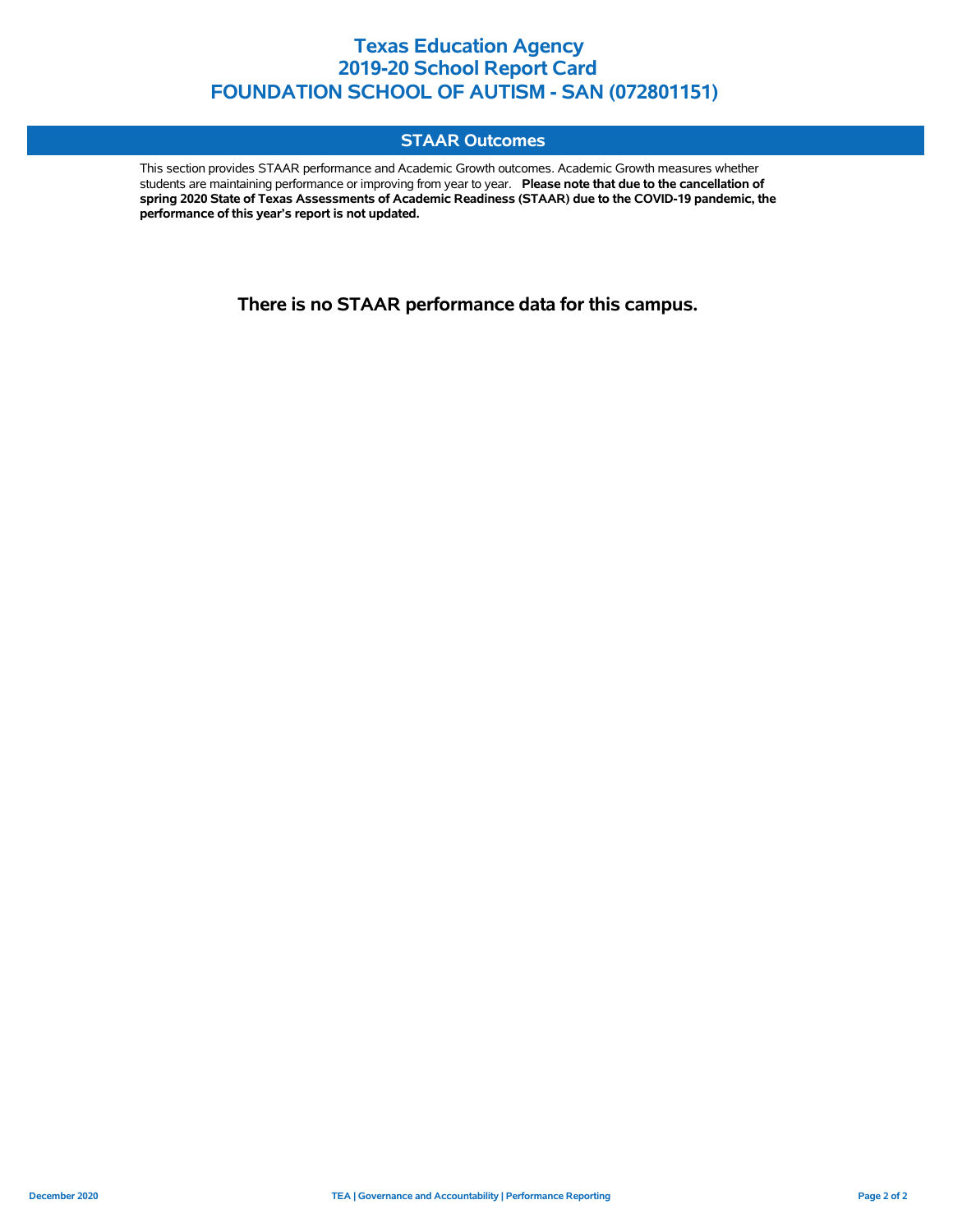# Texas Education Agency
# 2019-20 School Report Card
# FOUNDATION SCHOOL OF AUTISM - SAN (072801151)

## STAAR Outcomes

This section provides STAAR performance and Academic Growth outcomes. Academic Growth measures whether students are maintaining performance or improving from year to year. **Please note that due to the cancellation of spring 2020 State of Texas Assessments of Academic Readiness (STAAR) due to the COVID-19 pandemic, the performance of this year's report is not updated.**

**There is no STAAR performance data for this campus.**